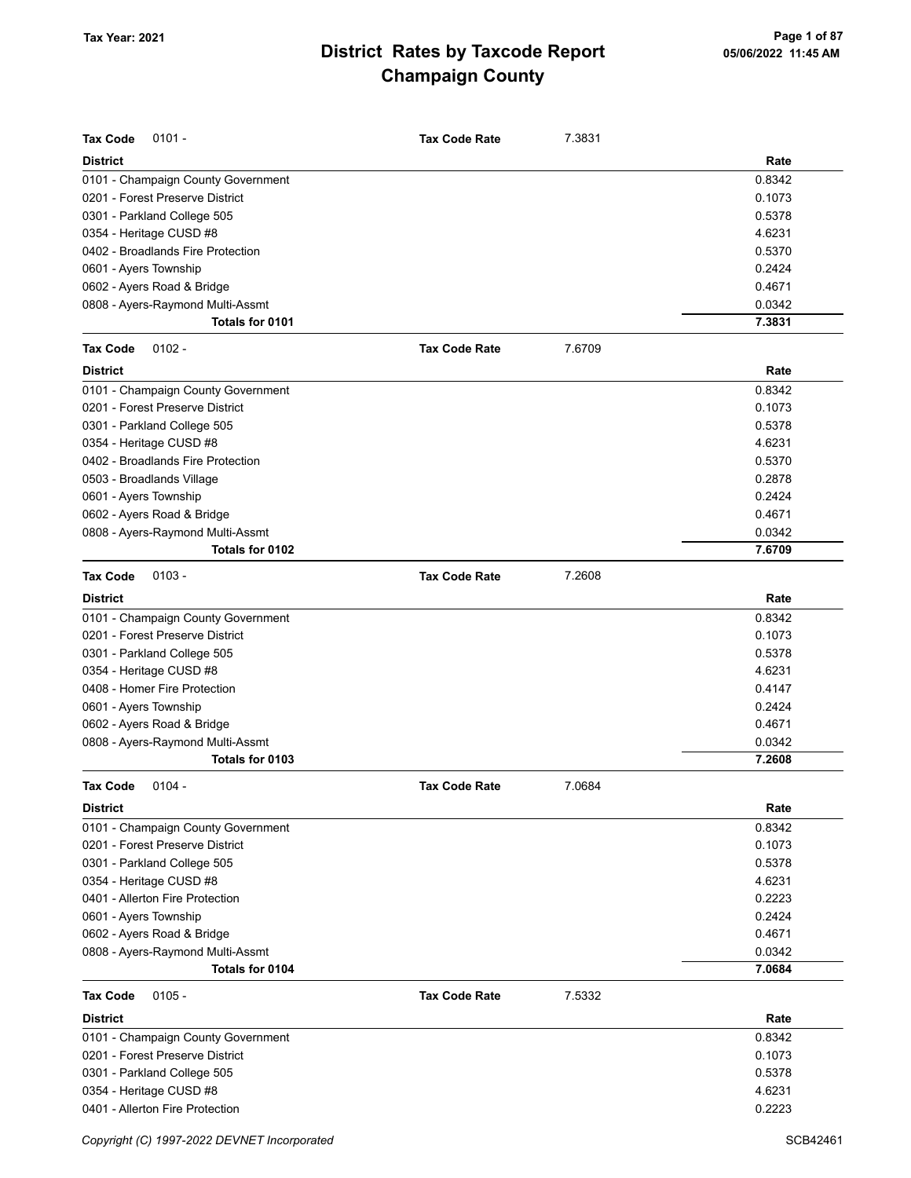# District Rates by Taxcode Report
# Champaign County

Tax Year: 2021

05/06/2022 11:45 AM

**Tax Code** 0101 - **Tax Code Rate** 7.3831

| District | Rate |
|---|---|
| 0101 - Champaign County Government | 0.8342 |
| 0201 - Forest Preserve District | 0.1073 |
| 0301 - Parkland College 505 | 0.5378 |
| 0354 - Heritage CUSD #8 | 4.6231 |
| 0402 - Broadlands Fire Protection | 0.5370 |
| 0601 - Ayers Township | 0.2424 |
| 0602 - Ayers Road & Bridge | 0.4671 |
| 0808 - Ayers-Raymond Multi-Assmt | 0.0342 |
| **Totals for 0101** | **7.3831** |

**Tax Code** 0102 - **Tax Code Rate** 7.6709

| District | Rate |
|---|---|
| 0101 - Champaign County Government | 0.8342 |
| 0201 - Forest Preserve District | 0.1073 |
| 0301 - Parkland College 505 | 0.5378 |
| 0354 - Heritage CUSD #8 | 4.6231 |
| 0402 - Broadlands Fire Protection | 0.5370 |
| 0503 - Broadlands Village | 0.2878 |
| 0601 - Ayers Township | 0.2424 |
| 0602 - Ayers Road & Bridge | 0.4671 |
| 0808 - Ayers-Raymond Multi-Assmt | 0.0342 |
| **Totals for 0102** | **7.6709** |

**Tax Code** 0103 - **Tax Code Rate** 7.2608

| District | Rate |
|---|---|
| 0101 - Champaign County Government | 0.8342 |
| 0201 - Forest Preserve District | 0.1073 |
| 0301 - Parkland College 505 | 0.5378 |
| 0354 - Heritage CUSD #8 | 4.6231 |
| 0408 - Homer Fire Protection | 0.4147 |
| 0601 - Ayers Township | 0.2424 |
| 0602 - Ayers Road & Bridge | 0.4671 |
| 0808 - Ayers-Raymond Multi-Assmt | 0.0342 |
| **Totals for 0103** | **7.2608** |

**Tax Code** 0104 - **Tax Code Rate** 7.0684

| District | Rate |
|---|---|
| 0101 - Champaign County Government | 0.8342 |
| 0201 - Forest Preserve District | 0.1073 |
| 0301 - Parkland College 505 | 0.5378 |
| 0354 - Heritage CUSD #8 | 4.6231 |
| 0401 - Allerton Fire Protection | 0.2223 |
| 0601 - Ayers Township | 0.2424 |
| 0602 - Ayers Road & Bridge | 0.4671 |
| 0808 - Ayers-Raymond Multi-Assmt | 0.0342 |
| **Totals for 0104** | **7.0684** |

**Tax Code** 0105 - **Tax Code Rate** 7.5332

| District | Rate |
|---|---|
| 0101 - Champaign County Government | 0.8342 |
| 0201 - Forest Preserve District | 0.1073 |
| 0301 - Parkland College 505 | 0.5378 |
| 0354 - Heritage CUSD #8 | 4.6231 |
| 0401 - Allerton Fire Protection | 0.2223 |

*Copyright (C) 1997-2022 DEVNET Incorporated*

SCB42461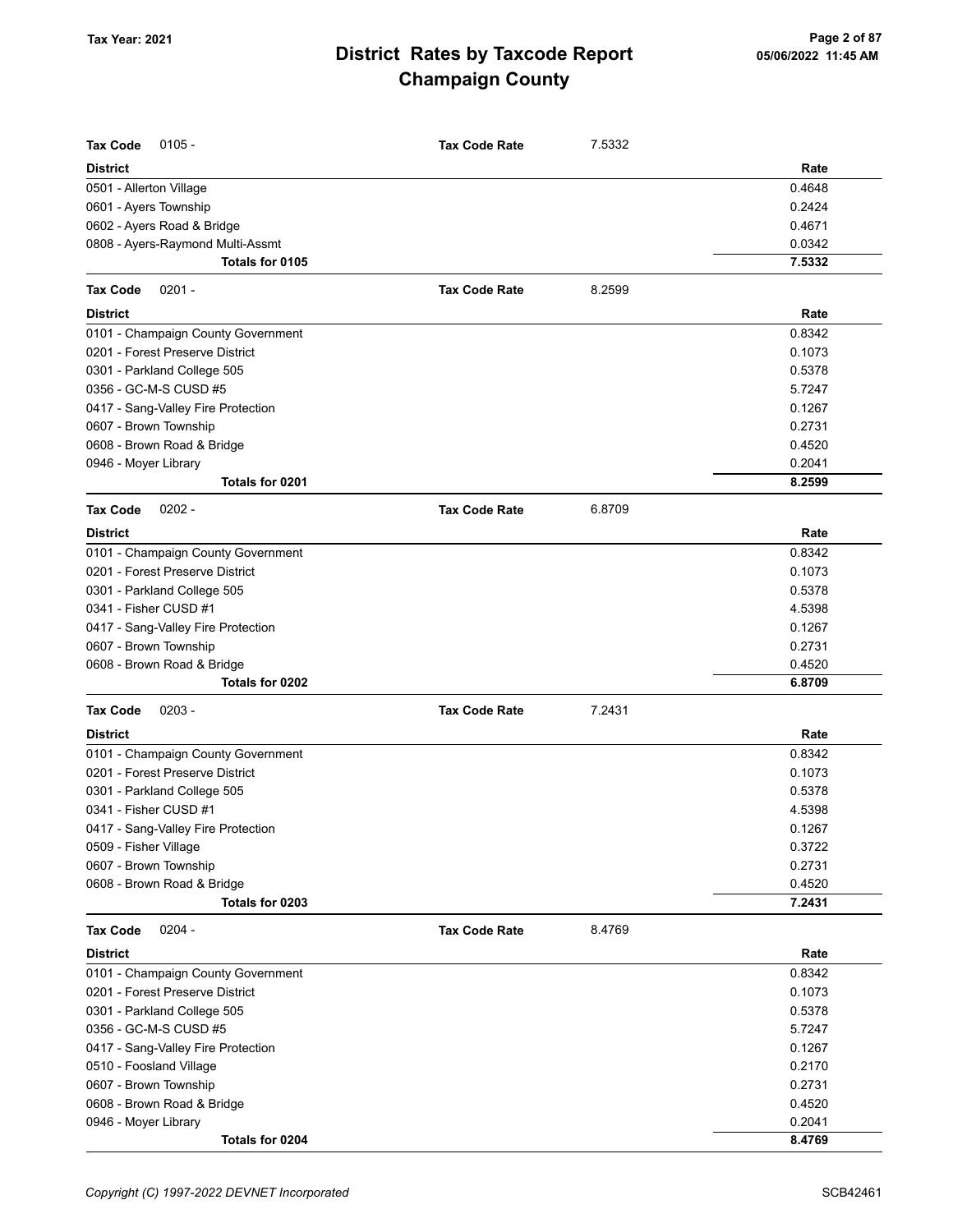**Tax Year: 2021**

# District Rates by Taxcode Report
## Champaign County

**Tax Code** 0105 - **Tax Code Rate** 7.5332

| District | Rate |
|---|---|
| 0501 - Allerton Village | 0.4648 |
| 0601 - Ayers Township | 0.2424 |
| 0602 - Ayers Road & Bridge | 0.4671 |
| 0808 - Ayers-Raymond Multi-Assmt | 0.0342 |
| **Totals for 0105** | **7.5332** |

**Tax Code** 0201 - **Tax Code Rate** 8.2599

| District | Rate |
|---|---|
| 0101 - Champaign County Government | 0.8342 |
| 0201 - Forest Preserve District | 0.1073 |
| 0301 - Parkland College 505 | 0.5378 |
| 0356 - GC-M-S CUSD #5 | 5.7247 |
| 0417 - Sang-Valley Fire Protection | 0.1267 |
| 0607 - Brown Township | 0.2731 |
| 0608 - Brown Road & Bridge | 0.4520 |
| 0946 - Moyer Library | 0.2041 |
| **Totals for 0201** | **8.2599** |

**Tax Code** 0202 - **Tax Code Rate** 6.8709

| District | Rate |
|---|---|
| 0101 - Champaign County Government | 0.8342 |
| 0201 - Forest Preserve District | 0.1073 |
| 0301 - Parkland College 505 | 0.5378 |
| 0341 - Fisher CUSD #1 | 4.5398 |
| 0417 - Sang-Valley Fire Protection | 0.1267 |
| 0607 - Brown Township | 0.2731 |
| 0608 - Brown Road & Bridge | 0.4520 |
| **Totals for 0202** | **6.8709** |

**Tax Code** 0203 - **Tax Code Rate** 7.2431

| District | Rate |
|---|---|
| 0101 - Champaign County Government | 0.8342 |
| 0201 - Forest Preserve District | 0.1073 |
| 0301 - Parkland College 505 | 0.5378 |
| 0341 - Fisher CUSD #1 | 4.5398 |
| 0417 - Sang-Valley Fire Protection | 0.1267 |
| 0509 - Fisher Village | 0.3722 |
| 0607 - Brown Township | 0.2731 |
| 0608 - Brown Road & Bridge | 0.4520 |
| **Totals for 0203** | **7.2431** |

**Tax Code** 0204 - **Tax Code Rate** 8.4769

| District | Rate |
|---|---|
| 0101 - Champaign County Government | 0.8342 |
| 0201 - Forest Preserve District | 0.1073 |
| 0301 - Parkland College 505 | 0.5378 |
| 0356 - GC-M-S CUSD #5 | 5.7247 |
| 0417 - Sang-Valley Fire Protection | 0.1267 |
| 0510 - Foosland Village | 0.2170 |
| 0607 - Brown Township | 0.2731 |
| 0608 - Brown Road & Bridge | 0.4520 |
| 0946 - Moyer Library | 0.2041 |
| **Totals for 0204** | **8.4769** |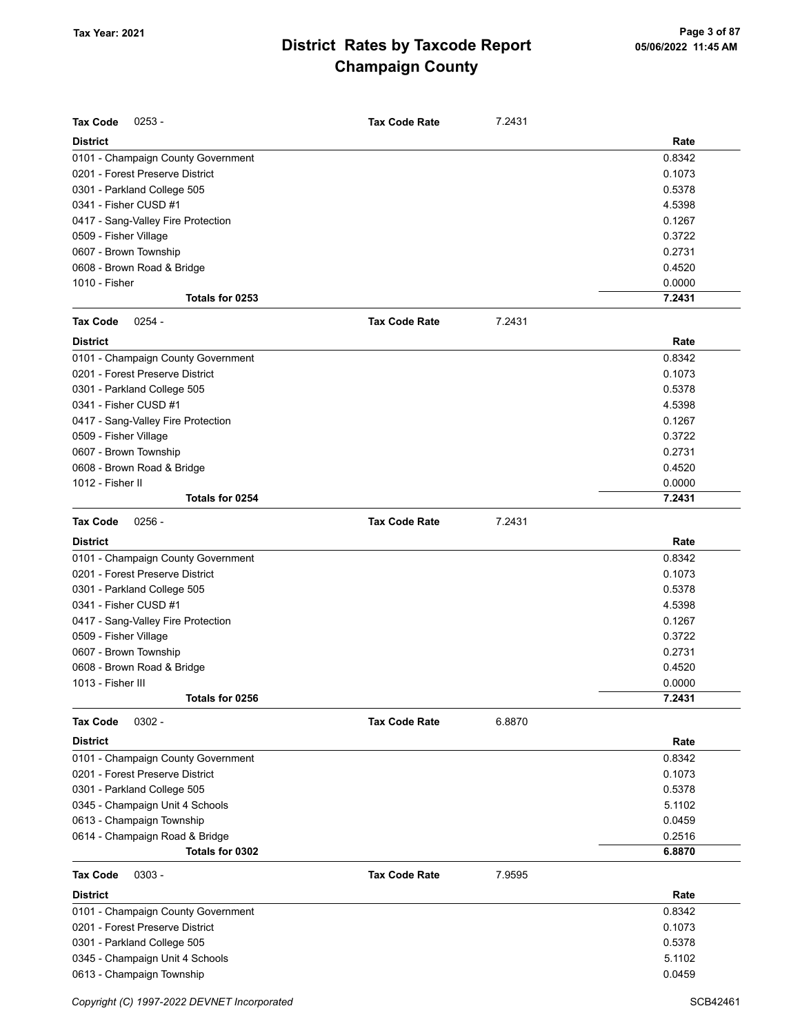**Tax Code** 0253 - **Tax Code Rate** 7.2431

| District | Rate |
|---|---|
| 0101 - Champaign County Government | 0.8342 |
| 0201 - Forest Preserve District | 0.1073 |
| 0301 - Parkland College 505 | 0.5378 |
| 0341 - Fisher CUSD #1 | 4.5398 |
| 0417 - Sang-Valley Fire Protection | 0.1267 |
| 0509 - Fisher Village | 0.3722 |
| 0607 - Brown Township | 0.2731 |
| 0608 - Brown Road & Bridge | 0.4520 |
| 1010 - Fisher | 0.0000 |
| **Totals for 0253** | **7.2431** |

**Tax Code** 0254 - **Tax Code Rate** 7.2431

| District | Rate |
|---|---|
| 0101 - Champaign County Government | 0.8342 |
| 0201 - Forest Preserve District | 0.1073 |
| 0301 - Parkland College 505 | 0.5378 |
| 0341 - Fisher CUSD #1 | 4.5398 |
| 0417 - Sang-Valley Fire Protection | 0.1267 |
| 0509 - Fisher Village | 0.3722 |
| 0607 - Brown Township | 0.2731 |
| 0608 - Brown Road & Bridge | 0.4520 |
| 1012 - Fisher II | 0.0000 |
| **Totals for 0254** | **7.2431** |

**Tax Code** 0256 - **Tax Code Rate** 7.2431

| District | Rate |
|---|---|
| 0101 - Champaign County Government | 0.8342 |
| 0201 - Forest Preserve District | 0.1073 |
| 0301 - Parkland College 505 | 0.5378 |
| 0341 - Fisher CUSD #1 | 4.5398 |
| 0417 - Sang-Valley Fire Protection | 0.1267 |
| 0509 - Fisher Village | 0.3722 |
| 0607 - Brown Township | 0.2731 |
| 0608 - Brown Road & Bridge | 0.4520 |
| 1013 - Fisher III | 0.0000 |
| **Totals for 0256** | **7.2431** |

**Tax Code** 0302 - **Tax Code Rate** 6.8870

| District | Rate |
|---|---|
| 0101 - Champaign County Government | 0.8342 |
| 0201 - Forest Preserve District | 0.1073 |
| 0301 - Parkland College 505 | 0.5378 |
| 0345 - Champaign Unit 4 Schools | 5.1102 |
| 0613 - Champaign Township | 0.0459 |
| 0614 - Champaign Road & Bridge | 0.2516 |
| **Totals for 0302** | **6.8870** |

**Tax Code** 0303 - **Tax Code Rate** 7.9595

| District | Rate |
|---|---|
| 0101 - Champaign County Government | 0.8342 |
| 0201 - Forest Preserve District | 0.1073 |
| 0301 - Parkland College 505 | 0.5378 |
| 0345 - Champaign Unit 4 Schools | 5.1102 |
| 0613 - Champaign Township | 0.0459 |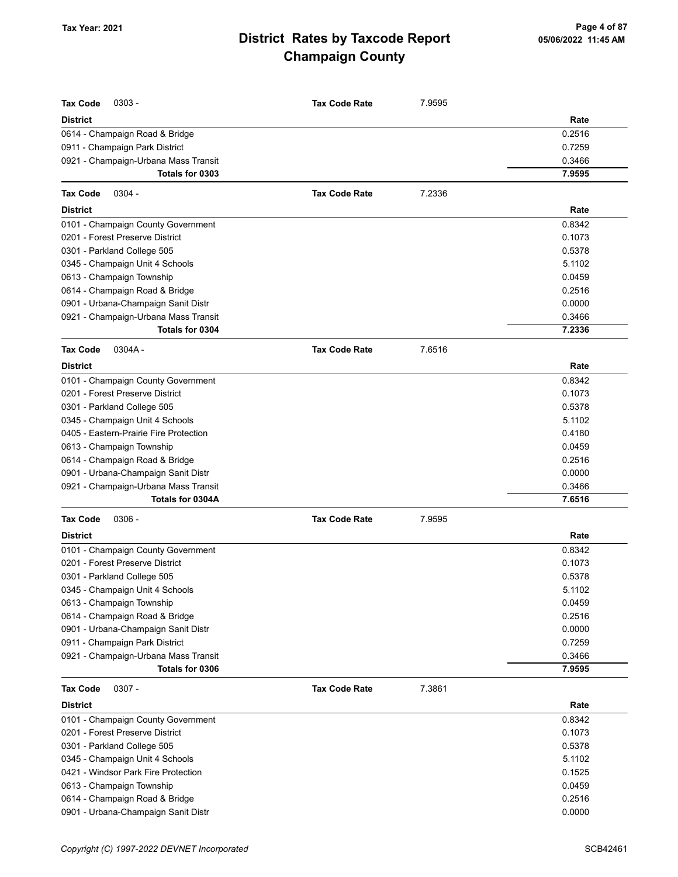| Tax Code 0303 - | Tax Code Rate | 7.9595 |
|---|---|---|
| **District** | | **Rate** |
| 0614 - Champaign Road & Bridge | | 0.2516 |
| 0911 - Champaign Park District | | 0.7259 |
| 0921 - Champaign-Urbana Mass Transit | | 0.3466 |
| **Totals for 0303** | | **7.9595** |

| Tax Code 0304 - | Tax Code Rate | 7.2336 |
|---|---|---|
| **District** | | **Rate** |
| 0101 - Champaign County Government | | 0.8342 |
| 0201 - Forest Preserve District | | 0.1073 |
| 0301 - Parkland College 505 | | 0.5378 |
| 0345 - Champaign Unit 4 Schools | | 5.1102 |
| 0613 - Champaign Township | | 0.0459 |
| 0614 - Champaign Road & Bridge | | 0.2516 |
| 0901 - Urbana-Champaign Sanit Distr | | 0.0000 |
| 0921 - Champaign-Urbana Mass Transit | | 0.3466 |
| **Totals for 0304** | | **7.2336** |

| Tax Code 0304A - | Tax Code Rate | 7.6516 |
|---|---|---|
| **District** | | **Rate** |
| 0101 - Champaign County Government | | 0.8342 |
| 0201 - Forest Preserve District | | 0.1073 |
| 0301 - Parkland College 505 | | 0.5378 |
| 0345 - Champaign Unit 4 Schools | | 5.1102 |
| 0405 - Eastern-Prairie Fire Protection | | 0.4180 |
| 0613 - Champaign Township | | 0.0459 |
| 0614 - Champaign Road & Bridge | | 0.2516 |
| 0901 - Urbana-Champaign Sanit Distr | | 0.0000 |
| 0921 - Champaign-Urbana Mass Transit | | 0.3466 |
| **Totals for 0304A** | | **7.6516** |

| Tax Code 0306 - | Tax Code Rate | 7.9595 |
|---|---|---|
| **District** | | **Rate** |
| 0101 - Champaign County Government | | 0.8342 |
| 0201 - Forest Preserve District | | 0.1073 |
| 0301 - Parkland College 505 | | 0.5378 |
| 0345 - Champaign Unit 4 Schools | | 5.1102 |
| 0613 - Champaign Township | | 0.0459 |
| 0614 - Champaign Road & Bridge | | 0.2516 |
| 0901 - Urbana-Champaign Sanit Distr | | 0.0000 |
| 0911 - Champaign Park District | | 0.7259 |
| 0921 - Champaign-Urbana Mass Transit | | 0.3466 |
| **Totals for 0306** | | **7.9595** |

| Tax Code 0307 - | Tax Code Rate | 7.3861 |
|---|---|---|
| **District** | | **Rate** |
| 0101 - Champaign County Government | | 0.8342 |
| 0201 - Forest Preserve District | | 0.1073 |
| 0301 - Parkland College 505 | | 0.5378 |
| 0345 - Champaign Unit 4 Schools | | 5.1102 |
| 0421 - Windsor Park Fire Protection | | 0.1525 |
| 0613 - Champaign Township | | 0.0459 |
| 0614 - Champaign Road & Bridge | | 0.2516 |
| 0901 - Urbana-Champaign Sanit Distr | | 0.0000 |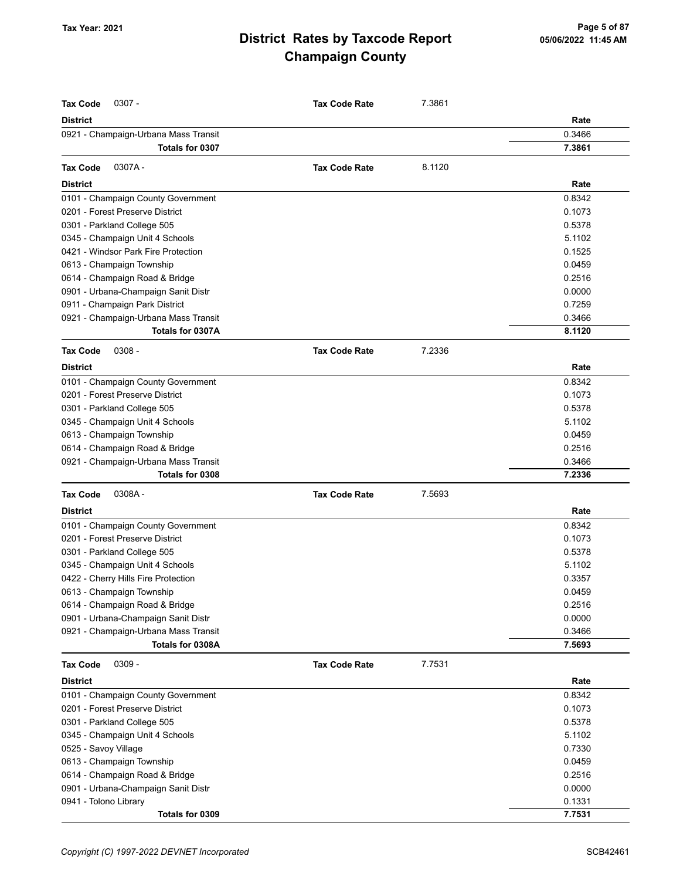# District Rates by Taxcode Report
# Champaign County

Tax Year: 2021

**Tax Code** 0307 - **Tax Code Rate** 7.3861

| District | Rate |
|---|---|
| 0921 - Champaign-Urbana Mass Transit | 0.3466 |
| **Totals for 0307** | **7.3861** |

**Tax Code** 0307A - **Tax Code Rate** 8.1120

| District | Rate |
|---|---|
| 0101 - Champaign County Government | 0.8342 |
| 0201 - Forest Preserve District | 0.1073 |
| 0301 - Parkland College 505 | 0.5378 |
| 0345 - Champaign Unit 4 Schools | 5.1102 |
| 0421 - Windsor Park Fire Protection | 0.1525 |
| 0613 - Champaign Township | 0.0459 |
| 0614 - Champaign Road & Bridge | 0.2516 |
| 0901 - Urbana-Champaign Sanit Distr | 0.0000 |
| 0911 - Champaign Park District | 0.7259 |
| 0921 - Champaign-Urbana Mass Transit | 0.3466 |
| **Totals for 0307A** | **8.1120** |

**Tax Code** 0308 - **Tax Code Rate** 7.2336

| District | Rate |
|---|---|
| 0101 - Champaign County Government | 0.8342 |
| 0201 - Forest Preserve District | 0.1073 |
| 0301 - Parkland College 505 | 0.5378 |
| 0345 - Champaign Unit 4 Schools | 5.1102 |
| 0613 - Champaign Township | 0.0459 |
| 0614 - Champaign Road & Bridge | 0.2516 |
| 0921 - Champaign-Urbana Mass Transit | 0.3466 |
| **Totals for 0308** | **7.2336** |

**Tax Code** 0308A - **Tax Code Rate** 7.5693

| District | Rate |
|---|---|
| 0101 - Champaign County Government | 0.8342 |
| 0201 - Forest Preserve District | 0.1073 |
| 0301 - Parkland College 505 | 0.5378 |
| 0345 - Champaign Unit 4 Schools | 5.1102 |
| 0422 - Cherry Hills Fire Protection | 0.3357 |
| 0613 - Champaign Township | 0.0459 |
| 0614 - Champaign Road & Bridge | 0.2516 |
| 0901 - Urbana-Champaign Sanit Distr | 0.0000 |
| 0921 - Champaign-Urbana Mass Transit | 0.3466 |
| **Totals for 0308A** | **7.5693** |

**Tax Code** 0309 - **Tax Code Rate** 7.7531

| District | Rate |
|---|---|
| 0101 - Champaign County Government | 0.8342 |
| 0201 - Forest Preserve District | 0.1073 |
| 0301 - Parkland College 505 | 0.5378 |
| 0345 - Champaign Unit 4 Schools | 5.1102 |
| 0525 - Savoy Village | 0.7330 |
| 0613 - Champaign Township | 0.0459 |
| 0614 - Champaign Road & Bridge | 0.2516 |
| 0901 - Urbana-Champaign Sanit Distr | 0.0000 |
| 0941 - Tolono Library | 0.1331 |
| **Totals for 0309** | **7.7531** |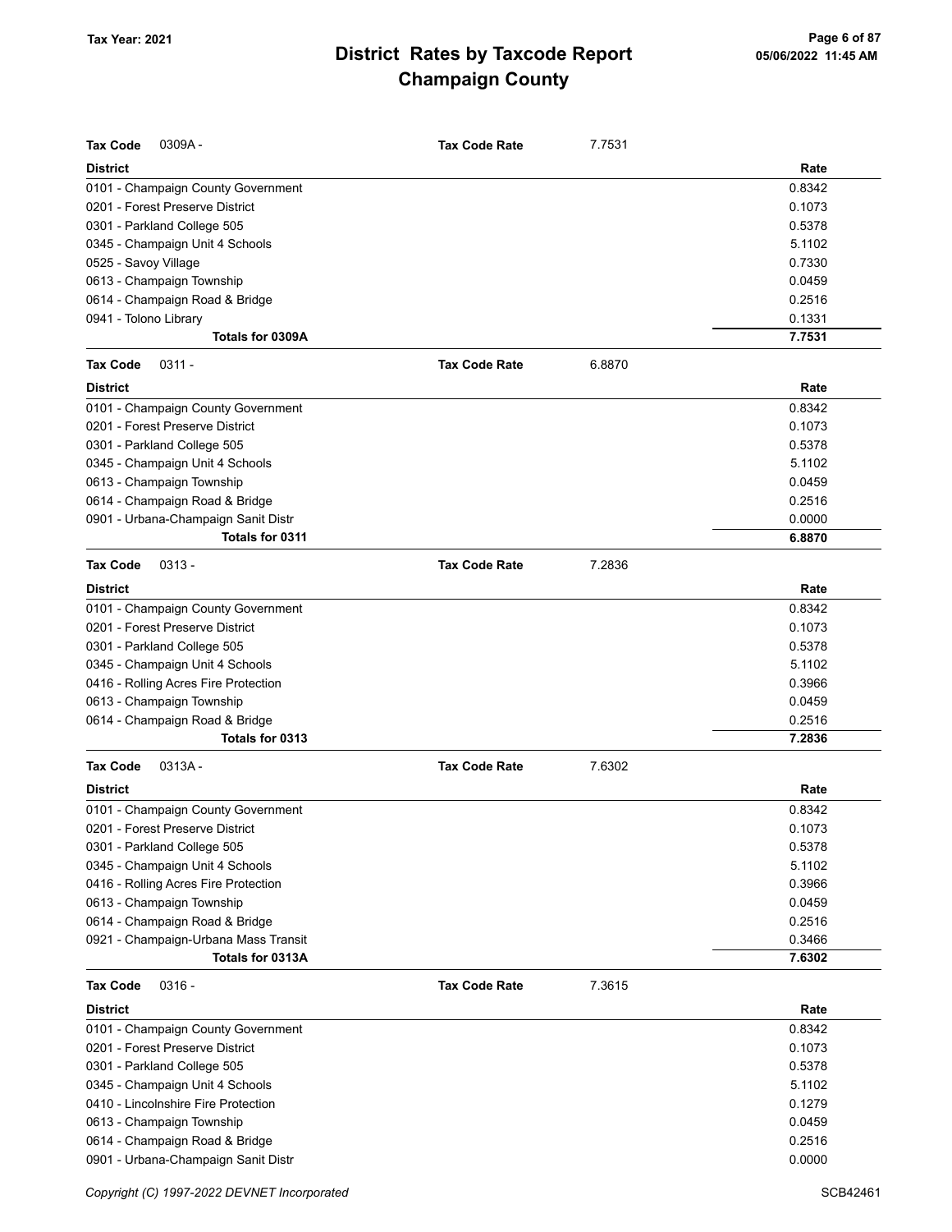**Tax Year: 2021**

# District Rates by Taxcode Report
## Champaign County

**Tax Code** 0309A - **Tax Code Rate** 7.7531

| District | Rate |
|---|---|
| 0101 - Champaign County Government | 0.8342 |
| 0201 - Forest Preserve District | 0.1073 |
| 0301 - Parkland College 505 | 0.5378 |
| 0345 - Champaign Unit 4 Schools | 5.1102 |
| 0525 - Savoy Village | 0.7330 |
| 0613 - Champaign Township | 0.0459 |
| 0614 - Champaign Road & Bridge | 0.2516 |
| 0941 - Tolono Library | 0.1331 |
| **Totals for 0309A** | **7.7531** |

**Tax Code** 0311 - **Tax Code Rate** 6.8870

| District | Rate |
|---|---|
| 0101 - Champaign County Government | 0.8342 |
| 0201 - Forest Preserve District | 0.1073 |
| 0301 - Parkland College 505 | 0.5378 |
| 0345 - Champaign Unit 4 Schools | 5.1102 |
| 0613 - Champaign Township | 0.0459 |
| 0614 - Champaign Road & Bridge | 0.2516 |
| 0901 - Urbana-Champaign Sanit Distr | 0.0000 |
| **Totals for 0311** | **6.8870** |

**Tax Code** 0313 - **Tax Code Rate** 7.2836

| District | Rate |
|---|---|
| 0101 - Champaign County Government | 0.8342 |
| 0201 - Forest Preserve District | 0.1073 |
| 0301 - Parkland College 505 | 0.5378 |
| 0345 - Champaign Unit 4 Schools | 5.1102 |
| 0416 - Rolling Acres Fire Protection | 0.3966 |
| 0613 - Champaign Township | 0.0459 |
| 0614 - Champaign Road & Bridge | 0.2516 |
| **Totals for 0313** | **7.2836** |

**Tax Code** 0313A - **Tax Code Rate** 7.6302

| District | Rate |
|---|---|
| 0101 - Champaign County Government | 0.8342 |
| 0201 - Forest Preserve District | 0.1073 |
| 0301 - Parkland College 505 | 0.5378 |
| 0345 - Champaign Unit 4 Schools | 5.1102 |
| 0416 - Rolling Acres Fire Protection | 0.3966 |
| 0613 - Champaign Township | 0.0459 |
| 0614 - Champaign Road & Bridge | 0.2516 |
| 0921 - Champaign-Urbana Mass Transit | 0.3466 |
| **Totals for 0313A** | **7.6302** |

**Tax Code** 0316 - **Tax Code Rate** 7.3615

| District | Rate |
|---|---|
| 0101 - Champaign County Government | 0.8342 |
| 0201 - Forest Preserve District | 0.1073 |
| 0301 - Parkland College 505 | 0.5378 |
| 0345 - Champaign Unit 4 Schools | 5.1102 |
| 0410 - Lincolnshire Fire Protection | 0.1279 |
| 0613 - Champaign Township | 0.0459 |
| 0614 - Champaign Road & Bridge | 0.2516 |
| 0901 - Urbana-Champaign Sanit Distr | 0.0000 |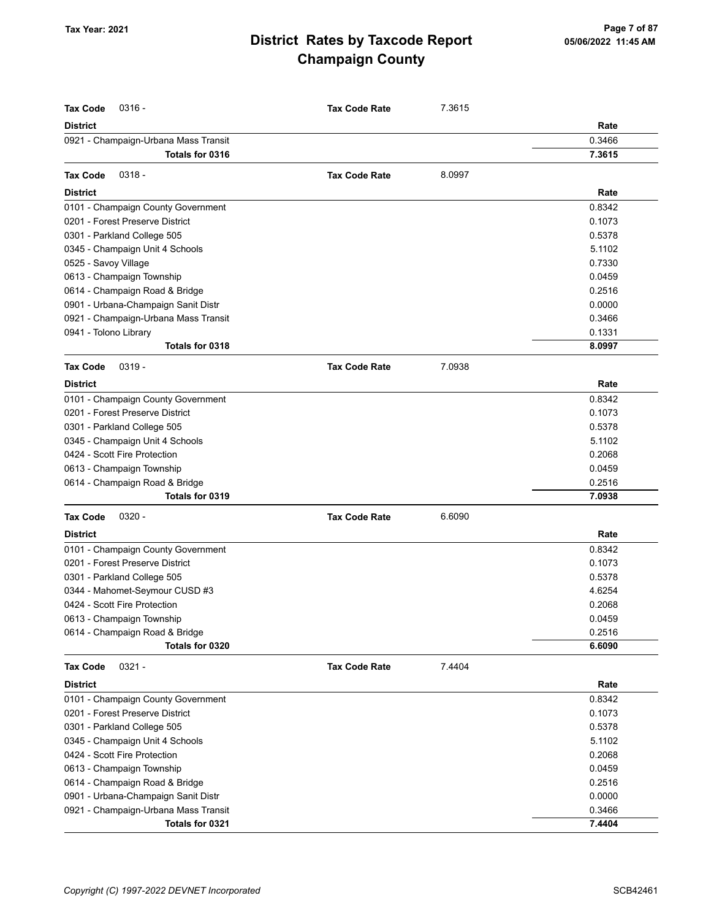# District Rates by Taxcode Report
# Champaign County

Tax Year: 2021

**Tax Code** 0316 - **Tax Code Rate** 7.3615

| District | Rate |
|---|---|
| 0921 - Champaign-Urbana Mass Transit | 0.3466 |
| **Totals for 0316** | **7.3615** |

**Tax Code** 0318 - **Tax Code Rate** 8.0997

| District | Rate |
|---|---|
| 0101 - Champaign County Government | 0.8342 |
| 0201 - Forest Preserve District | 0.1073 |
| 0301 - Parkland College 505 | 0.5378 |
| 0345 - Champaign Unit 4 Schools | 5.1102 |
| 0525 - Savoy Village | 0.7330 |
| 0613 - Champaign Township | 0.0459 |
| 0614 - Champaign Road & Bridge | 0.2516 |
| 0901 - Urbana-Champaign Sanit Distr | 0.0000 |
| 0921 - Champaign-Urbana Mass Transit | 0.3466 |
| 0941 - Tolono Library | 0.1331 |
| **Totals for 0318** | **8.0997** |

**Tax Code** 0319 - **Tax Code Rate** 7.0938

| District | Rate |
|---|---|
| 0101 - Champaign County Government | 0.8342 |
| 0201 - Forest Preserve District | 0.1073 |
| 0301 - Parkland College 505 | 0.5378 |
| 0345 - Champaign Unit 4 Schools | 5.1102 |
| 0424 - Scott Fire Protection | 0.2068 |
| 0613 - Champaign Township | 0.0459 |
| 0614 - Champaign Road & Bridge | 0.2516 |
| **Totals for 0319** | **7.0938** |

**Tax Code** 0320 - **Tax Code Rate** 6.6090

| District | Rate |
|---|---|
| 0101 - Champaign County Government | 0.8342 |
| 0201 - Forest Preserve District | 0.1073 |
| 0301 - Parkland College 505 | 0.5378 |
| 0344 - Mahomet-Seymour CUSD #3 | 4.6254 |
| 0424 - Scott Fire Protection | 0.2068 |
| 0613 - Champaign Township | 0.0459 |
| 0614 - Champaign Road & Bridge | 0.2516 |
| **Totals for 0320** | **6.6090** |

**Tax Code** 0321 - **Tax Code Rate** 7.4404

| District | Rate |
|---|---|
| 0101 - Champaign County Government | 0.8342 |
| 0201 - Forest Preserve District | 0.1073 |
| 0301 - Parkland College 505 | 0.5378 |
| 0345 - Champaign Unit 4 Schools | 5.1102 |
| 0424 - Scott Fire Protection | 0.2068 |
| 0613 - Champaign Township | 0.0459 |
| 0614 - Champaign Road & Bridge | 0.2516 |
| 0901 - Urbana-Champaign Sanit Distr | 0.0000 |
| 0921 - Champaign-Urbana Mass Transit | 0.3466 |
| **Totals for 0321** | **7.4404** |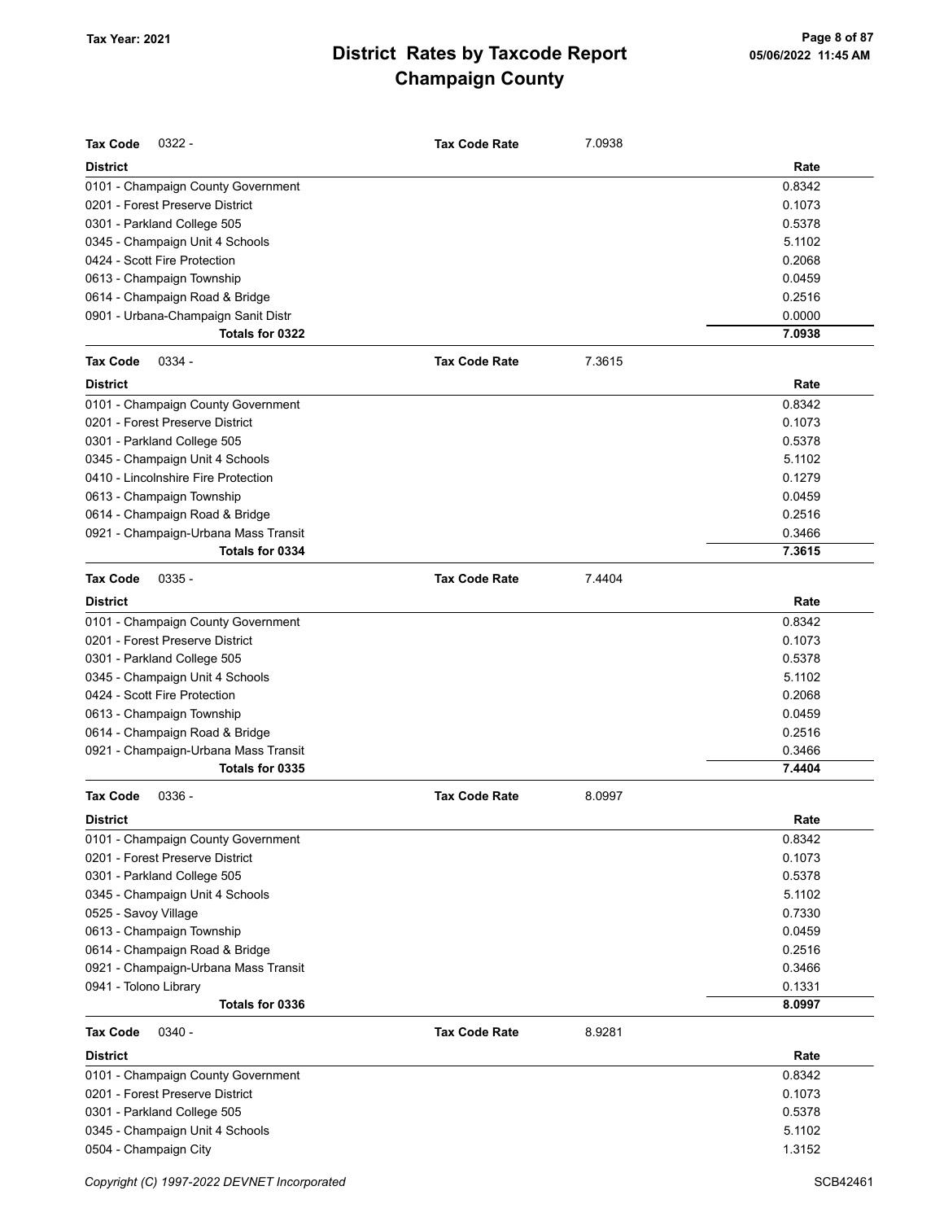**Tax Code** 0322 - **Tax Code Rate** 7.0938

| District | Rate |
|---|---|
| 0101 - Champaign County Government | 0.8342 |
| 0201 - Forest Preserve District | 0.1073 |
| 0301 - Parkland College 505 | 0.5378 |
| 0345 - Champaign Unit 4 Schools | 5.1102 |
| 0424 - Scott Fire Protection | 0.2068 |
| 0613 - Champaign Township | 0.0459 |
| 0614 - Champaign Road & Bridge | 0.2516 |
| 0901 - Urbana-Champaign Sanit Distr | 0.0000 |
| **Totals for 0322** | **7.0938** |

**Tax Code** 0334 - **Tax Code Rate** 7.3615

| District | Rate |
|---|---|
| 0101 - Champaign County Government | 0.8342 |
| 0201 - Forest Preserve District | 0.1073 |
| 0301 - Parkland College 505 | 0.5378 |
| 0345 - Champaign Unit 4 Schools | 5.1102 |
| 0410 - Lincolnshire Fire Protection | 0.1279 |
| 0613 - Champaign Township | 0.0459 |
| 0614 - Champaign Road & Bridge | 0.2516 |
| 0921 - Champaign-Urbana Mass Transit | 0.3466 |
| **Totals for 0334** | **7.3615** |

**Tax Code** 0335 - **Tax Code Rate** 7.4404

| District | Rate |
|---|---|
| 0101 - Champaign County Government | 0.8342 |
| 0201 - Forest Preserve District | 0.1073 |
| 0301 - Parkland College 505 | 0.5378 |
| 0345 - Champaign Unit 4 Schools | 5.1102 |
| 0424 - Scott Fire Protection | 0.2068 |
| 0613 - Champaign Township | 0.0459 |
| 0614 - Champaign Road & Bridge | 0.2516 |
| 0921 - Champaign-Urbana Mass Transit | 0.3466 |
| **Totals for 0335** | **7.4404** |

**Tax Code** 0336 - **Tax Code Rate** 8.0997

| District | Rate |
|---|---|
| 0101 - Champaign County Government | 0.8342 |
| 0201 - Forest Preserve District | 0.1073 |
| 0301 - Parkland College 505 | 0.5378 |
| 0345 - Champaign Unit 4 Schools | 5.1102 |
| 0525 - Savoy Village | 0.7330 |
| 0613 - Champaign Township | 0.0459 |
| 0614 - Champaign Road & Bridge | 0.2516 |
| 0921 - Champaign-Urbana Mass Transit | 0.3466 |
| 0941 - Tolono Library | 0.1331 |
| **Totals for 0336** | **8.0997** |

**Tax Code** 0340 - **Tax Code Rate** 8.9281

| District | Rate |
|---|---|
| 0101 - Champaign County Government | 0.8342 |
| 0201 - Forest Preserve District | 0.1073 |
| 0301 - Parkland College 505 | 0.5378 |
| 0345 - Champaign Unit 4 Schools | 5.1102 |
| 0504 - Champaign City | 1.3152 |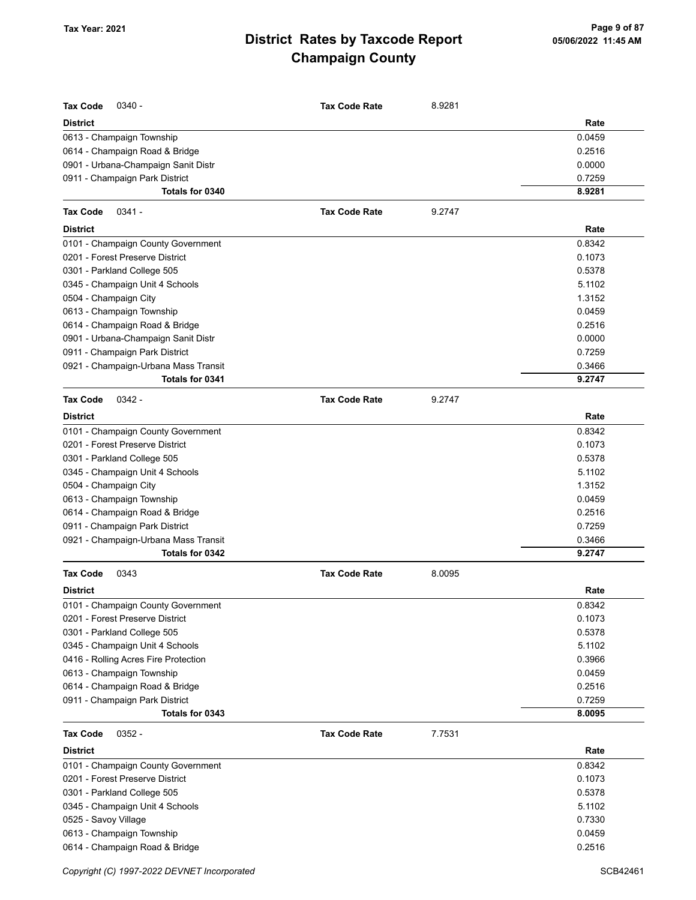# District Rates by Taxcode Report
# Champaign County

**Tax Year: 2021**

**Tax Code** 0340 - **Tax Code Rate** 8.9281

| District | Rate |
|---|---|
| 0613 - Champaign Township | 0.0459 |
| 0614 - Champaign Road & Bridge | 0.2516 |
| 0901 - Urbana-Champaign Sanit Distr | 0.0000 |
| 0911 - Champaign Park District | 0.7259 |
| **Totals for 0340** | **8.9281** |

**Tax Code** 0341 - **Tax Code Rate** 9.2747

| District | Rate |
|---|---|
| 0101 - Champaign County Government | 0.8342 |
| 0201 - Forest Preserve District | 0.1073 |
| 0301 - Parkland College 505 | 0.5378 |
| 0345 - Champaign Unit 4 Schools | 5.1102 |
| 0504 - Champaign City | 1.3152 |
| 0613 - Champaign Township | 0.0459 |
| 0614 - Champaign Road & Bridge | 0.2516 |
| 0901 - Urbana-Champaign Sanit Distr | 0.0000 |
| 0911 - Champaign Park District | 0.7259 |
| 0921 - Champaign-Urbana Mass Transit | 0.3466 |
| **Totals for 0341** | **9.2747** |

**Tax Code** 0342 - **Tax Code Rate** 9.2747

| District | Rate |
|---|---|
| 0101 - Champaign County Government | 0.8342 |
| 0201 - Forest Preserve District | 0.1073 |
| 0301 - Parkland College 505 | 0.5378 |
| 0345 - Champaign Unit 4 Schools | 5.1102 |
| 0504 - Champaign City | 1.3152 |
| 0613 - Champaign Township | 0.0459 |
| 0614 - Champaign Road & Bridge | 0.2516 |
| 0911 - Champaign Park District | 0.7259 |
| 0921 - Champaign-Urbana Mass Transit | 0.3466 |
| **Totals for 0342** | **9.2747** |

**Tax Code** 0343 **Tax Code Rate** 8.0095

| District | Rate |
|---|---|
| 0101 - Champaign County Government | 0.8342 |
| 0201 - Forest Preserve District | 0.1073 |
| 0301 - Parkland College 505 | 0.5378 |
| 0345 - Champaign Unit 4 Schools | 5.1102 |
| 0416 - Rolling Acres Fire Protection | 0.3966 |
| 0613 - Champaign Township | 0.0459 |
| 0614 - Champaign Road & Bridge | 0.2516 |
| 0911 - Champaign Park District | 0.7259 |
| **Totals for 0343** | **8.0095** |

**Tax Code** 0352 - **Tax Code Rate** 7.7531

| District | Rate |
|---|---|
| 0101 - Champaign County Government | 0.8342 |
| 0201 - Forest Preserve District | 0.1073 |
| 0301 - Parkland College 505 | 0.5378 |
| 0345 - Champaign Unit 4 Schools | 5.1102 |
| 0525 - Savoy Village | 0.7330 |
| 0613 - Champaign Township | 0.0459 |
| 0614 - Champaign Road & Bridge | 0.2516 |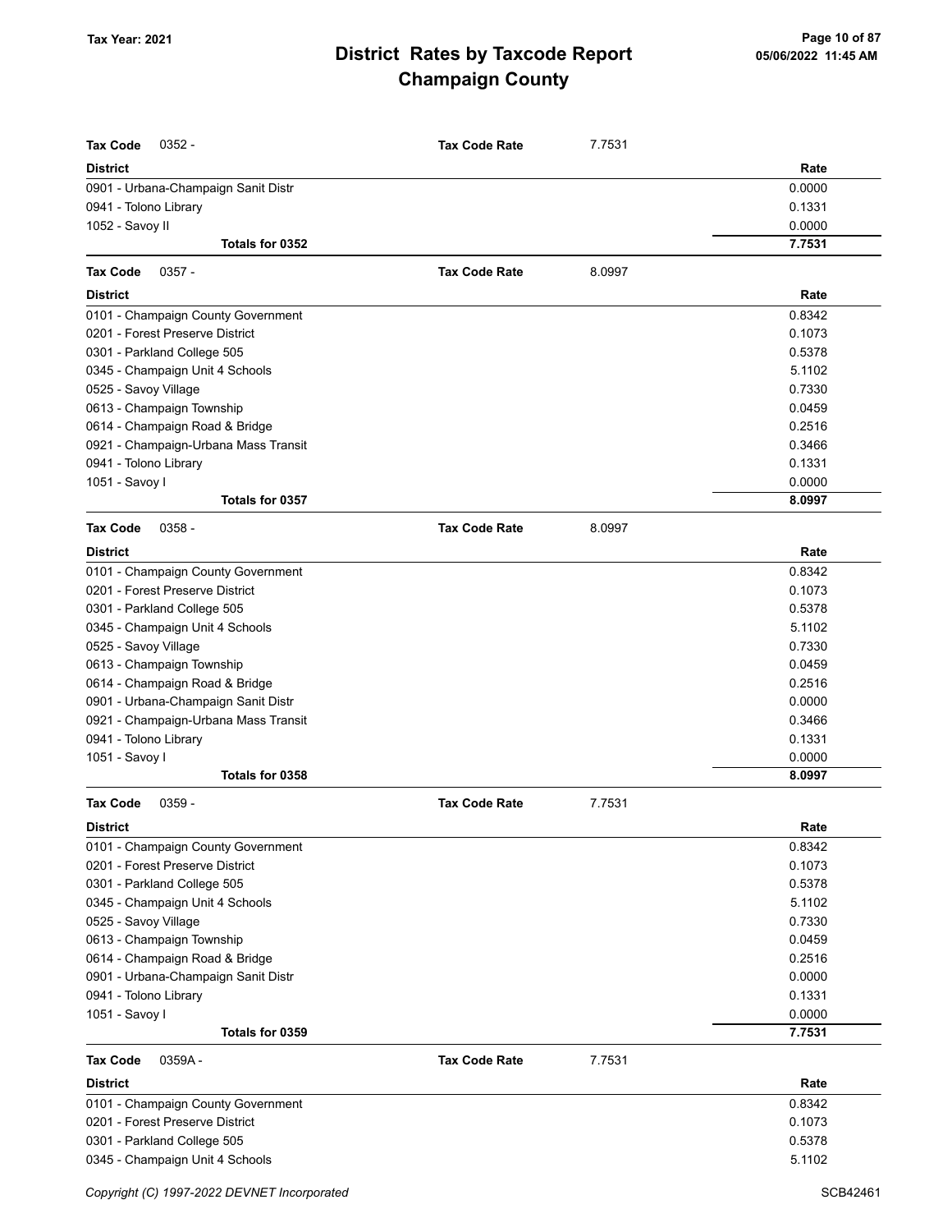# District Rates by Taxcode Report

# Champaign County

Tax Year: 2021

**Tax Code** 0352 - **Tax Code Rate** 7.7531

| District | Rate |
|---|---|
| 0901 - Urbana-Champaign Sanit Distr | 0.0000 |
| 0941 - Tolono Library | 0.1331 |
| 1052 - Savoy II | 0.0000 |
| **Totals for 0352** | **7.7531** |

**Tax Code** 0357 - **Tax Code Rate** 8.0997

| District | Rate |
|---|---|
| 0101 - Champaign County Government | 0.8342 |
| 0201 - Forest Preserve District | 0.1073 |
| 0301 - Parkland College 505 | 0.5378 |
| 0345 - Champaign Unit 4 Schools | 5.1102 |
| 0525 - Savoy Village | 0.7330 |
| 0613 - Champaign Township | 0.0459 |
| 0614 - Champaign Road & Bridge | 0.2516 |
| 0921 - Champaign-Urbana Mass Transit | 0.3466 |
| 0941 - Tolono Library | 0.1331 |
| 1051 - Savoy I | 0.0000 |
| **Totals for 0357** | **8.0997** |

**Tax Code** 0358 - **Tax Code Rate** 8.0997

| District | Rate |
|---|---|
| 0101 - Champaign County Government | 0.8342 |
| 0201 - Forest Preserve District | 0.1073 |
| 0301 - Parkland College 505 | 0.5378 |
| 0345 - Champaign Unit 4 Schools | 5.1102 |
| 0525 - Savoy Village | 0.7330 |
| 0613 - Champaign Township | 0.0459 |
| 0614 - Champaign Road & Bridge | 0.2516 |
| 0901 - Urbana-Champaign Sanit Distr | 0.0000 |
| 0921 - Champaign-Urbana Mass Transit | 0.3466 |
| 0941 - Tolono Library | 0.1331 |
| 1051 - Savoy I | 0.0000 |
| **Totals for 0358** | **8.0997** |

**Tax Code** 0359 - **Tax Code Rate** 7.7531

| District | Rate |
|---|---|
| 0101 - Champaign County Government | 0.8342 |
| 0201 - Forest Preserve District | 0.1073 |
| 0301 - Parkland College 505 | 0.5378 |
| 0345 - Champaign Unit 4 Schools | 5.1102 |
| 0525 - Savoy Village | 0.7330 |
| 0613 - Champaign Township | 0.0459 |
| 0614 - Champaign Road & Bridge | 0.2516 |
| 0901 - Urbana-Champaign Sanit Distr | 0.0000 |
| 0941 - Tolono Library | 0.1331 |
| 1051 - Savoy I | 0.0000 |
| **Totals for 0359** | **7.7531** |

**Tax Code** 0359A - **Tax Code Rate** 7.7531

| District | Rate |
|---|---|
| 0101 - Champaign County Government | 0.8342 |
| 0201 - Forest Preserve District | 0.1073 |
| 0301 - Parkland College 505 | 0.5378 |
| 0345 - Champaign Unit 4 Schools | 5.1102 |

Copyright (C) 1997-2022 DEVNET Incorporated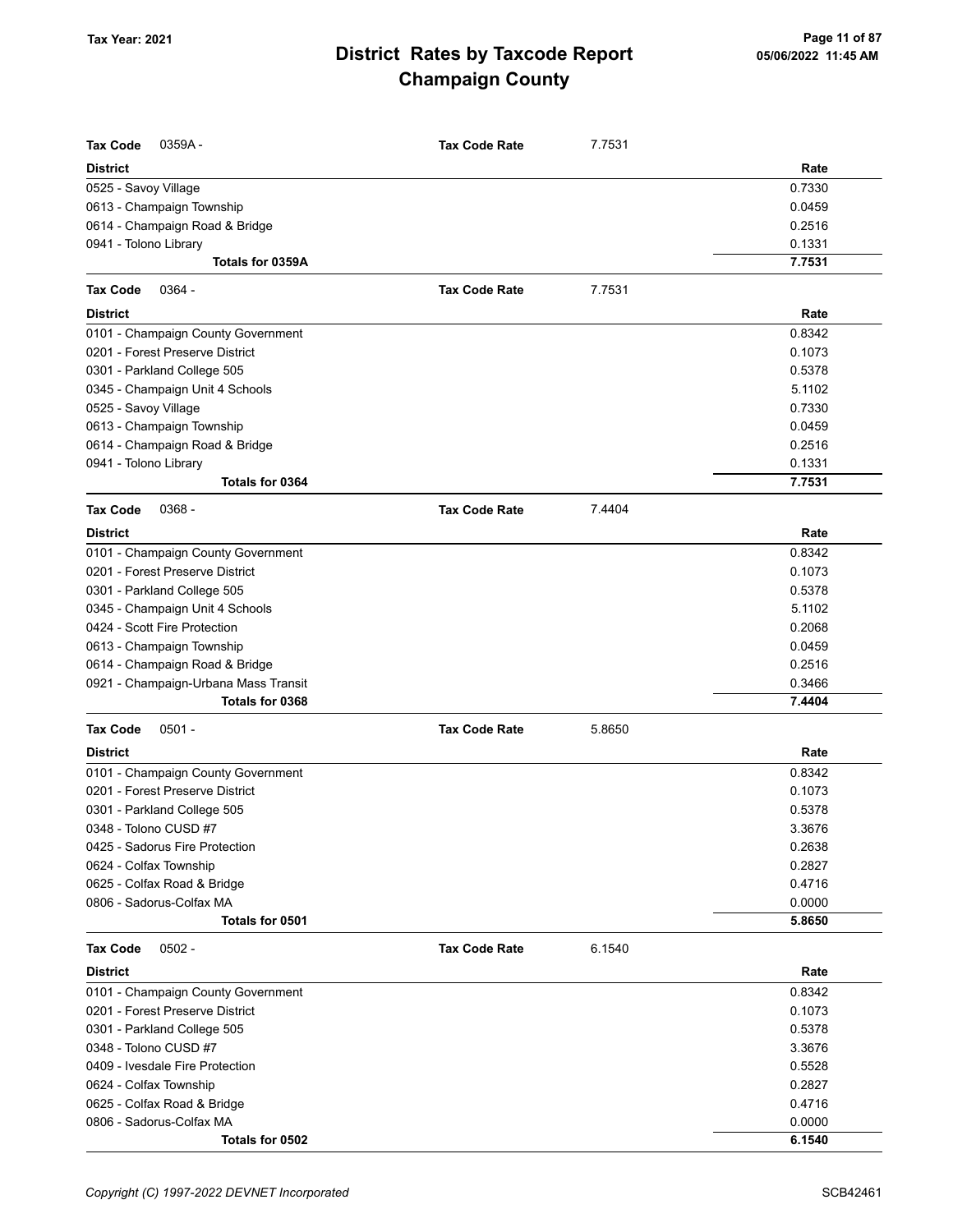# District Rates by Taxcode Report
## Champaign County

Tax Year: 2021

**Tax Code** 0359A - **Tax Code Rate** 7.7531

| District | Rate |
|---|---|
| 0525 - Savoy Village | 0.7330 |
| 0613 - Champaign Township | 0.0459 |
| 0614 - Champaign Road & Bridge | 0.2516 |
| 0941 - Tolono Library | 0.1331 |
| **Totals for 0359A** | **7.7531** |

**Tax Code** 0364 - **Tax Code Rate** 7.7531

| District | Rate |
|---|---|
| 0101 - Champaign County Government | 0.8342 |
| 0201 - Forest Preserve District | 0.1073 |
| 0301 - Parkland College 505 | 0.5378 |
| 0345 - Champaign Unit 4 Schools | 5.1102 |
| 0525 - Savoy Village | 0.7330 |
| 0613 - Champaign Township | 0.0459 |
| 0614 - Champaign Road & Bridge | 0.2516 |
| 0941 - Tolono Library | 0.1331 |
| **Totals for 0364** | **7.7531** |

**Tax Code** 0368 - **Tax Code Rate** 7.4404

| District | Rate |
|---|---|
| 0101 - Champaign County Government | 0.8342 |
| 0201 - Forest Preserve District | 0.1073 |
| 0301 - Parkland College 505 | 0.5378 |
| 0345 - Champaign Unit 4 Schools | 5.1102 |
| 0424 - Scott Fire Protection | 0.2068 |
| 0613 - Champaign Township | 0.0459 |
| 0614 - Champaign Road & Bridge | 0.2516 |
| 0921 - Champaign-Urbana Mass Transit | 0.3466 |
| **Totals for 0368** | **7.4404** |

**Tax Code** 0501 - **Tax Code Rate** 5.8650

| District | Rate |
|---|---|
| 0101 - Champaign County Government | 0.8342 |
| 0201 - Forest Preserve District | 0.1073 |
| 0301 - Parkland College 505 | 0.5378 |
| 0348 - Tolono CUSD #7 | 3.3676 |
| 0425 - Sadorus Fire Protection | 0.2638 |
| 0624 - Colfax Township | 0.2827 |
| 0625 - Colfax Road & Bridge | 0.4716 |
| 0806 - Sadorus-Colfax MA | 0.0000 |
| **Totals for 0501** | **5.8650** |

**Tax Code** 0502 - **Tax Code Rate** 6.1540

| District | Rate |
|---|---|
| 0101 - Champaign County Government | 0.8342 |
| 0201 - Forest Preserve District | 0.1073 |
| 0301 - Parkland College 505 | 0.5378 |
| 0348 - Tolono CUSD #7 | 3.3676 |
| 0409 - Ivesdale Fire Protection | 0.5528 |
| 0624 - Colfax Township | 0.2827 |
| 0625 - Colfax Road & Bridge | 0.4716 |
| 0806 - Sadorus-Colfax MA | 0.0000 |
| **Totals for 0502** | **6.1540** |

*Copyright (C) 1997-2022 DEVNET Incorporated*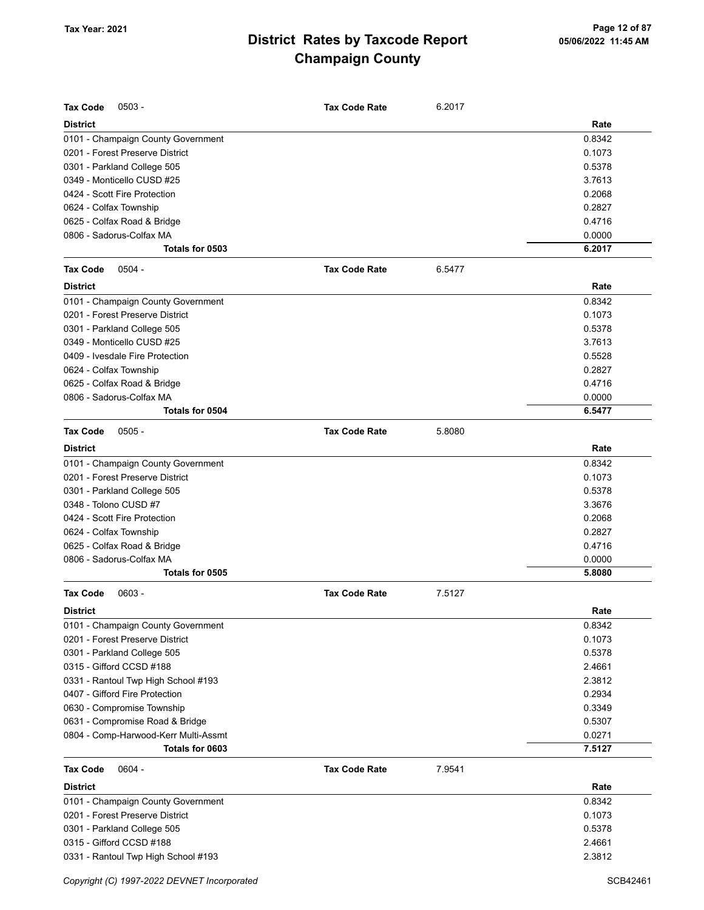# District Rates by Taxcode Report
## Champaign County

Tax Year: 2021

**Tax Code** 0503 - **Tax Code Rate** 6.2017

| District | Rate |
|---|---|
| 0101 - Champaign County Government | 0.8342 |
| 0201 - Forest Preserve District | 0.1073 |
| 0301 - Parkland College 505 | 0.5378 |
| 0349 - Monticello CUSD #25 | 3.7613 |
| 0424 - Scott Fire Protection | 0.2068 |
| 0624 - Colfax Township | 0.2827 |
| 0625 - Colfax Road & Bridge | 0.4716 |
| 0806 - Sadorus-Colfax MA | 0.0000 |
| **Totals for 0503** | **6.2017** |

**Tax Code** 0504 - **Tax Code Rate** 6.5477

| District | Rate |
|---|---|
| 0101 - Champaign County Government | 0.8342 |
| 0201 - Forest Preserve District | 0.1073 |
| 0301 - Parkland College 505 | 0.5378 |
| 0349 - Monticello CUSD #25 | 3.7613 |
| 0409 - Ivesdale Fire Protection | 0.5528 |
| 0624 - Colfax Township | 0.2827 |
| 0625 - Colfax Road & Bridge | 0.4716 |
| 0806 - Sadorus-Colfax MA | 0.0000 |
| **Totals for 0504** | **6.5477** |

**Tax Code** 0505 - **Tax Code Rate** 5.8080

| District | Rate |
|---|---|
| 0101 - Champaign County Government | 0.8342 |
| 0201 - Forest Preserve District | 0.1073 |
| 0301 - Parkland College 505 | 0.5378 |
| 0348 - Tolono CUSD #7 | 3.3676 |
| 0424 - Scott Fire Protection | 0.2068 |
| 0624 - Colfax Township | 0.2827 |
| 0625 - Colfax Road & Bridge | 0.4716 |
| 0806 - Sadorus-Colfax MA | 0.0000 |
| **Totals for 0505** | **5.8080** |

**Tax Code** 0603 - **Tax Code Rate** 7.5127

| District | Rate |
|---|---|
| 0101 - Champaign County Government | 0.8342 |
| 0201 - Forest Preserve District | 0.1073 |
| 0301 - Parkland College 505 | 0.5378 |
| 0315 - Gifford CCSD #188 | 2.4661 |
| 0331 - Rantoul Twp High School #193 | 2.3812 |
| 0407 - Gifford Fire Protection | 0.2934 |
| 0630 - Compromise Township | 0.3349 |
| 0631 - Compromise Road & Bridge | 0.5307 |
| 0804 - Comp-Harwood-Kerr Multi-Assmt | 0.0271 |
| **Totals for 0603** | **7.5127** |

**Tax Code** 0604 - **Tax Code Rate** 7.9541

| District | Rate |
|---|---|
| 0101 - Champaign County Government | 0.8342 |
| 0201 - Forest Preserve District | 0.1073 |
| 0301 - Parkland College 505 | 0.5378 |
| 0315 - Gifford CCSD #188 | 2.4661 |
| 0331 - Rantoul Twp High School #193 | 2.3812 |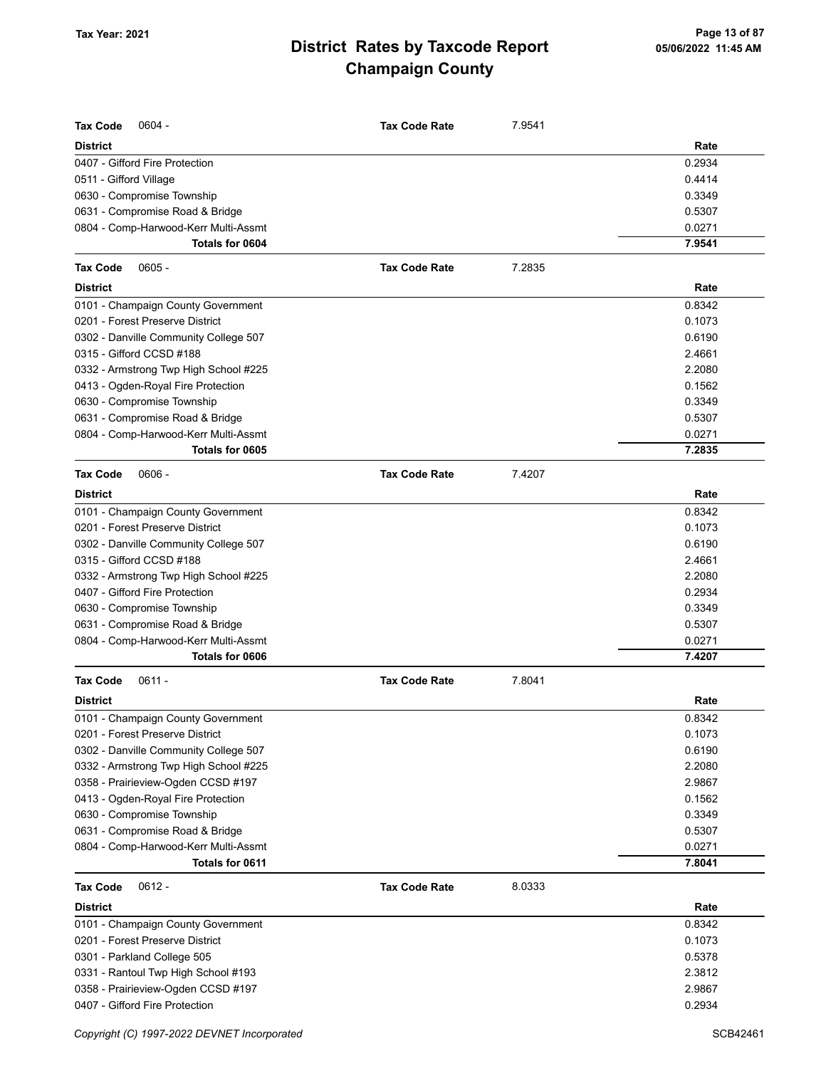# District Rates by Taxcode Report
## Champaign County

Tax Year: 2021

| Tax Code 0604 - | Tax Code Rate | 7.9541 |
|---|---|---|
| **District** | | **Rate** |
| 0407 - Gifford Fire Protection | | 0.2934 |
| 0511 - Gifford Village | | 0.4414 |
| 0630 - Compromise Township | | 0.3349 |
| 0631 - Compromise Road & Bridge | | 0.5307 |
| 0804 - Comp-Harwood-Kerr Multi-Assmt | | 0.0271 |
| **Totals for 0604** | | **7.9541** |

| Tax Code 0605 - | Tax Code Rate | 7.2835 |
|---|---|---|
| **District** | | **Rate** |
| 0101 - Champaign County Government | | 0.8342 |
| 0201 - Forest Preserve District | | 0.1073 |
| 0302 - Danville Community College 507 | | 0.6190 |
| 0315 - Gifford CCSD #188 | | 2.4661 |
| 0332 - Armstrong Twp High School #225 | | 2.2080 |
| 0413 - Ogden-Royal Fire Protection | | 0.1562 |
| 0630 - Compromise Township | | 0.3349 |
| 0631 - Compromise Road & Bridge | | 0.5307 |
| 0804 - Comp-Harwood-Kerr Multi-Assmt | | 0.0271 |
| **Totals for 0605** | | **7.2835** |

| Tax Code 0606 - | Tax Code Rate | 7.4207 |
|---|---|---|
| **District** | | **Rate** |
| 0101 - Champaign County Government | | 0.8342 |
| 0201 - Forest Preserve District | | 0.1073 |
| 0302 - Danville Community College 507 | | 0.6190 |
| 0315 - Gifford CCSD #188 | | 2.4661 |
| 0332 - Armstrong Twp High School #225 | | 2.2080 |
| 0407 - Gifford Fire Protection | | 0.2934 |
| 0630 - Compromise Township | | 0.3349 |
| 0631 - Compromise Road & Bridge | | 0.5307 |
| 0804 - Comp-Harwood-Kerr Multi-Assmt | | 0.0271 |
| **Totals for 0606** | | **7.4207** |

| Tax Code 0611 - | Tax Code Rate | 7.8041 |
|---|---|---|
| **District** | | **Rate** |
| 0101 - Champaign County Government | | 0.8342 |
| 0201 - Forest Preserve District | | 0.1073 |
| 0302 - Danville Community College 507 | | 0.6190 |
| 0332 - Armstrong Twp High School #225 | | 2.2080 |
| 0358 - Prairieview-Ogden CCSD #197 | | 2.9867 |
| 0413 - Ogden-Royal Fire Protection | | 0.1562 |
| 0630 - Compromise Township | | 0.3349 |
| 0631 - Compromise Road & Bridge | | 0.5307 |
| 0804 - Comp-Harwood-Kerr Multi-Assmt | | 0.0271 |
| **Totals for 0611** | | **7.8041** |

| Tax Code 0612 - | Tax Code Rate | 8.0333 |
|---|---|---|
| **District** | | **Rate** |
| 0101 - Champaign County Government | | 0.8342 |
| 0201 - Forest Preserve District | | 0.1073 |
| 0301 - Parkland College 505 | | 0.5378 |
| 0331 - Rantoul Twp High School #193 | | 2.3812 |
| 0358 - Prairieview-Ogden CCSD #197 | | 2.9867 |
| 0407 - Gifford Fire Protection | | 0.2934 |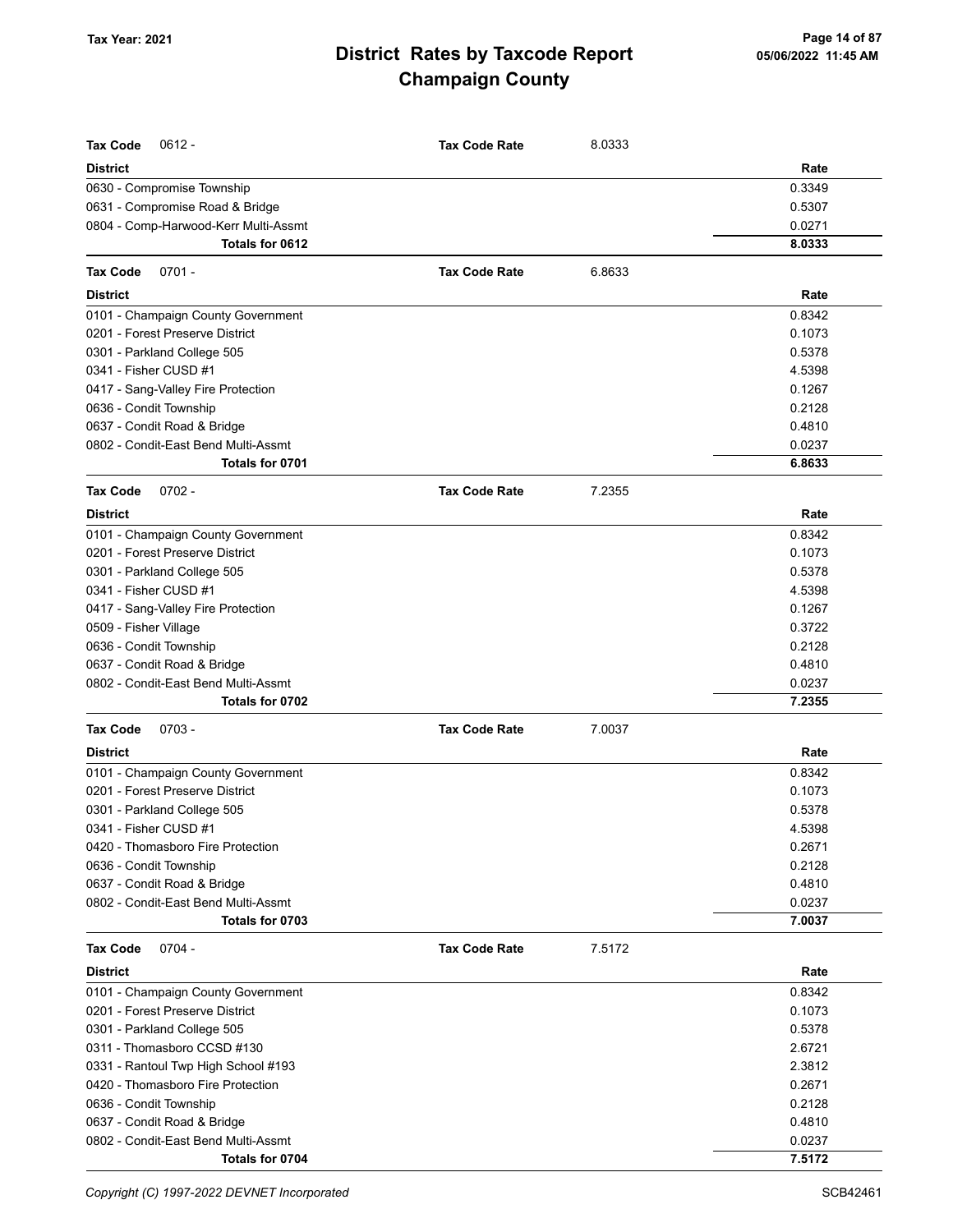# District Rates by Taxcode Report
# Champaign County

Tax Year: 2021

| Tax Code 0612 - | Tax Code Rate | 8.0333 |
|---|---|---|
| **District** | | **Rate** |
| 0630 - Compromise Township | | 0.3349 |
| 0631 - Compromise Road & Bridge | | 0.5307 |
| 0804 - Comp-Harwood-Kerr Multi-Assmt | | 0.0271 |
| **Totals for 0612** | | **8.0333** |

| Tax Code 0701 - | Tax Code Rate | 6.8633 |
|---|---|---|
| **District** | | **Rate** |
| 0101 - Champaign County Government | | 0.8342 |
| 0201 - Forest Preserve District | | 0.1073 |
| 0301 - Parkland College 505 | | 0.5378 |
| 0341 - Fisher CUSD #1 | | 4.5398 |
| 0417 - Sang-Valley Fire Protection | | 0.1267 |
| 0636 - Condit Township | | 0.2128 |
| 0637 - Condit Road & Bridge | | 0.4810 |
| 0802 - Condit-East Bend Multi-Assmt | | 0.0237 |
| **Totals for 0701** | | **6.8633** |

| Tax Code 0702 - | Tax Code Rate | 7.2355 |
|---|---|---|
| **District** | | **Rate** |
| 0101 - Champaign County Government | | 0.8342 |
| 0201 - Forest Preserve District | | 0.1073 |
| 0301 - Parkland College 505 | | 0.5378 |
| 0341 - Fisher CUSD #1 | | 4.5398 |
| 0417 - Sang-Valley Fire Protection | | 0.1267 |
| 0509 - Fisher Village | | 0.3722 |
| 0636 - Condit Township | | 0.2128 |
| 0637 - Condit Road & Bridge | | 0.4810 |
| 0802 - Condit-East Bend Multi-Assmt | | 0.0237 |
| **Totals for 0702** | | **7.2355** |

| Tax Code 0703 - | Tax Code Rate | 7.0037 |
|---|---|---|
| **District** | | **Rate** |
| 0101 - Champaign County Government | | 0.8342 |
| 0201 - Forest Preserve District | | 0.1073 |
| 0301 - Parkland College 505 | | 0.5378 |
| 0341 - Fisher CUSD #1 | | 4.5398 |
| 0420 - Thomasboro Fire Protection | | 0.2671 |
| 0636 - Condit Township | | 0.2128 |
| 0637 - Condit Road & Bridge | | 0.4810 |
| 0802 - Condit-East Bend Multi-Assmt | | 0.0237 |
| **Totals for 0703** | | **7.0037** |

| Tax Code 0704 - | Tax Code Rate | 7.5172 |
|---|---|---|
| **District** | | **Rate** |
| 0101 - Champaign County Government | | 0.8342 |
| 0201 - Forest Preserve District | | 0.1073 |
| 0301 - Parkland College 505 | | 0.5378 |
| 0311 - Thomasboro CCSD #130 | | 2.6721 |
| 0331 - Rantoul Twp High School #193 | | 2.3812 |
| 0420 - Thomasboro Fire Protection | | 0.2671 |
| 0636 - Condit Township | | 0.2128 |
| 0637 - Condit Road & Bridge | | 0.4810 |
| 0802 - Condit-East Bend Multi-Assmt | | 0.0237 |
| **Totals for 0704** | | **7.5172** |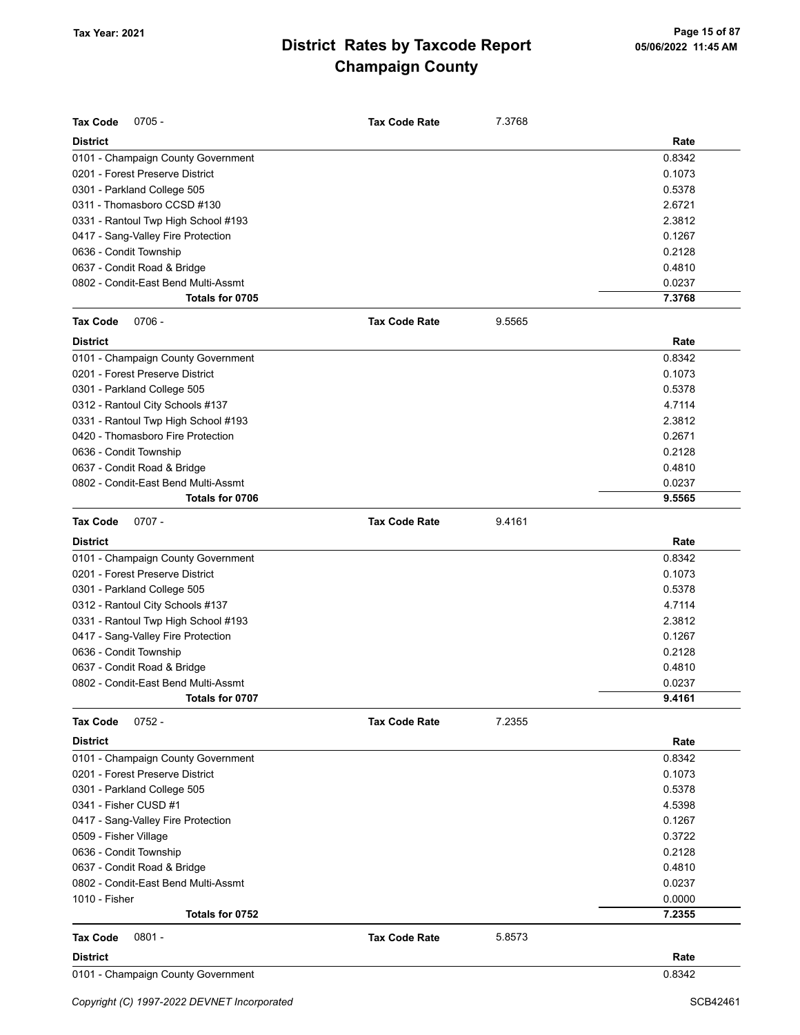# District Rates by Taxcode Report
# Champaign County

Tax Year: 2021

05/06/2022 11:45 AM

**Tax Code** 0705 - **Tax Code Rate** 7.3768

| District | Rate |
|---|---|
| 0101 - Champaign County Government | 0.8342 |
| 0201 - Forest Preserve District | 0.1073 |
| 0301 - Parkland College 505 | 0.5378 |
| 0311 - Thomasboro CCSD #130 | 2.6721 |
| 0331 - Rantoul Twp High School #193 | 2.3812 |
| 0417 - Sang-Valley Fire Protection | 0.1267 |
| 0636 - Condit Township | 0.2128 |
| 0637 - Condit Road & Bridge | 0.4810 |
| 0802 - Condit-East Bend Multi-Assmt | 0.0237 |
| **Totals for 0705** | **7.3768** |

**Tax Code** 0706 - **Tax Code Rate** 9.5565

| District | Rate |
|---|---|
| 0101 - Champaign County Government | 0.8342 |
| 0201 - Forest Preserve District | 0.1073 |
| 0301 - Parkland College 505 | 0.5378 |
| 0312 - Rantoul City Schools #137 | 4.7114 |
| 0331 - Rantoul Twp High School #193 | 2.3812 |
| 0420 - Thomasboro Fire Protection | 0.2671 |
| 0636 - Condit Township | 0.2128 |
| 0637 - Condit Road & Bridge | 0.4810 |
| 0802 - Condit-East Bend Multi-Assmt | 0.0237 |
| **Totals for 0706** | **9.5565** |

**Tax Code** 0707 - **Tax Code Rate** 9.4161

| District | Rate |
|---|---|
| 0101 - Champaign County Government | 0.8342 |
| 0201 - Forest Preserve District | 0.1073 |
| 0301 - Parkland College 505 | 0.5378 |
| 0312 - Rantoul City Schools #137 | 4.7114 |
| 0331 - Rantoul Twp High School #193 | 2.3812 |
| 0417 - Sang-Valley Fire Protection | 0.1267 |
| 0636 - Condit Township | 0.2128 |
| 0637 - Condit Road & Bridge | 0.4810 |
| 0802 - Condit-East Bend Multi-Assmt | 0.0237 |
| **Totals for 0707** | **9.4161** |

**Tax Code** 0752 - **Tax Code Rate** 7.2355

| District | Rate |
|---|---|
| 0101 - Champaign County Government | 0.8342 |
| 0201 - Forest Preserve District | 0.1073 |
| 0301 - Parkland College 505 | 0.5378 |
| 0341 - Fisher CUSD #1 | 4.5398 |
| 0417 - Sang-Valley Fire Protection | 0.1267 |
| 0509 - Fisher Village | 0.3722 |
| 0636 - Condit Township | 0.2128 |
| 0637 - Condit Road & Bridge | 0.4810 |
| 0802 - Condit-East Bend Multi-Assmt | 0.0237 |
| 1010 - Fisher | 0.0000 |
| **Totals for 0752** | **7.2355** |

**Tax Code** 0801 - **Tax Code Rate** 5.8573

| District | Rate |
|---|---|
| 0101 - Champaign County Government | 0.8342 |

Copyright (C) 1997-2022 DEVNET Incorporated SCB42461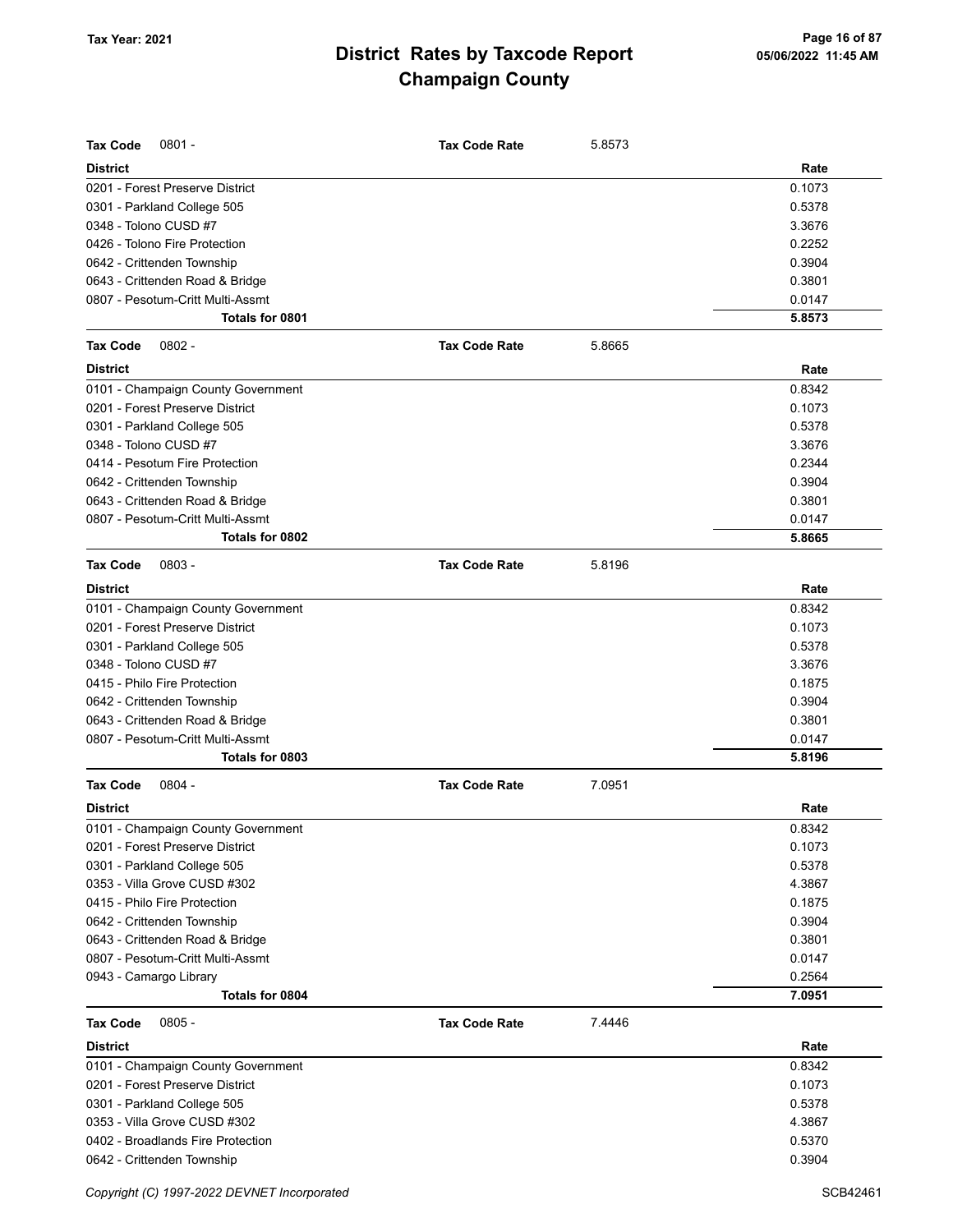# District Rates by Taxcode Report
# Champaign County

Tax Year: 2021

05/06/2022 11:45 AM

**Tax Code** 0801 - **Tax Code Rate** 5.8573

| District | Rate |
|---|---|
| 0201 - Forest Preserve District | 0.1073 |
| 0301 - Parkland College 505 | 0.5378 |
| 0348 - Tolono CUSD #7 | 3.3676 |
| 0426 - Tolono Fire Protection | 0.2252 |
| 0642 - Crittenden Township | 0.3904 |
| 0643 - Crittenden Road & Bridge | 0.3801 |
| 0807 - Pesotum-Critt Multi-Assmt | 0.0147 |
| **Totals for 0801** | **5.8573** |

**Tax Code** 0802 - **Tax Code Rate** 5.8665

| District | Rate |
|---|---|
| 0101 - Champaign County Government | 0.8342 |
| 0201 - Forest Preserve District | 0.1073 |
| 0301 - Parkland College 505 | 0.5378 |
| 0348 - Tolono CUSD #7 | 3.3676 |
| 0414 - Pesotum Fire Protection | 0.2344 |
| 0642 - Crittenden Township | 0.3904 |
| 0643 - Crittenden Road & Bridge | 0.3801 |
| 0807 - Pesotum-Critt Multi-Assmt | 0.0147 |
| **Totals for 0802** | **5.8665** |

**Tax Code** 0803 - **Tax Code Rate** 5.8196

| District | Rate |
|---|---|
| 0101 - Champaign County Government | 0.8342 |
| 0201 - Forest Preserve District | 0.1073 |
| 0301 - Parkland College 505 | 0.5378 |
| 0348 - Tolono CUSD #7 | 3.3676 |
| 0415 - Philo Fire Protection | 0.1875 |
| 0642 - Crittenden Township | 0.3904 |
| 0643 - Crittenden Road & Bridge | 0.3801 |
| 0807 - Pesotum-Critt Multi-Assmt | 0.0147 |
| **Totals for 0803** | **5.8196** |

**Tax Code** 0804 - **Tax Code Rate** 7.0951

| District | Rate |
|---|---|
| 0101 - Champaign County Government | 0.8342 |
| 0201 - Forest Preserve District | 0.1073 |
| 0301 - Parkland College 505 | 0.5378 |
| 0353 - Villa Grove CUSD #302 | 4.3867 |
| 0415 - Philo Fire Protection | 0.1875 |
| 0642 - Crittenden Township | 0.3904 |
| 0643 - Crittenden Road & Bridge | 0.3801 |
| 0807 - Pesotum-Critt Multi-Assmt | 0.0147 |
| 0943 - Camargo Library | 0.2564 |
| **Totals for 0804** | **7.0951** |

**Tax Code** 0805 - **Tax Code Rate** 7.4446

| District | Rate |
|---|---|
| 0101 - Champaign County Government | 0.8342 |
| 0201 - Forest Preserve District | 0.1073 |
| 0301 - Parkland College 505 | 0.5378 |
| 0353 - Villa Grove CUSD #302 | 4.3867 |
| 0402 - Broadlands Fire Protection | 0.5370 |
| 0642 - Crittenden Township | 0.3904 |

*Copyright (C) 1997-2022 DEVNET Incorporated* SCB42461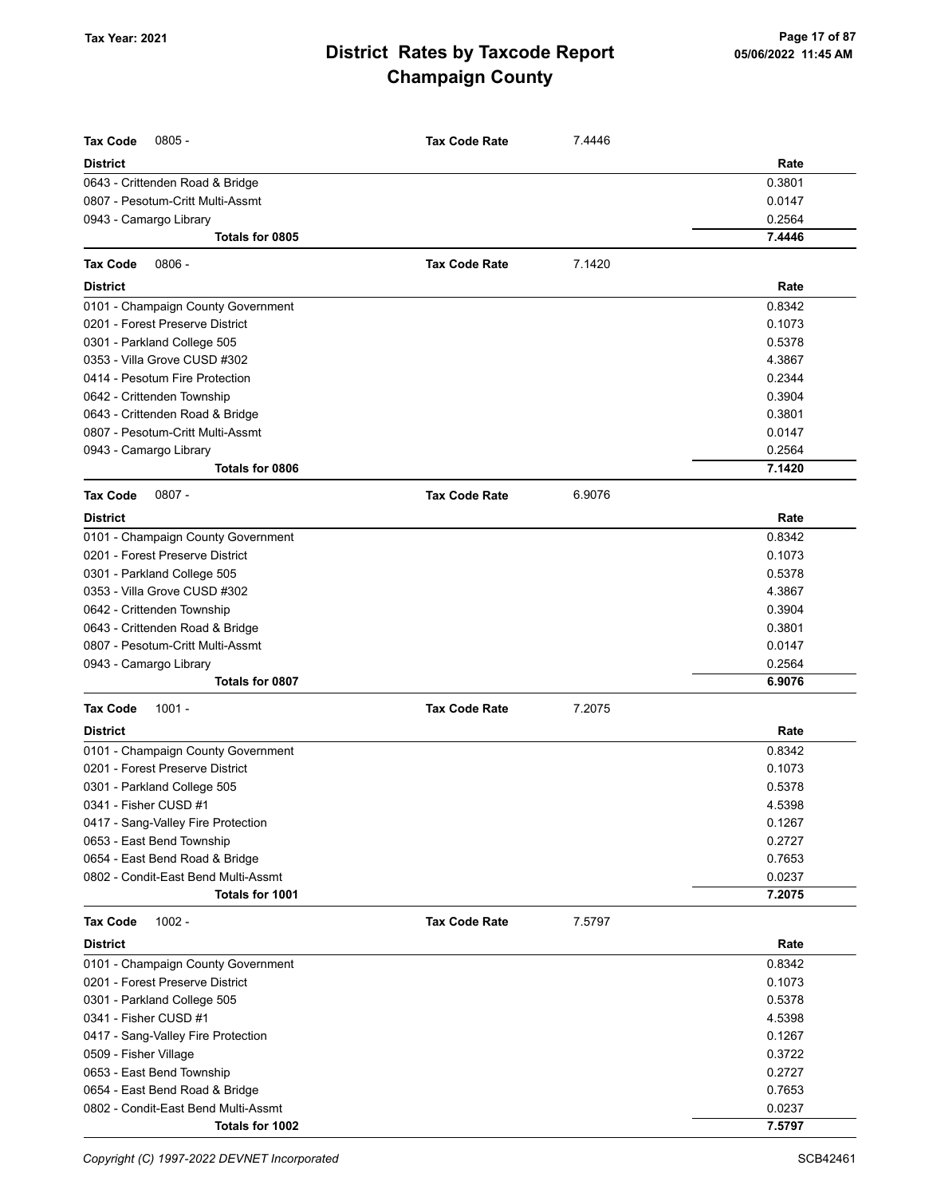**Tax Year: 2021**

# District Rates by Taxcode Report
## Champaign County

**Tax Code** 0805 - **Tax Code Rate** 7.4446

| District | Rate |
|---|---|
| 0643 - Crittenden Road & Bridge | 0.3801 |
| 0807 - Pesotum-Critt Multi-Assmt | 0.0147 |
| 0943 - Camargo Library | 0.2564 |
| **Totals for 0805** | **7.4446** |

**Tax Code** 0806 - **Tax Code Rate** 7.1420

| District | Rate |
|---|---|
| 0101 - Champaign County Government | 0.8342 |
| 0201 - Forest Preserve District | 0.1073 |
| 0301 - Parkland College 505 | 0.5378 |
| 0353 - Villa Grove CUSD #302 | 4.3867 |
| 0414 - Pesotum Fire Protection | 0.2344 |
| 0642 - Crittenden Township | 0.3904 |
| 0643 - Crittenden Road & Bridge | 0.3801 |
| 0807 - Pesotum-Critt Multi-Assmt | 0.0147 |
| 0943 - Camargo Library | 0.2564 |
| **Totals for 0806** | **7.1420** |

**Tax Code** 0807 - **Tax Code Rate** 6.9076

| District | Rate |
|---|---|
| 0101 - Champaign County Government | 0.8342 |
| 0201 - Forest Preserve District | 0.1073 |
| 0301 - Parkland College 505 | 0.5378 |
| 0353 - Villa Grove CUSD #302 | 4.3867 |
| 0642 - Crittenden Township | 0.3904 |
| 0643 - Crittenden Road & Bridge | 0.3801 |
| 0807 - Pesotum-Critt Multi-Assmt | 0.0147 |
| 0943 - Camargo Library | 0.2564 |
| **Totals for 0807** | **6.9076** |

**Tax Code** 1001 - **Tax Code Rate** 7.2075

| District | Rate |
|---|---|
| 0101 - Champaign County Government | 0.8342 |
| 0201 - Forest Preserve District | 0.1073 |
| 0301 - Parkland College 505 | 0.5378 |
| 0341 - Fisher CUSD #1 | 4.5398 |
| 0417 - Sang-Valley Fire Protection | 0.1267 |
| 0653 - East Bend Township | 0.2727 |
| 0654 - East Bend Road & Bridge | 0.7653 |
| 0802 - Condit-East Bend Multi-Assmt | 0.0237 |
| **Totals for 1001** | **7.2075** |

**Tax Code** 1002 - **Tax Code Rate** 7.5797

| District | Rate |
|---|---|
| 0101 - Champaign County Government | 0.8342 |
| 0201 - Forest Preserve District | 0.1073 |
| 0301 - Parkland College 505 | 0.5378 |
| 0341 - Fisher CUSD #1 | 4.5398 |
| 0417 - Sang-Valley Fire Protection | 0.1267 |
| 0509 - Fisher Village | 0.3722 |
| 0653 - East Bend Township | 0.2727 |
| 0654 - East Bend Road & Bridge | 0.7653 |
| 0802 - Condit-East Bend Multi-Assmt | 0.0237 |
| **Totals for 1002** | **7.5797** |

*Copyright (C) 1997-2022 DEVNET Incorporated*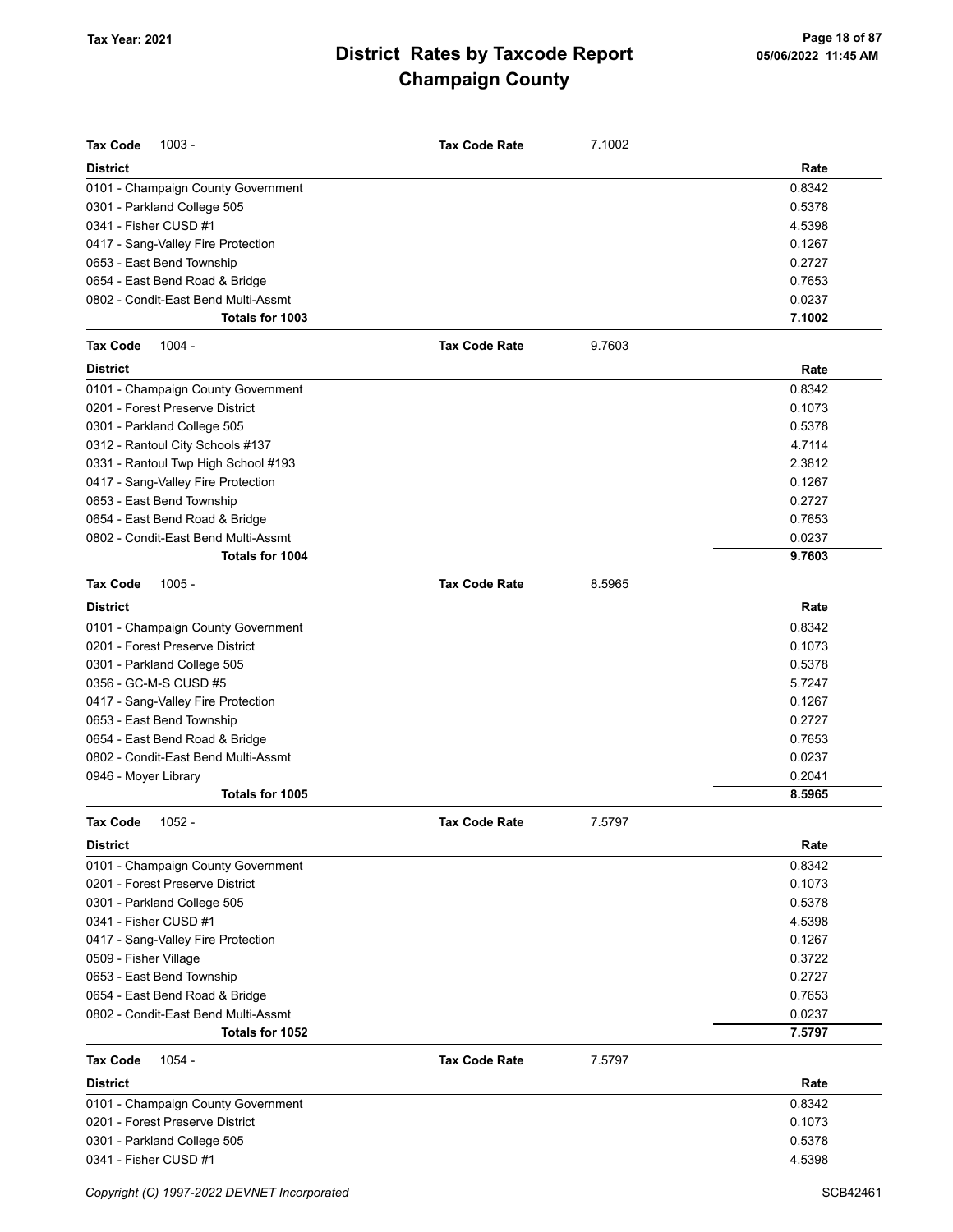# District Rates by Taxcode Report
# Champaign County

Tax Year: 2021

**Tax Code** 1003 - **Tax Code Rate** 7.1002

| District | Rate |
|---|---|
| 0101 - Champaign County Government | 0.8342 |
| 0301 - Parkland College 505 | 0.5378 |
| 0341 - Fisher CUSD #1 | 4.5398 |
| 0417 - Sang-Valley Fire Protection | 0.1267 |
| 0653 - East Bend Township | 0.2727 |
| 0654 - East Bend Road & Bridge | 0.7653 |
| 0802 - Condit-East Bend Multi-Assmt | 0.0237 |
| **Totals for 1003** | **7.1002** |

**Tax Code** 1004 - **Tax Code Rate** 9.7603

| District | Rate |
|---|---|
| 0101 - Champaign County Government | 0.8342 |
| 0201 - Forest Preserve District | 0.1073 |
| 0301 - Parkland College 505 | 0.5378 |
| 0312 - Rantoul City Schools #137 | 4.7114 |
| 0331 - Rantoul Twp High School #193 | 2.3812 |
| 0417 - Sang-Valley Fire Protection | 0.1267 |
| 0653 - East Bend Township | 0.2727 |
| 0654 - East Bend Road & Bridge | 0.7653 |
| 0802 - Condit-East Bend Multi-Assmt | 0.0237 |
| **Totals for 1004** | **9.7603** |

**Tax Code** 1005 - **Tax Code Rate** 8.5965

| District | Rate |
|---|---|
| 0101 - Champaign County Government | 0.8342 |
| 0201 - Forest Preserve District | 0.1073 |
| 0301 - Parkland College 505 | 0.5378 |
| 0356 - GC-M-S CUSD #5 | 5.7247 |
| 0417 - Sang-Valley Fire Protection | 0.1267 |
| 0653 - East Bend Township | 0.2727 |
| 0654 - East Bend Road & Bridge | 0.7653 |
| 0802 - Condit-East Bend Multi-Assmt | 0.0237 |
| 0946 - Moyer Library | 0.2041 |
| **Totals for 1005** | **8.5965** |

**Tax Code** 1052 - **Tax Code Rate** 7.5797

| District | Rate |
|---|---|
| 0101 - Champaign County Government | 0.8342 |
| 0201 - Forest Preserve District | 0.1073 |
| 0301 - Parkland College 505 | 0.5378 |
| 0341 - Fisher CUSD #1 | 4.5398 |
| 0417 - Sang-Valley Fire Protection | 0.1267 |
| 0509 - Fisher Village | 0.3722 |
| 0653 - East Bend Township | 0.2727 |
| 0654 - East Bend Road & Bridge | 0.7653 |
| 0802 - Condit-East Bend Multi-Assmt | 0.0237 |
| **Totals for 1052** | **7.5797** |

**Tax Code** 1054 - **Tax Code Rate** 7.5797

| District | Rate |
|---|---|
| 0101 - Champaign County Government | 0.8342 |
| 0201 - Forest Preserve District | 0.1073 |
| 0301 - Parkland College 505 | 0.5378 |
| 0341 - Fisher CUSD #1 | 4.5398 |

*Copyright (C) 1997-2022 DEVNET Incorporated* SCB42461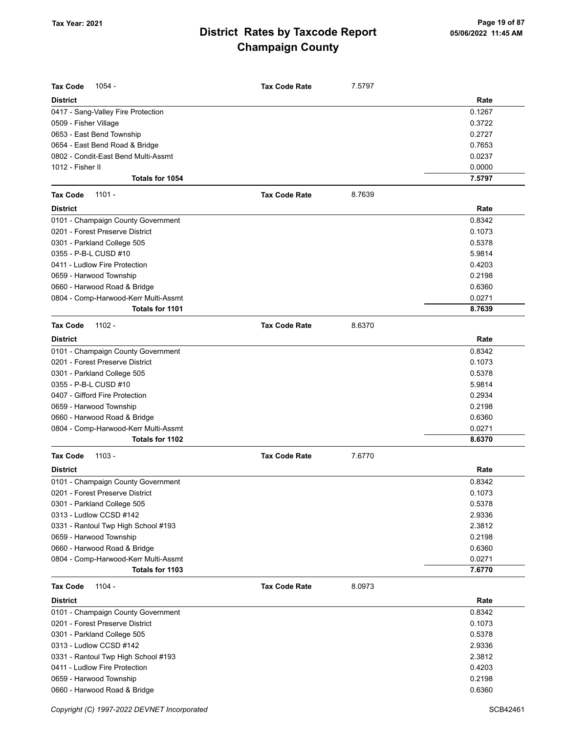## Tax Code 1054 - Tax Code Rate 7.5797

| District | Rate |
|---|---|
| 0417 - Sang-Valley Fire Protection | 0.1267 |
| 0509 - Fisher Village | 0.3722 |
| 0653 - East Bend Township | 0.2727 |
| 0654 - East Bend Road & Bridge | 0.7653 |
| 0802 - Condit-East Bend Multi-Assmt | 0.0237 |
| 1012 - Fisher II | 0.0000 |
| **Totals for 1054** | **7.5797** |

## Tax Code 1101 - Tax Code Rate 8.7639

| District | Rate |
|---|---|
| 0101 - Champaign County Government | 0.8342 |
| 0201 - Forest Preserve District | 0.1073 |
| 0301 - Parkland College 505 | 0.5378 |
| 0355 - P-B-L CUSD #10 | 5.9814 |
| 0411 - Ludlow Fire Protection | 0.4203 |
| 0659 - Harwood Township | 0.2198 |
| 0660 - Harwood Road & Bridge | 0.6360 |
| 0804 - Comp-Harwood-Kerr Multi-Assmt | 0.0271 |
| **Totals for 1101** | **8.7639** |

## Tax Code 1102 - Tax Code Rate 8.6370

| District | Rate |
|---|---|
| 0101 - Champaign County Government | 0.8342 |
| 0201 - Forest Preserve District | 0.1073 |
| 0301 - Parkland College 505 | 0.5378 |
| 0355 - P-B-L CUSD #10 | 5.9814 |
| 0407 - Gifford Fire Protection | 0.2934 |
| 0659 - Harwood Township | 0.2198 |
| 0660 - Harwood Road & Bridge | 0.6360 |
| 0804 - Comp-Harwood-Kerr Multi-Assmt | 0.0271 |
| **Totals for 1102** | **8.6370** |

## Tax Code 1103 - Tax Code Rate 7.6770

| District | Rate |
|---|---|
| 0101 - Champaign County Government | 0.8342 |
| 0201 - Forest Preserve District | 0.1073 |
| 0301 - Parkland College 505 | 0.5378 |
| 0313 - Ludlow CCSD #142 | 2.9336 |
| 0331 - Rantoul Twp High School #193 | 2.3812 |
| 0659 - Harwood Township | 0.2198 |
| 0660 - Harwood Road & Bridge | 0.6360 |
| 0804 - Comp-Harwood-Kerr Multi-Assmt | 0.0271 |
| **Totals for 1103** | **7.6770** |

## Tax Code 1104 - Tax Code Rate 8.0973

| District | Rate |
|---|---|
| 0101 - Champaign County Government | 0.8342 |
| 0201 - Forest Preserve District | 0.1073 |
| 0301 - Parkland College 505 | 0.5378 |
| 0313 - Ludlow CCSD #142 | 2.9336 |
| 0331 - Rantoul Twp High School #193 | 2.3812 |
| 0411 - Ludlow Fire Protection | 0.4203 |
| 0659 - Harwood Township | 0.2198 |
| 0660 - Harwood Road & Bridge | 0.6360 |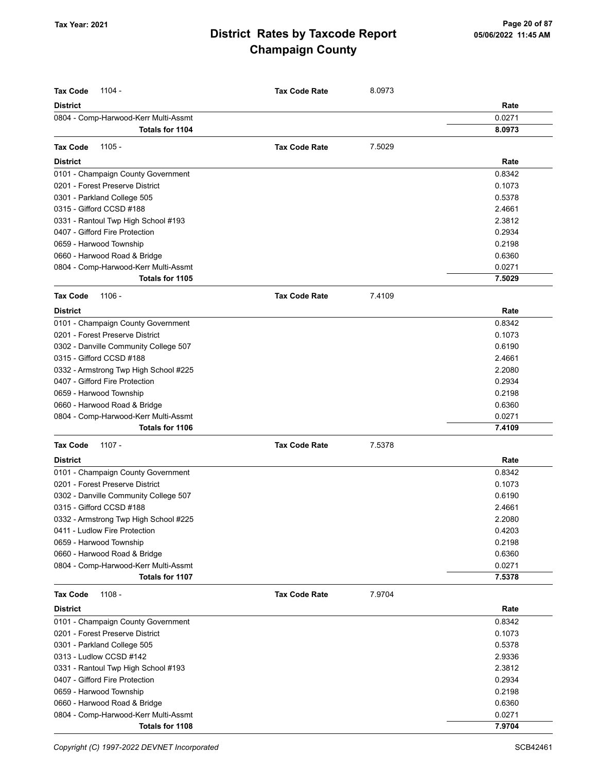# District Rates by Taxcode Report
# Champaign County

Tax Year: 2021

**Tax Code** 1104 - **Tax Code Rate** 8.0973

| District | Rate |
|---|---|
| 0804 - Comp-Harwood-Kerr Multi-Assmt | 0.0271 |
| **Totals for 1104** | **8.0973** |

**Tax Code** 1105 - **Tax Code Rate** 7.5029

| District | Rate |
|---|---|
| 0101 - Champaign County Government | 0.8342 |
| 0201 - Forest Preserve District | 0.1073 |
| 0301 - Parkland College 505 | 0.5378 |
| 0315 - Gifford CCSD #188 | 2.4661 |
| 0331 - Rantoul Twp High School #193 | 2.3812 |
| 0407 - Gifford Fire Protection | 0.2934 |
| 0659 - Harwood Township | 0.2198 |
| 0660 - Harwood Road & Bridge | 0.6360 |
| 0804 - Comp-Harwood-Kerr Multi-Assmt | 0.0271 |
| **Totals for 1105** | **7.5029** |

**Tax Code** 1106 - **Tax Code Rate** 7.4109

| District | Rate |
|---|---|
| 0101 - Champaign County Government | 0.8342 |
| 0201 - Forest Preserve District | 0.1073 |
| 0302 - Danville Community College 507 | 0.6190 |
| 0315 - Gifford CCSD #188 | 2.4661 |
| 0332 - Armstrong Twp High School #225 | 2.2080 |
| 0407 - Gifford Fire Protection | 0.2934 |
| 0659 - Harwood Township | 0.2198 |
| 0660 - Harwood Road & Bridge | 0.6360 |
| 0804 - Comp-Harwood-Kerr Multi-Assmt | 0.0271 |
| **Totals for 1106** | **7.4109** |

**Tax Code** 1107 - **Tax Code Rate** 7.5378

| District | Rate |
|---|---|
| 0101 - Champaign County Government | 0.8342 |
| 0201 - Forest Preserve District | 0.1073 |
| 0302 - Danville Community College 507 | 0.6190 |
| 0315 - Gifford CCSD #188 | 2.4661 |
| 0332 - Armstrong Twp High School #225 | 2.2080 |
| 0411 - Ludlow Fire Protection | 0.4203 |
| 0659 - Harwood Township | 0.2198 |
| 0660 - Harwood Road & Bridge | 0.6360 |
| 0804 - Comp-Harwood-Kerr Multi-Assmt | 0.0271 |
| **Totals for 1107** | **7.5378** |

**Tax Code** 1108 - **Tax Code Rate** 7.9704

| District | Rate |
|---|---|
| 0101 - Champaign County Government | 0.8342 |
| 0201 - Forest Preserve District | 0.1073 |
| 0301 - Parkland College 505 | 0.5378 |
| 0313 - Ludlow CCSD #142 | 2.9336 |
| 0331 - Rantoul Twp High School #193 | 2.3812 |
| 0407 - Gifford Fire Protection | 0.2934 |
| 0659 - Harwood Township | 0.2198 |
| 0660 - Harwood Road & Bridge | 0.6360 |
| 0804 - Comp-Harwood-Kerr Multi-Assmt | 0.0271 |
| **Totals for 1108** | **7.9704** |

*Copyright (C) 1997-2022 DEVNET Incorporated*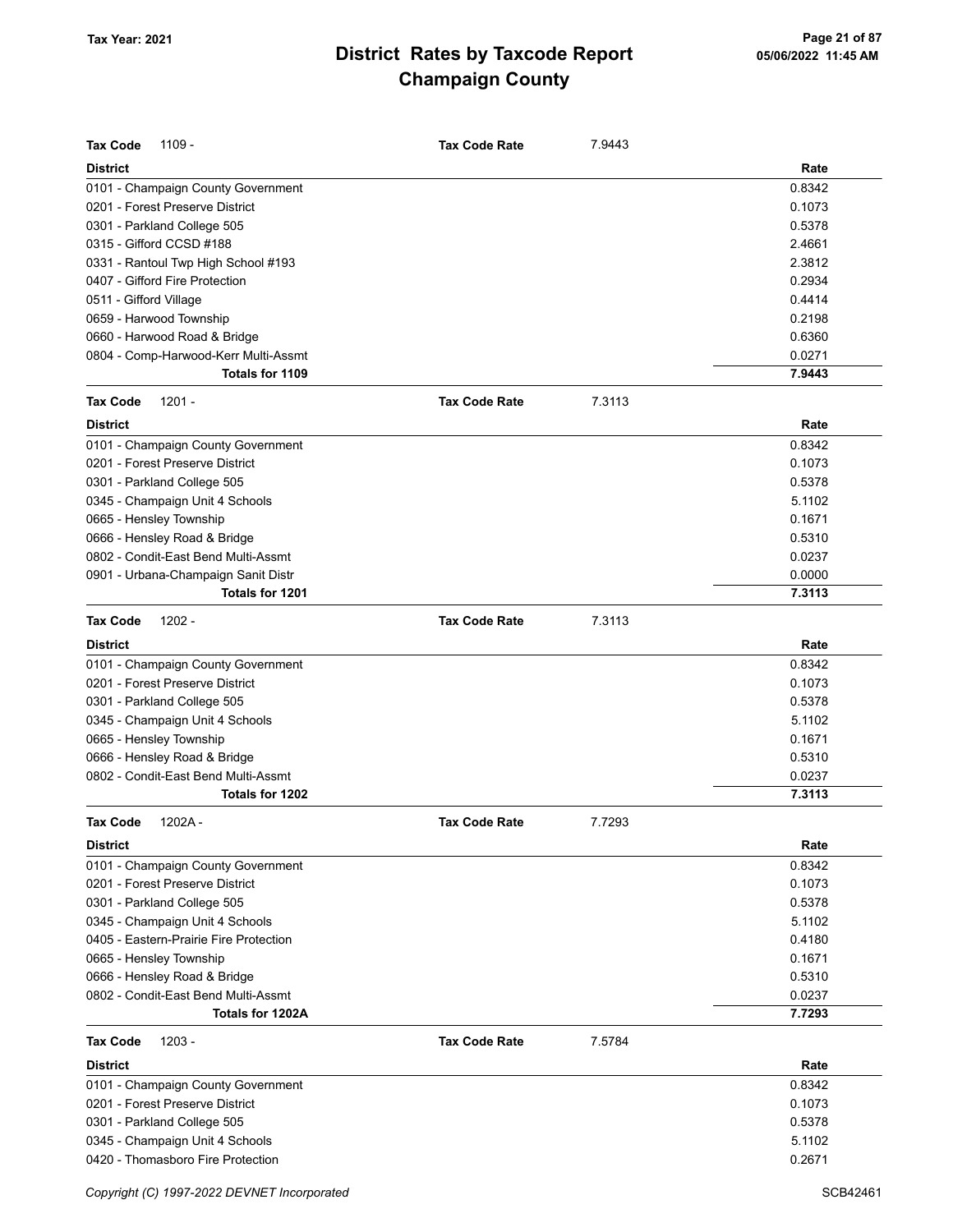**Tax Year: 2021**

# District Rates by Taxcode Report
## Champaign County

**Tax Code** 1109 - **Tax Code Rate** 7.9443

| District | Rate |
|---|---|
| 0101 - Champaign County Government | 0.8342 |
| 0201 - Forest Preserve District | 0.1073 |
| 0301 - Parkland College 505 | 0.5378 |
| 0315 - Gifford CCSD #188 | 2.4661 |
| 0331 - Rantoul Twp High School #193 | 2.3812 |
| 0407 - Gifford Fire Protection | 0.2934 |
| 0511 - Gifford Village | 0.4414 |
| 0659 - Harwood Township | 0.2198 |
| 0660 - Harwood Road & Bridge | 0.6360 |
| 0804 - Comp-Harwood-Kerr Multi-Assmt | 0.0271 |
| **Totals for 1109** | **7.9443** |

**Tax Code** 1201 - **Tax Code Rate** 7.3113

| District | Rate |
|---|---|
| 0101 - Champaign County Government | 0.8342 |
| 0201 - Forest Preserve District | 0.1073 |
| 0301 - Parkland College 505 | 0.5378 |
| 0345 - Champaign Unit 4 Schools | 5.1102 |
| 0665 - Hensley Township | 0.1671 |
| 0666 - Hensley Road & Bridge | 0.5310 |
| 0802 - Condit-East Bend Multi-Assmt | 0.0237 |
| 0901 - Urbana-Champaign Sanit Distr | 0.0000 |
| **Totals for 1201** | **7.3113** |

**Tax Code** 1202 - **Tax Code Rate** 7.3113

| District | Rate |
|---|---|
| 0101 - Champaign County Government | 0.8342 |
| 0201 - Forest Preserve District | 0.1073 |
| 0301 - Parkland College 505 | 0.5378 |
| 0345 - Champaign Unit 4 Schools | 5.1102 |
| 0665 - Hensley Township | 0.1671 |
| 0666 - Hensley Road & Bridge | 0.5310 |
| 0802 - Condit-East Bend Multi-Assmt | 0.0237 |
| **Totals for 1202** | **7.3113** |

**Tax Code** 1202A - **Tax Code Rate** 7.7293

| District | Rate |
|---|---|
| 0101 - Champaign County Government | 0.8342 |
| 0201 - Forest Preserve District | 0.1073 |
| 0301 - Parkland College 505 | 0.5378 |
| 0345 - Champaign Unit 4 Schools | 5.1102 |
| 0405 - Eastern-Prairie Fire Protection | 0.4180 |
| 0665 - Hensley Township | 0.1671 |
| 0666 - Hensley Road & Bridge | 0.5310 |
| 0802 - Condit-East Bend Multi-Assmt | 0.0237 |
| **Totals for 1202A** | **7.7293** |

**Tax Code** 1203 - **Tax Code Rate** 7.5784

| District | Rate |
|---|---|
| 0101 - Champaign County Government | 0.8342 |
| 0201 - Forest Preserve District | 0.1073 |
| 0301 - Parkland College 505 | 0.5378 |
| 0345 - Champaign Unit 4 Schools | 5.1102 |
| 0420 - Thomasboro Fire Protection | 0.2671 |

Copyright (C) 1997-2022 DEVNET Incorporated SCB42461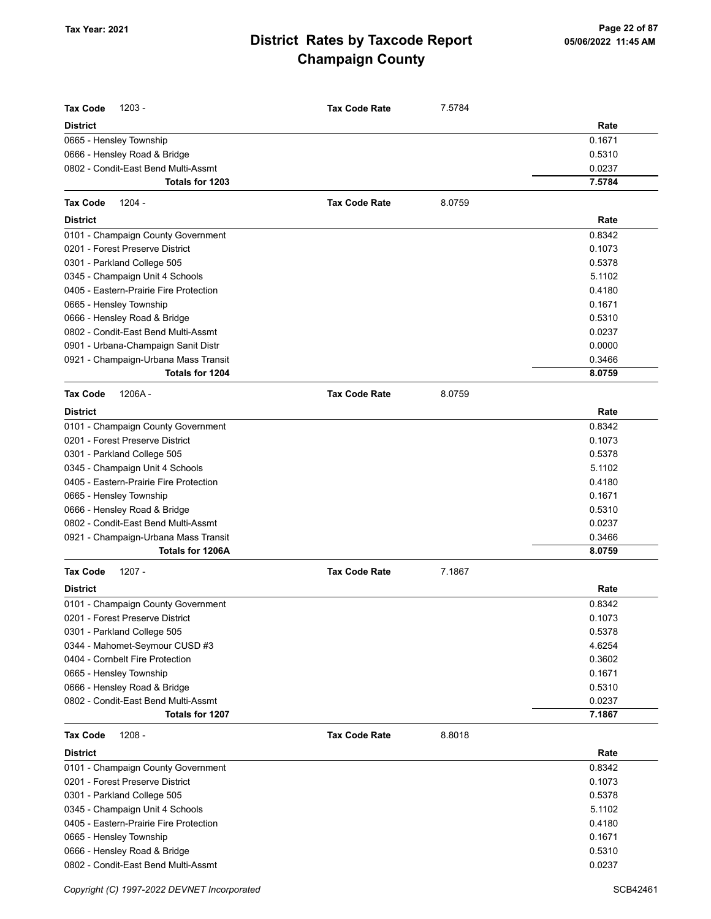**Tax Year: 2021**

# District Rates by Taxcode Report
## Champaign County

**Tax Code** 1203 - **Tax Code Rate** 7.5784

| District | Rate |
|---|---|
| 0665 - Hensley Township | 0.1671 |
| 0666 - Hensley Road & Bridge | 0.5310 |
| 0802 - Condit-East Bend Multi-Assmt | 0.0237 |
| **Totals for 1203** | **7.5784** |

**Tax Code** 1204 - **Tax Code Rate** 8.0759

| District | Rate |
|---|---|
| 0101 - Champaign County Government | 0.8342 |
| 0201 - Forest Preserve District | 0.1073 |
| 0301 - Parkland College 505 | 0.5378 |
| 0345 - Champaign Unit 4 Schools | 5.1102 |
| 0405 - Eastern-Prairie Fire Protection | 0.4180 |
| 0665 - Hensley Township | 0.1671 |
| 0666 - Hensley Road & Bridge | 0.5310 |
| 0802 - Condit-East Bend Multi-Assmt | 0.0237 |
| 0901 - Urbana-Champaign Sanit Distr | 0.0000 |
| 0921 - Champaign-Urbana Mass Transit | 0.3466 |
| **Totals for 1204** | **8.0759** |

**Tax Code** 1206A - **Tax Code Rate** 8.0759

| District | Rate |
|---|---|
| 0101 - Champaign County Government | 0.8342 |
| 0201 - Forest Preserve District | 0.1073 |
| 0301 - Parkland College 505 | 0.5378 |
| 0345 - Champaign Unit 4 Schools | 5.1102 |
| 0405 - Eastern-Prairie Fire Protection | 0.4180 |
| 0665 - Hensley Township | 0.1671 |
| 0666 - Hensley Road & Bridge | 0.5310 |
| 0802 - Condit-East Bend Multi-Assmt | 0.0237 |
| 0921 - Champaign-Urbana Mass Transit | 0.3466 |
| **Totals for 1206A** | **8.0759** |

**Tax Code** 1207 - **Tax Code Rate** 7.1867

| District | Rate |
|---|---|
| 0101 - Champaign County Government | 0.8342 |
| 0201 - Forest Preserve District | 0.1073 |
| 0301 - Parkland College 505 | 0.5378 |
| 0344 - Mahomet-Seymour CUSD #3 | 4.6254 |
| 0404 - Cornbelt Fire Protection | 0.3602 |
| 0665 - Hensley Township | 0.1671 |
| 0666 - Hensley Road & Bridge | 0.5310 |
| 0802 - Condit-East Bend Multi-Assmt | 0.0237 |
| **Totals for 1207** | **7.1867** |

**Tax Code** 1208 - **Tax Code Rate** 8.8018

| District | Rate |
|---|---|
| 0101 - Champaign County Government | 0.8342 |
| 0201 - Forest Preserve District | 0.1073 |
| 0301 - Parkland College 505 | 0.5378 |
| 0345 - Champaign Unit 4 Schools | 5.1102 |
| 0405 - Eastern-Prairie Fire Protection | 0.4180 |
| 0665 - Hensley Township | 0.1671 |
| 0666 - Hensley Road & Bridge | 0.5310 |
| 0802 - Condit-East Bend Multi-Assmt | 0.0237 |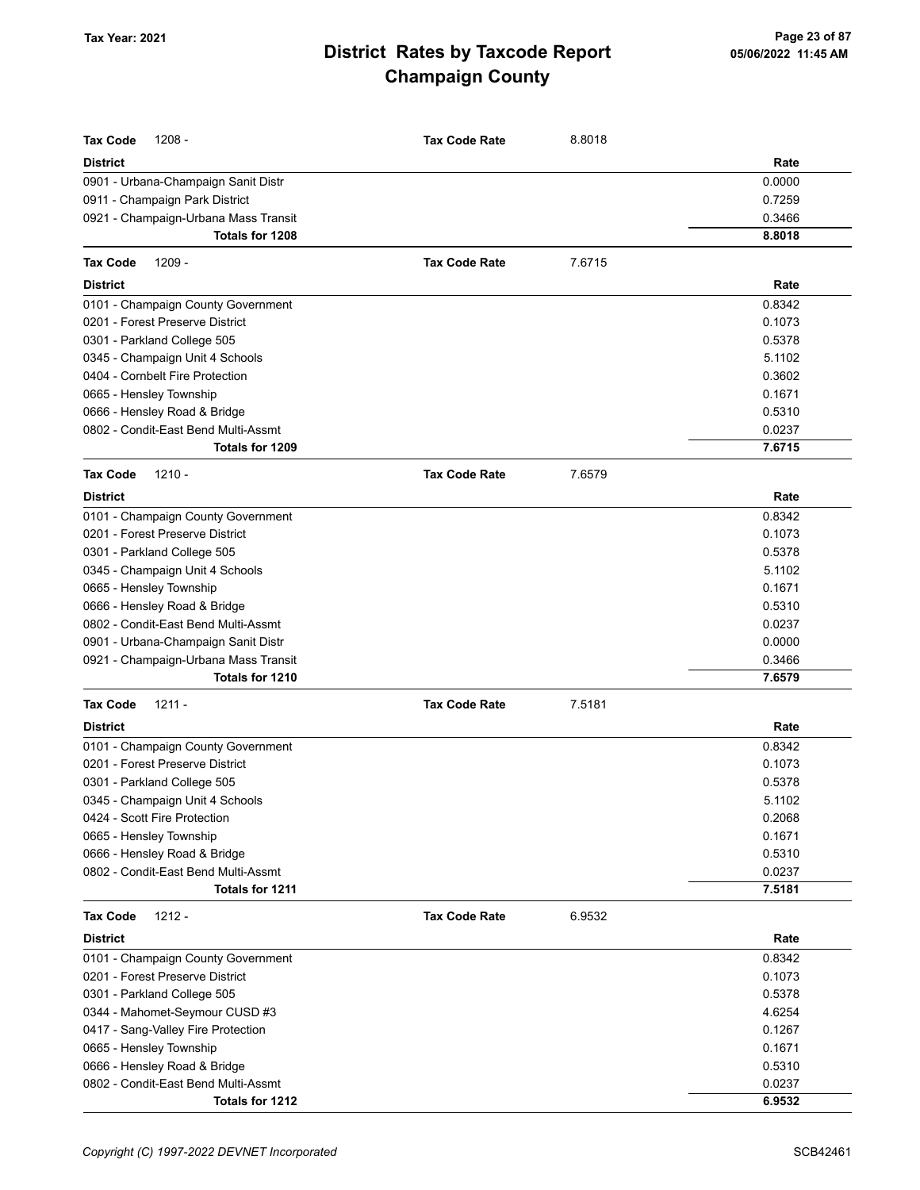# District Rates by Taxcode Report
# Champaign County

Tax Year: 2021

| **Tax Code** 1208 - | **Tax Code Rate** | 8.8018 |
|---|---|---|
| **District** | | **Rate** |
| 0901 - Urbana-Champaign Sanit Distr | | 0.0000 |
| 0911 - Champaign Park District | | 0.7259 |
| 0921 - Champaign-Urbana Mass Transit | | 0.3466 |
| **Totals for 1208** | | **8.8018** |

| **Tax Code** 1209 - | **Tax Code Rate** | 7.6715 |
|---|---|---|
| **District** | | **Rate** |
| 0101 - Champaign County Government | | 0.8342 |
| 0201 - Forest Preserve District | | 0.1073 |
| 0301 - Parkland College 505 | | 0.5378 |
| 0345 - Champaign Unit 4 Schools | | 5.1102 |
| 0404 - Cornbelt Fire Protection | | 0.3602 |
| 0665 - Hensley Township | | 0.1671 |
| 0666 - Hensley Road & Bridge | | 0.5310 |
| 0802 - Condit-East Bend Multi-Assmt | | 0.0237 |
| **Totals for 1209** | | **7.6715** |

| **Tax Code** 1210 - | **Tax Code Rate** | 7.6579 |
|---|---|---|
| **District** | | **Rate** |
| 0101 - Champaign County Government | | 0.8342 |
| 0201 - Forest Preserve District | | 0.1073 |
| 0301 - Parkland College 505 | | 0.5378 |
| 0345 - Champaign Unit 4 Schools | | 5.1102 |
| 0665 - Hensley Township | | 0.1671 |
| 0666 - Hensley Road & Bridge | | 0.5310 |
| 0802 - Condit-East Bend Multi-Assmt | | 0.0237 |
| 0901 - Urbana-Champaign Sanit Distr | | 0.0000 |
| 0921 - Champaign-Urbana Mass Transit | | 0.3466 |
| **Totals for 1210** | | **7.6579** |

| **Tax Code** 1211 - | **Tax Code Rate** | 7.5181 |
|---|---|---|
| **District** | | **Rate** |
| 0101 - Champaign County Government | | 0.8342 |
| 0201 - Forest Preserve District | | 0.1073 |
| 0301 - Parkland College 505 | | 0.5378 |
| 0345 - Champaign Unit 4 Schools | | 5.1102 |
| 0424 - Scott Fire Protection | | 0.2068 |
| 0665 - Hensley Township | | 0.1671 |
| 0666 - Hensley Road & Bridge | | 0.5310 |
| 0802 - Condit-East Bend Multi-Assmt | | 0.0237 |
| **Totals for 1211** | | **7.5181** |

| **Tax Code** 1212 - | **Tax Code Rate** | 6.9532 |
|---|---|---|
| **District** | | **Rate** |
| 0101 - Champaign County Government | | 0.8342 |
| 0201 - Forest Preserve District | | 0.1073 |
| 0301 - Parkland College 505 | | 0.5378 |
| 0344 - Mahomet-Seymour CUSD #3 | | 4.6254 |
| 0417 - Sang-Valley Fire Protection | | 0.1267 |
| 0665 - Hensley Township | | 0.1671 |
| 0666 - Hensley Road & Bridge | | 0.5310 |
| 0802 - Condit-East Bend Multi-Assmt | | 0.0237 |
| **Totals for 1212** | | **6.9532** |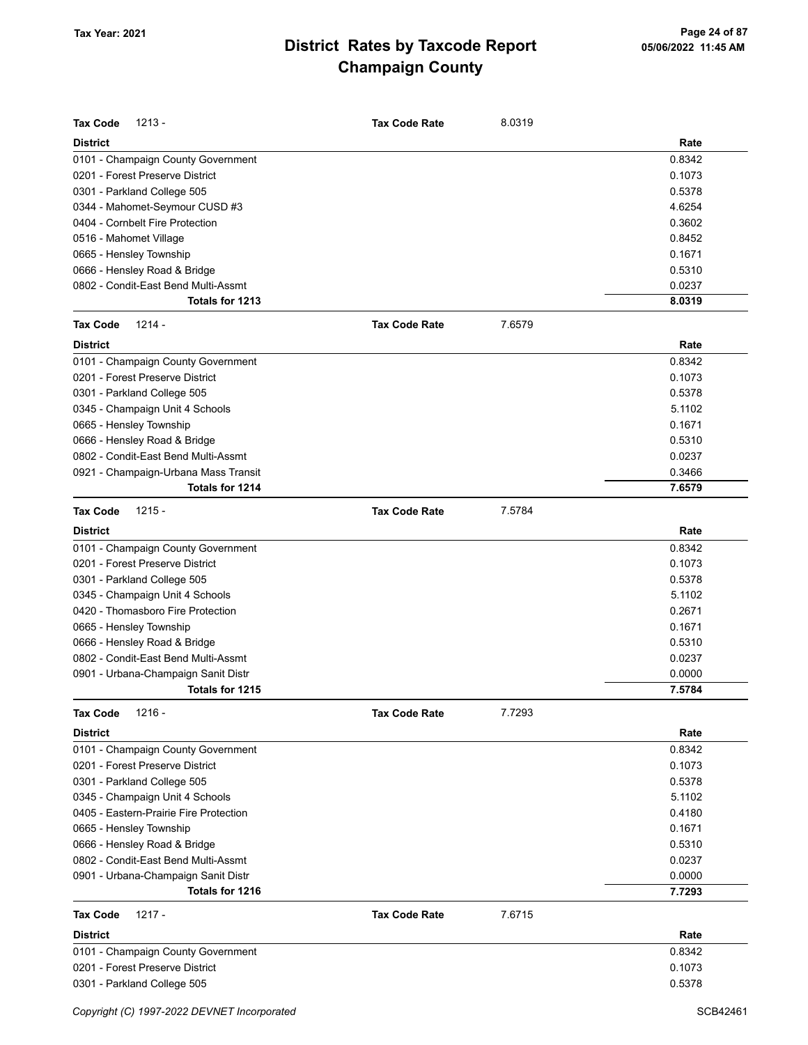# District Rates by Taxcode Report
## Champaign County

Tax Year: 2021

**Tax Code** 1213 - **Tax Code Rate** 8.0319

| District | Rate |
|---|---|
| 0101 - Champaign County Government | 0.8342 |
| 0201 - Forest Preserve District | 0.1073 |
| 0301 - Parkland College 505 | 0.5378 |
| 0344 - Mahomet-Seymour CUSD #3 | 4.6254 |
| 0404 - Cornbelt Fire Protection | 0.3602 |
| 0516 - Mahomet Village | 0.8452 |
| 0665 - Hensley Township | 0.1671 |
| 0666 - Hensley Road & Bridge | 0.5310 |
| 0802 - Condit-East Bend Multi-Assmt | 0.0237 |
| **Totals for 1213** | **8.0319** |

**Tax Code** 1214 - **Tax Code Rate** 7.6579

| District | Rate |
|---|---|
| 0101 - Champaign County Government | 0.8342 |
| 0201 - Forest Preserve District | 0.1073 |
| 0301 - Parkland College 505 | 0.5378 |
| 0345 - Champaign Unit 4 Schools | 5.1102 |
| 0665 - Hensley Township | 0.1671 |
| 0666 - Hensley Road & Bridge | 0.5310 |
| 0802 - Condit-East Bend Multi-Assmt | 0.0237 |
| 0921 - Champaign-Urbana Mass Transit | 0.3466 |
| **Totals for 1214** | **7.6579** |

**Tax Code** 1215 - **Tax Code Rate** 7.5784

| District | Rate |
|---|---|
| 0101 - Champaign County Government | 0.8342 |
| 0201 - Forest Preserve District | 0.1073 |
| 0301 - Parkland College 505 | 0.5378 |
| 0345 - Champaign Unit 4 Schools | 5.1102 |
| 0420 - Thomasboro Fire Protection | 0.2671 |
| 0665 - Hensley Township | 0.1671 |
| 0666 - Hensley Road & Bridge | 0.5310 |
| 0802 - Condit-East Bend Multi-Assmt | 0.0237 |
| 0901 - Urbana-Champaign Sanit Distr | 0.0000 |
| **Totals for 1215** | **7.5784** |

**Tax Code** 1216 - **Tax Code Rate** 7.7293

| District | Rate |
|---|---|
| 0101 - Champaign County Government | 0.8342 |
| 0201 - Forest Preserve District | 0.1073 |
| 0301 - Parkland College 505 | 0.5378 |
| 0345 - Champaign Unit 4 Schools | 5.1102 |
| 0405 - Eastern-Prairie Fire Protection | 0.4180 |
| 0665 - Hensley Township | 0.1671 |
| 0666 - Hensley Road & Bridge | 0.5310 |
| 0802 - Condit-East Bend Multi-Assmt | 0.0237 |
| 0901 - Urbana-Champaign Sanit Distr | 0.0000 |
| **Totals for 1216** | **7.7293** |

**Tax Code** 1217 - **Tax Code Rate** 7.6715

| District | Rate |
|---|---|
| 0101 - Champaign County Government | 0.8342 |
| 0201 - Forest Preserve District | 0.1073 |
| 0301 - Parkland College 505 | 0.5378 |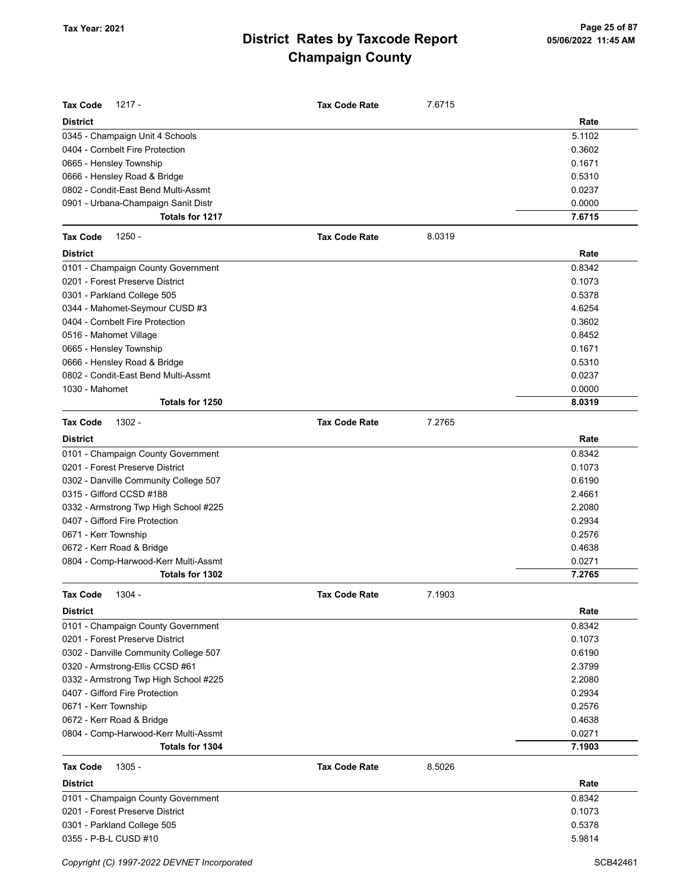# District Rates by Taxcode Report

## Champaign County

Tax Year: 2021

05/06/2022 11:45 AM

**Tax Code** 1217 - **Tax Code Rate** 7.6715

| District | Rate |
|---|---|
| 0345 - Champaign Unit 4 Schools | 5.1102 |
| 0404 - Cornbelt Fire Protection | 0.3602 |
| 0665 - Hensley Township | 0.1671 |
| 0666 - Hensley Road & Bridge | 0.5310 |
| 0802 - Condit-East Bend Multi-Assmt | 0.0237 |
| 0901 - Urbana-Champaign Sanit Distr | 0.0000 |
| **Totals for 1217** | **7.6715** |

**Tax Code** 1250 - **Tax Code Rate** 8.0319

| District | Rate |
|---|---|
| 0101 - Champaign County Government | 0.8342 |
| 0201 - Forest Preserve District | 0.1073 |
| 0301 - Parkland College 505 | 0.5378 |
| 0344 - Mahomet-Seymour CUSD #3 | 4.6254 |
| 0404 - Cornbelt Fire Protection | 0.3602 |
| 0516 - Mahomet Village | 0.8452 |
| 0665 - Hensley Township | 0.1671 |
| 0666 - Hensley Road & Bridge | 0.5310 |
| 0802 - Condit-East Bend Multi-Assmt | 0.0237 |
| 1030 - Mahomet | 0.0000 |
| **Totals for 1250** | **8.0319** |

**Tax Code** 1302 - **Tax Code Rate** 7.2765

| District | Rate |
|---|---|
| 0101 - Champaign County Government | 0.8342 |
| 0201 - Forest Preserve District | 0.1073 |
| 0302 - Danville Community College 507 | 0.6190 |
| 0315 - Gifford CCSD #188 | 2.4661 |
| 0332 - Armstrong Twp High School #225 | 2.2080 |
| 0407 - Gifford Fire Protection | 0.2934 |
| 0671 - Kerr Township | 0.2576 |
| 0672 - Kerr Road & Bridge | 0.4638 |
| 0804 - Comp-Harwood-Kerr Multi-Assmt | 0.0271 |
| **Totals for 1302** | **7.2765** |

**Tax Code** 1304 - **Tax Code Rate** 7.1903

| District | Rate |
|---|---|
| 0101 - Champaign County Government | 0.8342 |
| 0201 - Forest Preserve District | 0.1073 |
| 0302 - Danville Community College 507 | 0.6190 |
| 0320 - Armstrong-Ellis CCSD #61 | 2.3799 |
| 0332 - Armstrong Twp High School #225 | 2.2080 |
| 0407 - Gifford Fire Protection | 0.2934 |
| 0671 - Kerr Township | 0.2576 |
| 0672 - Kerr Road & Bridge | 0.4638 |
| 0804 - Comp-Harwood-Kerr Multi-Assmt | 0.0271 |
| **Totals for 1304** | **7.1903** |

**Tax Code** 1305 - **Tax Code Rate** 8.5026

| District | Rate |
|---|---|
| 0101 - Champaign County Government | 0.8342 |
| 0201 - Forest Preserve District | 0.1073 |
| 0301 - Parkland College 505 | 0.5378 |
| 0355 - P-B-L CUSD #10 | 5.9814 |

Copyright (C) 1997-2022 DEVNET Incorporated

SCB42461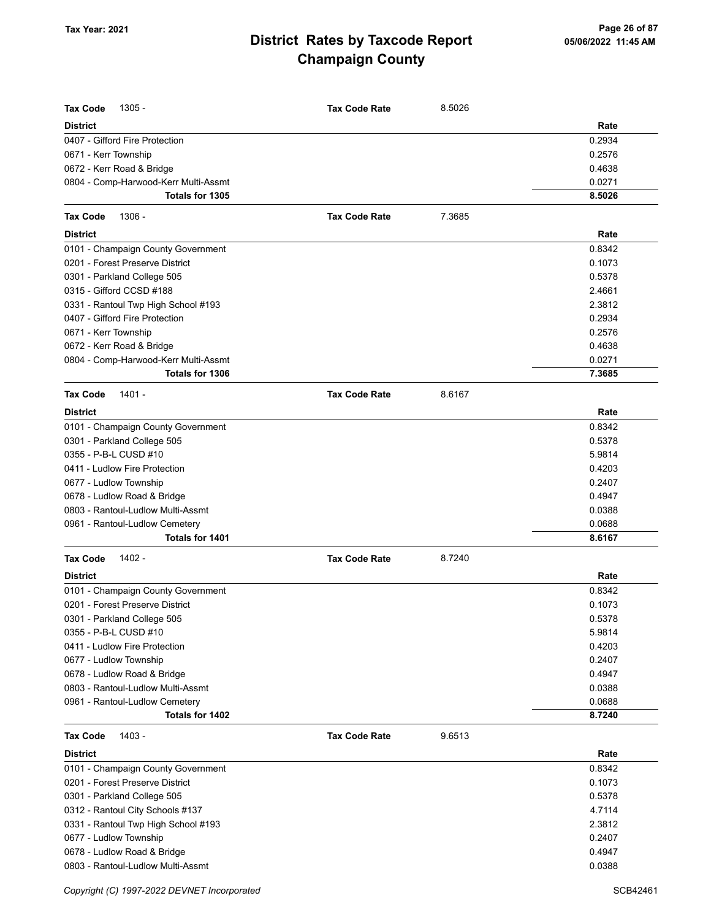| **Tax Code** 1305 - | **Tax Code Rate** | 8.5026 |
|---|---|---|
| **District** | | **Rate** |
| 0407 - Gifford Fire Protection | | 0.2934 |
| 0671 - Kerr Township | | 0.2576 |
| 0672 - Kerr Road & Bridge | | 0.4638 |
| 0804 - Comp-Harwood-Kerr Multi-Assmt | | 0.0271 |
| **Totals for 1305** | | **8.5026** |

| **Tax Code** 1306 - | **Tax Code Rate** | 7.3685 |
|---|---|---|
| **District** | | **Rate** |
| 0101 - Champaign County Government | | 0.8342 |
| 0201 - Forest Preserve District | | 0.1073 |
| 0301 - Parkland College 505 | | 0.5378 |
| 0315 - Gifford CCSD #188 | | 2.4661 |
| 0331 - Rantoul Twp High School #193 | | 2.3812 |
| 0407 - Gifford Fire Protection | | 0.2934 |
| 0671 - Kerr Township | | 0.2576 |
| 0672 - Kerr Road & Bridge | | 0.4638 |
| 0804 - Comp-Harwood-Kerr Multi-Assmt | | 0.0271 |
| **Totals for 1306** | | **7.3685** |

| **Tax Code** 1401 - | **Tax Code Rate** | 8.6167 |
|---|---|---|
| **District** | | **Rate** |
| 0101 - Champaign County Government | | 0.8342 |
| 0301 - Parkland College 505 | | 0.5378 |
| 0355 - P-B-L CUSD #10 | | 5.9814 |
| 0411 - Ludlow Fire Protection | | 0.4203 |
| 0677 - Ludlow Township | | 0.2407 |
| 0678 - Ludlow Road & Bridge | | 0.4947 |
| 0803 - Rantoul-Ludlow Multi-Assmt | | 0.0388 |
| 0961 - Rantoul-Ludlow Cemetery | | 0.0688 |
| **Totals for 1401** | | **8.6167** |

| **Tax Code** 1402 - | **Tax Code Rate** | 8.7240 |
|---|---|---|
| **District** | | **Rate** |
| 0101 - Champaign County Government | | 0.8342 |
| 0201 - Forest Preserve District | | 0.1073 |
| 0301 - Parkland College 505 | | 0.5378 |
| 0355 - P-B-L CUSD #10 | | 5.9814 |
| 0411 - Ludlow Fire Protection | | 0.4203 |
| 0677 - Ludlow Township | | 0.2407 |
| 0678 - Ludlow Road & Bridge | | 0.4947 |
| 0803 - Rantoul-Ludlow Multi-Assmt | | 0.0388 |
| 0961 - Rantoul-Ludlow Cemetery | | 0.0688 |
| **Totals for 1402** | | **8.7240** |

| **Tax Code** 1403 - | **Tax Code Rate** | 9.6513 |
|---|---|---|
| **District** | | **Rate** |
| 0101 - Champaign County Government | | 0.8342 |
| 0201 - Forest Preserve District | | 0.1073 |
| 0301 - Parkland College 505 | | 0.5378 |
| 0312 - Rantoul City Schools #137 | | 4.7114 |
| 0331 - Rantoul Twp High School #193 | | 2.3812 |
| 0677 - Ludlow Township | | 0.2407 |
| 0678 - Ludlow Road & Bridge | | 0.4947 |
| 0803 - Rantoul-Ludlow Multi-Assmt | | 0.0388 |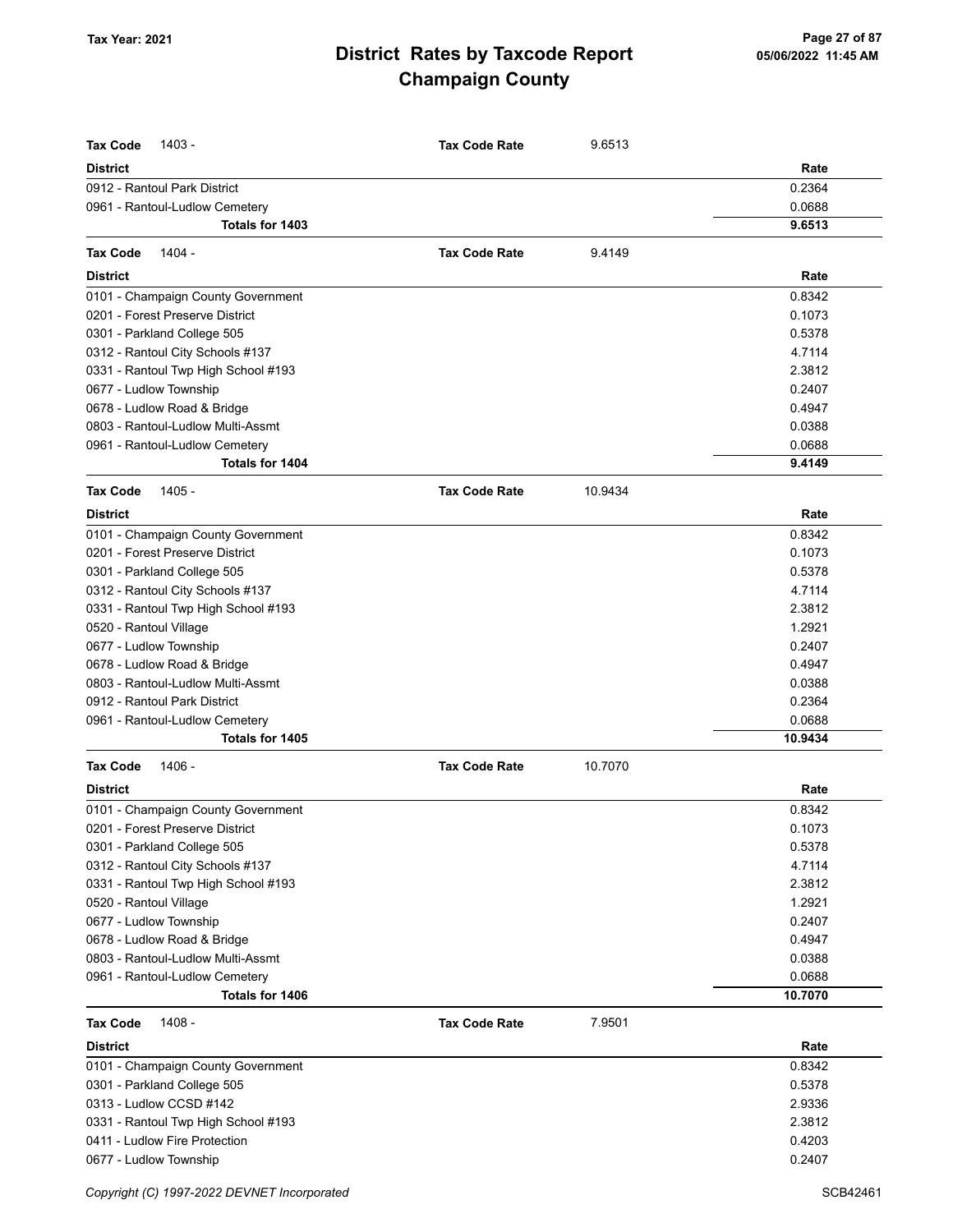# District Rates by Taxcode Report
## Champaign County

Tax Year: 2021

**Tax Code** 1403 - **Tax Code Rate** 9.6513

| District | Rate |
|---|---|
| 0912 - Rantoul Park District | 0.2364 |
| 0961 - Rantoul-Ludlow Cemetery | 0.0688 |
| **Totals for 1403** | **9.6513** |

**Tax Code** 1404 - **Tax Code Rate** 9.4149

| District | Rate |
|---|---|
| 0101 - Champaign County Government | 0.8342 |
| 0201 - Forest Preserve District | 0.1073 |
| 0301 - Parkland College 505 | 0.5378 |
| 0312 - Rantoul City Schools #137 | 4.7114 |
| 0331 - Rantoul Twp High School #193 | 2.3812 |
| 0677 - Ludlow Township | 0.2407 |
| 0678 - Ludlow Road & Bridge | 0.4947 |
| 0803 - Rantoul-Ludlow Multi-Assmt | 0.0388 |
| 0961 - Rantoul-Ludlow Cemetery | 0.0688 |
| **Totals for 1404** | **9.4149** |

**Tax Code** 1405 - **Tax Code Rate** 10.9434

| District | Rate |
|---|---|
| 0101 - Champaign County Government | 0.8342 |
| 0201 - Forest Preserve District | 0.1073 |
| 0301 - Parkland College 505 | 0.5378 |
| 0312 - Rantoul City Schools #137 | 4.7114 |
| 0331 - Rantoul Twp High School #193 | 2.3812 |
| 0520 - Rantoul Village | 1.2921 |
| 0677 - Ludlow Township | 0.2407 |
| 0678 - Ludlow Road & Bridge | 0.4947 |
| 0803 - Rantoul-Ludlow Multi-Assmt | 0.0388 |
| 0912 - Rantoul Park District | 0.2364 |
| 0961 - Rantoul-Ludlow Cemetery | 0.0688 |
| **Totals for 1405** | **10.9434** |

**Tax Code** 1406 - **Tax Code Rate** 10.7070

| District | Rate |
|---|---|
| 0101 - Champaign County Government | 0.8342 |
| 0201 - Forest Preserve District | 0.1073 |
| 0301 - Parkland College 505 | 0.5378 |
| 0312 - Rantoul City Schools #137 | 4.7114 |
| 0331 - Rantoul Twp High School #193 | 2.3812 |
| 0520 - Rantoul Village | 1.2921 |
| 0677 - Ludlow Township | 0.2407 |
| 0678 - Ludlow Road & Bridge | 0.4947 |
| 0803 - Rantoul-Ludlow Multi-Assmt | 0.0388 |
| 0961 - Rantoul-Ludlow Cemetery | 0.0688 |
| **Totals for 1406** | **10.7070** |

**Tax Code** 1408 - **Tax Code Rate** 7.9501

| District | Rate |
|---|---|
| 0101 - Champaign County Government | 0.8342 |
| 0301 - Parkland College 505 | 0.5378 |
| 0313 - Ludlow CCSD #142 | 2.9336 |
| 0331 - Rantoul Twp High School #193 | 2.3812 |
| 0411 - Ludlow Fire Protection | 0.4203 |
| 0677 - Ludlow Township | 0.2407 |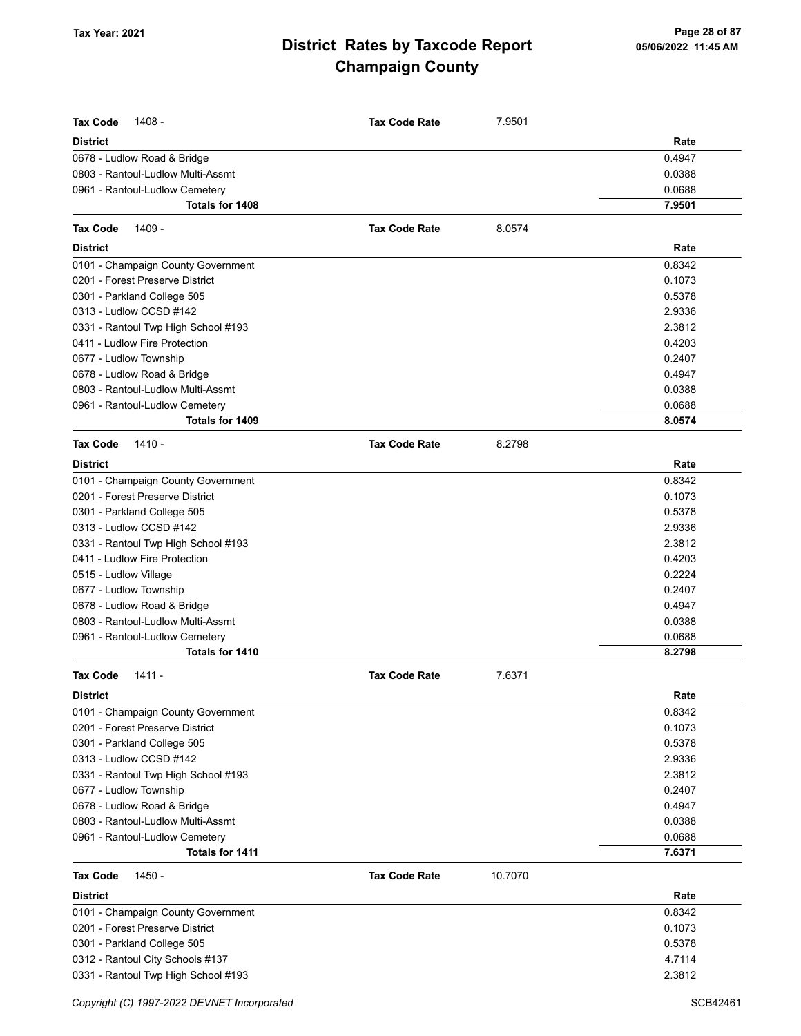# District Rates by Taxcode Report
# Champaign County

Tax Year: 2021

05/06/2022 11:45 AM

**Tax Code** 1408 - **Tax Code Rate** 7.9501

| District | Rate |
|---|---|
| 0678 - Ludlow Road & Bridge | 0.4947 |
| 0803 - Rantoul-Ludlow Multi-Assmt | 0.0388 |
| 0961 - Rantoul-Ludlow Cemetery | 0.0688 |
| **Totals for 1408** | **7.9501** |

**Tax Code** 1409 - **Tax Code Rate** 8.0574

| District | Rate |
|---|---|
| 0101 - Champaign County Government | 0.8342 |
| 0201 - Forest Preserve District | 0.1073 |
| 0301 - Parkland College 505 | 0.5378 |
| 0313 - Ludlow CCSD #142 | 2.9336 |
| 0331 - Rantoul Twp High School #193 | 2.3812 |
| 0411 - Ludlow Fire Protection | 0.4203 |
| 0677 - Ludlow Township | 0.2407 |
| 0678 - Ludlow Road & Bridge | 0.4947 |
| 0803 - Rantoul-Ludlow Multi-Assmt | 0.0388 |
| 0961 - Rantoul-Ludlow Cemetery | 0.0688 |
| **Totals for 1409** | **8.0574** |

**Tax Code** 1410 - **Tax Code Rate** 8.2798

| District | Rate |
|---|---|
| 0101 - Champaign County Government | 0.8342 |
| 0201 - Forest Preserve District | 0.1073 |
| 0301 - Parkland College 505 | 0.5378 |
| 0313 - Ludlow CCSD #142 | 2.9336 |
| 0331 - Rantoul Twp High School #193 | 2.3812 |
| 0411 - Ludlow Fire Protection | 0.4203 |
| 0515 - Ludlow Village | 0.2224 |
| 0677 - Ludlow Township | 0.2407 |
| 0678 - Ludlow Road & Bridge | 0.4947 |
| 0803 - Rantoul-Ludlow Multi-Assmt | 0.0388 |
| 0961 - Rantoul-Ludlow Cemetery | 0.0688 |
| **Totals for 1410** | **8.2798** |

**Tax Code** 1411 - **Tax Code Rate** 7.6371

| District | Rate |
|---|---|
| 0101 - Champaign County Government | 0.8342 |
| 0201 - Forest Preserve District | 0.1073 |
| 0301 - Parkland College 505 | 0.5378 |
| 0313 - Ludlow CCSD #142 | 2.9336 |
| 0331 - Rantoul Twp High School #193 | 2.3812 |
| 0677 - Ludlow Township | 0.2407 |
| 0678 - Ludlow Road & Bridge | 0.4947 |
| 0803 - Rantoul-Ludlow Multi-Assmt | 0.0388 |
| 0961 - Rantoul-Ludlow Cemetery | 0.0688 |
| **Totals for 1411** | **7.6371** |

**Tax Code** 1450 - **Tax Code Rate** 10.7070

| District | Rate |
|---|---|
| 0101 - Champaign County Government | 0.8342 |
| 0201 - Forest Preserve District | 0.1073 |
| 0301 - Parkland College 505 | 0.5378 |
| 0312 - Rantoul City Schools #137 | 4.7114 |
| 0331 - Rantoul Twp High School #193 | 2.3812 |

Copyright (C) 1997-2022 DEVNET Incorporated

SCB42461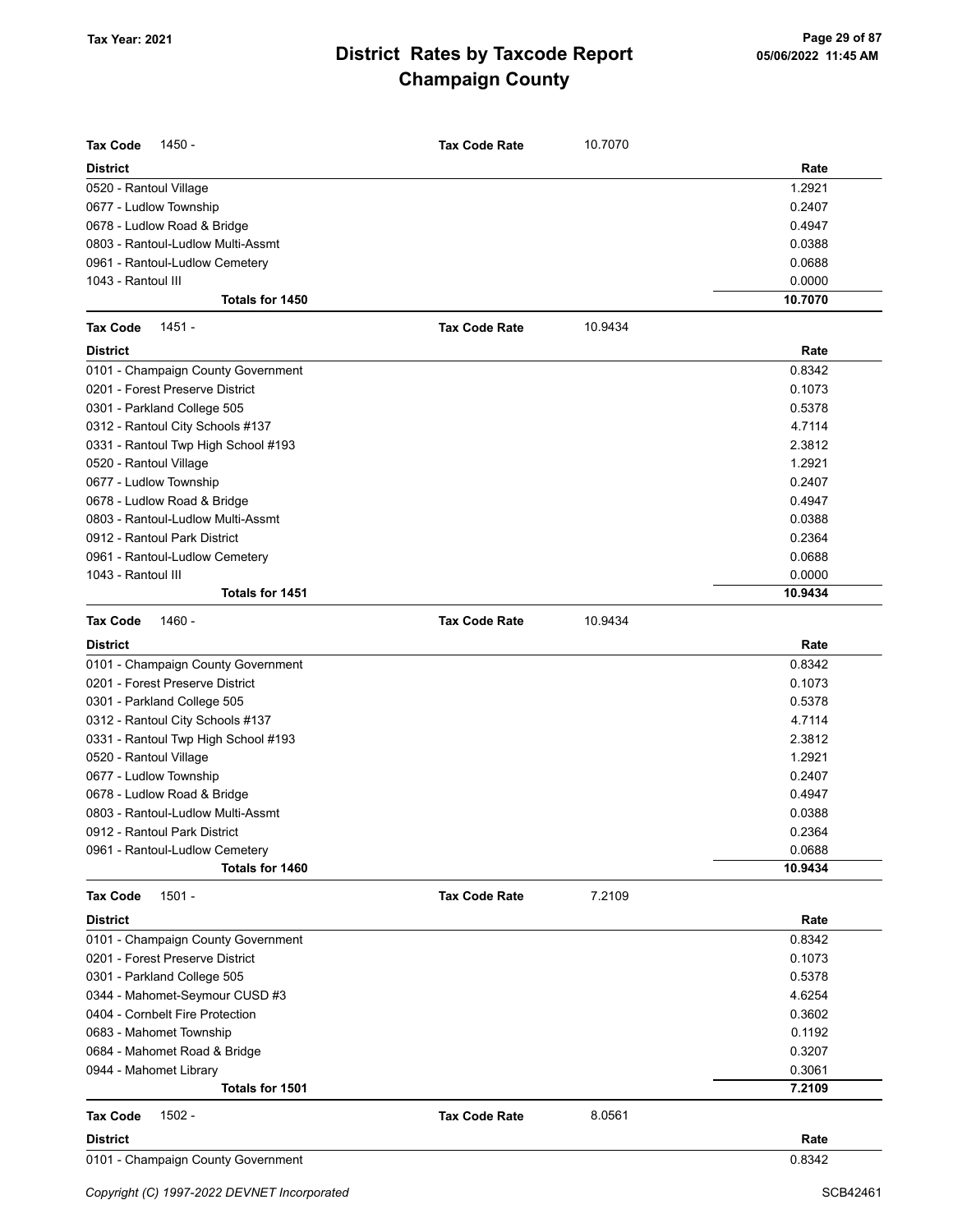| Tax Code | 1450 - | Tax Code Rate | 10.7070 |
|---|---|---|---|
| **District** | | | **Rate** |
| 0520 - Rantoul Village | | | 1.2921 |
| 0677 - Ludlow Township | | | 0.2407 |
| 0678 - Ludlow Road & Bridge | | | 0.4947 |
| 0803 - Rantoul-Ludlow Multi-Assmt | | | 0.0388 |
| 0961 - Rantoul-Ludlow Cemetery | | | 0.0688 |
| 1043 - Rantoul III | | | 0.0000 |
| **Totals for 1450** | | | **10.7070** |

| Tax Code | 1451 - | Tax Code Rate | 10.9434 |
|---|---|---|---|
| **District** | | | **Rate** |
| 0101 - Champaign County Government | | | 0.8342 |
| 0201 - Forest Preserve District | | | 0.1073 |
| 0301 - Parkland College 505 | | | 0.5378 |
| 0312 - Rantoul City Schools #137 | | | 4.7114 |
| 0331 - Rantoul Twp High School #193 | | | 2.3812 |
| 0520 - Rantoul Village | | | 1.2921 |
| 0677 - Ludlow Township | | | 0.2407 |
| 0678 - Ludlow Road & Bridge | | | 0.4947 |
| 0803 - Rantoul-Ludlow Multi-Assmt | | | 0.0388 |
| 0912 - Rantoul Park District | | | 0.2364 |
| 0961 - Rantoul-Ludlow Cemetery | | | 0.0688 |
| 1043 - Rantoul III | | | 0.0000 |
| **Totals for 1451** | | | **10.9434** |

| Tax Code | 1460 - | Tax Code Rate | 10.9434 |
|---|---|---|---|
| **District** | | | **Rate** |
| 0101 - Champaign County Government | | | 0.8342 |
| 0201 - Forest Preserve District | | | 0.1073 |
| 0301 - Parkland College 505 | | | 0.5378 |
| 0312 - Rantoul City Schools #137 | | | 4.7114 |
| 0331 - Rantoul Twp High School #193 | | | 2.3812 |
| 0520 - Rantoul Village | | | 1.2921 |
| 0677 - Ludlow Township | | | 0.2407 |
| 0678 - Ludlow Road & Bridge | | | 0.4947 |
| 0803 - Rantoul-Ludlow Multi-Assmt | | | 0.0388 |
| 0912 - Rantoul Park District | | | 0.2364 |
| 0961 - Rantoul-Ludlow Cemetery | | | 0.0688 |
| **Totals for 1460** | | | **10.9434** |

| Tax Code | 1501 - | Tax Code Rate | 7.2109 |
|---|---|---|---|
| **District** | | | **Rate** |
| 0101 - Champaign County Government | | | 0.8342 |
| 0201 - Forest Preserve District | | | 0.1073 |
| 0301 - Parkland College 505 | | | 0.5378 |
| 0344 - Mahomet-Seymour CUSD #3 | | | 4.6254 |
| 0404 - Cornbelt Fire Protection | | | 0.3602 |
| 0683 - Mahomet Township | | | 0.1192 |
| 0684 - Mahomet Road & Bridge | | | 0.3207 |
| 0944 - Mahomet Library | | | 0.3061 |
| **Totals for 1501** | | | **7.2109** |

| Tax Code | 1502 - | Tax Code Rate | 8.0561 |
|---|---|---|---|
| **District** | | | **Rate** |
| 0101 - Champaign County Government | | | 0.8342 |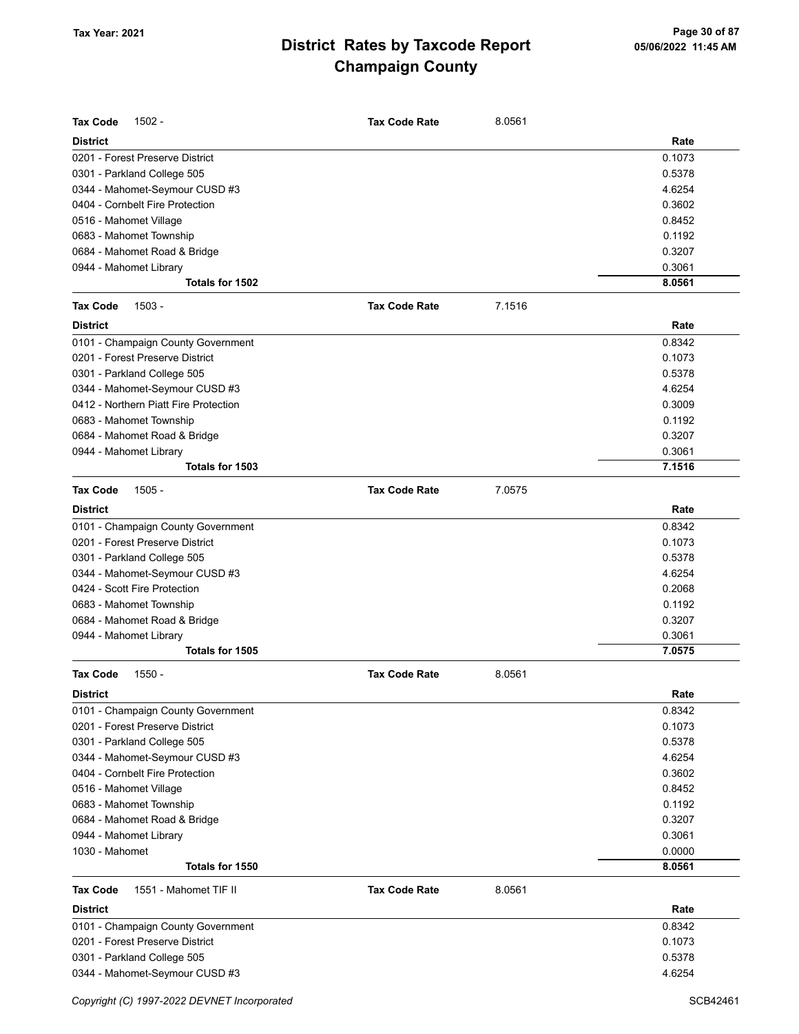# District Rates by Taxcode Report
## Champaign County

Tax Year: 2021

05/06/2022 11:45 AM

**Tax Code** 1502 - **Tax Code Rate** 8.0561

| District | Rate |
|---|---|
| 0201 - Forest Preserve District | 0.1073 |
| 0301 - Parkland College 505 | 0.5378 |
| 0344 - Mahomet-Seymour CUSD #3 | 4.6254 |
| 0404 - Cornbelt Fire Protection | 0.3602 |
| 0516 - Mahomet Village | 0.8452 |
| 0683 - Mahomet Township | 0.1192 |
| 0684 - Mahomet Road & Bridge | 0.3207 |
| 0944 - Mahomet Library | 0.3061 |
| **Totals for 1502** | **8.0561** |

**Tax Code** 1503 - **Tax Code Rate** 7.1516

| District | Rate |
|---|---|
| 0101 - Champaign County Government | 0.8342 |
| 0201 - Forest Preserve District | 0.1073 |
| 0301 - Parkland College 505 | 0.5378 |
| 0344 - Mahomet-Seymour CUSD #3 | 4.6254 |
| 0412 - Northern Piatt Fire Protection | 0.3009 |
| 0683 - Mahomet Township | 0.1192 |
| 0684 - Mahomet Road & Bridge | 0.3207 |
| 0944 - Mahomet Library | 0.3061 |
| **Totals for 1503** | **7.1516** |

**Tax Code** 1505 - **Tax Code Rate** 7.0575

| District | Rate |
|---|---|
| 0101 - Champaign County Government | 0.8342 |
| 0201 - Forest Preserve District | 0.1073 |
| 0301 - Parkland College 505 | 0.5378 |
| 0344 - Mahomet-Seymour CUSD #3 | 4.6254 |
| 0424 - Scott Fire Protection | 0.2068 |
| 0683 - Mahomet Township | 0.1192 |
| 0684 - Mahomet Road & Bridge | 0.3207 |
| 0944 - Mahomet Library | 0.3061 |
| **Totals for 1505** | **7.0575** |

**Tax Code** 1550 - **Tax Code Rate** 8.0561

| District | Rate |
|---|---|
| 0101 - Champaign County Government | 0.8342 |
| 0201 - Forest Preserve District | 0.1073 |
| 0301 - Parkland College 505 | 0.5378 |
| 0344 - Mahomet-Seymour CUSD #3 | 4.6254 |
| 0404 - Cornbelt Fire Protection | 0.3602 |
| 0516 - Mahomet Village | 0.8452 |
| 0683 - Mahomet Township | 0.1192 |
| 0684 - Mahomet Road & Bridge | 0.3207 |
| 0944 - Mahomet Library | 0.3061 |
| 1030 - Mahomet | 0.0000 |
| **Totals for 1550** | **8.0561** |

**Tax Code** 1551 - Mahomet TIF II **Tax Code Rate** 8.0561

| District | Rate |
|---|---|
| 0101 - Champaign County Government | 0.8342 |
| 0201 - Forest Preserve District | 0.1073 |
| 0301 - Parkland College 505 | 0.5378 |
| 0344 - Mahomet-Seymour CUSD #3 | 4.6254 |

Copyright (C) 1997-2022 DEVNET Incorporated SCB42461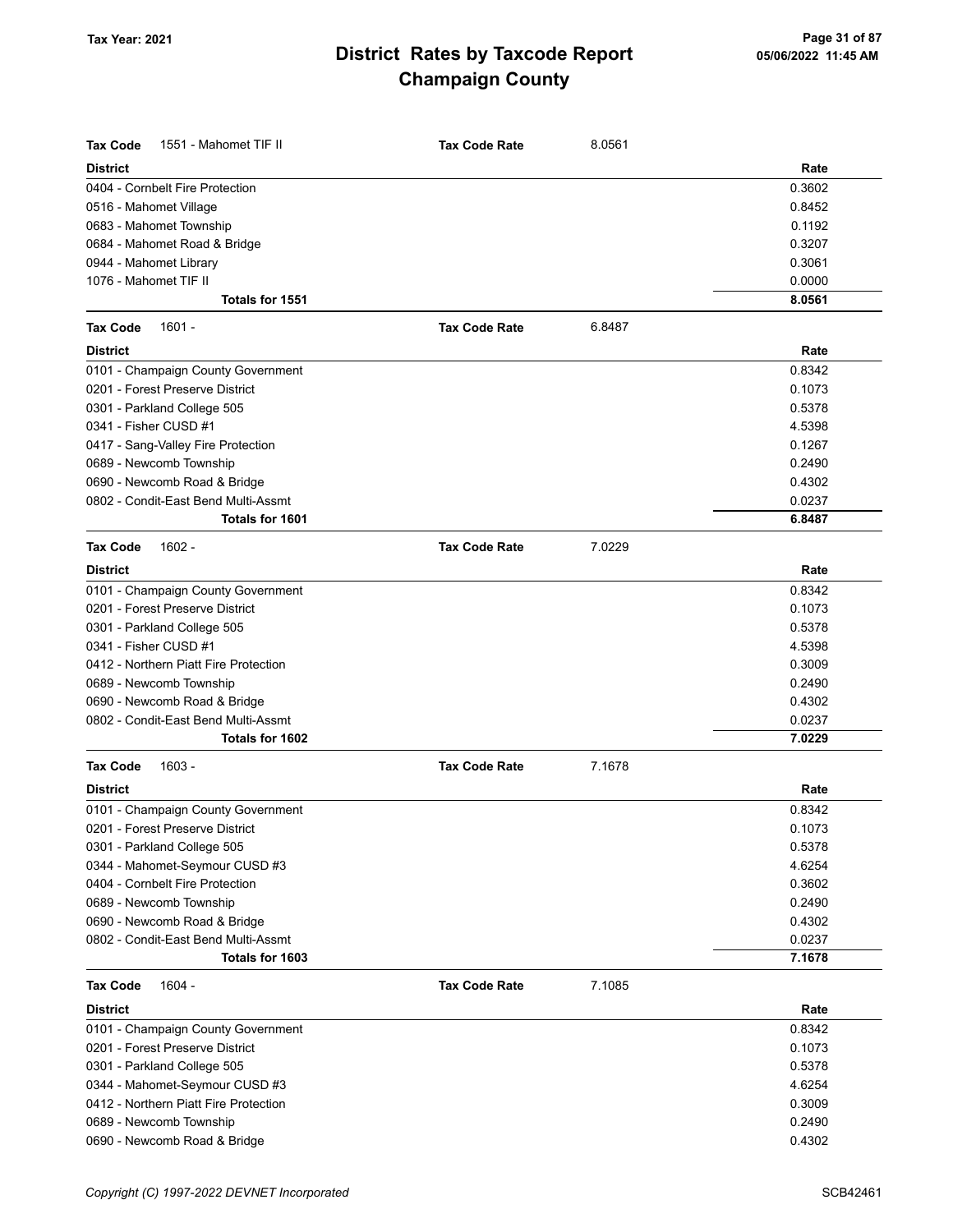| Tax Code | 1551 - Mahomet TIF II | Tax Code Rate | 8.0561 |
|---|---|---|---|
| **District** | | | **Rate** |
| 0404 - Cornbelt Fire Protection | | | 0.3602 |
| 0516 - Mahomet Village | | | 0.8452 |
| 0683 - Mahomet Township | | | 0.1192 |
| 0684 - Mahomet Road & Bridge | | | 0.3207 |
| 0944 - Mahomet Library | | | 0.3061 |
| 1076 - Mahomet TIF II | | | 0.0000 |
| **Totals for 1551** | | | **8.0561** |

| Tax Code | 1601 - | Tax Code Rate | 6.8487 |
|---|---|---|---|
| **District** | | | **Rate** |
| 0101 - Champaign County Government | | | 0.8342 |
| 0201 - Forest Preserve District | | | 0.1073 |
| 0301 - Parkland College 505 | | | 0.5378 |
| 0341 - Fisher CUSD #1 | | | 4.5398 |
| 0417 - Sang-Valley Fire Protection | | | 0.1267 |
| 0689 - Newcomb Township | | | 0.2490 |
| 0690 - Newcomb Road & Bridge | | | 0.4302 |
| 0802 - Condit-East Bend Multi-Assmt | | | 0.0237 |
| **Totals for 1601** | | | **6.8487** |

| Tax Code | 1602 - | Tax Code Rate | 7.0229 |
|---|---|---|---|
| **District** | | | **Rate** |
| 0101 - Champaign County Government | | | 0.8342 |
| 0201 - Forest Preserve District | | | 0.1073 |
| 0301 - Parkland College 505 | | | 0.5378 |
| 0341 - Fisher CUSD #1 | | | 4.5398 |
| 0412 - Northern Piatt Fire Protection | | | 0.3009 |
| 0689 - Newcomb Township | | | 0.2490 |
| 0690 - Newcomb Road & Bridge | | | 0.4302 |
| 0802 - Condit-East Bend Multi-Assmt | | | 0.0237 |
| **Totals for 1602** | | | **7.0229** |

| Tax Code | 1603 - | Tax Code Rate | 7.1678 |
|---|---|---|---|
| **District** | | | **Rate** |
| 0101 - Champaign County Government | | | 0.8342 |
| 0201 - Forest Preserve District | | | 0.1073 |
| 0301 - Parkland College 505 | | | 0.5378 |
| 0344 - Mahomet-Seymour CUSD #3 | | | 4.6254 |
| 0404 - Cornbelt Fire Protection | | | 0.3602 |
| 0689 - Newcomb Township | | | 0.2490 |
| 0690 - Newcomb Road & Bridge | | | 0.4302 |
| 0802 - Condit-East Bend Multi-Assmt | | | 0.0237 |
| **Totals for 1603** | | | **7.1678** |

| Tax Code | 1604 - | Tax Code Rate | 7.1085 |
|---|---|---|---|
| **District** | | | **Rate** |
| 0101 - Champaign County Government | | | 0.8342 |
| 0201 - Forest Preserve District | | | 0.1073 |
| 0301 - Parkland College 505 | | | 0.5378 |
| 0344 - Mahomet-Seymour CUSD #3 | | | 4.6254 |
| 0412 - Northern Piatt Fire Protection | | | 0.3009 |
| 0689 - Newcomb Township | | | 0.2490 |
| 0690 - Newcomb Road & Bridge | | | 0.4302 |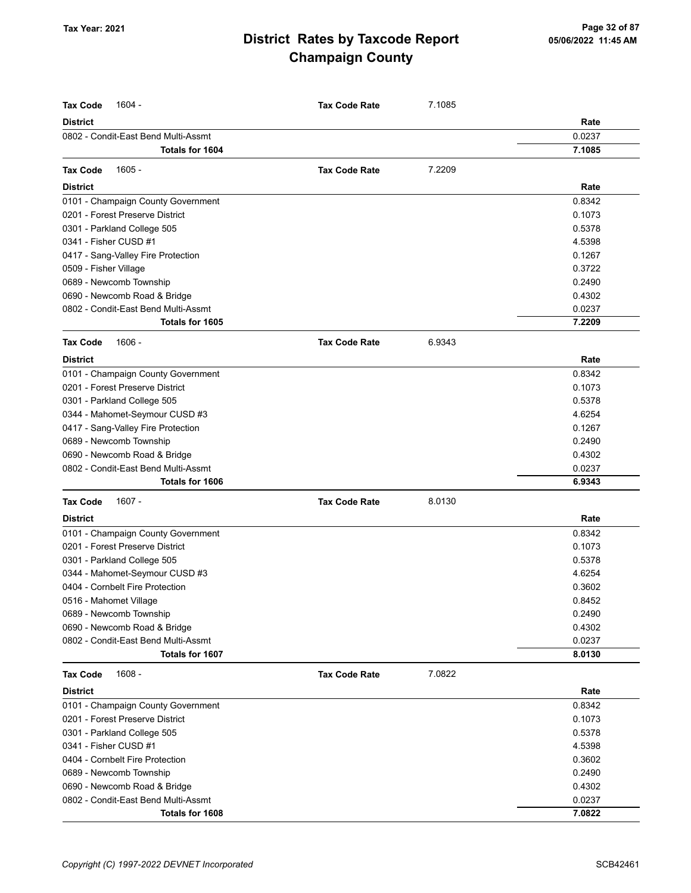# District Rates by Taxcode Report
## Champaign County

Tax Year: 2021

**Tax Code** 1604 - **Tax Code Rate** 7.1085

| District | Rate |
|---|---|
| 0802 - Condit-East Bend Multi-Assmt | 0.0237 |
| **Totals for 1604** | **7.1085** |

**Tax Code** 1605 - **Tax Code Rate** 7.2209

| District | Rate |
|---|---|
| 0101 - Champaign County Government | 0.8342 |
| 0201 - Forest Preserve District | 0.1073 |
| 0301 - Parkland College 505 | 0.5378 |
| 0341 - Fisher CUSD #1 | 4.5398 |
| 0417 - Sang-Valley Fire Protection | 0.1267 |
| 0509 - Fisher Village | 0.3722 |
| 0689 - Newcomb Township | 0.2490 |
| 0690 - Newcomb Road & Bridge | 0.4302 |
| 0802 - Condit-East Bend Multi-Assmt | 0.0237 |
| **Totals for 1605** | **7.2209** |

**Tax Code** 1606 - **Tax Code Rate** 6.9343

| District | Rate |
|---|---|
| 0101 - Champaign County Government | 0.8342 |
| 0201 - Forest Preserve District | 0.1073 |
| 0301 - Parkland College 505 | 0.5378 |
| 0344 - Mahomet-Seymour CUSD #3 | 4.6254 |
| 0417 - Sang-Valley Fire Protection | 0.1267 |
| 0689 - Newcomb Township | 0.2490 |
| 0690 - Newcomb Road & Bridge | 0.4302 |
| 0802 - Condit-East Bend Multi-Assmt | 0.0237 |
| **Totals for 1606** | **6.9343** |

**Tax Code** 1607 - **Tax Code Rate** 8.0130

| District | Rate |
|---|---|
| 0101 - Champaign County Government | 0.8342 |
| 0201 - Forest Preserve District | 0.1073 |
| 0301 - Parkland College 505 | 0.5378 |
| 0344 - Mahomet-Seymour CUSD #3 | 4.6254 |
| 0404 - Cornbelt Fire Protection | 0.3602 |
| 0516 - Mahomet Village | 0.8452 |
| 0689 - Newcomb Township | 0.2490 |
| 0690 - Newcomb Road & Bridge | 0.4302 |
| 0802 - Condit-East Bend Multi-Assmt | 0.0237 |
| **Totals for 1607** | **8.0130** |

**Tax Code** 1608 - **Tax Code Rate** 7.0822

| District | Rate |
|---|---|
| 0101 - Champaign County Government | 0.8342 |
| 0201 - Forest Preserve District | 0.1073 |
| 0301 - Parkland College 505 | 0.5378 |
| 0341 - Fisher CUSD #1 | 4.5398 |
| 0404 - Cornbelt Fire Protection | 0.3602 |
| 0689 - Newcomb Township | 0.2490 |
| 0690 - Newcomb Road & Bridge | 0.4302 |
| 0802 - Condit-East Bend Multi-Assmt | 0.0237 |
| **Totals for 1608** | **7.0822** |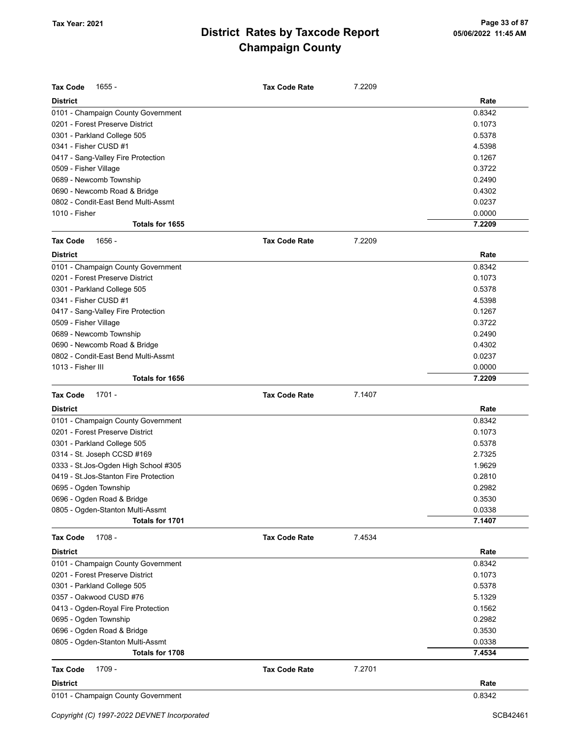| Tax Code | 1655 - | Tax Code Rate | 7.2209 |
|---|---|---|---|
| **District** | | | **Rate** |
| 0101 - Champaign County Government | | | 0.8342 |
| 0201 - Forest Preserve District | | | 0.1073 |
| 0301 - Parkland College 505 | | | 0.5378 |
| 0341 - Fisher CUSD #1 | | | 4.5398 |
| 0417 - Sang-Valley Fire Protection | | | 0.1267 |
| 0509 - Fisher Village | | | 0.3722 |
| 0689 - Newcomb Township | | | 0.2490 |
| 0690 - Newcomb Road & Bridge | | | 0.4302 |
| 0802 - Condit-East Bend Multi-Assmt | | | 0.0237 |
| 1010 - Fisher | | | 0.0000 |
| **Totals for 1655** | | | **7.2209** |

| Tax Code | 1656 - | Tax Code Rate | 7.2209 |
|---|---|---|---|
| **District** | | | **Rate** |
| 0101 - Champaign County Government | | | 0.8342 |
| 0201 - Forest Preserve District | | | 0.1073 |
| 0301 - Parkland College 505 | | | 0.5378 |
| 0341 - Fisher CUSD #1 | | | 4.5398 |
| 0417 - Sang-Valley Fire Protection | | | 0.1267 |
| 0509 - Fisher Village | | | 0.3722 |
| 0689 - Newcomb Township | | | 0.2490 |
| 0690 - Newcomb Road & Bridge | | | 0.4302 |
| 0802 - Condit-East Bend Multi-Assmt | | | 0.0237 |
| 1013 - Fisher III | | | 0.0000 |
| **Totals for 1656** | | | **7.2209** |

| Tax Code | 1701 - | Tax Code Rate | 7.1407 |
|---|---|---|---|
| **District** | | | **Rate** |
| 0101 - Champaign County Government | | | 0.8342 |
| 0201 - Forest Preserve District | | | 0.1073 |
| 0301 - Parkland College 505 | | | 0.5378 |
| 0314 - St. Joseph CCSD #169 | | | 2.7325 |
| 0333 - St.Jos-Ogden High School #305 | | | 1.9629 |
| 0419 - St.Jos-Stanton Fire Protection | | | 0.2810 |
| 0695 - Ogden Township | | | 0.2982 |
| 0696 - Ogden Road & Bridge | | | 0.3530 |
| 0805 - Ogden-Stanton Multi-Assmt | | | 0.0338 |
| **Totals for 1701** | | | **7.1407** |

| Tax Code | 1708 - | Tax Code Rate | 7.4534 |
|---|---|---|---|
| **District** | | | **Rate** |
| 0101 - Champaign County Government | | | 0.8342 |
| 0201 - Forest Preserve District | | | 0.1073 |
| 0301 - Parkland College 505 | | | 0.5378 |
| 0357 - Oakwood CUSD #76 | | | 5.1329 |
| 0413 - Ogden-Royal Fire Protection | | | 0.1562 |
| 0695 - Ogden Township | | | 0.2982 |
| 0696 - Ogden Road & Bridge | | | 0.3530 |
| 0805 - Ogden-Stanton Multi-Assmt | | | 0.0338 |
| **Totals for 1708** | | | **7.4534** |

| Tax Code | 1709 - | Tax Code Rate | 7.2701 |
|---|---|---|---|
| **District** | | | **Rate** |
| 0101 - Champaign County Government | | | 0.8342 |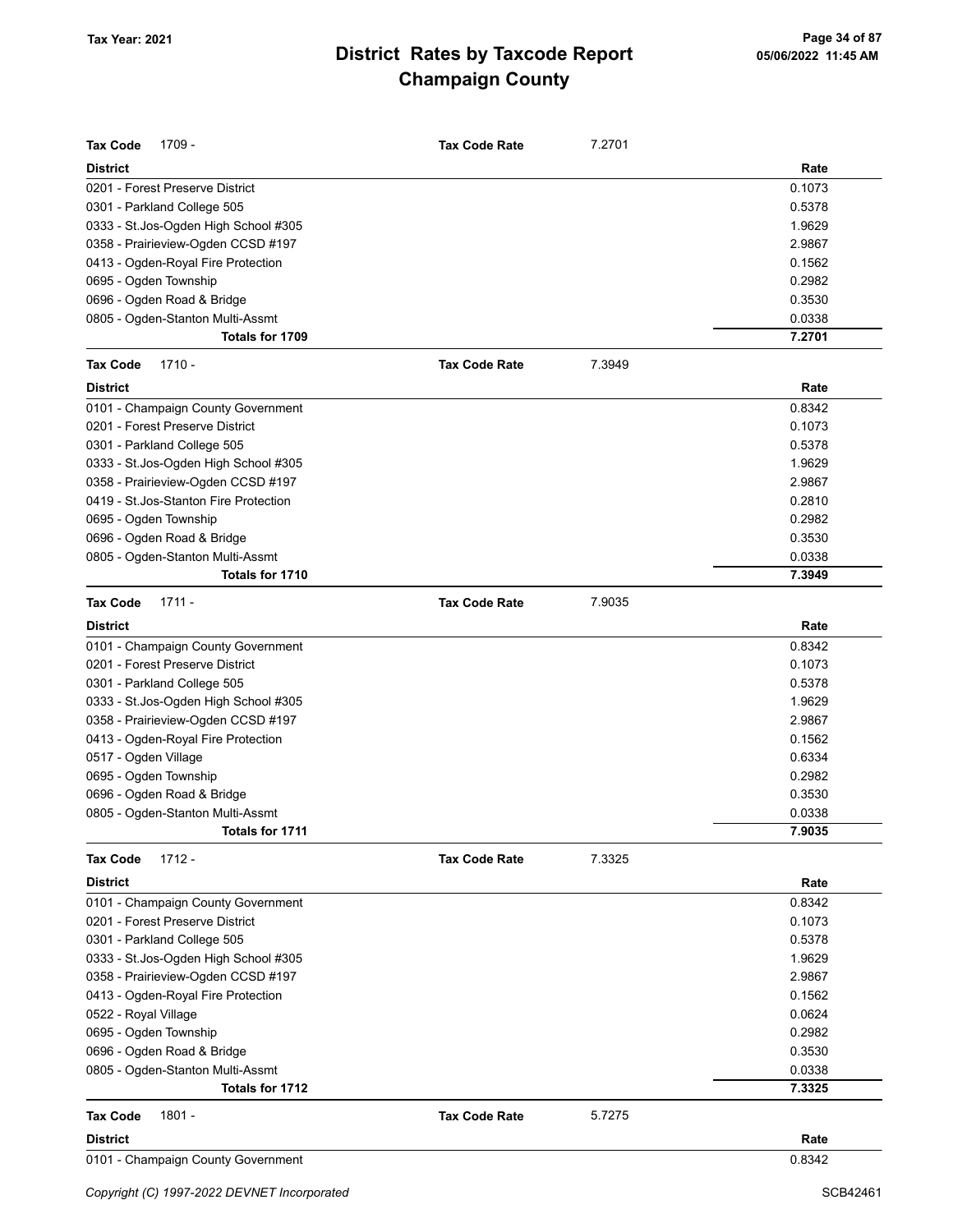# District Rates by Taxcode Report
## Champaign County

Tax Year: 2021

**Tax Code** 1709 - **Tax Code Rate** 7.2701

| District | Rate |
|---|---|
| 0201 - Forest Preserve District | 0.1073 |
| 0301 - Parkland College 505 | 0.5378 |
| 0333 - St.Jos-Ogden High School #305 | 1.9629 |
| 0358 - Prairieview-Ogden CCSD #197 | 2.9867 |
| 0413 - Ogden-Royal Fire Protection | 0.1562 |
| 0695 - Ogden Township | 0.2982 |
| 0696 - Ogden Road & Bridge | 0.3530 |
| 0805 - Ogden-Stanton Multi-Assmt | 0.0338 |
| **Totals for 1709** | **7.2701** |

**Tax Code** 1710 - **Tax Code Rate** 7.3949

| District | Rate |
|---|---|
| 0101 - Champaign County Government | 0.8342 |
| 0201 - Forest Preserve District | 0.1073 |
| 0301 - Parkland College 505 | 0.5378 |
| 0333 - St.Jos-Ogden High School #305 | 1.9629 |
| 0358 - Prairieview-Ogden CCSD #197 | 2.9867 |
| 0419 - St.Jos-Stanton Fire Protection | 0.2810 |
| 0695 - Ogden Township | 0.2982 |
| 0696 - Ogden Road & Bridge | 0.3530 |
| 0805 - Ogden-Stanton Multi-Assmt | 0.0338 |
| **Totals for 1710** | **7.3949** |

**Tax Code** 1711 - **Tax Code Rate** 7.9035

| District | Rate |
|---|---|
| 0101 - Champaign County Government | 0.8342 |
| 0201 - Forest Preserve District | 0.1073 |
| 0301 - Parkland College 505 | 0.5378 |
| 0333 - St.Jos-Ogden High School #305 | 1.9629 |
| 0358 - Prairieview-Ogden CCSD #197 | 2.9867 |
| 0413 - Ogden-Royal Fire Protection | 0.1562 |
| 0517 - Ogden Village | 0.6334 |
| 0695 - Ogden Township | 0.2982 |
| 0696 - Ogden Road & Bridge | 0.3530 |
| 0805 - Ogden-Stanton Multi-Assmt | 0.0338 |
| **Totals for 1711** | **7.9035** |

**Tax Code** 1712 - **Tax Code Rate** 7.3325

| District | Rate |
|---|---|
| 0101 - Champaign County Government | 0.8342 |
| 0201 - Forest Preserve District | 0.1073 |
| 0301 - Parkland College 505 | 0.5378 |
| 0333 - St.Jos-Ogden High School #305 | 1.9629 |
| 0358 - Prairieview-Ogden CCSD #197 | 2.9867 |
| 0413 - Ogden-Royal Fire Protection | 0.1562 |
| 0522 - Royal Village | 0.0624 |
| 0695 - Ogden Township | 0.2982 |
| 0696 - Ogden Road & Bridge | 0.3530 |
| 0805 - Ogden-Stanton Multi-Assmt | 0.0338 |
| **Totals for 1712** | **7.3325** |

**Tax Code** 1801 - **Tax Code Rate** 5.7275

| District | Rate |
|---|---|
| 0101 - Champaign County Government | 0.8342 |

Copyright (C) 1997-2022 DEVNET Incorporated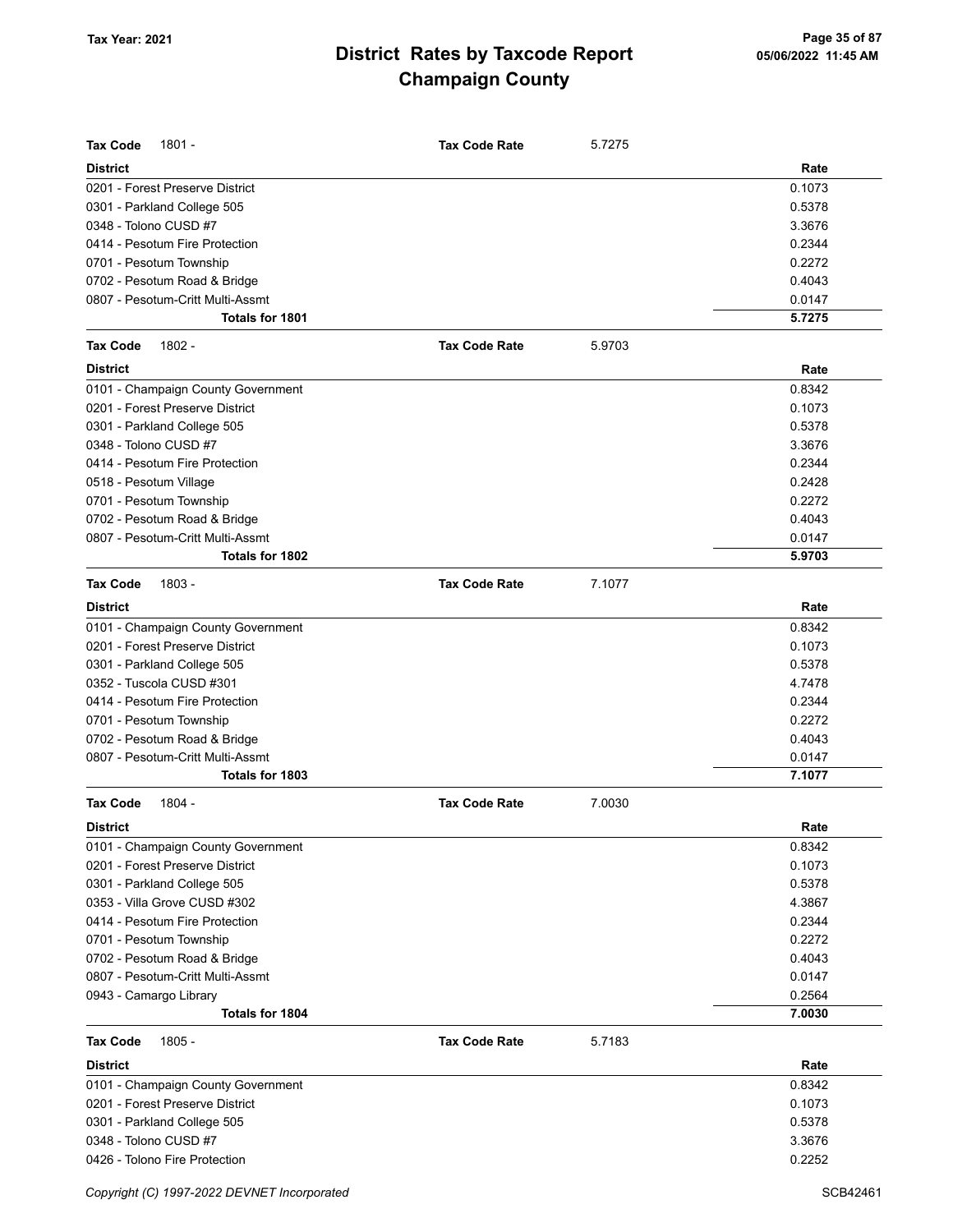# District Rates by Taxcode Report
# Champaign County

Tax Year: 2021

**Tax Code** 1801 - **Tax Code Rate** 5.7275

| District | Rate |
|---|---|
| 0201 - Forest Preserve District | 0.1073 |
| 0301 - Parkland College 505 | 0.5378 |
| 0348 - Tolono CUSD #7 | 3.3676 |
| 0414 - Pesotum Fire Protection | 0.2344 |
| 0701 - Pesotum Township | 0.2272 |
| 0702 - Pesotum Road & Bridge | 0.4043 |
| 0807 - Pesotum-Critt Multi-Assmt | 0.0147 |
| **Totals for 1801** | **5.7275** |

**Tax Code** 1802 - **Tax Code Rate** 5.9703

| District | Rate |
|---|---|
| 0101 - Champaign County Government | 0.8342 |
| 0201 - Forest Preserve District | 0.1073 |
| 0301 - Parkland College 505 | 0.5378 |
| 0348 - Tolono CUSD #7 | 3.3676 |
| 0414 - Pesotum Fire Protection | 0.2344 |
| 0518 - Pesotum Village | 0.2428 |
| 0701 - Pesotum Township | 0.2272 |
| 0702 - Pesotum Road & Bridge | 0.4043 |
| 0807 - Pesotum-Critt Multi-Assmt | 0.0147 |
| **Totals for 1802** | **5.9703** |

**Tax Code** 1803 - **Tax Code Rate** 7.1077

| District | Rate |
|---|---|
| 0101 - Champaign County Government | 0.8342 |
| 0201 - Forest Preserve District | 0.1073 |
| 0301 - Parkland College 505 | 0.5378 |
| 0352 - Tuscola CUSD #301 | 4.7478 |
| 0414 - Pesotum Fire Protection | 0.2344 |
| 0701 - Pesotum Township | 0.2272 |
| 0702 - Pesotum Road & Bridge | 0.4043 |
| 0807 - Pesotum-Critt Multi-Assmt | 0.0147 |
| **Totals for 1803** | **7.1077** |

**Tax Code** 1804 - **Tax Code Rate** 7.0030

| District | Rate |
|---|---|
| 0101 - Champaign County Government | 0.8342 |
| 0201 - Forest Preserve District | 0.1073 |
| 0301 - Parkland College 505 | 0.5378 |
| 0353 - Villa Grove CUSD #302 | 4.3867 |
| 0414 - Pesotum Fire Protection | 0.2344 |
| 0701 - Pesotum Township | 0.2272 |
| 0702 - Pesotum Road & Bridge | 0.4043 |
| 0807 - Pesotum-Critt Multi-Assmt | 0.0147 |
| 0943 - Camargo Library | 0.2564 |
| **Totals for 1804** | **7.0030** |

**Tax Code** 1805 - **Tax Code Rate** 5.7183

| District | Rate |
|---|---|
| 0101 - Champaign County Government | 0.8342 |
| 0201 - Forest Preserve District | 0.1073 |
| 0301 - Parkland College 505 | 0.5378 |
| 0348 - Tolono CUSD #7 | 3.3676 |
| 0426 - Tolono Fire Protection | 0.2252 |

Copyright (C) 1997-2022 DEVNET Incorporated SCB42461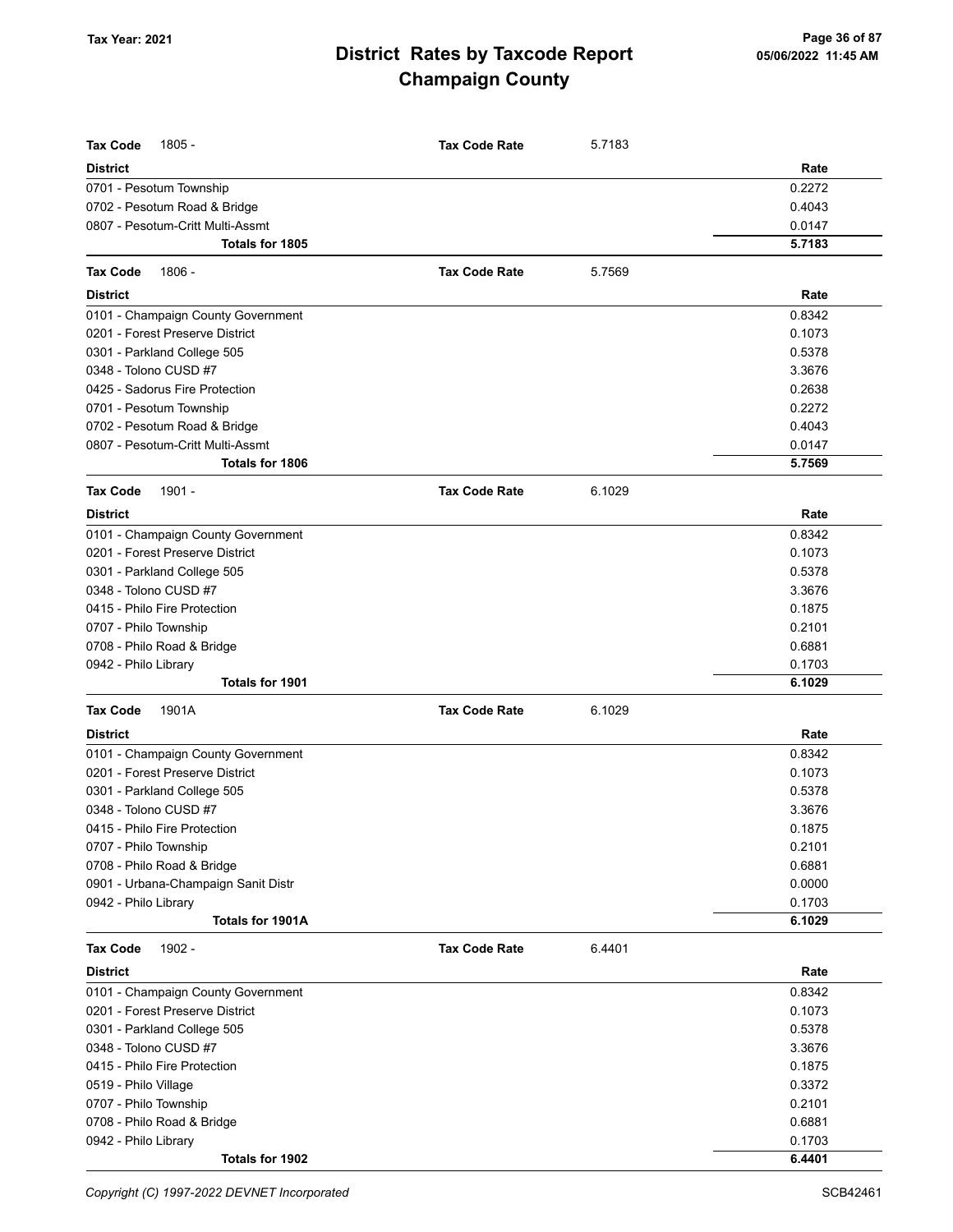**Tax Year: 2021**

# District Rates by Taxcode Report
## Champaign County

05/06/2022 11:45 AM

**Tax Code** 1805 - **Tax Code Rate** 5.7183

| District | Rate |
|---|---|
| 0701 - Pesotum Township | 0.2272 |
| 0702 - Pesotum Road & Bridge | 0.4043 |
| 0807 - Pesotum-Critt Multi-Assmt | 0.0147 |
| **Totals for 1805** | **5.7183** |

**Tax Code** 1806 - **Tax Code Rate** 5.7569

| District | Rate |
|---|---|
| 0101 - Champaign County Government | 0.8342 |
| 0201 - Forest Preserve District | 0.1073 |
| 0301 - Parkland College 505 | 0.5378 |
| 0348 - Tolono CUSD #7 | 3.3676 |
| 0425 - Sadorus Fire Protection | 0.2638 |
| 0701 - Pesotum Township | 0.2272 |
| 0702 - Pesotum Road & Bridge | 0.4043 |
| 0807 - Pesotum-Critt Multi-Assmt | 0.0147 |
| **Totals for 1806** | **5.7569** |

**Tax Code** 1901 - **Tax Code Rate** 6.1029

| District | Rate |
|---|---|
| 0101 - Champaign County Government | 0.8342 |
| 0201 - Forest Preserve District | 0.1073 |
| 0301 - Parkland College 505 | 0.5378 |
| 0348 - Tolono CUSD #7 | 3.3676 |
| 0415 - Philo Fire Protection | 0.1875 |
| 0707 - Philo Township | 0.2101 |
| 0708 - Philo Road & Bridge | 0.6881 |
| 0942 - Philo Library | 0.1703 |
| **Totals for 1901** | **6.1029** |

**Tax Code** 1901A **Tax Code Rate** 6.1029

| District | Rate |
|---|---|
| 0101 - Champaign County Government | 0.8342 |
| 0201 - Forest Preserve District | 0.1073 |
| 0301 - Parkland College 505 | 0.5378 |
| 0348 - Tolono CUSD #7 | 3.3676 |
| 0415 - Philo Fire Protection | 0.1875 |
| 0707 - Philo Township | 0.2101 |
| 0708 - Philo Road & Bridge | 0.6881 |
| 0901 - Urbana-Champaign Sanit Distr | 0.0000 |
| 0942 - Philo Library | 0.1703 |
| **Totals for 1901A** | **6.1029** |

**Tax Code** 1902 - **Tax Code Rate** 6.4401

| District | Rate |
|---|---|
| 0101 - Champaign County Government | 0.8342 |
| 0201 - Forest Preserve District | 0.1073 |
| 0301 - Parkland College 505 | 0.5378 |
| 0348 - Tolono CUSD #7 | 3.3676 |
| 0415 - Philo Fire Protection | 0.1875 |
| 0519 - Philo Village | 0.3372 |
| 0707 - Philo Township | 0.2101 |
| 0708 - Philo Road & Bridge | 0.6881 |
| 0942 - Philo Library | 0.1703 |
| **Totals for 1902** | **6.4401** |

*Copyright (C) 1997-2022 DEVNET Incorporated* SCB42461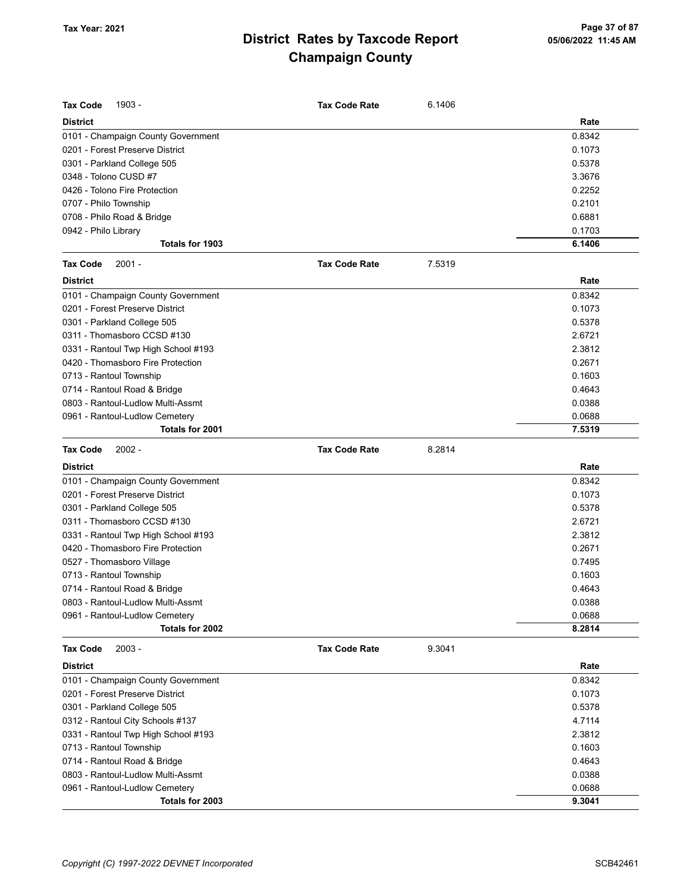# District Rates by Taxcode Report
# Champaign County

Tax Year: 2021

**Tax Code** 1903 - **Tax Code Rate** 6.1406

| District | Rate |
|---|---|
| 0101 - Champaign County Government | 0.8342 |
| 0201 - Forest Preserve District | 0.1073 |
| 0301 - Parkland College 505 | 0.5378 |
| 0348 - Tolono CUSD #7 | 3.3676 |
| 0426 - Tolono Fire Protection | 0.2252 |
| 0707 - Philo Township | 0.2101 |
| 0708 - Philo Road & Bridge | 0.6881 |
| 0942 - Philo Library | 0.1703 |
| **Totals for 1903** | **6.1406** |

**Tax Code** 2001 - **Tax Code Rate** 7.5319

| District | Rate |
|---|---|
| 0101 - Champaign County Government | 0.8342 |
| 0201 - Forest Preserve District | 0.1073 |
| 0301 - Parkland College 505 | 0.5378 |
| 0311 - Thomasboro CCSD #130 | 2.6721 |
| 0331 - Rantoul Twp High School #193 | 2.3812 |
| 0420 - Thomasboro Fire Protection | 0.2671 |
| 0713 - Rantoul Township | 0.1603 |
| 0714 - Rantoul Road & Bridge | 0.4643 |
| 0803 - Rantoul-Ludlow Multi-Assmt | 0.0388 |
| 0961 - Rantoul-Ludlow Cemetery | 0.0688 |
| **Totals for 2001** | **7.5319** |

**Tax Code** 2002 - **Tax Code Rate** 8.2814

| District | Rate |
|---|---|
| 0101 - Champaign County Government | 0.8342 |
| 0201 - Forest Preserve District | 0.1073 |
| 0301 - Parkland College 505 | 0.5378 |
| 0311 - Thomasboro CCSD #130 | 2.6721 |
| 0331 - Rantoul Twp High School #193 | 2.3812 |
| 0420 - Thomasboro Fire Protection | 0.2671 |
| 0527 - Thomasboro Village | 0.7495 |
| 0713 - Rantoul Township | 0.1603 |
| 0714 - Rantoul Road & Bridge | 0.4643 |
| 0803 - Rantoul-Ludlow Multi-Assmt | 0.0388 |
| 0961 - Rantoul-Ludlow Cemetery | 0.0688 |
| **Totals for 2002** | **8.2814** |

**Tax Code** 2003 - **Tax Code Rate** 9.3041

| District | Rate |
|---|---|
| 0101 - Champaign County Government | 0.8342 |
| 0201 - Forest Preserve District | 0.1073 |
| 0301 - Parkland College 505 | 0.5378 |
| 0312 - Rantoul City Schools #137 | 4.7114 |
| 0331 - Rantoul Twp High School #193 | 2.3812 |
| 0713 - Rantoul Township | 0.1603 |
| 0714 - Rantoul Road & Bridge | 0.4643 |
| 0803 - Rantoul-Ludlow Multi-Assmt | 0.0388 |
| 0961 - Rantoul-Ludlow Cemetery | 0.0688 |
| **Totals for 2003** | **9.3041** |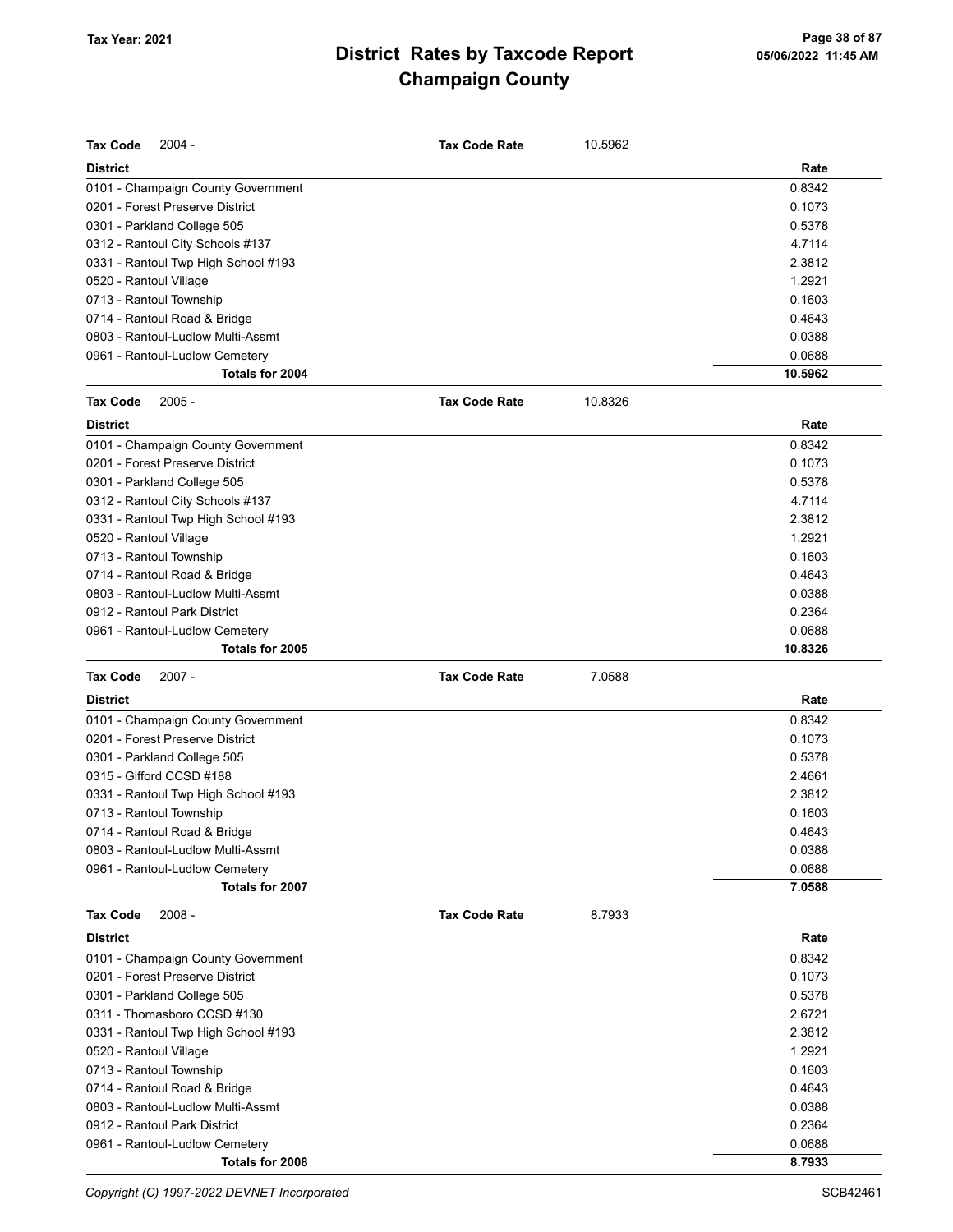# District Rates by Taxcode Report
## Champaign County

Tax Year: 2021

05/06/2022 11:45 AM

**Tax Code** 2004 - **Tax Code Rate** 10.5962

| District | Rate |
|---|---|
| 0101 - Champaign County Government | 0.8342 |
| 0201 - Forest Preserve District | 0.1073 |
| 0301 - Parkland College 505 | 0.5378 |
| 0312 - Rantoul City Schools #137 | 4.7114 |
| 0331 - Rantoul Twp High School #193 | 2.3812 |
| 0520 - Rantoul Village | 1.2921 |
| 0713 - Rantoul Township | 0.1603 |
| 0714 - Rantoul Road & Bridge | 0.4643 |
| 0803 - Rantoul-Ludlow Multi-Assmt | 0.0388 |
| 0961 - Rantoul-Ludlow Cemetery | 0.0688 |
| **Totals for 2004** | **10.5962** |

**Tax Code** 2005 - **Tax Code Rate** 10.8326

| District | Rate |
|---|---|
| 0101 - Champaign County Government | 0.8342 |
| 0201 - Forest Preserve District | 0.1073 |
| 0301 - Parkland College 505 | 0.5378 |
| 0312 - Rantoul City Schools #137 | 4.7114 |
| 0331 - Rantoul Twp High School #193 | 2.3812 |
| 0520 - Rantoul Village | 1.2921 |
| 0713 - Rantoul Township | 0.1603 |
| 0714 - Rantoul Road & Bridge | 0.4643 |
| 0803 - Rantoul-Ludlow Multi-Assmt | 0.0388 |
| 0912 - Rantoul Park District | 0.2364 |
| 0961 - Rantoul-Ludlow Cemetery | 0.0688 |
| **Totals for 2005** | **10.8326** |

**Tax Code** 2007 - **Tax Code Rate** 7.0588

| District | Rate |
|---|---|
| 0101 - Champaign County Government | 0.8342 |
| 0201 - Forest Preserve District | 0.1073 |
| 0301 - Parkland College 505 | 0.5378 |
| 0315 - Gifford CCSD #188 | 2.4661 |
| 0331 - Rantoul Twp High School #193 | 2.3812 |
| 0713 - Rantoul Township | 0.1603 |
| 0714 - Rantoul Road & Bridge | 0.4643 |
| 0803 - Rantoul-Ludlow Multi-Assmt | 0.0388 |
| 0961 - Rantoul-Ludlow Cemetery | 0.0688 |
| **Totals for 2007** | **7.0588** |

**Tax Code** 2008 - **Tax Code Rate** 8.7933

| District | Rate |
|---|---|
| 0101 - Champaign County Government | 0.8342 |
| 0201 - Forest Preserve District | 0.1073 |
| 0301 - Parkland College 505 | 0.5378 |
| 0311 - Thomasboro CCSD #130 | 2.6721 |
| 0331 - Rantoul Twp High School #193 | 2.3812 |
| 0520 - Rantoul Village | 1.2921 |
| 0713 - Rantoul Township | 0.1603 |
| 0714 - Rantoul Road & Bridge | 0.4643 |
| 0803 - Rantoul-Ludlow Multi-Assmt | 0.0388 |
| 0912 - Rantoul Park District | 0.2364 |
| 0961 - Rantoul-Ludlow Cemetery | 0.0688 |
| **Totals for 2008** | **8.7933** |

*Copyright (C) 1997-2022 DEVNET Incorporated*

SCB42461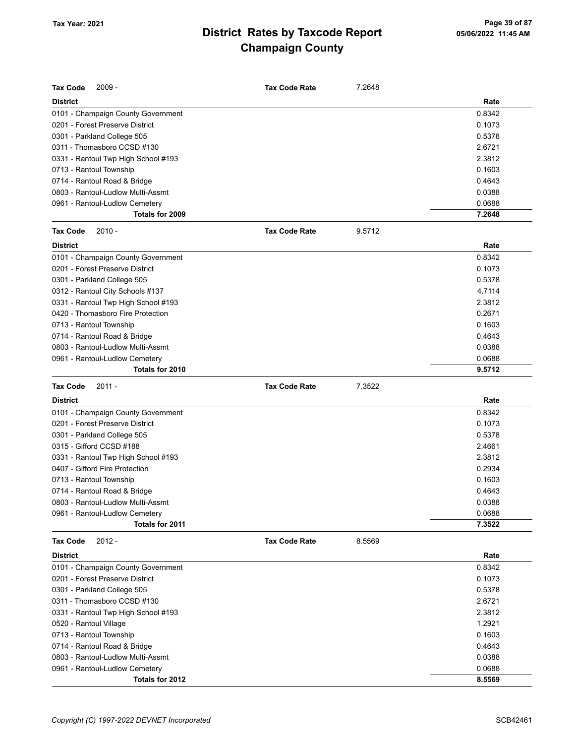# District Rates by Taxcode Report
## Champaign County

Tax Year: 2021

| Tax Code 2009 - | Tax Code Rate 7.2648 |
|---|---|
| **District** | **Rate** |
| 0101 - Champaign County Government | 0.8342 |
| 0201 - Forest Preserve District | 0.1073 |
| 0301 - Parkland College 505 | 0.5378 |
| 0311 - Thomasboro CCSD #130 | 2.6721 |
| 0331 - Rantoul Twp High School #193 | 2.3812 |
| 0713 - Rantoul Township | 0.1603 |
| 0714 - Rantoul Road & Bridge | 0.4643 |
| 0803 - Rantoul-Ludlow Multi-Assmt | 0.0388 |
| 0961 - Rantoul-Ludlow Cemetery | 0.0688 |
| **Totals for 2009** | **7.2648** |

| Tax Code 2010 - | Tax Code Rate 9.5712 |
|---|---|
| **District** | **Rate** |
| 0101 - Champaign County Government | 0.8342 |
| 0201 - Forest Preserve District | 0.1073 |
| 0301 - Parkland College 505 | 0.5378 |
| 0312 - Rantoul City Schools #137 | 4.7114 |
| 0331 - Rantoul Twp High School #193 | 2.3812 |
| 0420 - Thomasboro Fire Protection | 0.2671 |
| 0713 - Rantoul Township | 0.1603 |
| 0714 - Rantoul Road & Bridge | 0.4643 |
| 0803 - Rantoul-Ludlow Multi-Assmt | 0.0388 |
| 0961 - Rantoul-Ludlow Cemetery | 0.0688 |
| **Totals for 2010** | **9.5712** |

| Tax Code 2011 - | Tax Code Rate 7.3522 |
|---|---|
| **District** | **Rate** |
| 0101 - Champaign County Government | 0.8342 |
| 0201 - Forest Preserve District | 0.1073 |
| 0301 - Parkland College 505 | 0.5378 |
| 0315 - Gifford CCSD #188 | 2.4661 |
| 0331 - Rantoul Twp High School #193 | 2.3812 |
| 0407 - Gifford Fire Protection | 0.2934 |
| 0713 - Rantoul Township | 0.1603 |
| 0714 - Rantoul Road & Bridge | 0.4643 |
| 0803 - Rantoul-Ludlow Multi-Assmt | 0.0388 |
| 0961 - Rantoul-Ludlow Cemetery | 0.0688 |
| **Totals for 2011** | **7.3522** |

| Tax Code 2012 - | Tax Code Rate 8.5569 |
|---|---|
| **District** | **Rate** |
| 0101 - Champaign County Government | 0.8342 |
| 0201 - Forest Preserve District | 0.1073 |
| 0301 - Parkland College 505 | 0.5378 |
| 0311 - Thomasboro CCSD #130 | 2.6721 |
| 0331 - Rantoul Twp High School #193 | 2.3812 |
| 0520 - Rantoul Village | 1.2921 |
| 0713 - Rantoul Township | 0.1603 |
| 0714 - Rantoul Road & Bridge | 0.4643 |
| 0803 - Rantoul-Ludlow Multi-Assmt | 0.0388 |
| 0961 - Rantoul-Ludlow Cemetery | 0.0688 |
| **Totals for 2012** | **8.5569** |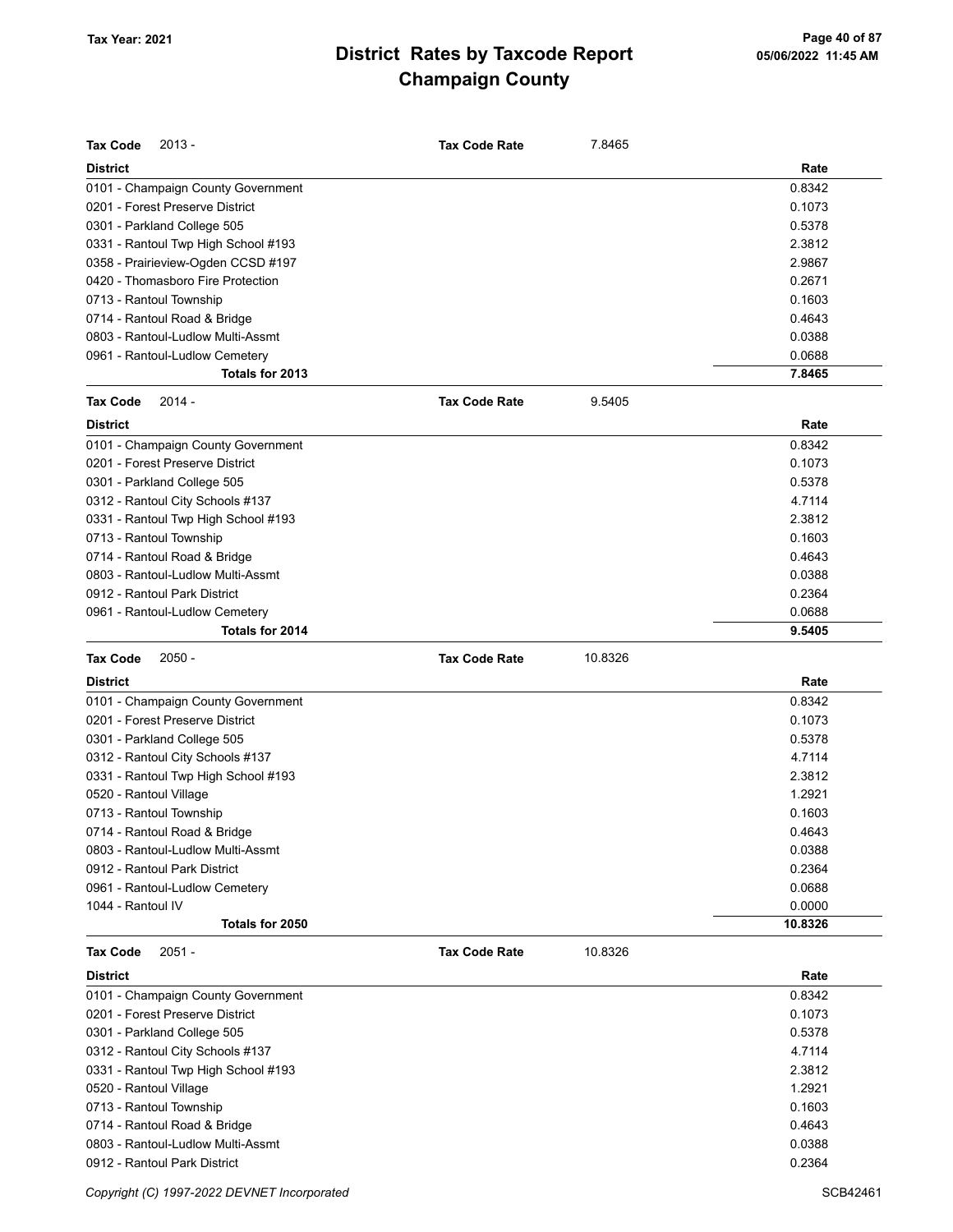# District Rates by Taxcode Report
# Champaign County

Tax Year: 2021

**Tax Code** 2013 - **Tax Code Rate** 7.8465

| District | Rate |
|---|---|
| 0101 - Champaign County Government | 0.8342 |
| 0201 - Forest Preserve District | 0.1073 |
| 0301 - Parkland College 505 | 0.5378 |
| 0331 - Rantoul Twp High School #193 | 2.3812 |
| 0358 - Prairieview-Ogden CCSD #197 | 2.9867 |
| 0420 - Thomasboro Fire Protection | 0.2671 |
| 0713 - Rantoul Township | 0.1603 |
| 0714 - Rantoul Road & Bridge | 0.4643 |
| 0803 - Rantoul-Ludlow Multi-Assmt | 0.0388 |
| 0961 - Rantoul-Ludlow Cemetery | 0.0688 |
| **Totals for 2013** | **7.8465** |

**Tax Code** 2014 - **Tax Code Rate** 9.5405

| District | Rate |
|---|---|
| 0101 - Champaign County Government | 0.8342 |
| 0201 - Forest Preserve District | 0.1073 |
| 0301 - Parkland College 505 | 0.5378 |
| 0312 - Rantoul City Schools #137 | 4.7114 |
| 0331 - Rantoul Twp High School #193 | 2.3812 |
| 0713 - Rantoul Township | 0.1603 |
| 0714 - Rantoul Road & Bridge | 0.4643 |
| 0803 - Rantoul-Ludlow Multi-Assmt | 0.0388 |
| 0912 - Rantoul Park District | 0.2364 |
| 0961 - Rantoul-Ludlow Cemetery | 0.0688 |
| **Totals for 2014** | **9.5405** |

**Tax Code** 2050 - **Tax Code Rate** 10.8326

| District | Rate |
|---|---|
| 0101 - Champaign County Government | 0.8342 |
| 0201 - Forest Preserve District | 0.1073 |
| 0301 - Parkland College 505 | 0.5378 |
| 0312 - Rantoul City Schools #137 | 4.7114 |
| 0331 - Rantoul Twp High School #193 | 2.3812 |
| 0520 - Rantoul Village | 1.2921 |
| 0713 - Rantoul Township | 0.1603 |
| 0714 - Rantoul Road & Bridge | 0.4643 |
| 0803 - Rantoul-Ludlow Multi-Assmt | 0.0388 |
| 0912 - Rantoul Park District | 0.2364 |
| 0961 - Rantoul-Ludlow Cemetery | 0.0688 |
| 1044 - Rantoul IV | 0.0000 |
| **Totals for 2050** | **10.8326** |

**Tax Code** 2051 - **Tax Code Rate** 10.8326

| District | Rate |
|---|---|
| 0101 - Champaign County Government | 0.8342 |
| 0201 - Forest Preserve District | 0.1073 |
| 0301 - Parkland College 505 | 0.5378 |
| 0312 - Rantoul City Schools #137 | 4.7114 |
| 0331 - Rantoul Twp High School #193 | 2.3812 |
| 0520 - Rantoul Village | 1.2921 |
| 0713 - Rantoul Township | 0.1603 |
| 0714 - Rantoul Road & Bridge | 0.4643 |
| 0803 - Rantoul-Ludlow Multi-Assmt | 0.0388 |
| 0912 - Rantoul Park District | 0.2364 |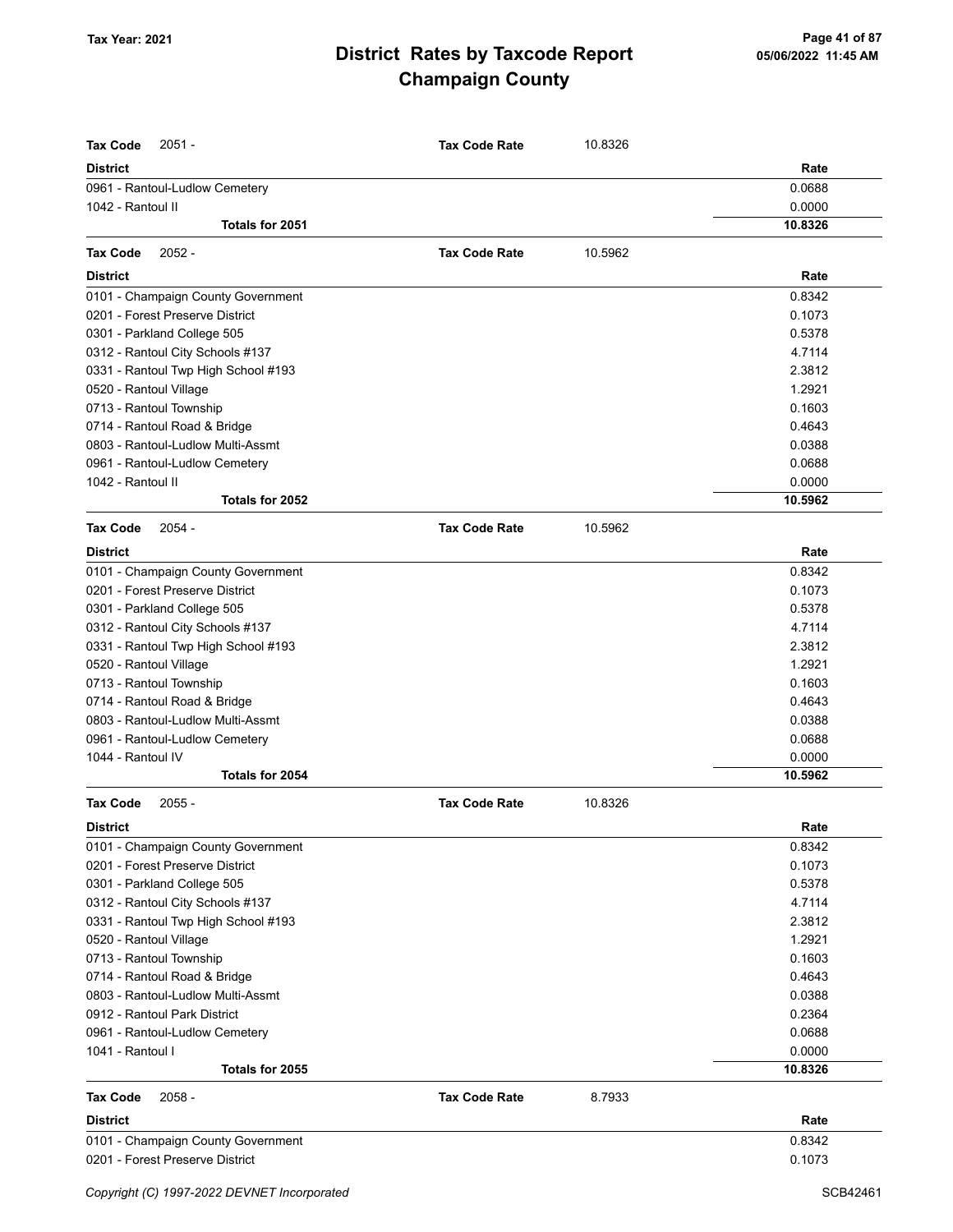| Tax Code 2051 - | Tax Code Rate | 10.8326 |
|---|---|---|
| **District** | | **Rate** |
| 0961 - Rantoul-Ludlow Cemetery | | 0.0688 |
| 1042 - Rantoul II | | 0.0000 |
| **Totals for 2051** | | **10.8326** |

| Tax Code 2052 - | Tax Code Rate | 10.5962 |
|---|---|---|
| **District** | | **Rate** |
| 0101 - Champaign County Government | | 0.8342 |
| 0201 - Forest Preserve District | | 0.1073 |
| 0301 - Parkland College 505 | | 0.5378 |
| 0312 - Rantoul City Schools #137 | | 4.7114 |
| 0331 - Rantoul Twp High School #193 | | 2.3812 |
| 0520 - Rantoul Village | | 1.2921 |
| 0713 - Rantoul Township | | 0.1603 |
| 0714 - Rantoul Road & Bridge | | 0.4643 |
| 0803 - Rantoul-Ludlow Multi-Assmt | | 0.0388 |
| 0961 - Rantoul-Ludlow Cemetery | | 0.0688 |
| 1042 - Rantoul II | | 0.0000 |
| **Totals for 2052** | | **10.5962** |

| Tax Code 2054 - | Tax Code Rate | 10.5962 |
|---|---|---|
| **District** | | **Rate** |
| 0101 - Champaign County Government | | 0.8342 |
| 0201 - Forest Preserve District | | 0.1073 |
| 0301 - Parkland College 505 | | 0.5378 |
| 0312 - Rantoul City Schools #137 | | 4.7114 |
| 0331 - Rantoul Twp High School #193 | | 2.3812 |
| 0520 - Rantoul Village | | 1.2921 |
| 0713 - Rantoul Township | | 0.1603 |
| 0714 - Rantoul Road & Bridge | | 0.4643 |
| 0803 - Rantoul-Ludlow Multi-Assmt | | 0.0388 |
| 0961 - Rantoul-Ludlow Cemetery | | 0.0688 |
| 1044 - Rantoul IV | | 0.0000 |
| **Totals for 2054** | | **10.5962** |

| Tax Code 2055 - | Tax Code Rate | 10.8326 |
|---|---|---|
| **District** | | **Rate** |
| 0101 - Champaign County Government | | 0.8342 |
| 0201 - Forest Preserve District | | 0.1073 |
| 0301 - Parkland College 505 | | 0.5378 |
| 0312 - Rantoul City Schools #137 | | 4.7114 |
| 0331 - Rantoul Twp High School #193 | | 2.3812 |
| 0520 - Rantoul Village | | 1.2921 |
| 0713 - Rantoul Township | | 0.1603 |
| 0714 - Rantoul Road & Bridge | | 0.4643 |
| 0803 - Rantoul-Ludlow Multi-Assmt | | 0.0388 |
| 0912 - Rantoul Park District | | 0.2364 |
| 0961 - Rantoul-Ludlow Cemetery | | 0.0688 |
| 1041 - Rantoul I | | 0.0000 |
| **Totals for 2055** | | **10.8326** |

| Tax Code 2058 - | Tax Code Rate | 8.7933 |
|---|---|---|
| **District** | | **Rate** |
| 0101 - Champaign County Government | | 0.8342 |
| 0201 - Forest Preserve District | | 0.1073 |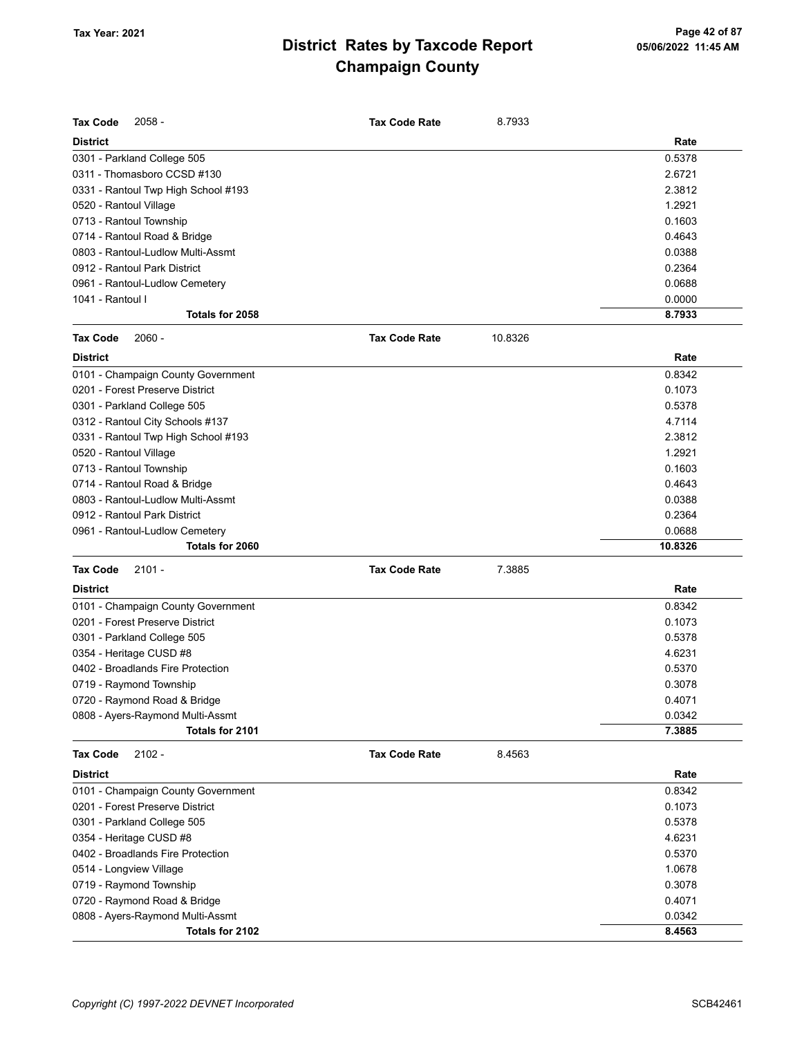# District Rates by Taxcode Report
# Champaign County

Tax Year: 2021

05/06/2022 11:45 AM

**Tax Code** 2058 - **Tax Code Rate** 8.7933

| District | Rate |
|---|---|
| 0301 - Parkland College 505 | 0.5378 |
| 0311 - Thomasboro CCSD #130 | 2.6721 |
| 0331 - Rantoul Twp High School #193 | 2.3812 |
| 0520 - Rantoul Village | 1.2921 |
| 0713 - Rantoul Township | 0.1603 |
| 0714 - Rantoul Road & Bridge | 0.4643 |
| 0803 - Rantoul-Ludlow Multi-Assmt | 0.0388 |
| 0912 - Rantoul Park District | 0.2364 |
| 0961 - Rantoul-Ludlow Cemetery | 0.0688 |
| 1041 - Rantoul I | 0.0000 |
| **Totals for 2058** | **8.7933** |

**Tax Code** 2060 - **Tax Code Rate** 10.8326

| District | Rate |
|---|---|
| 0101 - Champaign County Government | 0.8342 |
| 0201 - Forest Preserve District | 0.1073 |
| 0301 - Parkland College 505 | 0.5378 |
| 0312 - Rantoul City Schools #137 | 4.7114 |
| 0331 - Rantoul Twp High School #193 | 2.3812 |
| 0520 - Rantoul Village | 1.2921 |
| 0713 - Rantoul Township | 0.1603 |
| 0714 - Rantoul Road & Bridge | 0.4643 |
| 0803 - Rantoul-Ludlow Multi-Assmt | 0.0388 |
| 0912 - Rantoul Park District | 0.2364 |
| 0961 - Rantoul-Ludlow Cemetery | 0.0688 |
| **Totals for 2060** | **10.8326** |

**Tax Code** 2101 - **Tax Code Rate** 7.3885

| District | Rate |
|---|---|
| 0101 - Champaign County Government | 0.8342 |
| 0201 - Forest Preserve District | 0.1073 |
| 0301 - Parkland College 505 | 0.5378 |
| 0354 - Heritage CUSD #8 | 4.6231 |
| 0402 - Broadlands Fire Protection | 0.5370 |
| 0719 - Raymond Township | 0.3078 |
| 0720 - Raymond Road & Bridge | 0.4071 |
| 0808 - Ayers-Raymond Multi-Assmt | 0.0342 |
| **Totals for 2101** | **7.3885** |

**Tax Code** 2102 - **Tax Code Rate** 8.4563

| District | Rate |
|---|---|
| 0101 - Champaign County Government | 0.8342 |
| 0201 - Forest Preserve District | 0.1073 |
| 0301 - Parkland College 505 | 0.5378 |
| 0354 - Heritage CUSD #8 | 4.6231 |
| 0402 - Broadlands Fire Protection | 0.5370 |
| 0514 - Longview Village | 1.0678 |
| 0719 - Raymond Township | 0.3078 |
| 0720 - Raymond Road & Bridge | 0.4071 |
| 0808 - Ayers-Raymond Multi-Assmt | 0.0342 |
| **Totals for 2102** | **8.4563** |

*Copyright (C) 1997-2022 DEVNET Incorporated* SCB42461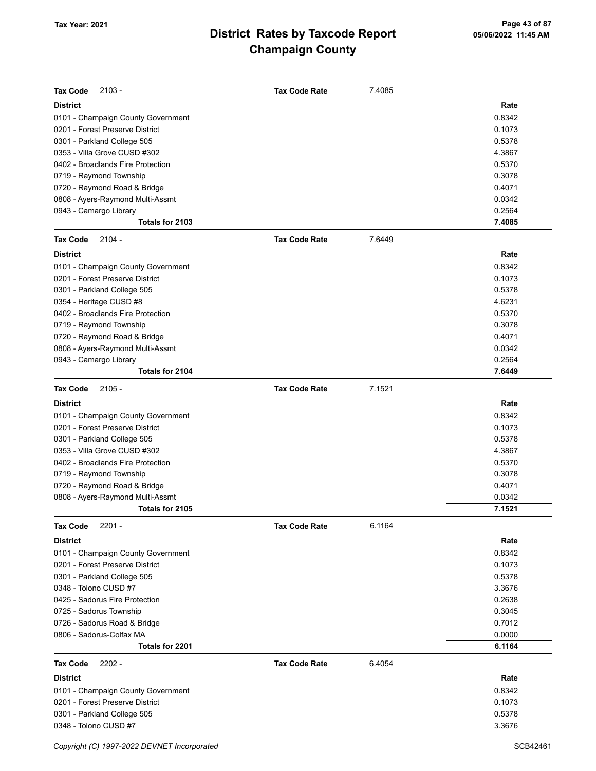## District Rates by Taxcode Report
## Champaign County

**Tax Code** 2103 - **Tax Code Rate** 7.4085

| District | Rate |
|---|---|
| 0101 - Champaign County Government | 0.8342 |
| 0201 - Forest Preserve District | 0.1073 |
| 0301 - Parkland College 505 | 0.5378 |
| 0353 - Villa Grove CUSD #302 | 4.3867 |
| 0402 - Broadlands Fire Protection | 0.5370 |
| 0719 - Raymond Township | 0.3078 |
| 0720 - Raymond Road & Bridge | 0.4071 |
| 0808 - Ayers-Raymond Multi-Assmt | 0.0342 |
| 0943 - Camargo Library | 0.2564 |
| **Totals for 2103** | **7.4085** |

**Tax Code** 2104 - **Tax Code Rate** 7.6449

| District | Rate |
|---|---|
| 0101 - Champaign County Government | 0.8342 |
| 0201 - Forest Preserve District | 0.1073 |
| 0301 - Parkland College 505 | 0.5378 |
| 0354 - Heritage CUSD #8 | 4.6231 |
| 0402 - Broadlands Fire Protection | 0.5370 |
| 0719 - Raymond Township | 0.3078 |
| 0720 - Raymond Road & Bridge | 0.4071 |
| 0808 - Ayers-Raymond Multi-Assmt | 0.0342 |
| 0943 - Camargo Library | 0.2564 |
| **Totals for 2104** | **7.6449** |

**Tax Code** 2105 - **Tax Code Rate** 7.1521

| District | Rate |
|---|---|
| 0101 - Champaign County Government | 0.8342 |
| 0201 - Forest Preserve District | 0.1073 |
| 0301 - Parkland College 505 | 0.5378 |
| 0353 - Villa Grove CUSD #302 | 4.3867 |
| 0402 - Broadlands Fire Protection | 0.5370 |
| 0719 - Raymond Township | 0.3078 |
| 0720 - Raymond Road & Bridge | 0.4071 |
| 0808 - Ayers-Raymond Multi-Assmt | 0.0342 |
| **Totals for 2105** | **7.1521** |

**Tax Code** 2201 - **Tax Code Rate** 6.1164

| District | Rate |
|---|---|
| 0101 - Champaign County Government | 0.8342 |
| 0201 - Forest Preserve District | 0.1073 |
| 0301 - Parkland College 505 | 0.5378 |
| 0348 - Tolono CUSD #7 | 3.3676 |
| 0425 - Sadorus Fire Protection | 0.2638 |
| 0725 - Sadorus Township | 0.3045 |
| 0726 - Sadorus Road & Bridge | 0.7012 |
| 0806 - Sadorus-Colfax MA | 0.0000 |
| **Totals for 2201** | **6.1164** |

**Tax Code** 2202 - **Tax Code Rate** 6.4054

| District | Rate |
|---|---|
| 0101 - Champaign County Government | 0.8342 |
| 0201 - Forest Preserve District | 0.1073 |
| 0301 - Parkland College 505 | 0.5378 |
| 0348 - Tolono CUSD #7 | 3.3676 |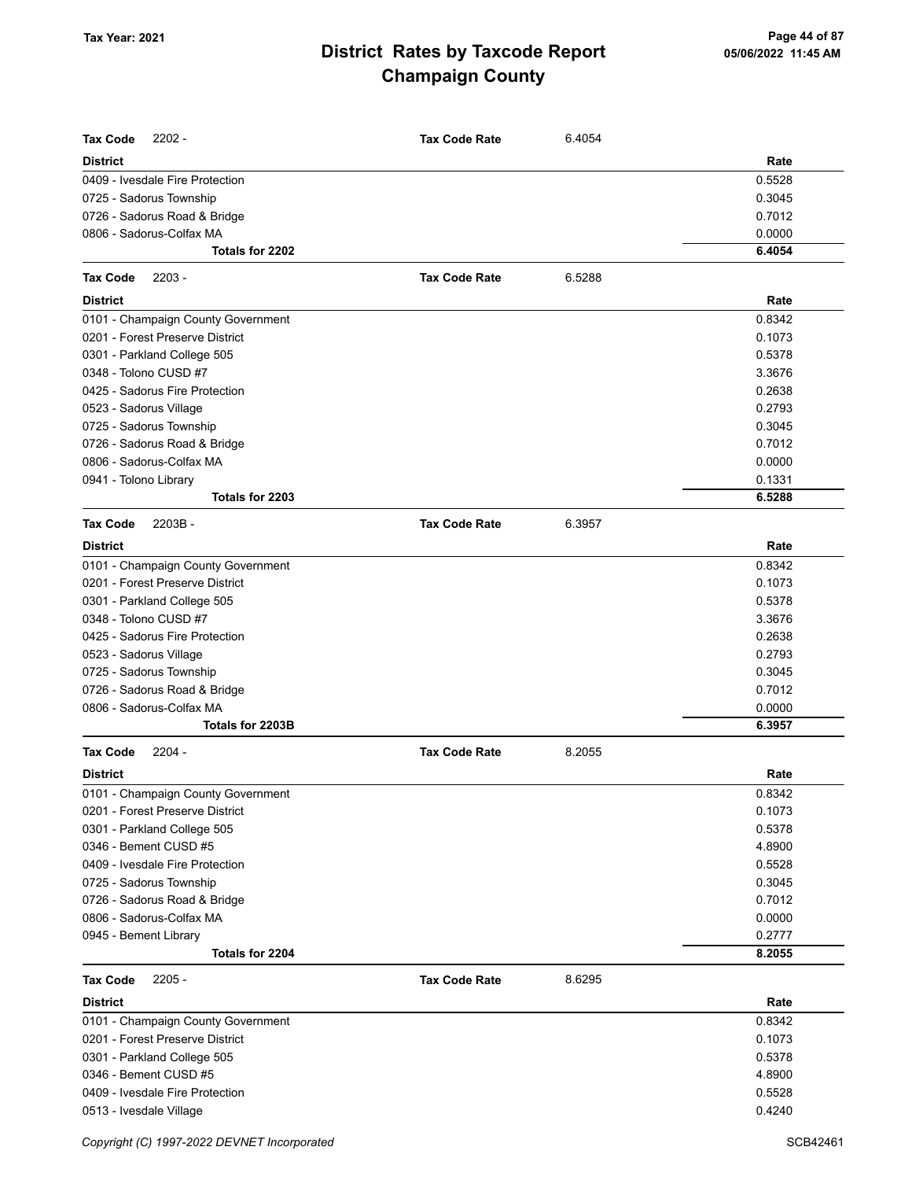# District Rates by Taxcode Report
## Champaign County

Tax Year: 2021

**Tax Code** 2202 - **Tax Code Rate** 6.4054

| District | Rate |
|---|---|
| 0409 - Ivesdale Fire Protection | 0.5528 |
| 0725 - Sadorus Township | 0.3045 |
| 0726 - Sadorus Road & Bridge | 0.7012 |
| 0806 - Sadorus-Colfax MA | 0.0000 |
| **Totals for 2202** | **6.4054** |

**Tax Code** 2203 - **Tax Code Rate** 6.5288

| District | Rate |
|---|---|
| 0101 - Champaign County Government | 0.8342 |
| 0201 - Forest Preserve District | 0.1073 |
| 0301 - Parkland College 505 | 0.5378 |
| 0348 - Tolono CUSD #7 | 3.3676 |
| 0425 - Sadorus Fire Protection | 0.2638 |
| 0523 - Sadorus Village | 0.2793 |
| 0725 - Sadorus Township | 0.3045 |
| 0726 - Sadorus Road & Bridge | 0.7012 |
| 0806 - Sadorus-Colfax MA | 0.0000 |
| 0941 - Tolono Library | 0.1331 |
| **Totals for 2203** | **6.5288** |

**Tax Code** 2203B - **Tax Code Rate** 6.3957

| District | Rate |
|---|---|
| 0101 - Champaign County Government | 0.8342 |
| 0201 - Forest Preserve District | 0.1073 |
| 0301 - Parkland College 505 | 0.5378 |
| 0348 - Tolono CUSD #7 | 3.3676 |
| 0425 - Sadorus Fire Protection | 0.2638 |
| 0523 - Sadorus Village | 0.2793 |
| 0725 - Sadorus Township | 0.3045 |
| 0726 - Sadorus Road & Bridge | 0.7012 |
| 0806 - Sadorus-Colfax MA | 0.0000 |
| **Totals for 2203B** | **6.3957** |

**Tax Code** 2204 - **Tax Code Rate** 8.2055

| District | Rate |
|---|---|
| 0101 - Champaign County Government | 0.8342 |
| 0201 - Forest Preserve District | 0.1073 |
| 0301 - Parkland College 505 | 0.5378 |
| 0346 - Bement CUSD #5 | 4.8900 |
| 0409 - Ivesdale Fire Protection | 0.5528 |
| 0725 - Sadorus Township | 0.3045 |
| 0726 - Sadorus Road & Bridge | 0.7012 |
| 0806 - Sadorus-Colfax MA | 0.0000 |
| 0945 - Bement Library | 0.2777 |
| **Totals for 2204** | **8.2055** |

**Tax Code** 2205 - **Tax Code Rate** 8.6295

| District | Rate |
|---|---|
| 0101 - Champaign County Government | 0.8342 |
| 0201 - Forest Preserve District | 0.1073 |
| 0301 - Parkland College 505 | 0.5378 |
| 0346 - Bement CUSD #5 | 4.8900 |
| 0409 - Ivesdale Fire Protection | 0.5528 |
| 0513 - Ivesdale Village | 0.4240 |

Copyright (C) 1997-2022 DEVNET Incorporated SCB42461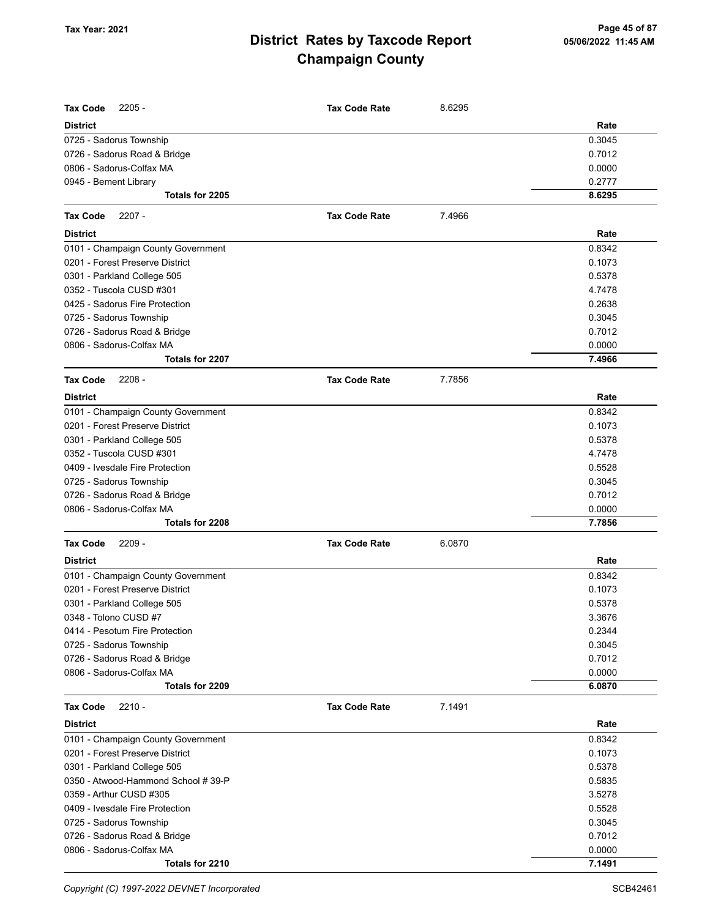# District Rates by Taxcode Report
## Champaign County

Tax Year: 2021

**Tax Code** 2205 - **Tax Code Rate** 8.6295

| District | Rate |
|---|---|
| 0725 - Sadorus Township | 0.3045 |
| 0726 - Sadorus Road & Bridge | 0.7012 |
| 0806 - Sadorus-Colfax MA | 0.0000 |
| 0945 - Bement Library | 0.2777 |
| **Totals for 2205** | **8.6295** |

**Tax Code** 2207 - **Tax Code Rate** 7.4966

| District | Rate |
|---|---|
| 0101 - Champaign County Government | 0.8342 |
| 0201 - Forest Preserve District | 0.1073 |
| 0301 - Parkland College 505 | 0.5378 |
| 0352 - Tuscola CUSD #301 | 4.7478 |
| 0425 - Sadorus Fire Protection | 0.2638 |
| 0725 - Sadorus Township | 0.3045 |
| 0726 - Sadorus Road & Bridge | 0.7012 |
| 0806 - Sadorus-Colfax MA | 0.0000 |
| **Totals for 2207** | **7.4966** |

**Tax Code** 2208 - **Tax Code Rate** 7.7856

| District | Rate |
|---|---|
| 0101 - Champaign County Government | 0.8342 |
| 0201 - Forest Preserve District | 0.1073 |
| 0301 - Parkland College 505 | 0.5378 |
| 0352 - Tuscola CUSD #301 | 4.7478 |
| 0409 - Ivesdale Fire Protection | 0.5528 |
| 0725 - Sadorus Township | 0.3045 |
| 0726 - Sadorus Road & Bridge | 0.7012 |
| 0806 - Sadorus-Colfax MA | 0.0000 |
| **Totals for 2208** | **7.7856** |

**Tax Code** 2209 - **Tax Code Rate** 6.0870

| District | Rate |
|---|---|
| 0101 - Champaign County Government | 0.8342 |
| 0201 - Forest Preserve District | 0.1073 |
| 0301 - Parkland College 505 | 0.5378 |
| 0348 - Tolono CUSD #7 | 3.3676 |
| 0414 - Pesotum Fire Protection | 0.2344 |
| 0725 - Sadorus Township | 0.3045 |
| 0726 - Sadorus Road & Bridge | 0.7012 |
| 0806 - Sadorus-Colfax MA | 0.0000 |
| **Totals for 2209** | **6.0870** |

**Tax Code** 2210 - **Tax Code Rate** 7.1491

| District | Rate |
|---|---|
| 0101 - Champaign County Government | 0.8342 |
| 0201 - Forest Preserve District | 0.1073 |
| 0301 - Parkland College 505 | 0.5378 |
| 0350 - Atwood-Hammond School # 39-P | 0.5835 |
| 0359 - Arthur CUSD #305 | 3.5278 |
| 0409 - Ivesdale Fire Protection | 0.5528 |
| 0725 - Sadorus Township | 0.3045 |
| 0726 - Sadorus Road & Bridge | 0.7012 |
| 0806 - Sadorus-Colfax MA | 0.0000 |
| **Totals for 2210** | **7.1491** |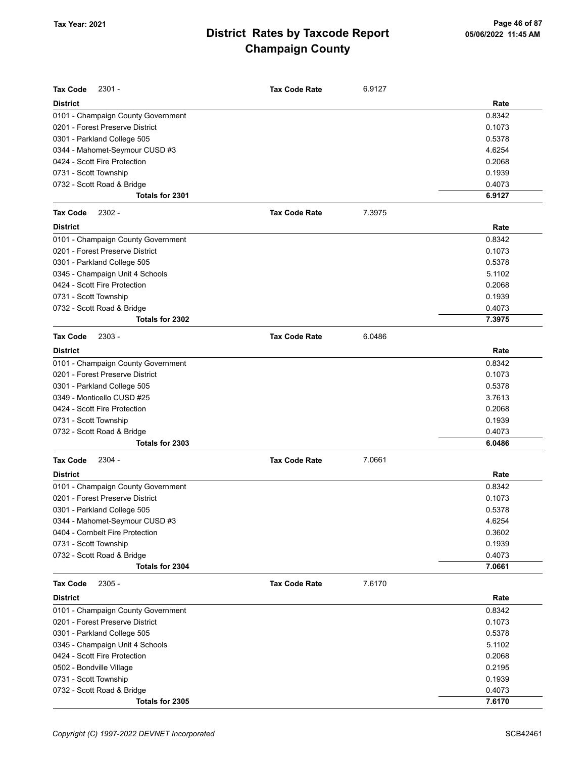# District Rates by Taxcode Report
# Champaign County

Tax Year: 2021

**Tax Code** 2301 - **Tax Code Rate** 6.9127

| District | Rate |
|---|---|
| 0101 - Champaign County Government | 0.8342 |
| 0201 - Forest Preserve District | 0.1073 |
| 0301 - Parkland College 505 | 0.5378 |
| 0344 - Mahomet-Seymour CUSD #3 | 4.6254 |
| 0424 - Scott Fire Protection | 0.2068 |
| 0731 - Scott Township | 0.1939 |
| 0732 - Scott Road & Bridge | 0.4073 |
| **Totals for 2301** | **6.9127** |

**Tax Code** 2302 - **Tax Code Rate** 7.3975

| District | Rate |
|---|---|
| 0101 - Champaign County Government | 0.8342 |
| 0201 - Forest Preserve District | 0.1073 |
| 0301 - Parkland College 505 | 0.5378 |
| 0345 - Champaign Unit 4 Schools | 5.1102 |
| 0424 - Scott Fire Protection | 0.2068 |
| 0731 - Scott Township | 0.1939 |
| 0732 - Scott Road & Bridge | 0.4073 |
| **Totals for 2302** | **7.3975** |

**Tax Code** 2303 - **Tax Code Rate** 6.0486

| District | Rate |
|---|---|
| 0101 - Champaign County Government | 0.8342 |
| 0201 - Forest Preserve District | 0.1073 |
| 0301 - Parkland College 505 | 0.5378 |
| 0349 - Monticello CUSD #25 | 3.7613 |
| 0424 - Scott Fire Protection | 0.2068 |
| 0731 - Scott Township | 0.1939 |
| 0732 - Scott Road & Bridge | 0.4073 |
| **Totals for 2303** | **6.0486** |

**Tax Code** 2304 - **Tax Code Rate** 7.0661

| District | Rate |
|---|---|
| 0101 - Champaign County Government | 0.8342 |
| 0201 - Forest Preserve District | 0.1073 |
| 0301 - Parkland College 505 | 0.5378 |
| 0344 - Mahomet-Seymour CUSD #3 | 4.6254 |
| 0404 - Cornbelt Fire Protection | 0.3602 |
| 0731 - Scott Township | 0.1939 |
| 0732 - Scott Road & Bridge | 0.4073 |
| **Totals for 2304** | **7.0661** |

**Tax Code** 2305 - **Tax Code Rate** 7.6170

| District | Rate |
|---|---|
| 0101 - Champaign County Government | 0.8342 |
| 0201 - Forest Preserve District | 0.1073 |
| 0301 - Parkland College 505 | 0.5378 |
| 0345 - Champaign Unit 4 Schools | 5.1102 |
| 0424 - Scott Fire Protection | 0.2068 |
| 0502 - Bondville Village | 0.2195 |
| 0731 - Scott Township | 0.1939 |
| 0732 - Scott Road & Bridge | 0.4073 |
| **Totals for 2305** | **7.6170** |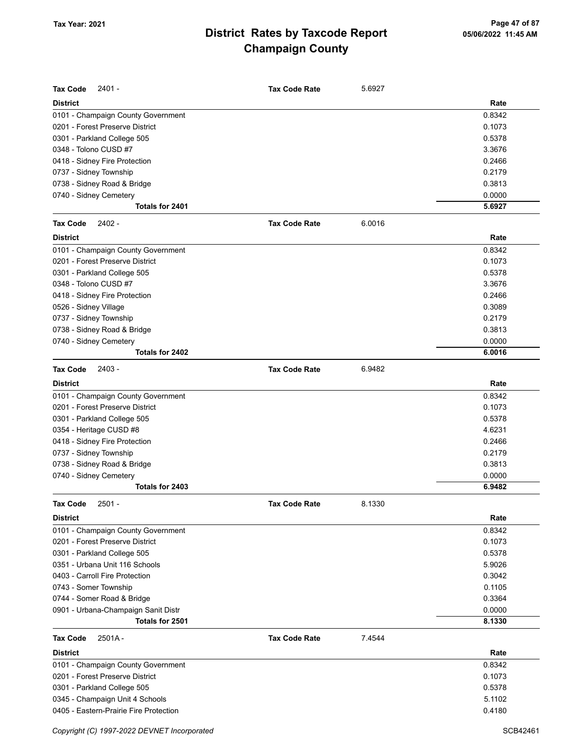# District Rates by Taxcode Report
# Champaign County

Tax Year: 2021

**Tax Code** 2401 - **Tax Code Rate** 5.6927

| District | Rate |
|---|---|
| 0101 - Champaign County Government | 0.8342 |
| 0201 - Forest Preserve District | 0.1073 |
| 0301 - Parkland College 505 | 0.5378 |
| 0348 - Tolono CUSD #7 | 3.3676 |
| 0418 - Sidney Fire Protection | 0.2466 |
| 0737 - Sidney Township | 0.2179 |
| 0738 - Sidney Road & Bridge | 0.3813 |
| 0740 - Sidney Cemetery | 0.0000 |
| **Totals for 2401** | **5.6927** |

**Tax Code** 2402 - **Tax Code Rate** 6.0016

| District | Rate |
|---|---|
| 0101 - Champaign County Government | 0.8342 |
| 0201 - Forest Preserve District | 0.1073 |
| 0301 - Parkland College 505 | 0.5378 |
| 0348 - Tolono CUSD #7 | 3.3676 |
| 0418 - Sidney Fire Protection | 0.2466 |
| 0526 - Sidney Village | 0.3089 |
| 0737 - Sidney Township | 0.2179 |
| 0738 - Sidney Road & Bridge | 0.3813 |
| 0740 - Sidney Cemetery | 0.0000 |
| **Totals for 2402** | **6.0016** |

**Tax Code** 2403 - **Tax Code Rate** 6.9482

| District | Rate |
|---|---|
| 0101 - Champaign County Government | 0.8342 |
| 0201 - Forest Preserve District | 0.1073 |
| 0301 - Parkland College 505 | 0.5378 |
| 0354 - Heritage CUSD #8 | 4.6231 |
| 0418 - Sidney Fire Protection | 0.2466 |
| 0737 - Sidney Township | 0.2179 |
| 0738 - Sidney Road & Bridge | 0.3813 |
| 0740 - Sidney Cemetery | 0.0000 |
| **Totals for 2403** | **6.9482** |

**Tax Code** 2501 - **Tax Code Rate** 8.1330

| District | Rate |
|---|---|
| 0101 - Champaign County Government | 0.8342 |
| 0201 - Forest Preserve District | 0.1073 |
| 0301 - Parkland College 505 | 0.5378 |
| 0351 - Urbana Unit 116 Schools | 5.9026 |
| 0403 - Carroll Fire Protection | 0.3042 |
| 0743 - Somer Township | 0.1105 |
| 0744 - Somer Road & Bridge | 0.3364 |
| 0901 - Urbana-Champaign Sanit Distr | 0.0000 |
| **Totals for 2501** | **8.1330** |

**Tax Code** 2501A - **Tax Code Rate** 7.4544

| District | Rate |
|---|---|
| 0101 - Champaign County Government | 0.8342 |
| 0201 - Forest Preserve District | 0.1073 |
| 0301 - Parkland College 505 | 0.5378 |
| 0345 - Champaign Unit 4 Schools | 5.1102 |
| 0405 - Eastern-Prairie Fire Protection | 0.4180 |

Copyright (C) 1997-2022 DEVNET Incorporated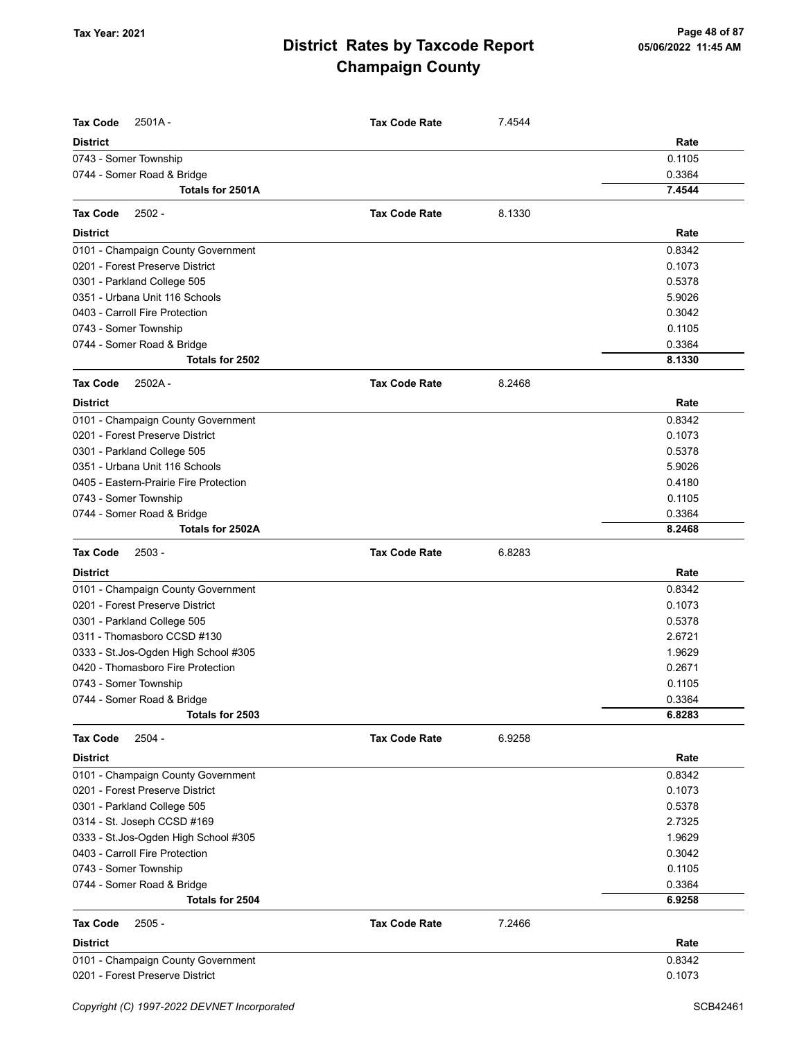# District Rates by Taxcode Report
# Champaign County

Tax Year: 2021

05/06/2022 11:45 AM

**Tax Code** 2501A - **Tax Code Rate** 7.4544

| District | Rate |
|---|---|
| 0743 - Somer Township | 0.1105 |
| 0744 - Somer Road & Bridge | 0.3364 |
| **Totals for 2501A** | **7.4544** |

**Tax Code** 2502 - **Tax Code Rate** 8.1330

| District | Rate |
|---|---|
| 0101 - Champaign County Government | 0.8342 |
| 0201 - Forest Preserve District | 0.1073 |
| 0301 - Parkland College 505 | 0.5378 |
| 0351 - Urbana Unit 116 Schools | 5.9026 |
| 0403 - Carroll Fire Protection | 0.3042 |
| 0743 - Somer Township | 0.1105 |
| 0744 - Somer Road & Bridge | 0.3364 |
| **Totals for 2502** | **8.1330** |

**Tax Code** 2502A - **Tax Code Rate** 8.2468

| District | Rate |
|---|---|
| 0101 - Champaign County Government | 0.8342 |
| 0201 - Forest Preserve District | 0.1073 |
| 0301 - Parkland College 505 | 0.5378 |
| 0351 - Urbana Unit 116 Schools | 5.9026 |
| 0405 - Eastern-Prairie Fire Protection | 0.4180 |
| 0743 - Somer Township | 0.1105 |
| 0744 - Somer Road & Bridge | 0.3364 |
| **Totals for 2502A** | **8.2468** |

**Tax Code** 2503 - **Tax Code Rate** 6.8283

| District | Rate |
|---|---|
| 0101 - Champaign County Government | 0.8342 |
| 0201 - Forest Preserve District | 0.1073 |
| 0301 - Parkland College 505 | 0.5378 |
| 0311 - Thomasboro CCSD #130 | 2.6721 |
| 0333 - St.Jos-Ogden High School #305 | 1.9629 |
| 0420 - Thomasboro Fire Protection | 0.2671 |
| 0743 - Somer Township | 0.1105 |
| 0744 - Somer Road & Bridge | 0.3364 |
| **Totals for 2503** | **6.8283** |

**Tax Code** 2504 - **Tax Code Rate** 6.9258

| District | Rate |
|---|---|
| 0101 - Champaign County Government | 0.8342 |
| 0201 - Forest Preserve District | 0.1073 |
| 0301 - Parkland College 505 | 0.5378 |
| 0314 - St. Joseph CCSD #169 | 2.7325 |
| 0333 - St.Jos-Ogden High School #305 | 1.9629 |
| 0403 - Carroll Fire Protection | 0.3042 |
| 0743 - Somer Township | 0.1105 |
| 0744 - Somer Road & Bridge | 0.3364 |
| **Totals for 2504** | **6.9258** |

**Tax Code** 2505 - **Tax Code Rate** 7.2466

| District | Rate |
|---|---|
| 0101 - Champaign County Government | 0.8342 |
| 0201 - Forest Preserve District | 0.1073 |

Copyright (C) 1997-2022 DEVNET Incorporated SCB42461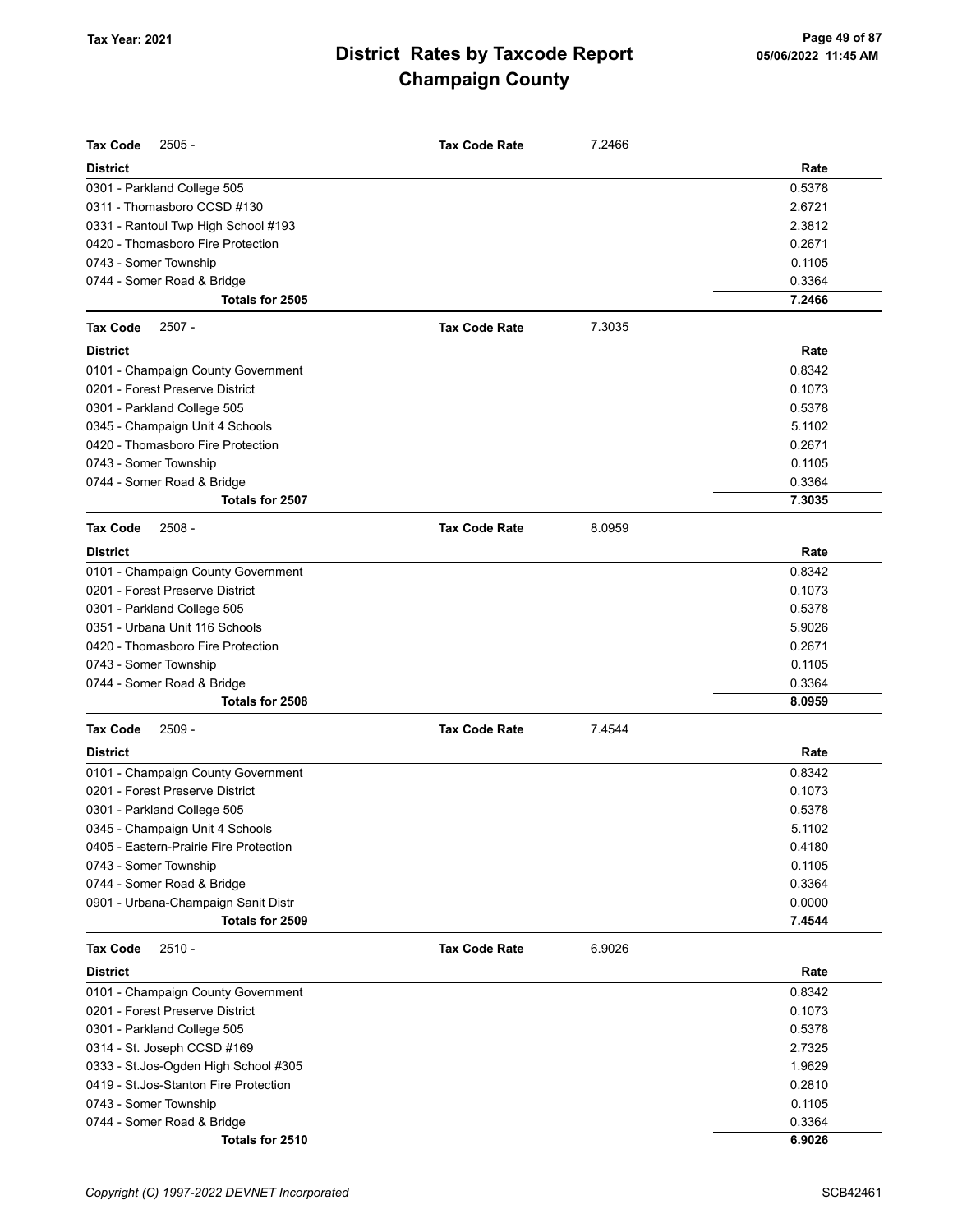# District Rates by Taxcode Report
## Champaign County

Tax Year: 2021

**Tax Code** 2505 - **Tax Code Rate** 7.2466

| District | Rate |
|---|---|
| 0301 - Parkland College 505 | 0.5378 |
| 0311 - Thomasboro CCSD #130 | 2.6721 |
| 0331 - Rantoul Twp High School #193 | 2.3812 |
| 0420 - Thomasboro Fire Protection | 0.2671 |
| 0743 - Somer Township | 0.1105 |
| 0744 - Somer Road & Bridge | 0.3364 |
| **Totals for 2505** | **7.2466** |

**Tax Code** 2507 - **Tax Code Rate** 7.3035

| District | Rate |
|---|---|
| 0101 - Champaign County Government | 0.8342 |
| 0201 - Forest Preserve District | 0.1073 |
| 0301 - Parkland College 505 | 0.5378 |
| 0345 - Champaign Unit 4 Schools | 5.1102 |
| 0420 - Thomasboro Fire Protection | 0.2671 |
| 0743 - Somer Township | 0.1105 |
| 0744 - Somer Road & Bridge | 0.3364 |
| **Totals for 2507** | **7.3035** |

**Tax Code** 2508 - **Tax Code Rate** 8.0959

| District | Rate |
|---|---|
| 0101 - Champaign County Government | 0.8342 |
| 0201 - Forest Preserve District | 0.1073 |
| 0301 - Parkland College 505 | 0.5378 |
| 0351 - Urbana Unit 116 Schools | 5.9026 |
| 0420 - Thomasboro Fire Protection | 0.2671 |
| 0743 - Somer Township | 0.1105 |
| 0744 - Somer Road & Bridge | 0.3364 |
| **Totals for 2508** | **8.0959** |

**Tax Code** 2509 - **Tax Code Rate** 7.4544

| District | Rate |
|---|---|
| 0101 - Champaign County Government | 0.8342 |
| 0201 - Forest Preserve District | 0.1073 |
| 0301 - Parkland College 505 | 0.5378 |
| 0345 - Champaign Unit 4 Schools | 5.1102 |
| 0405 - Eastern-Prairie Fire Protection | 0.4180 |
| 0743 - Somer Township | 0.1105 |
| 0744 - Somer Road & Bridge | 0.3364 |
| 0901 - Urbana-Champaign Sanit Distr | 0.0000 |
| **Totals for 2509** | **7.4544** |

**Tax Code** 2510 - **Tax Code Rate** 6.9026

| District | Rate |
|---|---|
| 0101 - Champaign County Government | 0.8342 |
| 0201 - Forest Preserve District | 0.1073 |
| 0301 - Parkland College 505 | 0.5378 |
| 0314 - St. Joseph CCSD #169 | 2.7325 |
| 0333 - St.Jos-Ogden High School #305 | 1.9629 |
| 0419 - St.Jos-Stanton Fire Protection | 0.2810 |
| 0743 - Somer Township | 0.1105 |
| 0744 - Somer Road & Bridge | 0.3364 |
| **Totals for 2510** | **6.9026** |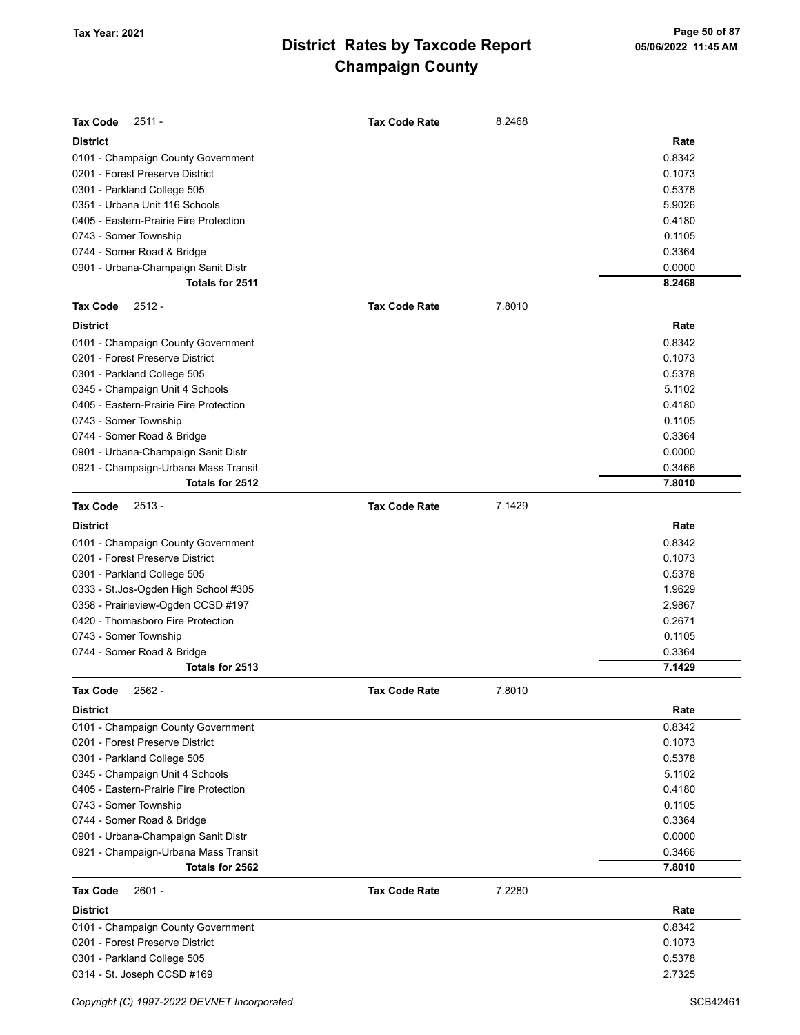**Tax Code** 2511 - **Tax Code Rate** 8.2468

| District | Rate |
|---|---|
| 0101 - Champaign County Government | 0.8342 |
| 0201 - Forest Preserve District | 0.1073 |
| 0301 - Parkland College 505 | 0.5378 |
| 0351 - Urbana Unit 116 Schools | 5.9026 |
| 0405 - Eastern-Prairie Fire Protection | 0.4180 |
| 0743 - Somer Township | 0.1105 |
| 0744 - Somer Road & Bridge | 0.3364 |
| 0901 - Urbana-Champaign Sanit Distr | 0.0000 |
| **Totals for 2511** | **8.2468** |

**Tax Code** 2512 - **Tax Code Rate** 7.8010

| District | Rate |
|---|---|
| 0101 - Champaign County Government | 0.8342 |
| 0201 - Forest Preserve District | 0.1073 |
| 0301 - Parkland College 505 | 0.5378 |
| 0345 - Champaign Unit 4 Schools | 5.1102 |
| 0405 - Eastern-Prairie Fire Protection | 0.4180 |
| 0743 - Somer Township | 0.1105 |
| 0744 - Somer Road & Bridge | 0.3364 |
| 0901 - Urbana-Champaign Sanit Distr | 0.0000 |
| 0921 - Champaign-Urbana Mass Transit | 0.3466 |
| **Totals for 2512** | **7.8010** |

**Tax Code** 2513 - **Tax Code Rate** 7.1429

| District | Rate |
|---|---|
| 0101 - Champaign County Government | 0.8342 |
| 0201 - Forest Preserve District | 0.1073 |
| 0301 - Parkland College 505 | 0.5378 |
| 0333 - St.Jos-Ogden High School #305 | 1.9629 |
| 0358 - Prairieview-Ogden CCSD #197 | 2.9867 |
| 0420 - Thomasboro Fire Protection | 0.2671 |
| 0743 - Somer Township | 0.1105 |
| 0744 - Somer Road & Bridge | 0.3364 |
| **Totals for 2513** | **7.1429** |

**Tax Code** 2562 - **Tax Code Rate** 7.8010

| District | Rate |
|---|---|
| 0101 - Champaign County Government | 0.8342 |
| 0201 - Forest Preserve District | 0.1073 |
| 0301 - Parkland College 505 | 0.5378 |
| 0345 - Champaign Unit 4 Schools | 5.1102 |
| 0405 - Eastern-Prairie Fire Protection | 0.4180 |
| 0743 - Somer Township | 0.1105 |
| 0744 - Somer Road & Bridge | 0.3364 |
| 0901 - Urbana-Champaign Sanit Distr | 0.0000 |
| 0921 - Champaign-Urbana Mass Transit | 0.3466 |
| **Totals for 2562** | **7.8010** |

**Tax Code** 2601 - **Tax Code Rate** 7.2280

| District | Rate |
|---|---|
| 0101 - Champaign County Government | 0.8342 |
| 0201 - Forest Preserve District | 0.1073 |
| 0301 - Parkland College 505 | 0.5378 |
| 0314 - St. Joseph CCSD #169 | 2.7325 |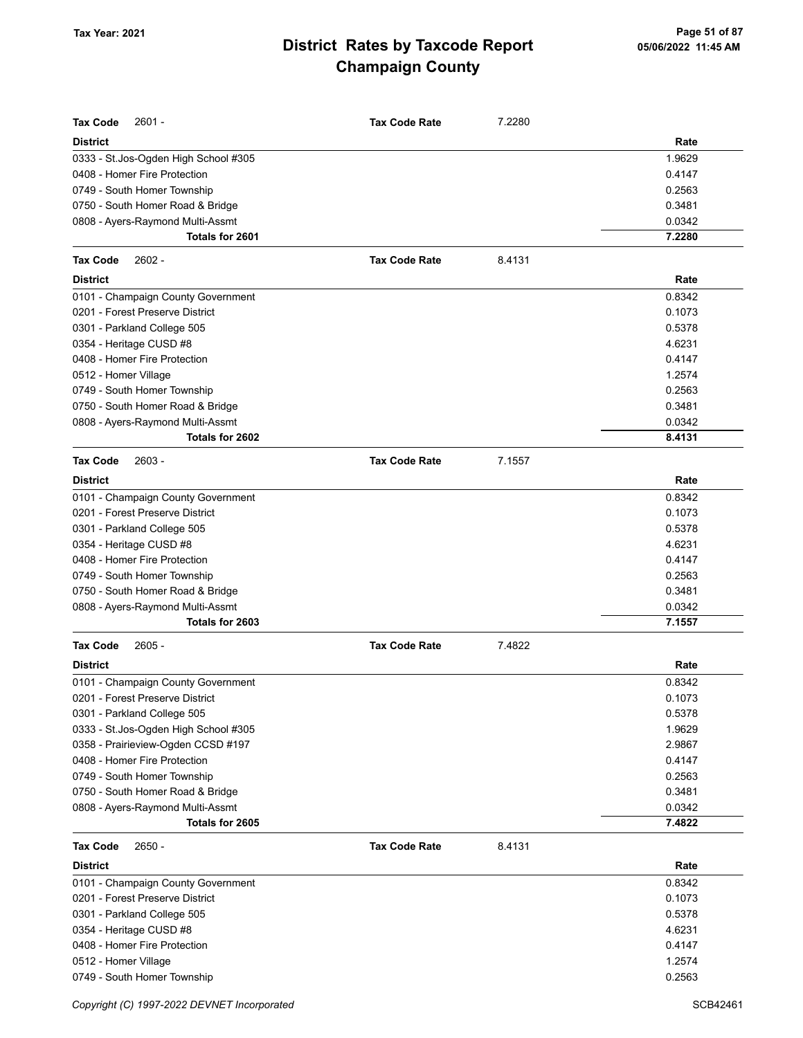# District Rates by Taxcode Report
# Champaign County

Tax Year: 2021

**Tax Code** 2601 - **Tax Code Rate** 7.2280

| District | Rate |
|---|---|
| 0333 - St.Jos-Ogden High School #305 | 1.9629 |
| 0408 - Homer Fire Protection | 0.4147 |
| 0749 - South Homer Township | 0.2563 |
| 0750 - South Homer Road & Bridge | 0.3481 |
| 0808 - Ayers-Raymond Multi-Assmt | 0.0342 |
| **Totals for 2601** | **7.2280** |

**Tax Code** 2602 - **Tax Code Rate** 8.4131

| District | Rate |
|---|---|
| 0101 - Champaign County Government | 0.8342 |
| 0201 - Forest Preserve District | 0.1073 |
| 0301 - Parkland College 505 | 0.5378 |
| 0354 - Heritage CUSD #8 | 4.6231 |
| 0408 - Homer Fire Protection | 0.4147 |
| 0512 - Homer Village | 1.2574 |
| 0749 - South Homer Township | 0.2563 |
| 0750 - South Homer Road & Bridge | 0.3481 |
| 0808 - Ayers-Raymond Multi-Assmt | 0.0342 |
| **Totals for 2602** | **8.4131** |

**Tax Code** 2603 - **Tax Code Rate** 7.1557

| District | Rate |
|---|---|
| 0101 - Champaign County Government | 0.8342 |
| 0201 - Forest Preserve District | 0.1073 |
| 0301 - Parkland College 505 | 0.5378 |
| 0354 - Heritage CUSD #8 | 4.6231 |
| 0408 - Homer Fire Protection | 0.4147 |
| 0749 - South Homer Township | 0.2563 |
| 0750 - South Homer Road & Bridge | 0.3481 |
| 0808 - Ayers-Raymond Multi-Assmt | 0.0342 |
| **Totals for 2603** | **7.1557** |

**Tax Code** 2605 - **Tax Code Rate** 7.4822

| District | Rate |
|---|---|
| 0101 - Champaign County Government | 0.8342 |
| 0201 - Forest Preserve District | 0.1073 |
| 0301 - Parkland College 505 | 0.5378 |
| 0333 - St.Jos-Ogden High School #305 | 1.9629 |
| 0358 - Prairieview-Ogden CCSD #197 | 2.9867 |
| 0408 - Homer Fire Protection | 0.4147 |
| 0749 - South Homer Township | 0.2563 |
| 0750 - South Homer Road & Bridge | 0.3481 |
| 0808 - Ayers-Raymond Multi-Assmt | 0.0342 |
| **Totals for 2605** | **7.4822** |

**Tax Code** 2650 - **Tax Code Rate** 8.4131

| District | Rate |
|---|---|
| 0101 - Champaign County Government | 0.8342 |
| 0201 - Forest Preserve District | 0.1073 |
| 0301 - Parkland College 505 | 0.5378 |
| 0354 - Heritage CUSD #8 | 4.6231 |
| 0408 - Homer Fire Protection | 0.4147 |
| 0512 - Homer Village | 1.2574 |
| 0749 - South Homer Township | 0.2563 |

Copyright (C) 1997-2022 DEVNET Incorporated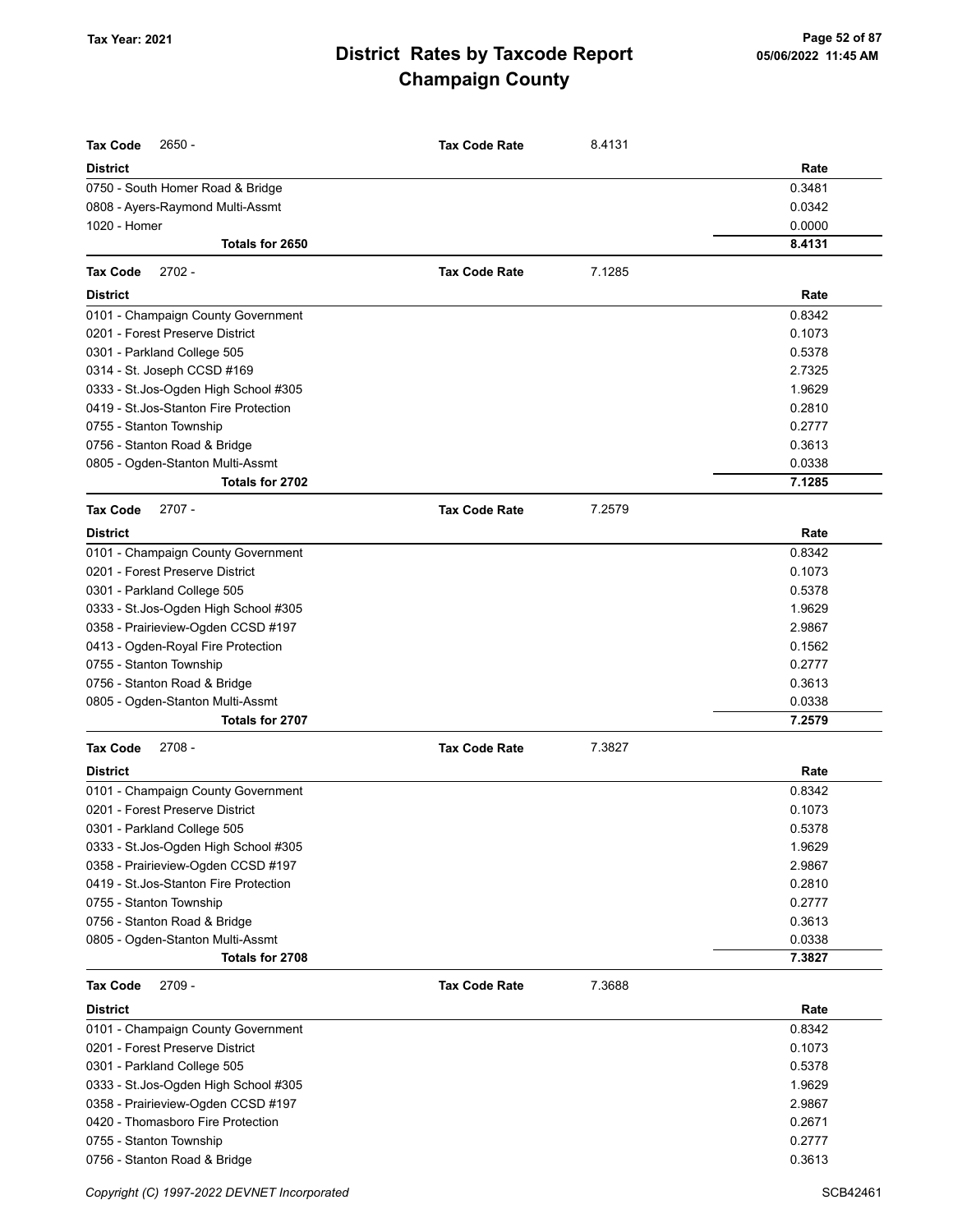# District Rates by Taxcode Report

# Champaign County

Tax Year: 2021

**Tax Code** 2650 - **Tax Code Rate** 8.4131

| District | Rate |
|---|---|
| 0750 - South Homer Road & Bridge | 0.3481 |
| 0808 - Ayers-Raymond Multi-Assmt | 0.0342 |
| 1020 - Homer | 0.0000 |
| **Totals for 2650** | **8.4131** |

**Tax Code** 2702 - **Tax Code Rate** 7.1285

| District | Rate |
|---|---|
| 0101 - Champaign County Government | 0.8342 |
| 0201 - Forest Preserve District | 0.1073 |
| 0301 - Parkland College 505 | 0.5378 |
| 0314 - St. Joseph CCSD #169 | 2.7325 |
| 0333 - St.Jos-Ogden High School #305 | 1.9629 |
| 0419 - St.Jos-Stanton Fire Protection | 0.2810 |
| 0755 - Stanton Township | 0.2777 |
| 0756 - Stanton Road & Bridge | 0.3613 |
| 0805 - Ogden-Stanton Multi-Assmt | 0.0338 |
| **Totals for 2702** | **7.1285** |

**Tax Code** 2707 - **Tax Code Rate** 7.2579

| District | Rate |
|---|---|
| 0101 - Champaign County Government | 0.8342 |
| 0201 - Forest Preserve District | 0.1073 |
| 0301 - Parkland College 505 | 0.5378 |
| 0333 - St.Jos-Ogden High School #305 | 1.9629 |
| 0358 - Prairieview-Ogden CCSD #197 | 2.9867 |
| 0413 - Ogden-Royal Fire Protection | 0.1562 |
| 0755 - Stanton Township | 0.2777 |
| 0756 - Stanton Road & Bridge | 0.3613 |
| 0805 - Ogden-Stanton Multi-Assmt | 0.0338 |
| **Totals for 2707** | **7.2579** |

**Tax Code** 2708 - **Tax Code Rate** 7.3827

| District | Rate |
|---|---|
| 0101 - Champaign County Government | 0.8342 |
| 0201 - Forest Preserve District | 0.1073 |
| 0301 - Parkland College 505 | 0.5378 |
| 0333 - St.Jos-Ogden High School #305 | 1.9629 |
| 0358 - Prairieview-Ogden CCSD #197 | 2.9867 |
| 0419 - St.Jos-Stanton Fire Protection | 0.2810 |
| 0755 - Stanton Township | 0.2777 |
| 0756 - Stanton Road & Bridge | 0.3613 |
| 0805 - Ogden-Stanton Multi-Assmt | 0.0338 |
| **Totals for 2708** | **7.3827** |

**Tax Code** 2709 - **Tax Code Rate** 7.3688

| District | Rate |
|---|---|
| 0101 - Champaign County Government | 0.8342 |
| 0201 - Forest Preserve District | 0.1073 |
| 0301 - Parkland College 505 | 0.5378 |
| 0333 - St.Jos-Ogden High School #305 | 1.9629 |
| 0358 - Prairieview-Ogden CCSD #197 | 2.9867 |
| 0420 - Thomasboro Fire Protection | 0.2671 |
| 0755 - Stanton Township | 0.2777 |
| 0756 - Stanton Road & Bridge | 0.3613 |

Copyright (C) 1997-2022 DEVNET Incorporated SCB42461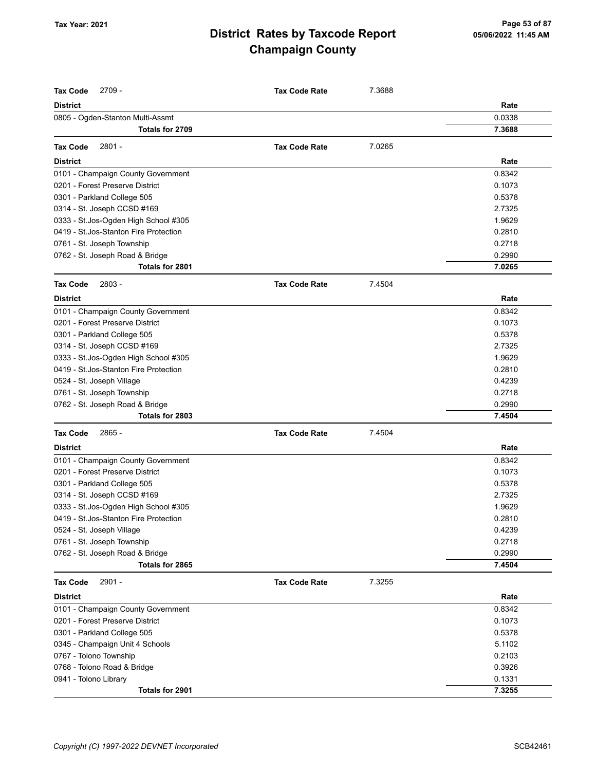# District Rates by Taxcode Report
## Champaign County

Tax Year: 2021

**Tax Code** 2709 - **Tax Code Rate** 7.3688

| District | Rate |
|---|---|
| 0805 - Ogden-Stanton Multi-Assmt | 0.0338 |
| **Totals for 2709** | **7.3688** |

**Tax Code** 2801 - **Tax Code Rate** 7.0265

| District | Rate |
|---|---|
| 0101 - Champaign County Government | 0.8342 |
| 0201 - Forest Preserve District | 0.1073 |
| 0301 - Parkland College 505 | 0.5378 |
| 0314 - St. Joseph CCSD #169 | 2.7325 |
| 0333 - St.Jos-Ogden High School #305 | 1.9629 |
| 0419 - St.Jos-Stanton Fire Protection | 0.2810 |
| 0761 - St. Joseph Township | 0.2718 |
| 0762 - St. Joseph Road & Bridge | 0.2990 |
| **Totals for 2801** | **7.0265** |

**Tax Code** 2803 - **Tax Code Rate** 7.4504

| District | Rate |
|---|---|
| 0101 - Champaign County Government | 0.8342 |
| 0201 - Forest Preserve District | 0.1073 |
| 0301 - Parkland College 505 | 0.5378 |
| 0314 - St. Joseph CCSD #169 | 2.7325 |
| 0333 - St.Jos-Ogden High School #305 | 1.9629 |
| 0419 - St.Jos-Stanton Fire Protection | 0.2810 |
| 0524 - St. Joseph Village | 0.4239 |
| 0761 - St. Joseph Township | 0.2718 |
| 0762 - St. Joseph Road & Bridge | 0.2990 |
| **Totals for 2803** | **7.4504** |

**Tax Code** 2865 - **Tax Code Rate** 7.4504

| District | Rate |
|---|---|
| 0101 - Champaign County Government | 0.8342 |
| 0201 - Forest Preserve District | 0.1073 |
| 0301 - Parkland College 505 | 0.5378 |
| 0314 - St. Joseph CCSD #169 | 2.7325 |
| 0333 - St.Jos-Ogden High School #305 | 1.9629 |
| 0419 - St.Jos-Stanton Fire Protection | 0.2810 |
| 0524 - St. Joseph Village | 0.4239 |
| 0761 - St. Joseph Township | 0.2718 |
| 0762 - St. Joseph Road & Bridge | 0.2990 |
| **Totals for 2865** | **7.4504** |

**Tax Code** 2901 - **Tax Code Rate** 7.3255

| District | Rate |
|---|---|
| 0101 - Champaign County Government | 0.8342 |
| 0201 - Forest Preserve District | 0.1073 |
| 0301 - Parkland College 505 | 0.5378 |
| 0345 - Champaign Unit 4 Schools | 5.1102 |
| 0767 - Tolono Township | 0.2103 |
| 0768 - Tolono Road & Bridge | 0.3926 |
| 0941 - Tolono Library | 0.1331 |
| **Totals for 2901** | **7.3255** |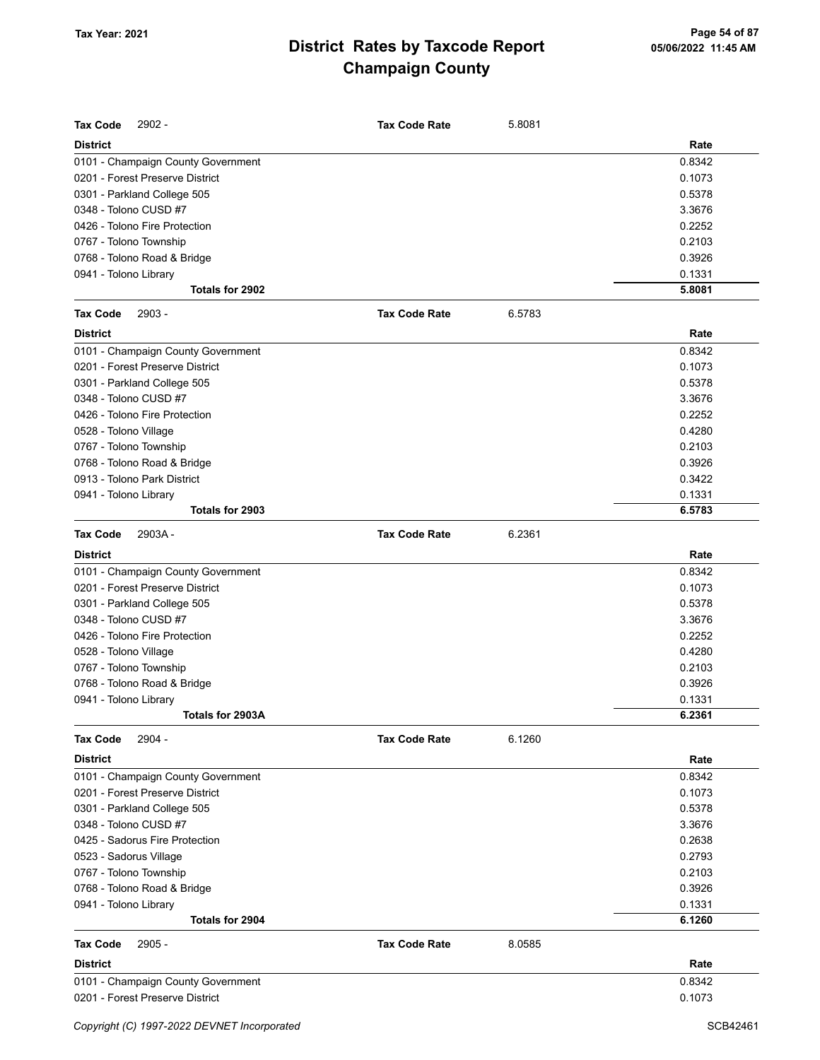# District Rates by Taxcode Report
# Champaign County

Tax Year: 2021

**Tax Code** 2902 - **Tax Code Rate** 5.8081

| District | Rate |
|---|---|
| 0101 - Champaign County Government | 0.8342 |
| 0201 - Forest Preserve District | 0.1073 |
| 0301 - Parkland College 505 | 0.5378 |
| 0348 - Tolono CUSD #7 | 3.3676 |
| 0426 - Tolono Fire Protection | 0.2252 |
| 0767 - Tolono Township | 0.2103 |
| 0768 - Tolono Road & Bridge | 0.3926 |
| 0941 - Tolono Library | 0.1331 |
| **Totals for 2902** | **5.8081** |

**Tax Code** 2903 - **Tax Code Rate** 6.5783

| District | Rate |
|---|---|
| 0101 - Champaign County Government | 0.8342 |
| 0201 - Forest Preserve District | 0.1073 |
| 0301 - Parkland College 505 | 0.5378 |
| 0348 - Tolono CUSD #7 | 3.3676 |
| 0426 - Tolono Fire Protection | 0.2252 |
| 0528 - Tolono Village | 0.4280 |
| 0767 - Tolono Township | 0.2103 |
| 0768 - Tolono Road & Bridge | 0.3926 |
| 0913 - Tolono Park District | 0.3422 |
| 0941 - Tolono Library | 0.1331 |
| **Totals for 2903** | **6.5783** |

**Tax Code** 2903A - **Tax Code Rate** 6.2361

| District | Rate |
|---|---|
| 0101 - Champaign County Government | 0.8342 |
| 0201 - Forest Preserve District | 0.1073 |
| 0301 - Parkland College 505 | 0.5378 |
| 0348 - Tolono CUSD #7 | 3.3676 |
| 0426 - Tolono Fire Protection | 0.2252 |
| 0528 - Tolono Village | 0.4280 |
| 0767 - Tolono Township | 0.2103 |
| 0768 - Tolono Road & Bridge | 0.3926 |
| 0941 - Tolono Library | 0.1331 |
| **Totals for 2903A** | **6.2361** |

**Tax Code** 2904 - **Tax Code Rate** 6.1260

| District | Rate |
|---|---|
| 0101 - Champaign County Government | 0.8342 |
| 0201 - Forest Preserve District | 0.1073 |
| 0301 - Parkland College 505 | 0.5378 |
| 0348 - Tolono CUSD #7 | 3.3676 |
| 0425 - Sadorus Fire Protection | 0.2638 |
| 0523 - Sadorus Village | 0.2793 |
| 0767 - Tolono Township | 0.2103 |
| 0768 - Tolono Road & Bridge | 0.3926 |
| 0941 - Tolono Library | 0.1331 |
| **Totals for 2904** | **6.1260** |

**Tax Code** 2905 - **Tax Code Rate** 8.0585

| District | Rate |
|---|---|
| 0101 - Champaign County Government | 0.8342 |
| 0201 - Forest Preserve District | 0.1073 |

Copyright (C) 1997-2022 DEVNET Incorporated SCB42461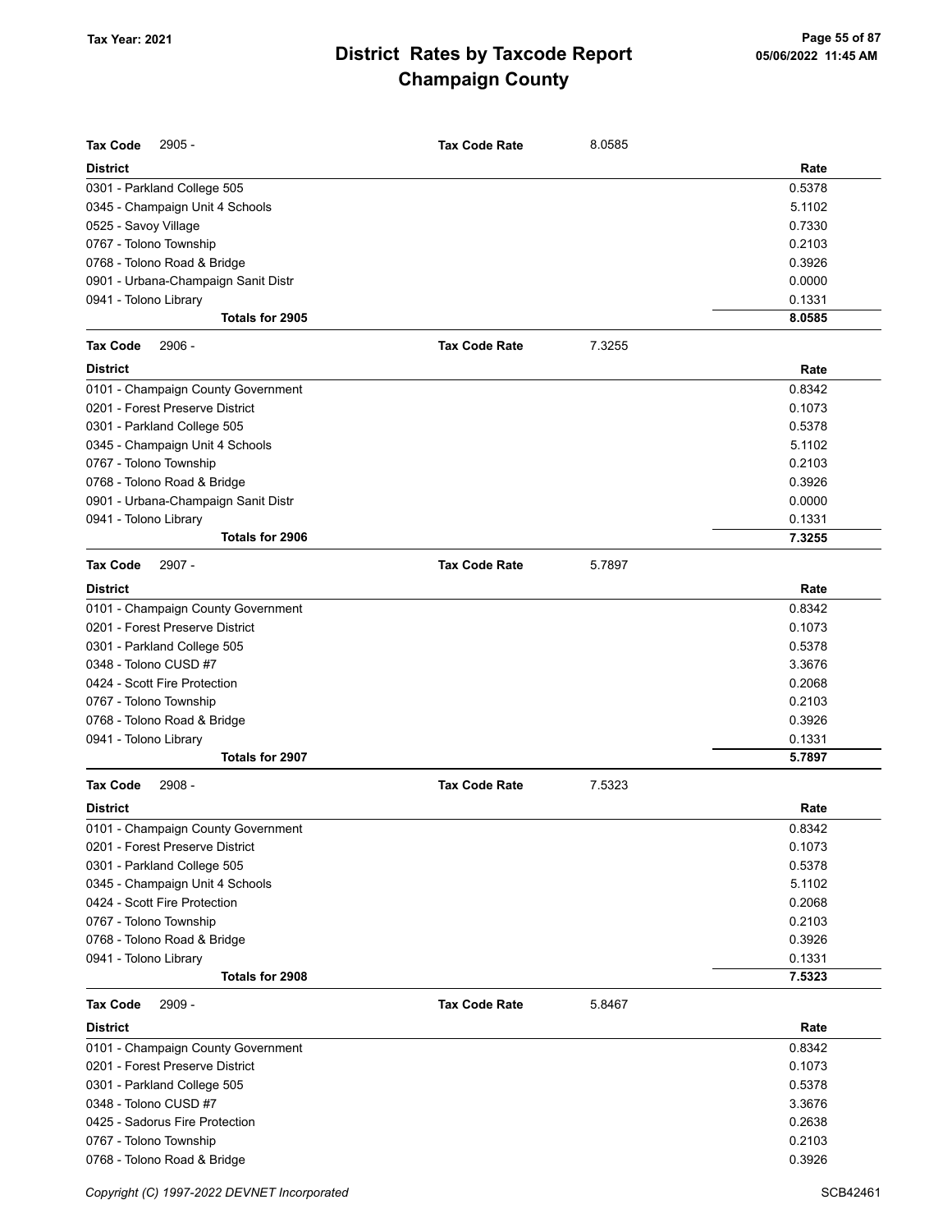## District Rates by Taxcode Report
## Champaign County

Tax Year: 2021

**Tax Code** 2905 - **Tax Code Rate** 8.0585

| District | Rate |
|---|---|
| 0301 - Parkland College 505 | 0.5378 |
| 0345 - Champaign Unit 4 Schools | 5.1102 |
| 0525 - Savoy Village | 0.7330 |
| 0767 - Tolono Township | 0.2103 |
| 0768 - Tolono Road & Bridge | 0.3926 |
| 0901 - Urbana-Champaign Sanit Distr | 0.0000 |
| 0941 - Tolono Library | 0.1331 |
| **Totals for 2905** | **8.0585** |

**Tax Code** 2906 - **Tax Code Rate** 7.3255

| District | Rate |
|---|---|
| 0101 - Champaign County Government | 0.8342 |
| 0201 - Forest Preserve District | 0.1073 |
| 0301 - Parkland College 505 | 0.5378 |
| 0345 - Champaign Unit 4 Schools | 5.1102 |
| 0767 - Tolono Township | 0.2103 |
| 0768 - Tolono Road & Bridge | 0.3926 |
| 0901 - Urbana-Champaign Sanit Distr | 0.0000 |
| 0941 - Tolono Library | 0.1331 |
| **Totals for 2906** | **7.3255** |

**Tax Code** 2907 - **Tax Code Rate** 5.7897

| District | Rate |
|---|---|
| 0101 - Champaign County Government | 0.8342 |
| 0201 - Forest Preserve District | 0.1073 |
| 0301 - Parkland College 505 | 0.5378 |
| 0348 - Tolono CUSD #7 | 3.3676 |
| 0424 - Scott Fire Protection | 0.2068 |
| 0767 - Tolono Township | 0.2103 |
| 0768 - Tolono Road & Bridge | 0.3926 |
| 0941 - Tolono Library | 0.1331 |
| **Totals for 2907** | **5.7897** |

**Tax Code** 2908 - **Tax Code Rate** 7.5323

| District | Rate |
|---|---|
| 0101 - Champaign County Government | 0.8342 |
| 0201 - Forest Preserve District | 0.1073 |
| 0301 - Parkland College 505 | 0.5378 |
| 0345 - Champaign Unit 4 Schools | 5.1102 |
| 0424 - Scott Fire Protection | 0.2068 |
| 0767 - Tolono Township | 0.2103 |
| 0768 - Tolono Road & Bridge | 0.3926 |
| 0941 - Tolono Library | 0.1331 |
| **Totals for 2908** | **7.5323** |

**Tax Code** 2909 - **Tax Code Rate** 5.8467

| District | Rate |
|---|---|
| 0101 - Champaign County Government | 0.8342 |
| 0201 - Forest Preserve District | 0.1073 |
| 0301 - Parkland College 505 | 0.5378 |
| 0348 - Tolono CUSD #7 | 3.3676 |
| 0425 - Sadorus Fire Protection | 0.2638 |
| 0767 - Tolono Township | 0.2103 |
| 0768 - Tolono Road & Bridge | 0.3926 |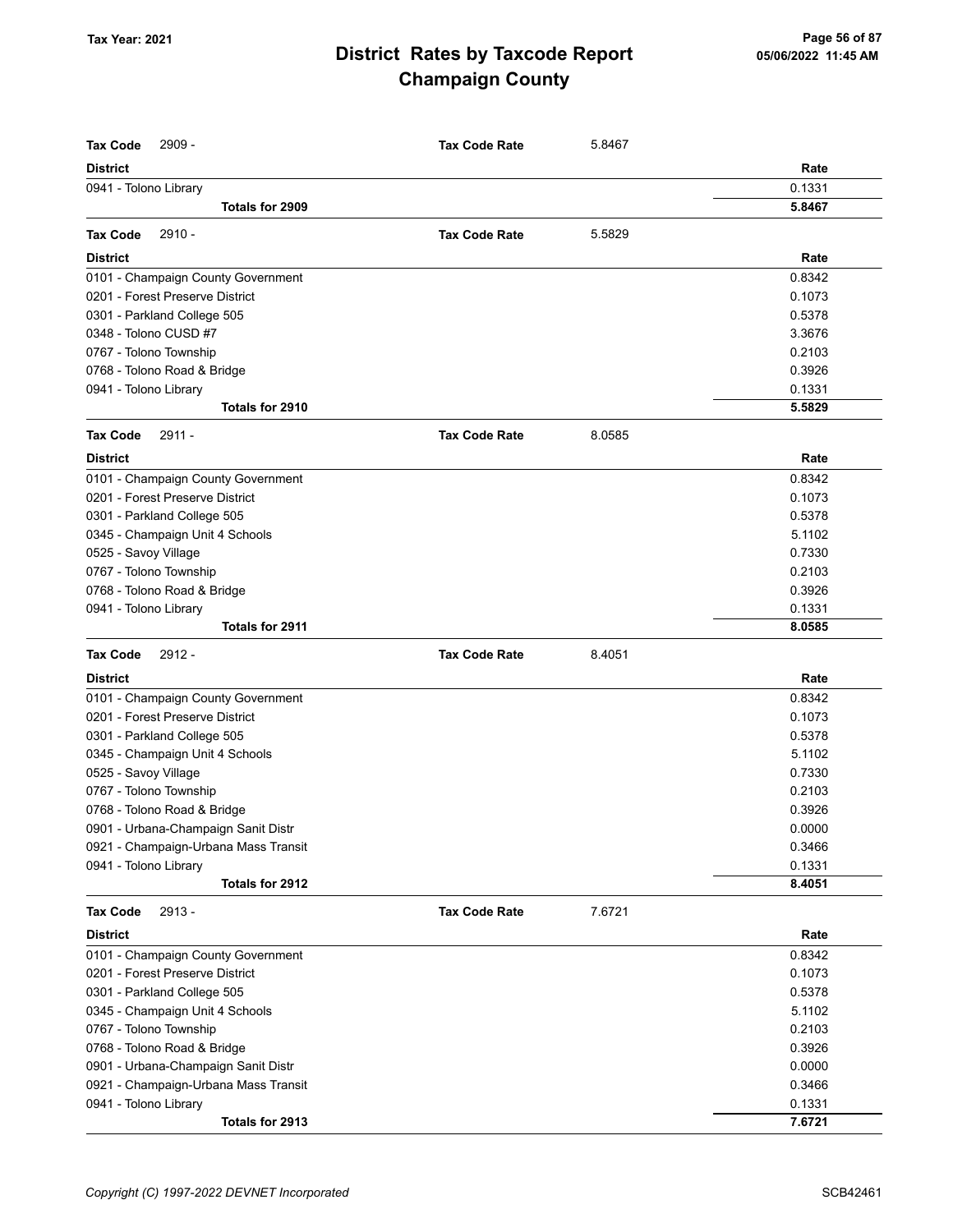# District Rates by Taxcode Report
# Champaign County

Tax Year: 2021

**Tax Code** 2909 - **Tax Code Rate** 5.8467

| District | Rate |
|---|---|
| 0941 - Tolono Library | 0.1331 |
| **Totals for 2909** | **5.8467** |

**Tax Code** 2910 - **Tax Code Rate** 5.5829

| District | Rate |
|---|---|
| 0101 - Champaign County Government | 0.8342 |
| 0201 - Forest Preserve District | 0.1073 |
| 0301 - Parkland College 505 | 0.5378 |
| 0348 - Tolono CUSD #7 | 3.3676 |
| 0767 - Tolono Township | 0.2103 |
| 0768 - Tolono Road & Bridge | 0.3926 |
| 0941 - Tolono Library | 0.1331 |
| **Totals for 2910** | **5.5829** |

**Tax Code** 2911 - **Tax Code Rate** 8.0585

| District | Rate |
|---|---|
| 0101 - Champaign County Government | 0.8342 |
| 0201 - Forest Preserve District | 0.1073 |
| 0301 - Parkland College 505 | 0.5378 |
| 0345 - Champaign Unit 4 Schools | 5.1102 |
| 0525 - Savoy Village | 0.7330 |
| 0767 - Tolono Township | 0.2103 |
| 0768 - Tolono Road & Bridge | 0.3926 |
| 0941 - Tolono Library | 0.1331 |
| **Totals for 2911** | **8.0585** |

**Tax Code** 2912 - **Tax Code Rate** 8.4051

| District | Rate |
|---|---|
| 0101 - Champaign County Government | 0.8342 |
| 0201 - Forest Preserve District | 0.1073 |
| 0301 - Parkland College 505 | 0.5378 |
| 0345 - Champaign Unit 4 Schools | 5.1102 |
| 0525 - Savoy Village | 0.7330 |
| 0767 - Tolono Township | 0.2103 |
| 0768 - Tolono Road & Bridge | 0.3926 |
| 0901 - Urbana-Champaign Sanit Distr | 0.0000 |
| 0921 - Champaign-Urbana Mass Transit | 0.3466 |
| 0941 - Tolono Library | 0.1331 |
| **Totals for 2912** | **8.4051** |

**Tax Code** 2913 - **Tax Code Rate** 7.6721

| District | Rate |
|---|---|
| 0101 - Champaign County Government | 0.8342 |
| 0201 - Forest Preserve District | 0.1073 |
| 0301 - Parkland College 505 | 0.5378 |
| 0345 - Champaign Unit 4 Schools | 5.1102 |
| 0767 - Tolono Township | 0.2103 |
| 0768 - Tolono Road & Bridge | 0.3926 |
| 0901 - Urbana-Champaign Sanit Distr | 0.0000 |
| 0921 - Champaign-Urbana Mass Transit | 0.3466 |
| 0941 - Tolono Library | 0.1331 |
| **Totals for 2913** | **7.6721** |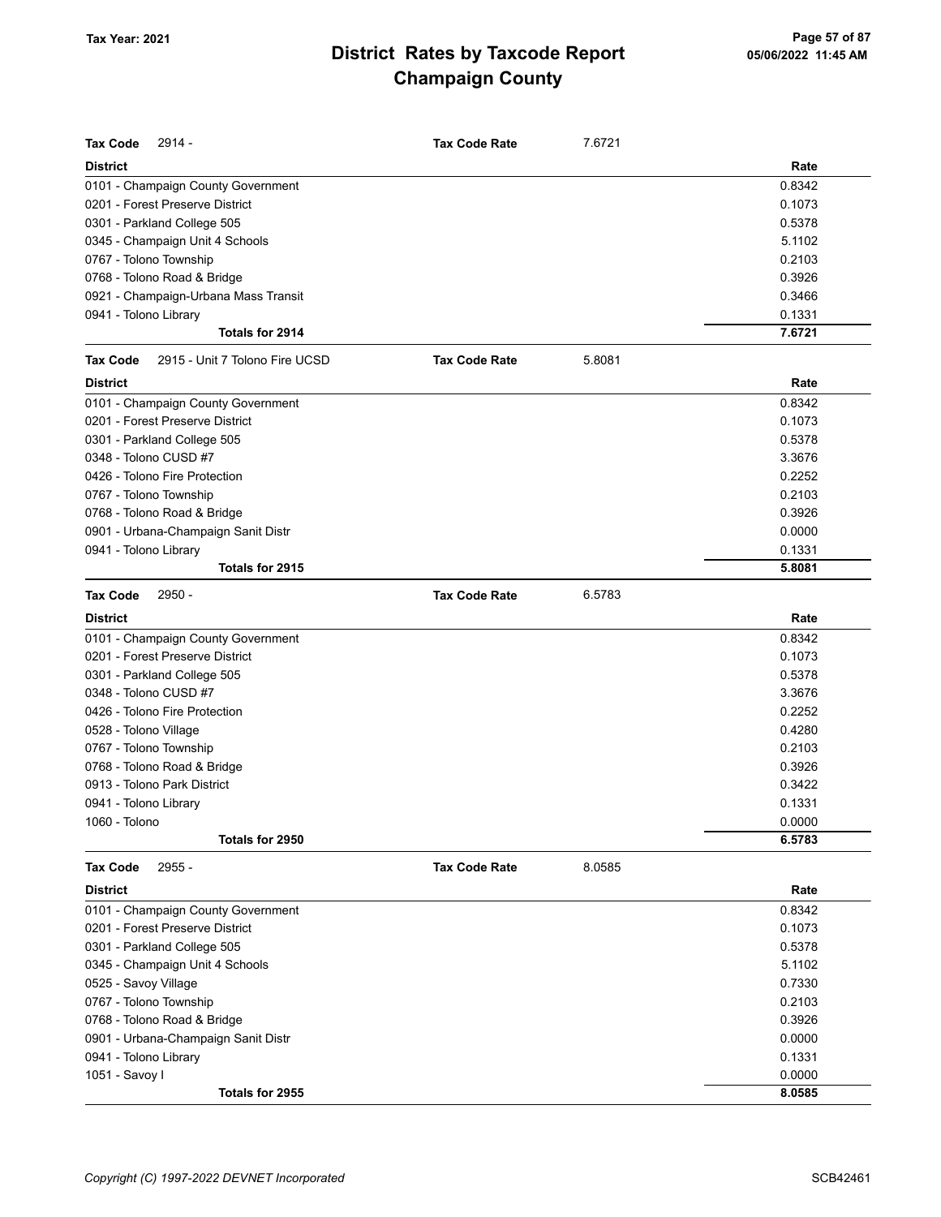# District Rates by Taxcode Report
# Champaign County

Tax Year: 2021

| **Tax Code** 2914 - | **Tax Code Rate** 7.6721 |
|---|---|
| **District** | **Rate** |
| 0101 - Champaign County Government | 0.8342 |
| 0201 - Forest Preserve District | 0.1073 |
| 0301 - Parkland College 505 | 0.5378 |
| 0345 - Champaign Unit 4 Schools | 5.1102 |
| 0767 - Tolono Township | 0.2103 |
| 0768 - Tolono Road & Bridge | 0.3926 |
| 0921 - Champaign-Urbana Mass Transit | 0.3466 |
| 0941 - Tolono Library | 0.1331 |
| **Totals for 2914** | **7.6721** |

| **Tax Code** 2915 - Unit 7 Tolono Fire UCSD | **Tax Code Rate** 5.8081 |
|---|---|
| **District** | **Rate** |
| 0101 - Champaign County Government | 0.8342 |
| 0201 - Forest Preserve District | 0.1073 |
| 0301 - Parkland College 505 | 0.5378 |
| 0348 - Tolono CUSD #7 | 3.3676 |
| 0426 - Tolono Fire Protection | 0.2252 |
| 0767 - Tolono Township | 0.2103 |
| 0768 - Tolono Road & Bridge | 0.3926 |
| 0901 - Urbana-Champaign Sanit Distr | 0.0000 |
| 0941 - Tolono Library | 0.1331 |
| **Totals for 2915** | **5.8081** |

| **Tax Code** 2950 - | **Tax Code Rate** 6.5783 |
|---|---|
| **District** | **Rate** |
| 0101 - Champaign County Government | 0.8342 |
| 0201 - Forest Preserve District | 0.1073 |
| 0301 - Parkland College 505 | 0.5378 |
| 0348 - Tolono CUSD #7 | 3.3676 |
| 0426 - Tolono Fire Protection | 0.2252 |
| 0528 - Tolono Village | 0.4280 |
| 0767 - Tolono Township | 0.2103 |
| 0768 - Tolono Road & Bridge | 0.3926 |
| 0913 - Tolono Park District | 0.3422 |
| 0941 - Tolono Library | 0.1331 |
| 1060 - Tolono | 0.0000 |
| **Totals for 2950** | **6.5783** |

| **Tax Code** 2955 - | **Tax Code Rate** 8.0585 |
|---|---|
| **District** | **Rate** |
| 0101 - Champaign County Government | 0.8342 |
| 0201 - Forest Preserve District | 0.1073 |
| 0301 - Parkland College 505 | 0.5378 |
| 0345 - Champaign Unit 4 Schools | 5.1102 |
| 0525 - Savoy Village | 0.7330 |
| 0767 - Tolono Township | 0.2103 |
| 0768 - Tolono Road & Bridge | 0.3926 |
| 0901 - Urbana-Champaign Sanit Distr | 0.0000 |
| 0941 - Tolono Library | 0.1331 |
| 1051 - Savoy I | 0.0000 |
| **Totals for 2955** | **8.0585** |

*Copyright (C) 1997-2022 DEVNET Incorporated*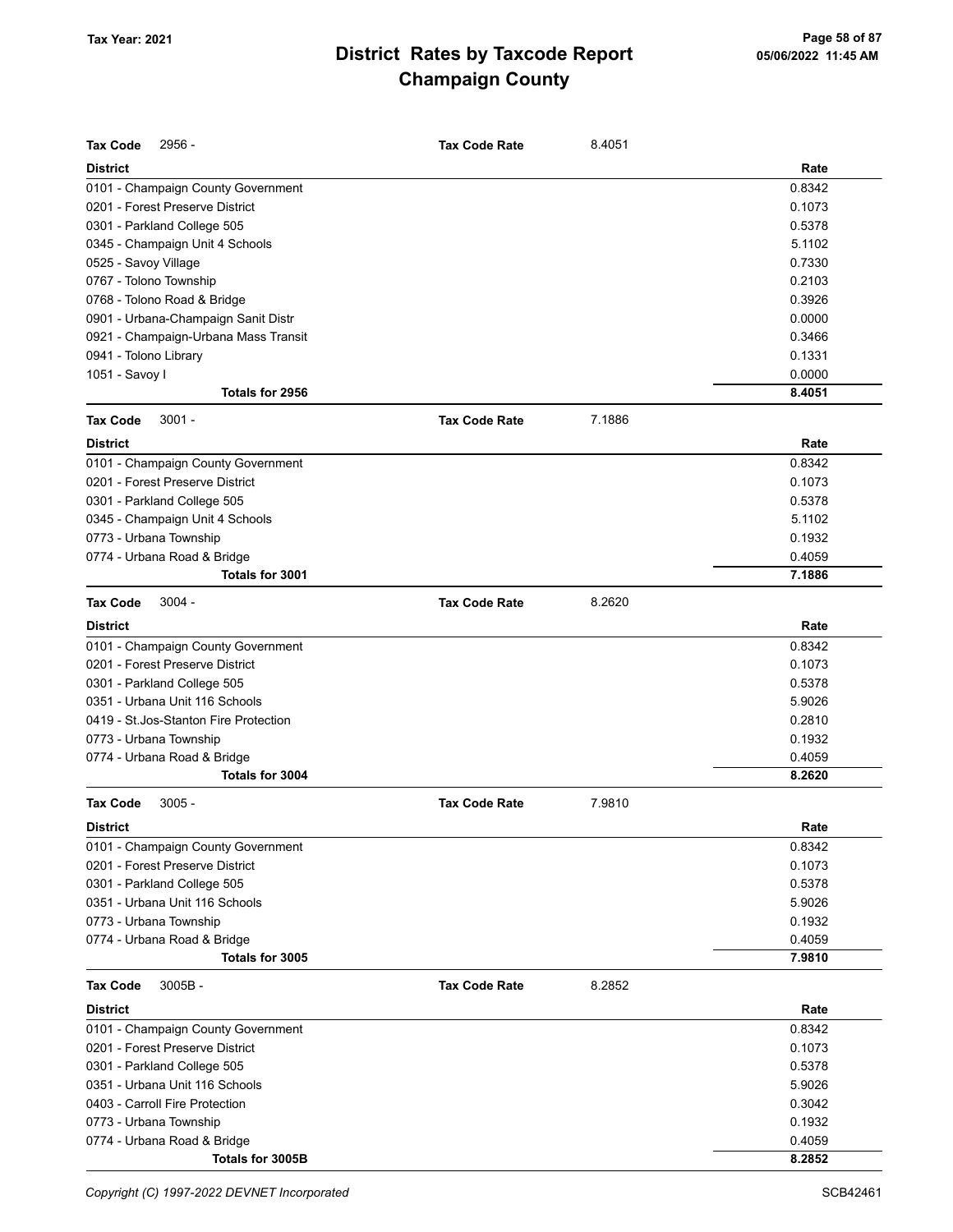# District Rates by Taxcode Report
## Champaign County

Tax Year: 2021

**Tax Code** 2956 - **Tax Code Rate** 8.4051

| District | Rate |
|---|---|
| 0101 - Champaign County Government | 0.8342 |
| 0201 - Forest Preserve District | 0.1073 |
| 0301 - Parkland College 505 | 0.5378 |
| 0345 - Champaign Unit 4 Schools | 5.1102 |
| 0525 - Savoy Village | 0.7330 |
| 0767 - Tolono Township | 0.2103 |
| 0768 - Tolono Road & Bridge | 0.3926 |
| 0901 - Urbana-Champaign Sanit Distr | 0.0000 |
| 0921 - Champaign-Urbana Mass Transit | 0.3466 |
| 0941 - Tolono Library | 0.1331 |
| 1051 - Savoy I | 0.0000 |
| **Totals for 2956** | **8.4051** |

**Tax Code** 3001 - **Tax Code Rate** 7.1886

| District | Rate |
|---|---|
| 0101 - Champaign County Government | 0.8342 |
| 0201 - Forest Preserve District | 0.1073 |
| 0301 - Parkland College 505 | 0.5378 |
| 0345 - Champaign Unit 4 Schools | 5.1102 |
| 0773 - Urbana Township | 0.1932 |
| 0774 - Urbana Road & Bridge | 0.4059 |
| **Totals for 3001** | **7.1886** |

**Tax Code** 3004 - **Tax Code Rate** 8.2620

| District | Rate |
|---|---|
| 0101 - Champaign County Government | 0.8342 |
| 0201 - Forest Preserve District | 0.1073 |
| 0301 - Parkland College 505 | 0.5378 |
| 0351 - Urbana Unit 116 Schools | 5.9026 |
| 0419 - St.Jos-Stanton Fire Protection | 0.2810 |
| 0773 - Urbana Township | 0.1932 |
| 0774 - Urbana Road & Bridge | 0.4059 |
| **Totals for 3004** | **8.2620** |

**Tax Code** 3005 - **Tax Code Rate** 7.9810

| District | Rate |
|---|---|
| 0101 - Champaign County Government | 0.8342 |
| 0201 - Forest Preserve District | 0.1073 |
| 0301 - Parkland College 505 | 0.5378 |
| 0351 - Urbana Unit 116 Schools | 5.9026 |
| 0773 - Urbana Township | 0.1932 |
| 0774 - Urbana Road & Bridge | 0.4059 |
| **Totals for 3005** | **7.9810** |

**Tax Code** 3005B - **Tax Code Rate** 8.2852

| District | Rate |
|---|---|
| 0101 - Champaign County Government | 0.8342 |
| 0201 - Forest Preserve District | 0.1073 |
| 0301 - Parkland College 505 | 0.5378 |
| 0351 - Urbana Unit 116 Schools | 5.9026 |
| 0403 - Carroll Fire Protection | 0.3042 |
| 0773 - Urbana Township | 0.1932 |
| 0774 - Urbana Road & Bridge | 0.4059 |
| **Totals for 3005B** | **8.2852** |

*Copyright (C) 1997-2022 DEVNET Incorporated* SCB42461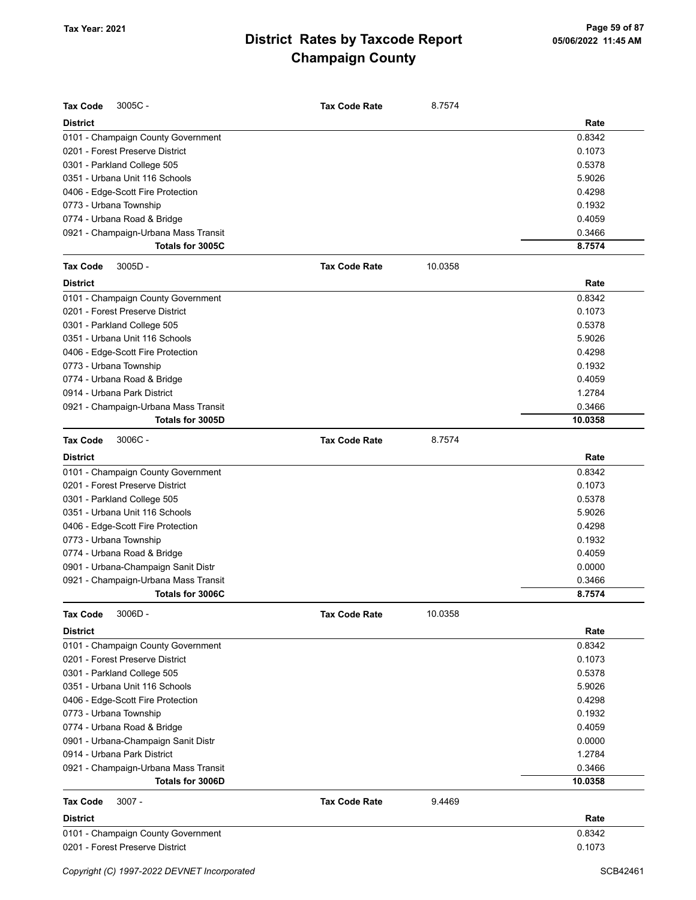# District Rates by Taxcode Report
# Champaign County

Tax Year: 2021

**Tax Code** 3005C - **Tax Code Rate** 8.7574

| District | Rate |
|---|---|
| 0101 - Champaign County Government | 0.8342 |
| 0201 - Forest Preserve District | 0.1073 |
| 0301 - Parkland College 505 | 0.5378 |
| 0351 - Urbana Unit 116 Schools | 5.9026 |
| 0406 - Edge-Scott Fire Protection | 0.4298 |
| 0773 - Urbana Township | 0.1932 |
| 0774 - Urbana Road & Bridge | 0.4059 |
| 0921 - Champaign-Urbana Mass Transit | 0.3466 |
| **Totals for 3005C** | **8.7574** |

**Tax Code** 3005D - **Tax Code Rate** 10.0358

| District | Rate |
|---|---|
| 0101 - Champaign County Government | 0.8342 |
| 0201 - Forest Preserve District | 0.1073 |
| 0301 - Parkland College 505 | 0.5378 |
| 0351 - Urbana Unit 116 Schools | 5.9026 |
| 0406 - Edge-Scott Fire Protection | 0.4298 |
| 0773 - Urbana Township | 0.1932 |
| 0774 - Urbana Road & Bridge | 0.4059 |
| 0914 - Urbana Park District | 1.2784 |
| 0921 - Champaign-Urbana Mass Transit | 0.3466 |
| **Totals for 3005D** | **10.0358** |

**Tax Code** 3006C - **Tax Code Rate** 8.7574

| District | Rate |
|---|---|
| 0101 - Champaign County Government | 0.8342 |
| 0201 - Forest Preserve District | 0.1073 |
| 0301 - Parkland College 505 | 0.5378 |
| 0351 - Urbana Unit 116 Schools | 5.9026 |
| 0406 - Edge-Scott Fire Protection | 0.4298 |
| 0773 - Urbana Township | 0.1932 |
| 0774 - Urbana Road & Bridge | 0.4059 |
| 0901 - Urbana-Champaign Sanit Distr | 0.0000 |
| 0921 - Champaign-Urbana Mass Transit | 0.3466 |
| **Totals for 3006C** | **8.7574** |

**Tax Code** 3006D - **Tax Code Rate** 10.0358

| District | Rate |
|---|---|
| 0101 - Champaign County Government | 0.8342 |
| 0201 - Forest Preserve District | 0.1073 |
| 0301 - Parkland College 505 | 0.5378 |
| 0351 - Urbana Unit 116 Schools | 5.9026 |
| 0406 - Edge-Scott Fire Protection | 0.4298 |
| 0773 - Urbana Township | 0.1932 |
| 0774 - Urbana Road & Bridge | 0.4059 |
| 0901 - Urbana-Champaign Sanit Distr | 0.0000 |
| 0914 - Urbana Park District | 1.2784 |
| 0921 - Champaign-Urbana Mass Transit | 0.3466 |
| **Totals for 3006D** | **10.0358** |

**Tax Code** 3007 - **Tax Code Rate** 9.4469

| District | Rate |
|---|---|
| 0101 - Champaign County Government | 0.8342 |
| 0201 - Forest Preserve District | 0.1073 |

Copyright (C) 1997-2022 DEVNET Incorporated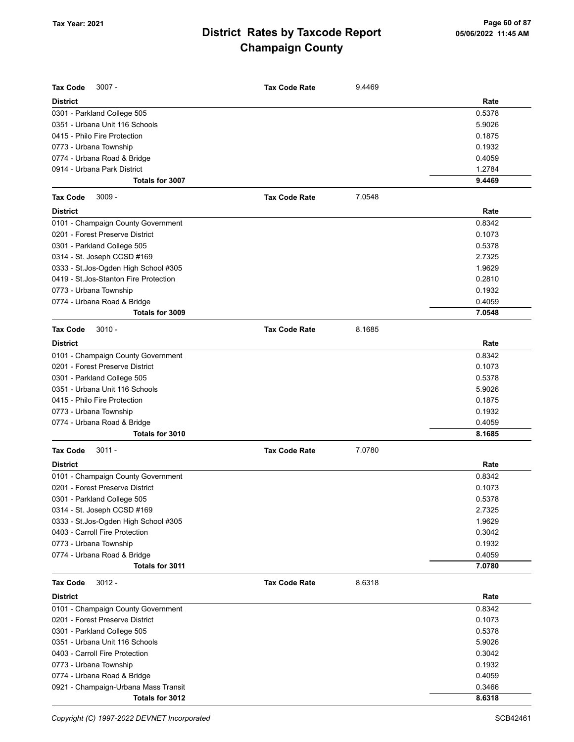# District Rates by Taxcode Report
# Champaign County

Tax Year: 2021

05/06/2022 11:45 AM

**Tax Code** 3007 - **Tax Code Rate** 9.4469

| District | Rate |
|---|---|
| 0301 - Parkland College 505 | 0.5378 |
| 0351 - Urbana Unit 116 Schools | 5.9026 |
| 0415 - Philo Fire Protection | 0.1875 |
| 0773 - Urbana Township | 0.1932 |
| 0774 - Urbana Road & Bridge | 0.4059 |
| 0914 - Urbana Park District | 1.2784 |
| **Totals for 3007** | **9.4469** |

**Tax Code** 3009 - **Tax Code Rate** 7.0548

| District | Rate |
|---|---|
| 0101 - Champaign County Government | 0.8342 |
| 0201 - Forest Preserve District | 0.1073 |
| 0301 - Parkland College 505 | 0.5378 |
| 0314 - St. Joseph CCSD #169 | 2.7325 |
| 0333 - St.Jos-Ogden High School #305 | 1.9629 |
| 0419 - St.Jos-Stanton Fire Protection | 0.2810 |
| 0773 - Urbana Township | 0.1932 |
| 0774 - Urbana Road & Bridge | 0.4059 |
| **Totals for 3009** | **7.0548** |

**Tax Code** 3010 - **Tax Code Rate** 8.1685

| District | Rate |
|---|---|
| 0101 - Champaign County Government | 0.8342 |
| 0201 - Forest Preserve District | 0.1073 |
| 0301 - Parkland College 505 | 0.5378 |
| 0351 - Urbana Unit 116 Schools | 5.9026 |
| 0415 - Philo Fire Protection | 0.1875 |
| 0773 - Urbana Township | 0.1932 |
| 0774 - Urbana Road & Bridge | 0.4059 |
| **Totals for 3010** | **8.1685** |

**Tax Code** 3011 - **Tax Code Rate** 7.0780

| District | Rate |
|---|---|
| 0101 - Champaign County Government | 0.8342 |
| 0201 - Forest Preserve District | 0.1073 |
| 0301 - Parkland College 505 | 0.5378 |
| 0314 - St. Joseph CCSD #169 | 2.7325 |
| 0333 - St.Jos-Ogden High School #305 | 1.9629 |
| 0403 - Carroll Fire Protection | 0.3042 |
| 0773 - Urbana Township | 0.1932 |
| 0774 - Urbana Road & Bridge | 0.4059 |
| **Totals for 3011** | **7.0780** |

**Tax Code** 3012 - **Tax Code Rate** 8.6318

| District | Rate |
|---|---|
| 0101 - Champaign County Government | 0.8342 |
| 0201 - Forest Preserve District | 0.1073 |
| 0301 - Parkland College 505 | 0.5378 |
| 0351 - Urbana Unit 116 Schools | 5.9026 |
| 0403 - Carroll Fire Protection | 0.3042 |
| 0773 - Urbana Township | 0.1932 |
| 0774 - Urbana Road & Bridge | 0.4059 |
| 0921 - Champaign-Urbana Mass Transit | 0.3466 |
| **Totals for 3012** | **8.6318** |

*Copyright (C) 1997-2022 DEVNET Incorporated* SCB42461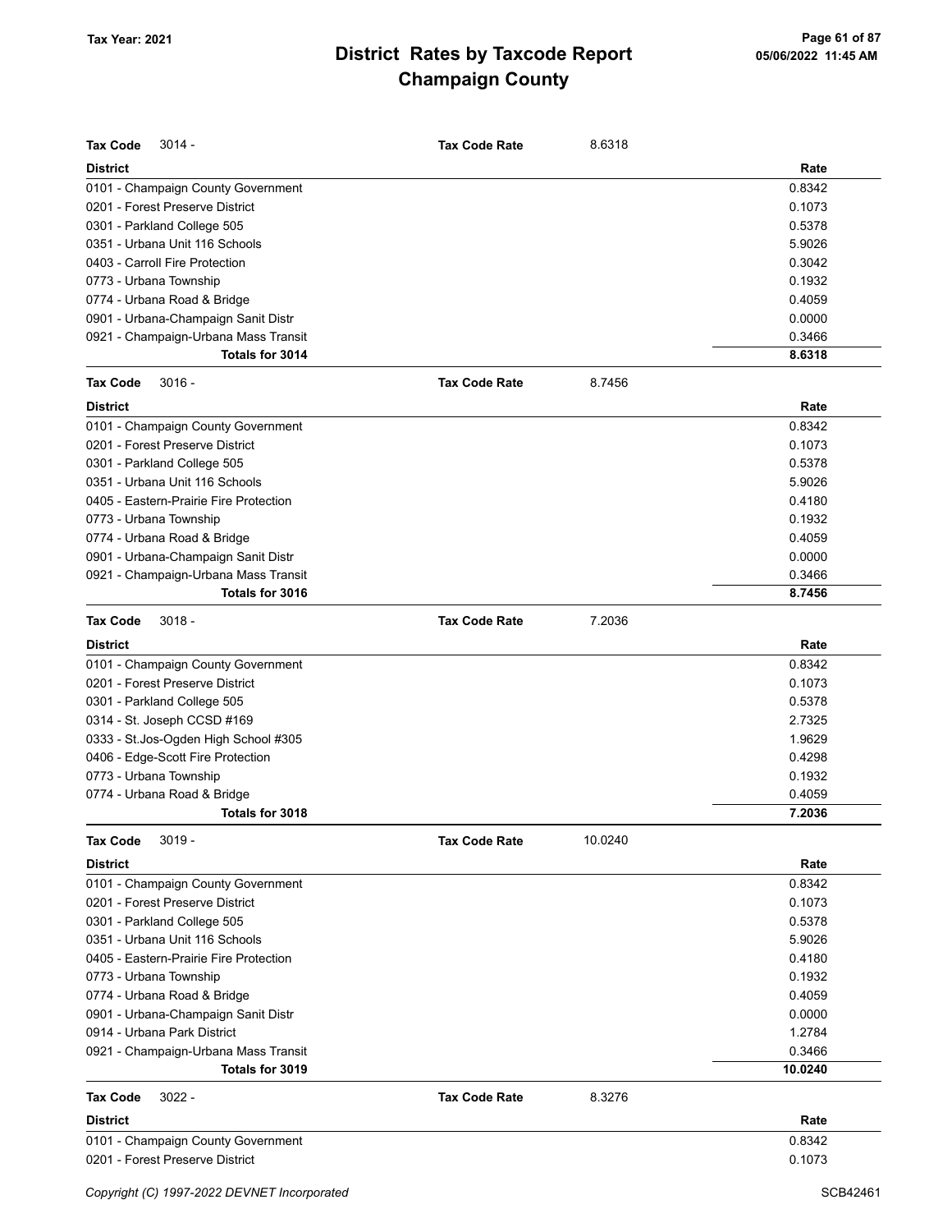## Tax Year: 2021

# District Rates by Taxcode Report
# Champaign County

05/06/2022 11:45 AM

**Tax Code** 3014 - **Tax Code Rate** 8.6318

| District | Rate |
|---|---|
| 0101 - Champaign County Government | 0.8342 |
| 0201 - Forest Preserve District | 0.1073 |
| 0301 - Parkland College 505 | 0.5378 |
| 0351 - Urbana Unit 116 Schools | 5.9026 |
| 0403 - Carroll Fire Protection | 0.3042 |
| 0773 - Urbana Township | 0.1932 |
| 0774 - Urbana Road & Bridge | 0.4059 |
| 0901 - Urbana-Champaign Sanit Distr | 0.0000 |
| 0921 - Champaign-Urbana Mass Transit | 0.3466 |
| **Totals for 3014** | **8.6318** |

**Tax Code** 3016 - **Tax Code Rate** 8.7456

| District | Rate |
|---|---|
| 0101 - Champaign County Government | 0.8342 |
| 0201 - Forest Preserve District | 0.1073 |
| 0301 - Parkland College 505 | 0.5378 |
| 0351 - Urbana Unit 116 Schools | 5.9026 |
| 0405 - Eastern-Prairie Fire Protection | 0.4180 |
| 0773 - Urbana Township | 0.1932 |
| 0774 - Urbana Road & Bridge | 0.4059 |
| 0901 - Urbana-Champaign Sanit Distr | 0.0000 |
| 0921 - Champaign-Urbana Mass Transit | 0.3466 |
| **Totals for 3016** | **8.7456** |

**Tax Code** 3018 - **Tax Code Rate** 7.2036

| District | Rate |
|---|---|
| 0101 - Champaign County Government | 0.8342 |
| 0201 - Forest Preserve District | 0.1073 |
| 0301 - Parkland College 505 | 0.5378 |
| 0314 - St. Joseph CCSD #169 | 2.7325 |
| 0333 - St.Jos-Ogden High School #305 | 1.9629 |
| 0406 - Edge-Scott Fire Protection | 0.4298 |
| 0773 - Urbana Township | 0.1932 |
| 0774 - Urbana Road & Bridge | 0.4059 |
| **Totals for 3018** | **7.2036** |

**Tax Code** 3019 - **Tax Code Rate** 10.0240

| District | Rate |
|---|---|
| 0101 - Champaign County Government | 0.8342 |
| 0201 - Forest Preserve District | 0.1073 |
| 0301 - Parkland College 505 | 0.5378 |
| 0351 - Urbana Unit 116 Schools | 5.9026 |
| 0405 - Eastern-Prairie Fire Protection | 0.4180 |
| 0773 - Urbana Township | 0.1932 |
| 0774 - Urbana Road & Bridge | 0.4059 |
| 0901 - Urbana-Champaign Sanit Distr | 0.0000 |
| 0914 - Urbana Park District | 1.2784 |
| 0921 - Champaign-Urbana Mass Transit | 0.3466 |
| **Totals for 3019** | **10.0240** |

**Tax Code** 3022 - **Tax Code Rate** 8.3276

| District | Rate |
|---|---|
| 0101 - Champaign County Government | 0.8342 |
| 0201 - Forest Preserve District | 0.1073 |

Copyright (C) 1997-2022 DEVNET Incorporated SCB42461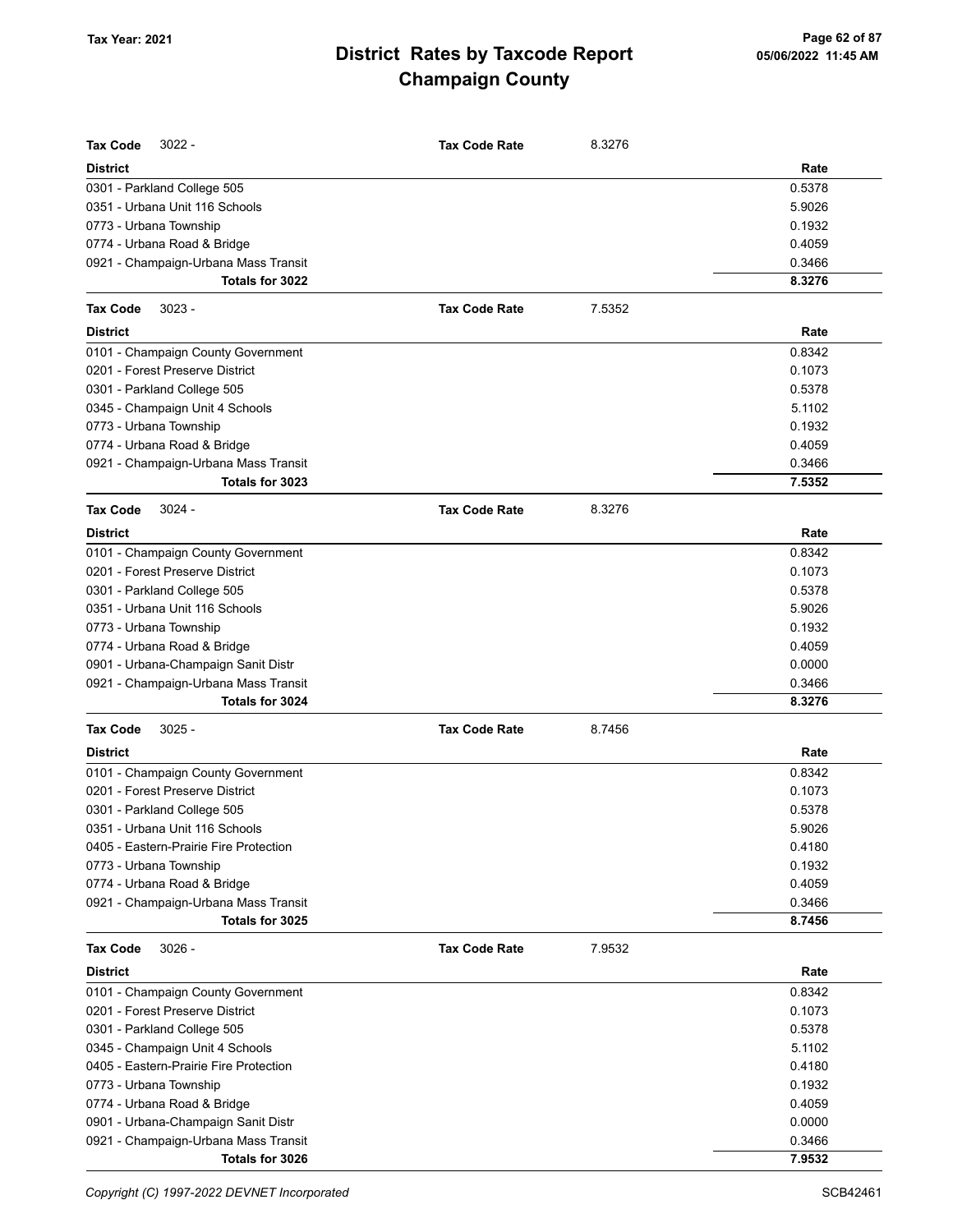# District Rates by Taxcode Report
# Champaign County

Tax Year: 2021

**Tax Code** 3022 - **Tax Code Rate** 8.3276

| District | Rate |
|---|---|
| 0301 - Parkland College 505 | 0.5378 |
| 0351 - Urbana Unit 116 Schools | 5.9026 |
| 0773 - Urbana Township | 0.1932 |
| 0774 - Urbana Road & Bridge | 0.4059 |
| 0921 - Champaign-Urbana Mass Transit | 0.3466 |
| **Totals for 3022** | **8.3276** |

**Tax Code** 3023 - **Tax Code Rate** 7.5352

| District | Rate |
|---|---|
| 0101 - Champaign County Government | 0.8342 |
| 0201 - Forest Preserve District | 0.1073 |
| 0301 - Parkland College 505 | 0.5378 |
| 0345 - Champaign Unit 4 Schools | 5.1102 |
| 0773 - Urbana Township | 0.1932 |
| 0774 - Urbana Road & Bridge | 0.4059 |
| 0921 - Champaign-Urbana Mass Transit | 0.3466 |
| **Totals for 3023** | **7.5352** |

**Tax Code** 3024 - **Tax Code Rate** 8.3276

| District | Rate |
|---|---|
| 0101 - Champaign County Government | 0.8342 |
| 0201 - Forest Preserve District | 0.1073 |
| 0301 - Parkland College 505 | 0.5378 |
| 0351 - Urbana Unit 116 Schools | 5.9026 |
| 0773 - Urbana Township | 0.1932 |
| 0774 - Urbana Road & Bridge | 0.4059 |
| 0901 - Urbana-Champaign Sanit Distr | 0.0000 |
| 0921 - Champaign-Urbana Mass Transit | 0.3466 |
| **Totals for 3024** | **8.3276** |

**Tax Code** 3025 - **Tax Code Rate** 8.7456

| District | Rate |
|---|---|
| 0101 - Champaign County Government | 0.8342 |
| 0201 - Forest Preserve District | 0.1073 |
| 0301 - Parkland College 505 | 0.5378 |
| 0351 - Urbana Unit 116 Schools | 5.9026 |
| 0405 - Eastern-Prairie Fire Protection | 0.4180 |
| 0773 - Urbana Township | 0.1932 |
| 0774 - Urbana Road & Bridge | 0.4059 |
| 0921 - Champaign-Urbana Mass Transit | 0.3466 |
| **Totals for 3025** | **8.7456** |

**Tax Code** 3026 - **Tax Code Rate** 7.9532

| District | Rate |
|---|---|
| 0101 - Champaign County Government | 0.8342 |
| 0201 - Forest Preserve District | 0.1073 |
| 0301 - Parkland College 505 | 0.5378 |
| 0345 - Champaign Unit 4 Schools | 5.1102 |
| 0405 - Eastern-Prairie Fire Protection | 0.4180 |
| 0773 - Urbana Township | 0.1932 |
| 0774 - Urbana Road & Bridge | 0.4059 |
| 0901 - Urbana-Champaign Sanit Distr | 0.0000 |
| 0921 - Champaign-Urbana Mass Transit | 0.3466 |
| **Totals for 3026** | **7.9532** |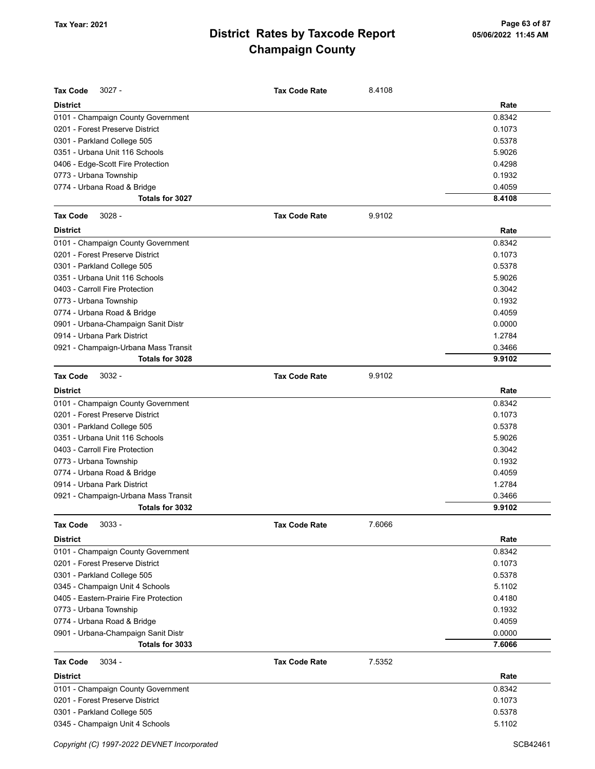# District Rates by Taxcode Report
# Champaign County

Tax Year: 2021

**Tax Code** 3027 - **Tax Code Rate** 8.4108

| District | Rate |
|---|---|
| 0101 - Champaign County Government | 0.8342 |
| 0201 - Forest Preserve District | 0.1073 |
| 0301 - Parkland College 505 | 0.5378 |
| 0351 - Urbana Unit 116 Schools | 5.9026 |
| 0406 - Edge-Scott Fire Protection | 0.4298 |
| 0773 - Urbana Township | 0.1932 |
| 0774 - Urbana Road & Bridge | 0.4059 |
| **Totals for 3027** | **8.4108** |

**Tax Code** 3028 - **Tax Code Rate** 9.9102

| District | Rate |
|---|---|
| 0101 - Champaign County Government | 0.8342 |
| 0201 - Forest Preserve District | 0.1073 |
| 0301 - Parkland College 505 | 0.5378 |
| 0351 - Urbana Unit 116 Schools | 5.9026 |
| 0403 - Carroll Fire Protection | 0.3042 |
| 0773 - Urbana Township | 0.1932 |
| 0774 - Urbana Road & Bridge | 0.4059 |
| 0901 - Urbana-Champaign Sanit Distr | 0.0000 |
| 0914 - Urbana Park District | 1.2784 |
| 0921 - Champaign-Urbana Mass Transit | 0.3466 |
| **Totals for 3028** | **9.9102** |

**Tax Code** 3032 - **Tax Code Rate** 9.9102

| District | Rate |
|---|---|
| 0101 - Champaign County Government | 0.8342 |
| 0201 - Forest Preserve District | 0.1073 |
| 0301 - Parkland College 505 | 0.5378 |
| 0351 - Urbana Unit 116 Schools | 5.9026 |
| 0403 - Carroll Fire Protection | 0.3042 |
| 0773 - Urbana Township | 0.1932 |
| 0774 - Urbana Road & Bridge | 0.4059 |
| 0914 - Urbana Park District | 1.2784 |
| 0921 - Champaign-Urbana Mass Transit | 0.3466 |
| **Totals for 3032** | **9.9102** |

**Tax Code** 3033 - **Tax Code Rate** 7.6066

| District | Rate |
|---|---|
| 0101 - Champaign County Government | 0.8342 |
| 0201 - Forest Preserve District | 0.1073 |
| 0301 - Parkland College 505 | 0.5378 |
| 0345 - Champaign Unit 4 Schools | 5.1102 |
| 0405 - Eastern-Prairie Fire Protection | 0.4180 |
| 0773 - Urbana Township | 0.1932 |
| 0774 - Urbana Road & Bridge | 0.4059 |
| 0901 - Urbana-Champaign Sanit Distr | 0.0000 |
| **Totals for 3033** | **7.6066** |

**Tax Code** 3034 - **Tax Code Rate** 7.5352

| District | Rate |
|---|---|
| 0101 - Champaign County Government | 0.8342 |
| 0201 - Forest Preserve District | 0.1073 |
| 0301 - Parkland College 505 | 0.5378 |
| 0345 - Champaign Unit 4 Schools | 5.1102 |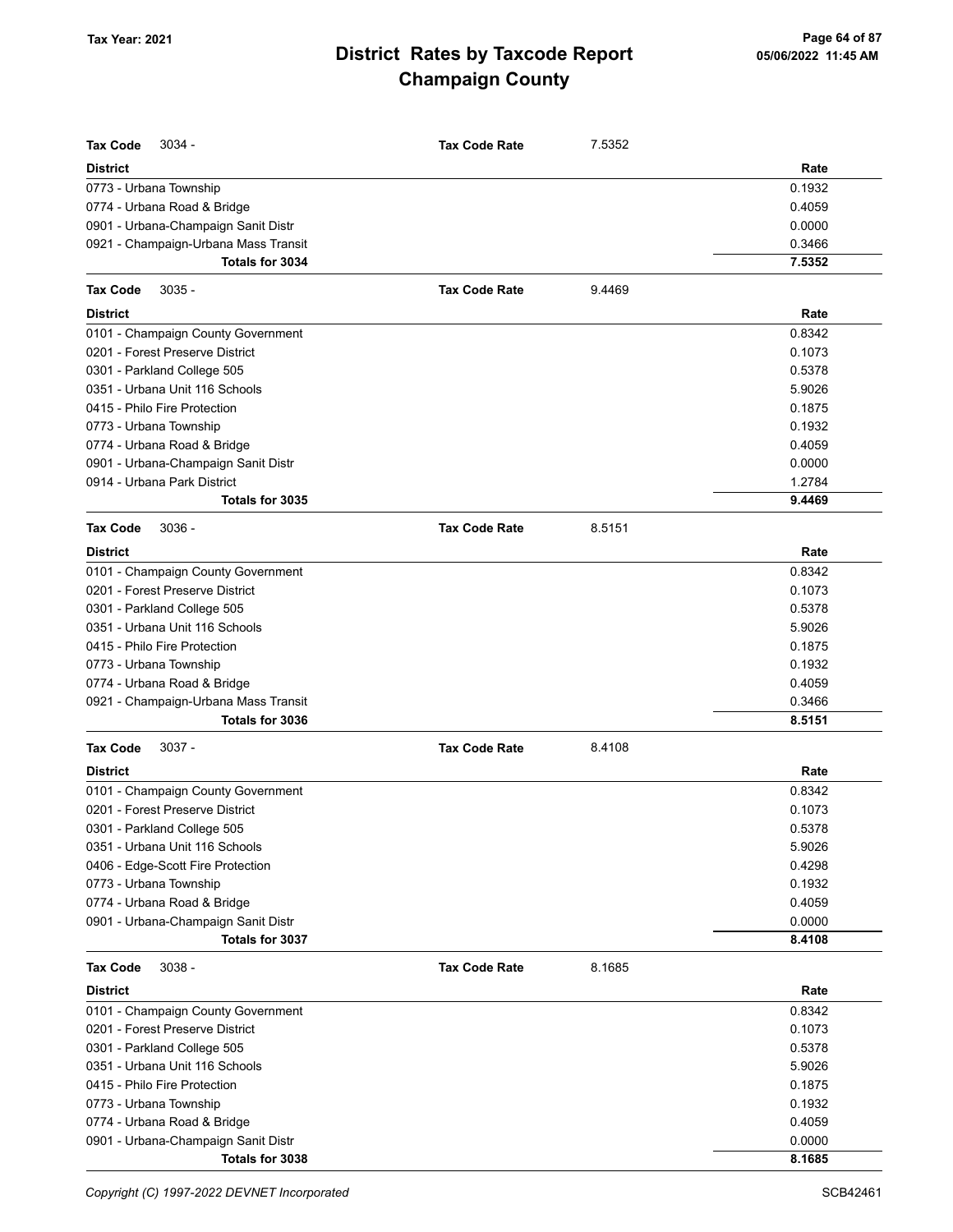# District Rates by Taxcode Report
# Champaign County

Tax Year: 2021

**Tax Code** 3034 - **Tax Code Rate** 7.5352

| District | Rate |
|---|---|
| 0773 - Urbana Township | 0.1932 |
| 0774 - Urbana Road & Bridge | 0.4059 |
| 0901 - Urbana-Champaign Sanit Distr | 0.0000 |
| 0921 - Champaign-Urbana Mass Transit | 0.3466 |
| **Totals for 3034** | **7.5352** |

**Tax Code** 3035 - **Tax Code Rate** 9.4469

| District | Rate |
|---|---|
| 0101 - Champaign County Government | 0.8342 |
| 0201 - Forest Preserve District | 0.1073 |
| 0301 - Parkland College 505 | 0.5378 |
| 0351 - Urbana Unit 116 Schools | 5.9026 |
| 0415 - Philo Fire Protection | 0.1875 |
| 0773 - Urbana Township | 0.1932 |
| 0774 - Urbana Road & Bridge | 0.4059 |
| 0901 - Urbana-Champaign Sanit Distr | 0.0000 |
| 0914 - Urbana Park District | 1.2784 |
| **Totals for 3035** | **9.4469** |

**Tax Code** 3036 - **Tax Code Rate** 8.5151

| District | Rate |
|---|---|
| 0101 - Champaign County Government | 0.8342 |
| 0201 - Forest Preserve District | 0.1073 |
| 0301 - Parkland College 505 | 0.5378 |
| 0351 - Urbana Unit 116 Schools | 5.9026 |
| 0415 - Philo Fire Protection | 0.1875 |
| 0773 - Urbana Township | 0.1932 |
| 0774 - Urbana Road & Bridge | 0.4059 |
| 0921 - Champaign-Urbana Mass Transit | 0.3466 |
| **Totals for 3036** | **8.5151** |

**Tax Code** 3037 - **Tax Code Rate** 8.4108

| District | Rate |
|---|---|
| 0101 - Champaign County Government | 0.8342 |
| 0201 - Forest Preserve District | 0.1073 |
| 0301 - Parkland College 505 | 0.5378 |
| 0351 - Urbana Unit 116 Schools | 5.9026 |
| 0406 - Edge-Scott Fire Protection | 0.4298 |
| 0773 - Urbana Township | 0.1932 |
| 0774 - Urbana Road & Bridge | 0.4059 |
| 0901 - Urbana-Champaign Sanit Distr | 0.0000 |
| **Totals for 3037** | **8.4108** |

**Tax Code** 3038 - **Tax Code Rate** 8.1685

| District | Rate |
|---|---|
| 0101 - Champaign County Government | 0.8342 |
| 0201 - Forest Preserve District | 0.1073 |
| 0301 - Parkland College 505 | 0.5378 |
| 0351 - Urbana Unit 116 Schools | 5.9026 |
| 0415 - Philo Fire Protection | 0.1875 |
| 0773 - Urbana Township | 0.1932 |
| 0774 - Urbana Road & Bridge | 0.4059 |
| 0901 - Urbana-Champaign Sanit Distr | 0.0000 |
| **Totals for 3038** | **8.1685** |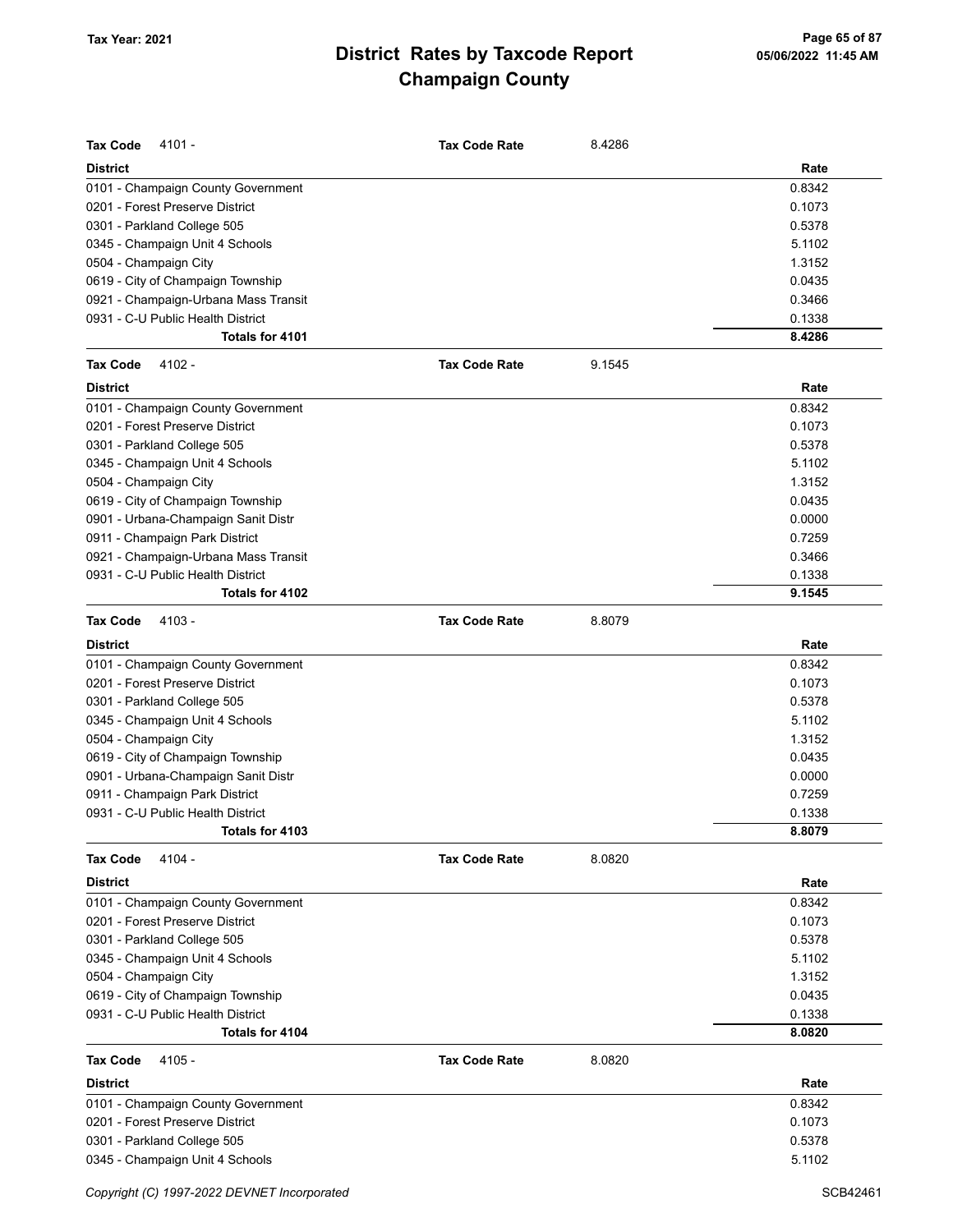# District Rates by Taxcode Report
## Champaign County

Tax Year: 2021

05/06/2022 11:45 AM

**Tax Code** 4101 - **Tax Code Rate** 8.4286

| District | Rate |
|---|---|
| 0101 - Champaign County Government | 0.8342 |
| 0201 - Forest Preserve District | 0.1073 |
| 0301 - Parkland College 505 | 0.5378 |
| 0345 - Champaign Unit 4 Schools | 5.1102 |
| 0504 - Champaign City | 1.3152 |
| 0619 - City of Champaign Township | 0.0435 |
| 0921 - Champaign-Urbana Mass Transit | 0.3466 |
| 0931 - C-U Public Health District | 0.1338 |
| **Totals for 4101** | **8.4286** |

**Tax Code** 4102 - **Tax Code Rate** 9.1545

| District | Rate |
|---|---|
| 0101 - Champaign County Government | 0.8342 |
| 0201 - Forest Preserve District | 0.1073 |
| 0301 - Parkland College 505 | 0.5378 |
| 0345 - Champaign Unit 4 Schools | 5.1102 |
| 0504 - Champaign City | 1.3152 |
| 0619 - City of Champaign Township | 0.0435 |
| 0901 - Urbana-Champaign Sanit Distr | 0.0000 |
| 0911 - Champaign Park District | 0.7259 |
| 0921 - Champaign-Urbana Mass Transit | 0.3466 |
| 0931 - C-U Public Health District | 0.1338 |
| **Totals for 4102** | **9.1545** |

**Tax Code** 4103 - **Tax Code Rate** 8.8079

| District | Rate |
|---|---|
| 0101 - Champaign County Government | 0.8342 |
| 0201 - Forest Preserve District | 0.1073 |
| 0301 - Parkland College 505 | 0.5378 |
| 0345 - Champaign Unit 4 Schools | 5.1102 |
| 0504 - Champaign City | 1.3152 |
| 0619 - City of Champaign Township | 0.0435 |
| 0901 - Urbana-Champaign Sanit Distr | 0.0000 |
| 0911 - Champaign Park District | 0.7259 |
| 0931 - C-U Public Health District | 0.1338 |
| **Totals for 4103** | **8.8079** |

**Tax Code** 4104 - **Tax Code Rate** 8.0820

| District | Rate |
|---|---|
| 0101 - Champaign County Government | 0.8342 |
| 0201 - Forest Preserve District | 0.1073 |
| 0301 - Parkland College 505 | 0.5378 |
| 0345 - Champaign Unit 4 Schools | 5.1102 |
| 0504 - Champaign City | 1.3152 |
| 0619 - City of Champaign Township | 0.0435 |
| 0931 - C-U Public Health District | 0.1338 |
| **Totals for 4104** | **8.0820** |

**Tax Code** 4105 - **Tax Code Rate** 8.0820

| District | Rate |
|---|---|
| 0101 - Champaign County Government | 0.8342 |
| 0201 - Forest Preserve District | 0.1073 |
| 0301 - Parkland College 505 | 0.5378 |
| 0345 - Champaign Unit 4 Schools | 5.1102 |

Copyright (C) 1997-2022 DEVNET Incorporated

SCB42461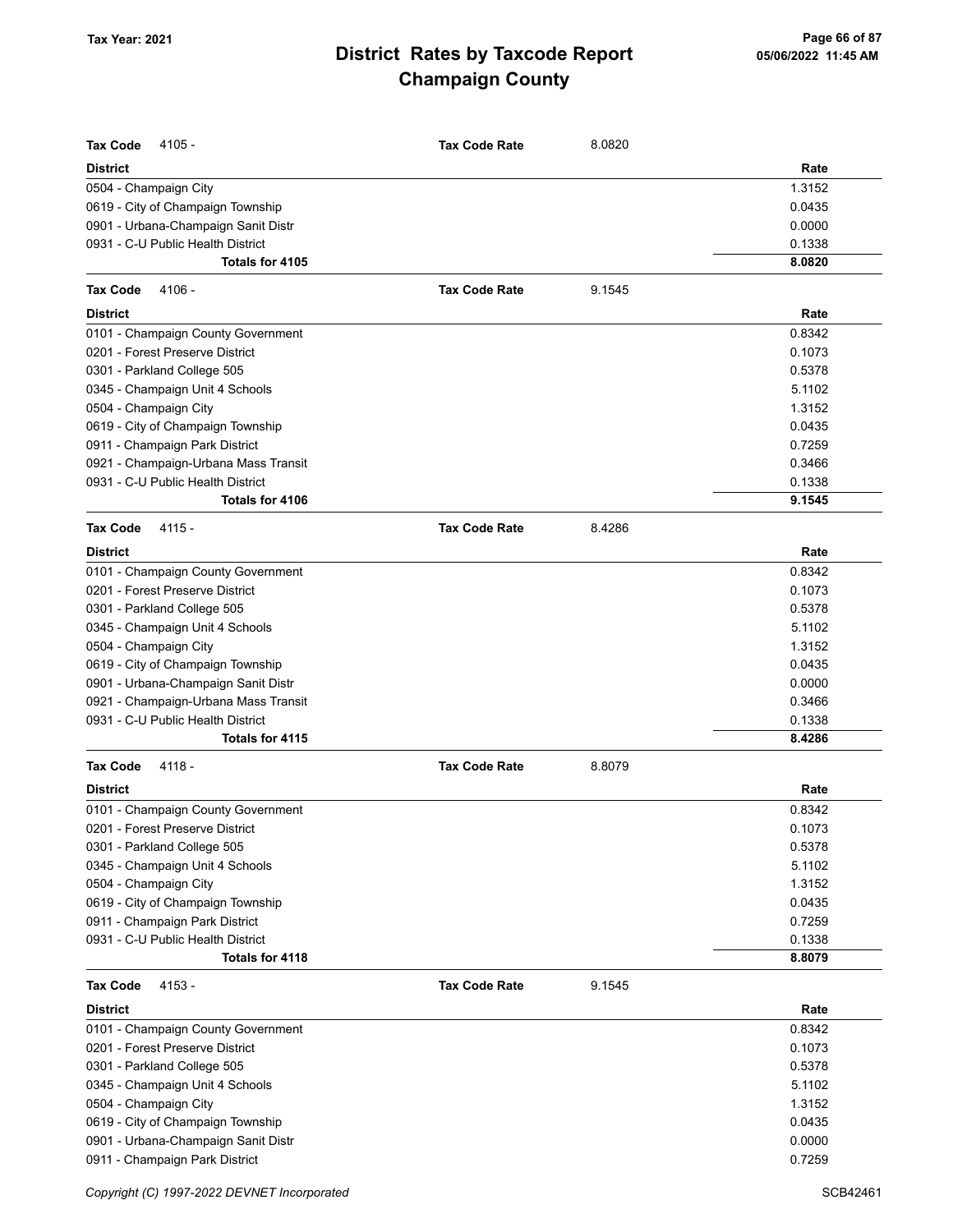# District Rates by Taxcode Report
# Champaign County

Tax Year: 2021

05/06/2022 11:45 AM

**Tax Code** 4105 - **Tax Code Rate** 8.0820

| District | Rate |
|---|---|
| 0504 - Champaign City | 1.3152 |
| 0619 - City of Champaign Township | 0.0435 |
| 0901 - Urbana-Champaign Sanit Distr | 0.0000 |
| 0931 - C-U Public Health District | 0.1338 |
| **Totals for 4105** | **8.0820** |

**Tax Code** 4106 - **Tax Code Rate** 9.1545

| District | Rate |
|---|---|
| 0101 - Champaign County Government | 0.8342 |
| 0201 - Forest Preserve District | 0.1073 |
| 0301 - Parkland College 505 | 0.5378 |
| 0345 - Champaign Unit 4 Schools | 5.1102 |
| 0504 - Champaign City | 1.3152 |
| 0619 - City of Champaign Township | 0.0435 |
| 0911 - Champaign Park District | 0.7259 |
| 0921 - Champaign-Urbana Mass Transit | 0.3466 |
| 0931 - C-U Public Health District | 0.1338 |
| **Totals for 4106** | **9.1545** |

**Tax Code** 4115 - **Tax Code Rate** 8.4286

| District | Rate |
|---|---|
| 0101 - Champaign County Government | 0.8342 |
| 0201 - Forest Preserve District | 0.1073 |
| 0301 - Parkland College 505 | 0.5378 |
| 0345 - Champaign Unit 4 Schools | 5.1102 |
| 0504 - Champaign City | 1.3152 |
| 0619 - City of Champaign Township | 0.0435 |
| 0901 - Urbana-Champaign Sanit Distr | 0.0000 |
| 0921 - Champaign-Urbana Mass Transit | 0.3466 |
| 0931 - C-U Public Health District | 0.1338 |
| **Totals for 4115** | **8.4286** |

**Tax Code** 4118 - **Tax Code Rate** 8.8079

| District | Rate |
|---|---|
| 0101 - Champaign County Government | 0.8342 |
| 0201 - Forest Preserve District | 0.1073 |
| 0301 - Parkland College 505 | 0.5378 |
| 0345 - Champaign Unit 4 Schools | 5.1102 |
| 0504 - Champaign City | 1.3152 |
| 0619 - City of Champaign Township | 0.0435 |
| 0911 - Champaign Park District | 0.7259 |
| 0931 - C-U Public Health District | 0.1338 |
| **Totals for 4118** | **8.8079** |

**Tax Code** 4153 - **Tax Code Rate** 9.1545

| District | Rate |
|---|---|
| 0101 - Champaign County Government | 0.8342 |
| 0201 - Forest Preserve District | 0.1073 |
| 0301 - Parkland College 505 | 0.5378 |
| 0345 - Champaign Unit 4 Schools | 5.1102 |
| 0504 - Champaign City | 1.3152 |
| 0619 - City of Champaign Township | 0.0435 |
| 0901 - Urbana-Champaign Sanit Distr | 0.0000 |
| 0911 - Champaign Park District | 0.7259 |

Copyright (C) 1997-2022 DEVNET Incorporated SCB42461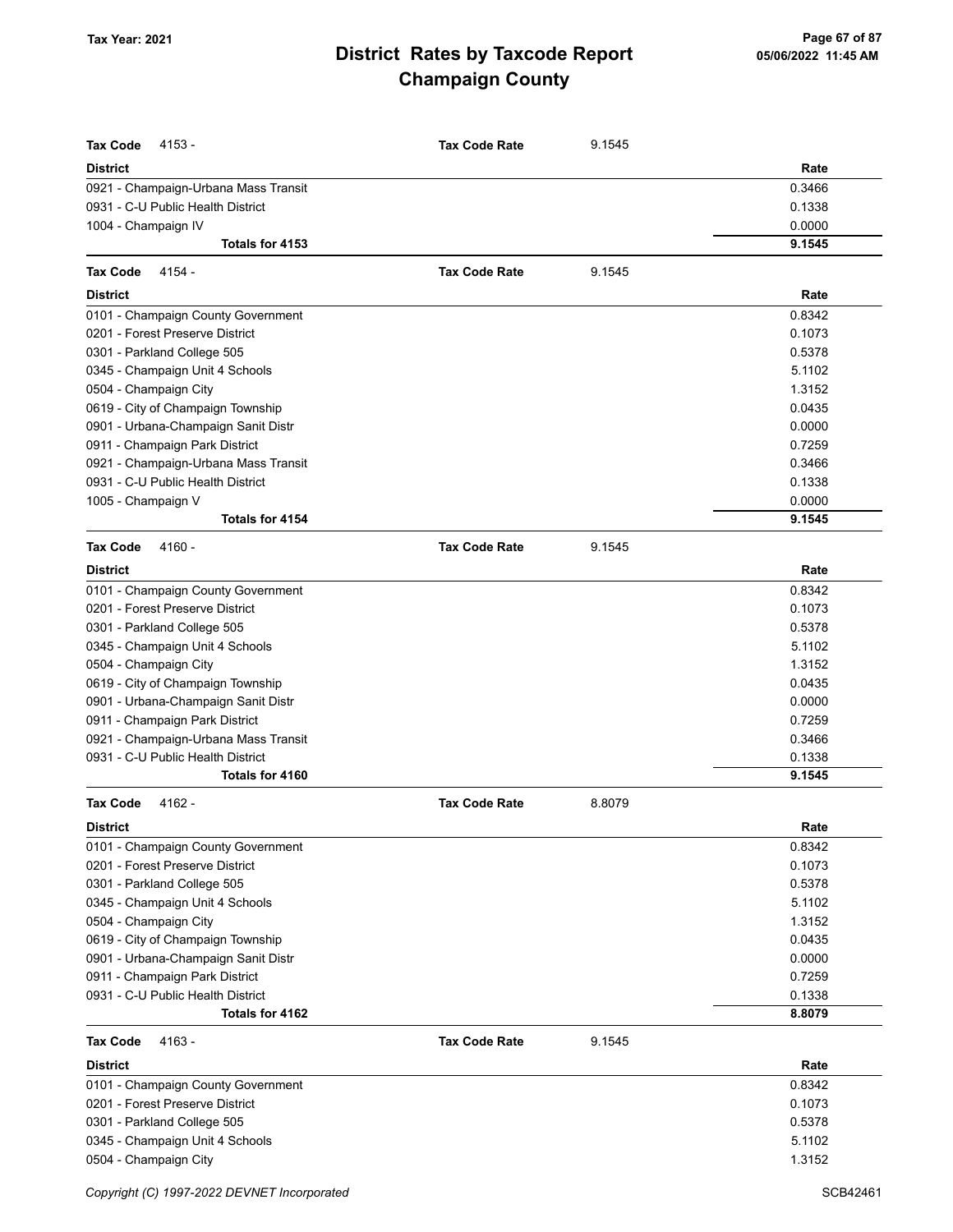# District Rates by Taxcode Report
# Champaign County

Tax Year: 2021

**Tax Code** 4153 - **Tax Code Rate** 9.1545

| District | Rate |
|---|---|
| 0921 - Champaign-Urbana Mass Transit | 0.3466 |
| 0931 - C-U Public Health District | 0.1338 |
| 1004 - Champaign IV | 0.0000 |
| **Totals for 4153** | **9.1545** |

**Tax Code** 4154 - **Tax Code Rate** 9.1545

| District | Rate |
|---|---|
| 0101 - Champaign County Government | 0.8342 |
| 0201 - Forest Preserve District | 0.1073 |
| 0301 - Parkland College 505 | 0.5378 |
| 0345 - Champaign Unit 4 Schools | 5.1102 |
| 0504 - Champaign City | 1.3152 |
| 0619 - City of Champaign Township | 0.0435 |
| 0901 - Urbana-Champaign Sanit Distr | 0.0000 |
| 0911 - Champaign Park District | 0.7259 |
| 0921 - Champaign-Urbana Mass Transit | 0.3466 |
| 0931 - C-U Public Health District | 0.1338 |
| 1005 - Champaign V | 0.0000 |
| **Totals for 4154** | **9.1545** |

**Tax Code** 4160 - **Tax Code Rate** 9.1545

| District | Rate |
|---|---|
| 0101 - Champaign County Government | 0.8342 |
| 0201 - Forest Preserve District | 0.1073 |
| 0301 - Parkland College 505 | 0.5378 |
| 0345 - Champaign Unit 4 Schools | 5.1102 |
| 0504 - Champaign City | 1.3152 |
| 0619 - City of Champaign Township | 0.0435 |
| 0901 - Urbana-Champaign Sanit Distr | 0.0000 |
| 0911 - Champaign Park District | 0.7259 |
| 0921 - Champaign-Urbana Mass Transit | 0.3466 |
| 0931 - C-U Public Health District | 0.1338 |
| **Totals for 4160** | **9.1545** |

**Tax Code** 4162 - **Tax Code Rate** 8.8079

| District | Rate |
|---|---|
| 0101 - Champaign County Government | 0.8342 |
| 0201 - Forest Preserve District | 0.1073 |
| 0301 - Parkland College 505 | 0.5378 |
| 0345 - Champaign Unit 4 Schools | 5.1102 |
| 0504 - Champaign City | 1.3152 |
| 0619 - City of Champaign Township | 0.0435 |
| 0901 - Urbana-Champaign Sanit Distr | 0.0000 |
| 0911 - Champaign Park District | 0.7259 |
| 0931 - C-U Public Health District | 0.1338 |
| **Totals for 4162** | **8.8079** |

**Tax Code** 4163 - **Tax Code Rate** 9.1545

| District | Rate |
|---|---|
| 0101 - Champaign County Government | 0.8342 |
| 0201 - Forest Preserve District | 0.1073 |
| 0301 - Parkland College 505 | 0.5378 |
| 0345 - Champaign Unit 4 Schools | 5.1102 |
| 0504 - Champaign City | 1.3152 |

Copyright (C) 1997-2022 DEVNET Incorporated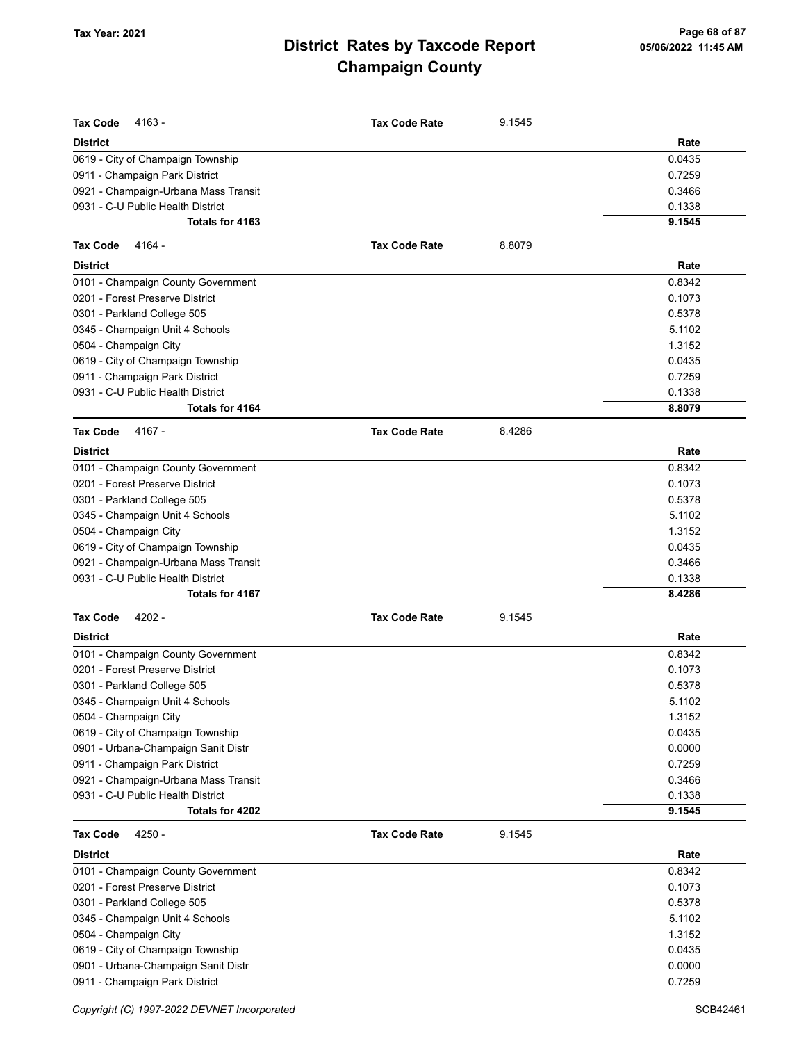| Tax Code 4163 - | Tax Code Rate | 9.1545 |
|---|---|---|
| **District** | | **Rate** |
| 0619 - City of Champaign Township | | 0.0435 |
| 0911 - Champaign Park District | | 0.7259 |
| 0921 - Champaign-Urbana Mass Transit | | 0.3466 |
| 0931 - C-U Public Health District | | 0.1338 |
| **Totals for 4163** | | **9.1545** |

| Tax Code 4164 - | Tax Code Rate | 8.8079 |
|---|---|---|
| **District** | | **Rate** |
| 0101 - Champaign County Government | | 0.8342 |
| 0201 - Forest Preserve District | | 0.1073 |
| 0301 - Parkland College 505 | | 0.5378 |
| 0345 - Champaign Unit 4 Schools | | 5.1102 |
| 0504 - Champaign City | | 1.3152 |
| 0619 - City of Champaign Township | | 0.0435 |
| 0911 - Champaign Park District | | 0.7259 |
| 0931 - C-U Public Health District | | 0.1338 |
| **Totals for 4164** | | **8.8079** |

| Tax Code 4167 - | Tax Code Rate | 8.4286 |
|---|---|---|
| **District** | | **Rate** |
| 0101 - Champaign County Government | | 0.8342 |
| 0201 - Forest Preserve District | | 0.1073 |
| 0301 - Parkland College 505 | | 0.5378 |
| 0345 - Champaign Unit 4 Schools | | 5.1102 |
| 0504 - Champaign City | | 1.3152 |
| 0619 - City of Champaign Township | | 0.0435 |
| 0921 - Champaign-Urbana Mass Transit | | 0.3466 |
| 0931 - C-U Public Health District | | 0.1338 |
| **Totals for 4167** | | **8.4286** |

| Tax Code 4202 - | Tax Code Rate | 9.1545 |
|---|---|---|
| **District** | | **Rate** |
| 0101 - Champaign County Government | | 0.8342 |
| 0201 - Forest Preserve District | | 0.1073 |
| 0301 - Parkland College 505 | | 0.5378 |
| 0345 - Champaign Unit 4 Schools | | 5.1102 |
| 0504 - Champaign City | | 1.3152 |
| 0619 - City of Champaign Township | | 0.0435 |
| 0901 - Urbana-Champaign Sanit Distr | | 0.0000 |
| 0911 - Champaign Park District | | 0.7259 |
| 0921 - Champaign-Urbana Mass Transit | | 0.3466 |
| 0931 - C-U Public Health District | | 0.1338 |
| **Totals for 4202** | | **9.1545** |

| Tax Code 4250 - | Tax Code Rate | 9.1545 |
|---|---|---|
| **District** | | **Rate** |
| 0101 - Champaign County Government | | 0.8342 |
| 0201 - Forest Preserve District | | 0.1073 |
| 0301 - Parkland College 505 | | 0.5378 |
| 0345 - Champaign Unit 4 Schools | | 5.1102 |
| 0504 - Champaign City | | 1.3152 |
| 0619 - City of Champaign Township | | 0.0435 |
| 0901 - Urbana-Champaign Sanit Distr | | 0.0000 |
| 0911 - Champaign Park District | | 0.7259 |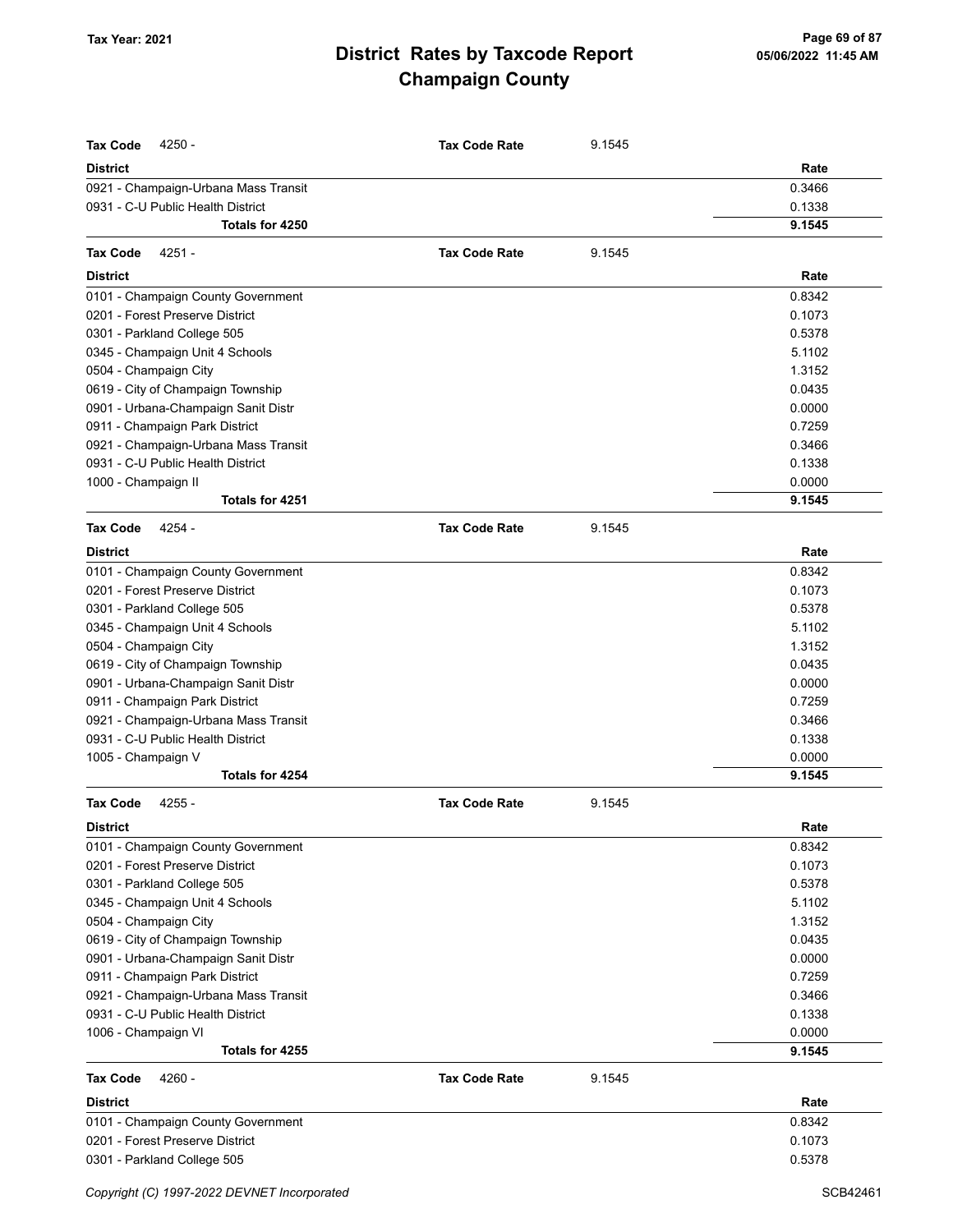**Tax Code** 4250 - **Tax Code Rate** 9.1545

| District | Rate |
|---|---|
| 0921 - Champaign-Urbana Mass Transit | 0.3466 |
| 0931 - C-U Public Health District | 0.1338 |
| **Totals for 4250** | **9.1545** |

**Tax Code** 4251 - **Tax Code Rate** 9.1545

| District | Rate |
|---|---|
| 0101 - Champaign County Government | 0.8342 |
| 0201 - Forest Preserve District | 0.1073 |
| 0301 - Parkland College 505 | 0.5378 |
| 0345 - Champaign Unit 4 Schools | 5.1102 |
| 0504 - Champaign City | 1.3152 |
| 0619 - City of Champaign Township | 0.0435 |
| 0901 - Urbana-Champaign Sanit Distr | 0.0000 |
| 0911 - Champaign Park District | 0.7259 |
| 0921 - Champaign-Urbana Mass Transit | 0.3466 |
| 0931 - C-U Public Health District | 0.1338 |
| 1000 - Champaign II | 0.0000 |
| **Totals for 4251** | **9.1545** |

**Tax Code** 4254 - **Tax Code Rate** 9.1545

| District | Rate |
|---|---|
| 0101 - Champaign County Government | 0.8342 |
| 0201 - Forest Preserve District | 0.1073 |
| 0301 - Parkland College 505 | 0.5378 |
| 0345 - Champaign Unit 4 Schools | 5.1102 |
| 0504 - Champaign City | 1.3152 |
| 0619 - City of Champaign Township | 0.0435 |
| 0901 - Urbana-Champaign Sanit Distr | 0.0000 |
| 0911 - Champaign Park District | 0.7259 |
| 0921 - Champaign-Urbana Mass Transit | 0.3466 |
| 0931 - C-U Public Health District | 0.1338 |
| 1005 - Champaign V | 0.0000 |
| **Totals for 4254** | **9.1545** |

**Tax Code** 4255 - **Tax Code Rate** 9.1545

| District | Rate |
|---|---|
| 0101 - Champaign County Government | 0.8342 |
| 0201 - Forest Preserve District | 0.1073 |
| 0301 - Parkland College 505 | 0.5378 |
| 0345 - Champaign Unit 4 Schools | 5.1102 |
| 0504 - Champaign City | 1.3152 |
| 0619 - City of Champaign Township | 0.0435 |
| 0901 - Urbana-Champaign Sanit Distr | 0.0000 |
| 0911 - Champaign Park District | 0.7259 |
| 0921 - Champaign-Urbana Mass Transit | 0.3466 |
| 0931 - C-U Public Health District | 0.1338 |
| 1006 - Champaign VI | 0.0000 |
| **Totals for 4255** | **9.1545** |

**Tax Code** 4260 - **Tax Code Rate** 9.1545

| District | Rate |
|---|---|
| 0101 - Champaign County Government | 0.8342 |
| 0201 - Forest Preserve District | 0.1073 |
| 0301 - Parkland College 505 | 0.5378 |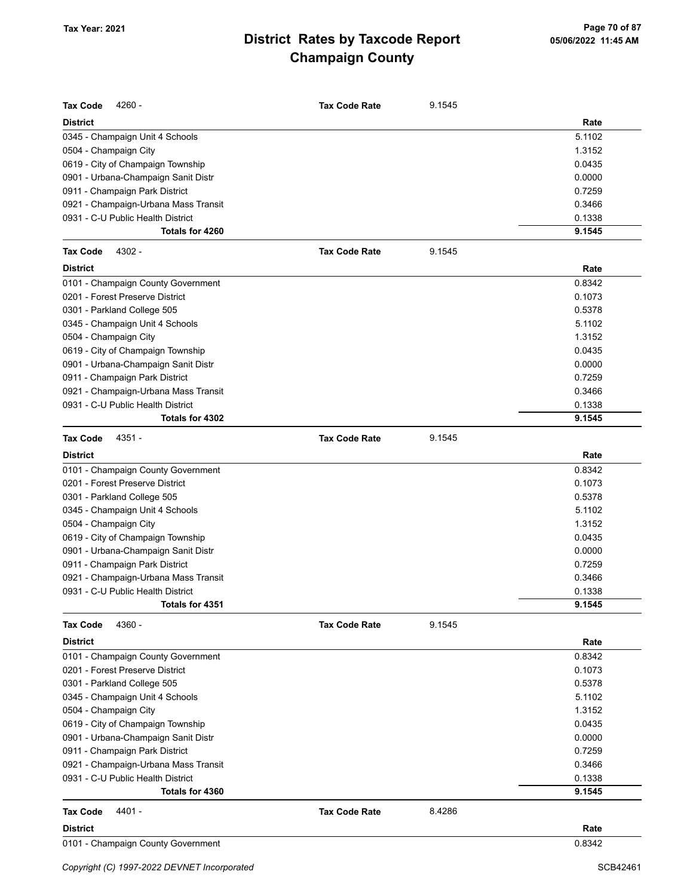# District Rates by Taxcode Report
# Champaign County

Tax Year: 2021

| Tax Code 4260 - | Tax Code Rate | 9.1545 |
|---|---|---|
| **District** | | **Rate** |
| 0345 - Champaign Unit 4 Schools | | 5.1102 |
| 0504 - Champaign City | | 1.3152 |
| 0619 - City of Champaign Township | | 0.0435 |
| 0901 - Urbana-Champaign Sanit Distr | | 0.0000 |
| 0911 - Champaign Park District | | 0.7259 |
| 0921 - Champaign-Urbana Mass Transit | | 0.3466 |
| 0931 - C-U Public Health District | | 0.1338 |
| **Totals for 4260** | | **9.1545** |

| Tax Code 4302 - | Tax Code Rate | 9.1545 |
|---|---|---|
| **District** | | **Rate** |
| 0101 - Champaign County Government | | 0.8342 |
| 0201 - Forest Preserve District | | 0.1073 |
| 0301 - Parkland College 505 | | 0.5378 |
| 0345 - Champaign Unit 4 Schools | | 5.1102 |
| 0504 - Champaign City | | 1.3152 |
| 0619 - City of Champaign Township | | 0.0435 |
| 0901 - Urbana-Champaign Sanit Distr | | 0.0000 |
| 0911 - Champaign Park District | | 0.7259 |
| 0921 - Champaign-Urbana Mass Transit | | 0.3466 |
| 0931 - C-U Public Health District | | 0.1338 |
| **Totals for 4302** | | **9.1545** |

| Tax Code 4351 - | Tax Code Rate | 9.1545 |
|---|---|---|
| **District** | | **Rate** |
| 0101 - Champaign County Government | | 0.8342 |
| 0201 - Forest Preserve District | | 0.1073 |
| 0301 - Parkland College 505 | | 0.5378 |
| 0345 - Champaign Unit 4 Schools | | 5.1102 |
| 0504 - Champaign City | | 1.3152 |
| 0619 - City of Champaign Township | | 0.0435 |
| 0901 - Urbana-Champaign Sanit Distr | | 0.0000 |
| 0911 - Champaign Park District | | 0.7259 |
| 0921 - Champaign-Urbana Mass Transit | | 0.3466 |
| 0931 - C-U Public Health District | | 0.1338 |
| **Totals for 4351** | | **9.1545** |

| Tax Code 4360 - | Tax Code Rate | 9.1545 |
|---|---|---|
| **District** | | **Rate** |
| 0101 - Champaign County Government | | 0.8342 |
| 0201 - Forest Preserve District | | 0.1073 |
| 0301 - Parkland College 505 | | 0.5378 |
| 0345 - Champaign Unit 4 Schools | | 5.1102 |
| 0504 - Champaign City | | 1.3152 |
| 0619 - City of Champaign Township | | 0.0435 |
| 0901 - Urbana-Champaign Sanit Distr | | 0.0000 |
| 0911 - Champaign Park District | | 0.7259 |
| 0921 - Champaign-Urbana Mass Transit | | 0.3466 |
| 0931 - C-U Public Health District | | 0.1338 |
| **Totals for 4360** | | **9.1545** |

| Tax Code 4401 - | Tax Code Rate | 8.4286 |
|---|---|---|
| **District** | | **Rate** |
| 0101 - Champaign County Government | | 0.8342 |

Copyright (C) 1997-2022 DEVNET Incorporated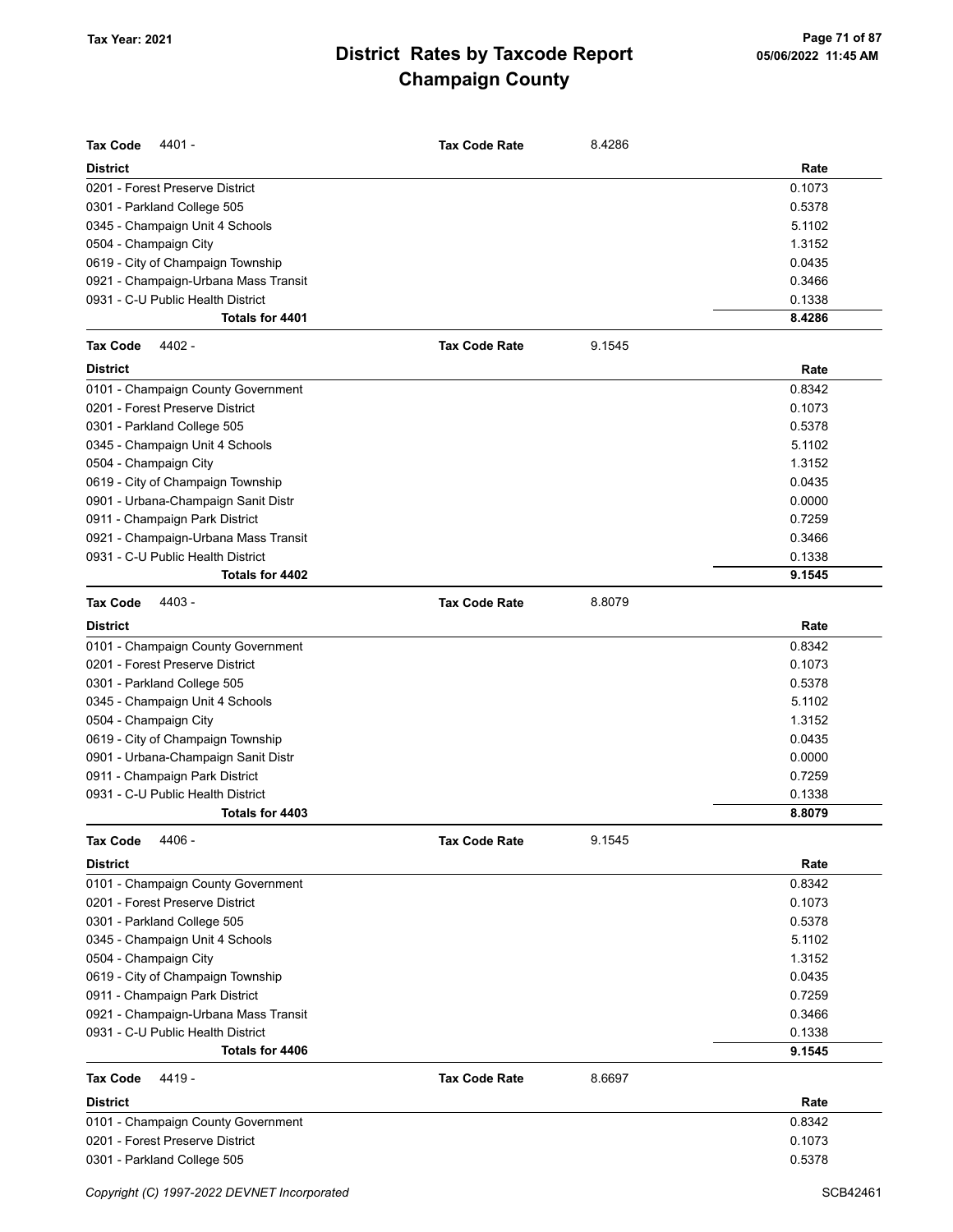# District Rates by Taxcode Report
## Champaign County

Tax Year: 2021

**Tax Code** 4401 - **Tax Code Rate** 8.4286

| District | Rate |
|---|---|
| 0201 - Forest Preserve District | 0.1073 |
| 0301 - Parkland College 505 | 0.5378 |
| 0345 - Champaign Unit 4 Schools | 5.1102 |
| 0504 - Champaign City | 1.3152 |
| 0619 - City of Champaign Township | 0.0435 |
| 0921 - Champaign-Urbana Mass Transit | 0.3466 |
| 0931 - C-U Public Health District | 0.1338 |
| **Totals for 4401** | **8.4286** |

**Tax Code** 4402 - **Tax Code Rate** 9.1545

| District | Rate |
|---|---|
| 0101 - Champaign County Government | 0.8342 |
| 0201 - Forest Preserve District | 0.1073 |
| 0301 - Parkland College 505 | 0.5378 |
| 0345 - Champaign Unit 4 Schools | 5.1102 |
| 0504 - Champaign City | 1.3152 |
| 0619 - City of Champaign Township | 0.0435 |
| 0901 - Urbana-Champaign Sanit Distr | 0.0000 |
| 0911 - Champaign Park District | 0.7259 |
| 0921 - Champaign-Urbana Mass Transit | 0.3466 |
| 0931 - C-U Public Health District | 0.1338 |
| **Totals for 4402** | **9.1545** |

**Tax Code** 4403 - **Tax Code Rate** 8.8079

| District | Rate |
|---|---|
| 0101 - Champaign County Government | 0.8342 |
| 0201 - Forest Preserve District | 0.1073 |
| 0301 - Parkland College 505 | 0.5378 |
| 0345 - Champaign Unit 4 Schools | 5.1102 |
| 0504 - Champaign City | 1.3152 |
| 0619 - City of Champaign Township | 0.0435 |
| 0901 - Urbana-Champaign Sanit Distr | 0.0000 |
| 0911 - Champaign Park District | 0.7259 |
| 0931 - C-U Public Health District | 0.1338 |
| **Totals for 4403** | **8.8079** |

**Tax Code** 4406 - **Tax Code Rate** 9.1545

| District | Rate |
|---|---|
| 0101 - Champaign County Government | 0.8342 |
| 0201 - Forest Preserve District | 0.1073 |
| 0301 - Parkland College 505 | 0.5378 |
| 0345 - Champaign Unit 4 Schools | 5.1102 |
| 0504 - Champaign City | 1.3152 |
| 0619 - City of Champaign Township | 0.0435 |
| 0911 - Champaign Park District | 0.7259 |
| 0921 - Champaign-Urbana Mass Transit | 0.3466 |
| 0931 - C-U Public Health District | 0.1338 |
| **Totals for 4406** | **9.1545** |

**Tax Code** 4419 - **Tax Code Rate** 8.6697

| District | Rate |
|---|---|
| 0101 - Champaign County Government | 0.8342 |
| 0201 - Forest Preserve District | 0.1073 |
| 0301 - Parkland College 505 | 0.5378 |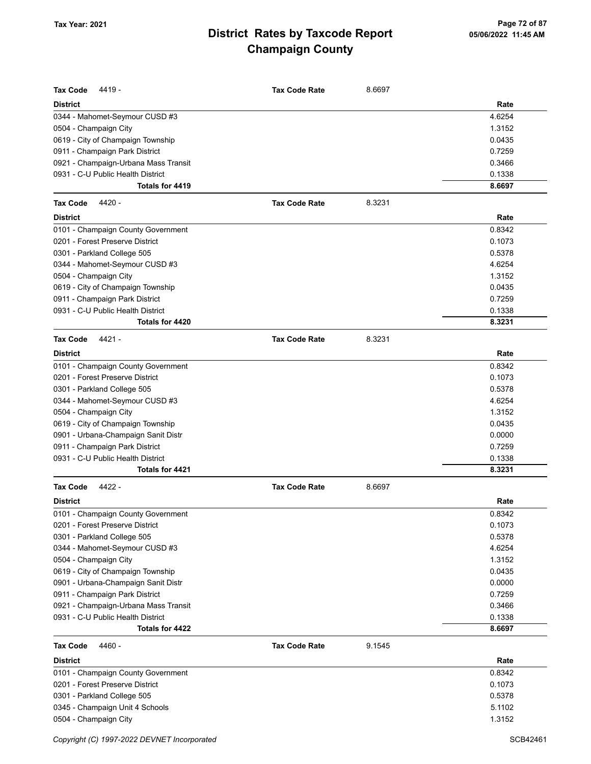# District Rates by Taxcode Report
# Champaign County

Tax Year: 2021

**Tax Code** 4419 - **Tax Code Rate** 8.6697

| District | Rate |
|---|---|
| 0344 - Mahomet-Seymour CUSD #3 | 4.6254 |
| 0504 - Champaign City | 1.3152 |
| 0619 - City of Champaign Township | 0.0435 |
| 0911 - Champaign Park District | 0.7259 |
| 0921 - Champaign-Urbana Mass Transit | 0.3466 |
| 0931 - C-U Public Health District | 0.1338 |
| **Totals for 4419** | **8.6697** |

**Tax Code** 4420 - **Tax Code Rate** 8.3231

| District | Rate |
|---|---|
| 0101 - Champaign County Government | 0.8342 |
| 0201 - Forest Preserve District | 0.1073 |
| 0301 - Parkland College 505 | 0.5378 |
| 0344 - Mahomet-Seymour CUSD #3 | 4.6254 |
| 0504 - Champaign City | 1.3152 |
| 0619 - City of Champaign Township | 0.0435 |
| 0911 - Champaign Park District | 0.7259 |
| 0931 - C-U Public Health District | 0.1338 |
| **Totals for 4420** | **8.3231** |

**Tax Code** 4421 - **Tax Code Rate** 8.3231

| District | Rate |
|---|---|
| 0101 - Champaign County Government | 0.8342 |
| 0201 - Forest Preserve District | 0.1073 |
| 0301 - Parkland College 505 | 0.5378 |
| 0344 - Mahomet-Seymour CUSD #3 | 4.6254 |
| 0504 - Champaign City | 1.3152 |
| 0619 - City of Champaign Township | 0.0435 |
| 0901 - Urbana-Champaign Sanit Distr | 0.0000 |
| 0911 - Champaign Park District | 0.7259 |
| 0931 - C-U Public Health District | 0.1338 |
| **Totals for 4421** | **8.3231** |

**Tax Code** 4422 - **Tax Code Rate** 8.6697

| District | Rate |
|---|---|
| 0101 - Champaign County Government | 0.8342 |
| 0201 - Forest Preserve District | 0.1073 |
| 0301 - Parkland College 505 | 0.5378 |
| 0344 - Mahomet-Seymour CUSD #3 | 4.6254 |
| 0504 - Champaign City | 1.3152 |
| 0619 - City of Champaign Township | 0.0435 |
| 0901 - Urbana-Champaign Sanit Distr | 0.0000 |
| 0911 - Champaign Park District | 0.7259 |
| 0921 - Champaign-Urbana Mass Transit | 0.3466 |
| 0931 - C-U Public Health District | 0.1338 |
| **Totals for 4422** | **8.6697** |

**Tax Code** 4460 - **Tax Code Rate** 9.1545

| District | Rate |
|---|---|
| 0101 - Champaign County Government | 0.8342 |
| 0201 - Forest Preserve District | 0.1073 |
| 0301 - Parkland College 505 | 0.5378 |
| 0345 - Champaign Unit 4 Schools | 5.1102 |
| 0504 - Champaign City | 1.3152 |

Copyright (C) 1997-2022 DEVNET Incorporated SCB42461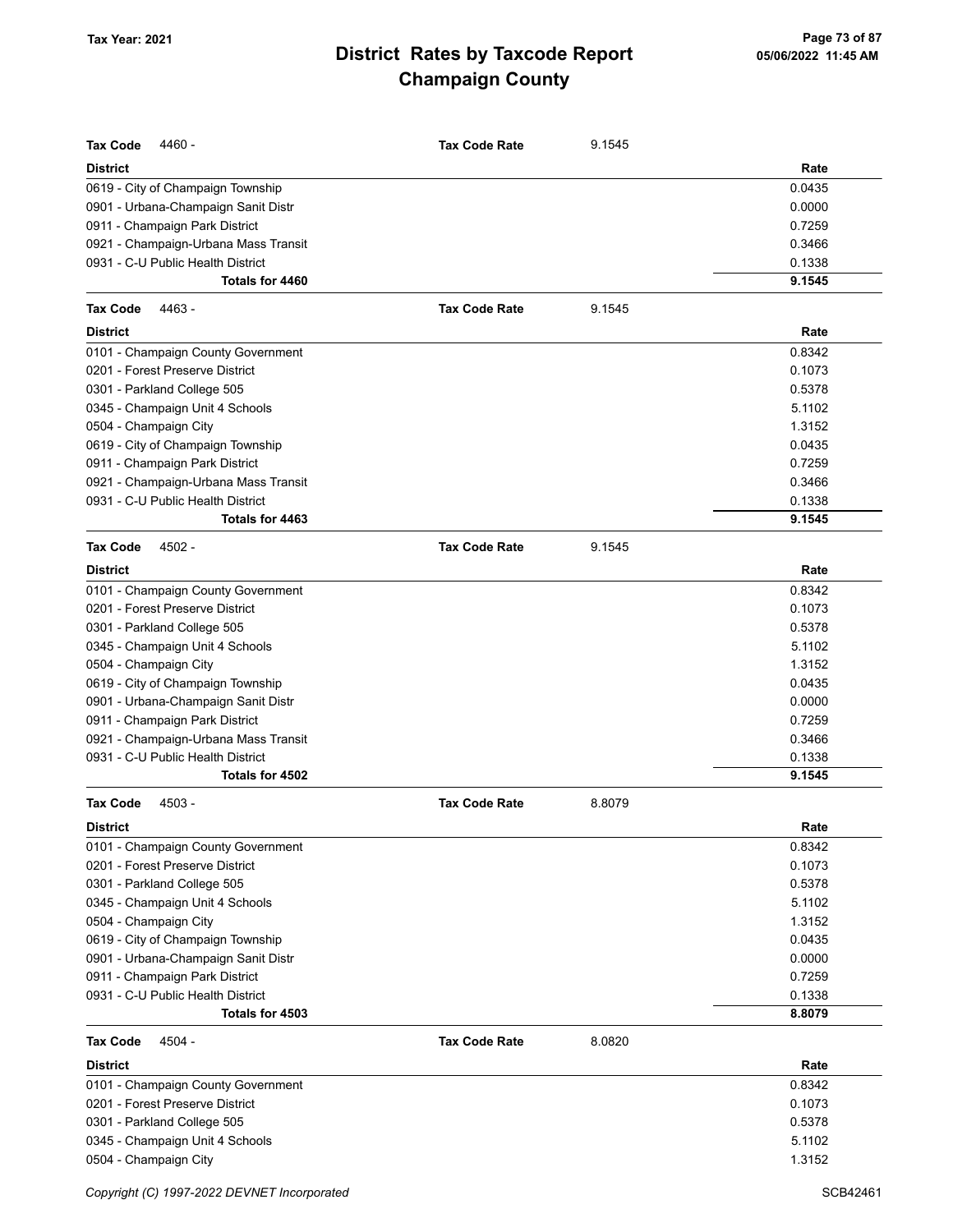# District Rates by Taxcode Report
# Champaign County

Tax Year: 2021

**Tax Code** 4460 - **Tax Code Rate** 9.1545

| District | Rate |
|---|---|
| 0619 - City of Champaign Township | 0.0435 |
| 0901 - Urbana-Champaign Sanit Distr | 0.0000 |
| 0911 - Champaign Park District | 0.7259 |
| 0921 - Champaign-Urbana Mass Transit | 0.3466 |
| 0931 - C-U Public Health District | 0.1338 |
| **Totals for 4460** | **9.1545** |

**Tax Code** 4463 - **Tax Code Rate** 9.1545

| District | Rate |
|---|---|
| 0101 - Champaign County Government | 0.8342 |
| 0201 - Forest Preserve District | 0.1073 |
| 0301 - Parkland College 505 | 0.5378 |
| 0345 - Champaign Unit 4 Schools | 5.1102 |
| 0504 - Champaign City | 1.3152 |
| 0619 - City of Champaign Township | 0.0435 |
| 0911 - Champaign Park District | 0.7259 |
| 0921 - Champaign-Urbana Mass Transit | 0.3466 |
| 0931 - C-U Public Health District | 0.1338 |
| **Totals for 4463** | **9.1545** |

**Tax Code** 4502 - **Tax Code Rate** 9.1545

| District | Rate |
|---|---|
| 0101 - Champaign County Government | 0.8342 |
| 0201 - Forest Preserve District | 0.1073 |
| 0301 - Parkland College 505 | 0.5378 |
| 0345 - Champaign Unit 4 Schools | 5.1102 |
| 0504 - Champaign City | 1.3152 |
| 0619 - City of Champaign Township | 0.0435 |
| 0901 - Urbana-Champaign Sanit Distr | 0.0000 |
| 0911 - Champaign Park District | 0.7259 |
| 0921 - Champaign-Urbana Mass Transit | 0.3466 |
| 0931 - C-U Public Health District | 0.1338 |
| **Totals for 4502** | **9.1545** |

**Tax Code** 4503 - **Tax Code Rate** 8.8079

| District | Rate |
|---|---|
| 0101 - Champaign County Government | 0.8342 |
| 0201 - Forest Preserve District | 0.1073 |
| 0301 - Parkland College 505 | 0.5378 |
| 0345 - Champaign Unit 4 Schools | 5.1102 |
| 0504 - Champaign City | 1.3152 |
| 0619 - City of Champaign Township | 0.0435 |
| 0901 - Urbana-Champaign Sanit Distr | 0.0000 |
| 0911 - Champaign Park District | 0.7259 |
| 0931 - C-U Public Health District | 0.1338 |
| **Totals for 4503** | **8.8079** |

**Tax Code** 4504 - **Tax Code Rate** 8.0820

| District | Rate |
|---|---|
| 0101 - Champaign County Government | 0.8342 |
| 0201 - Forest Preserve District | 0.1073 |
| 0301 - Parkland College 505 | 0.5378 |
| 0345 - Champaign Unit 4 Schools | 5.1102 |
| 0504 - Champaign City | 1.3152 |

Copyright (C) 1997-2022 DEVNET Incorporated SCB42461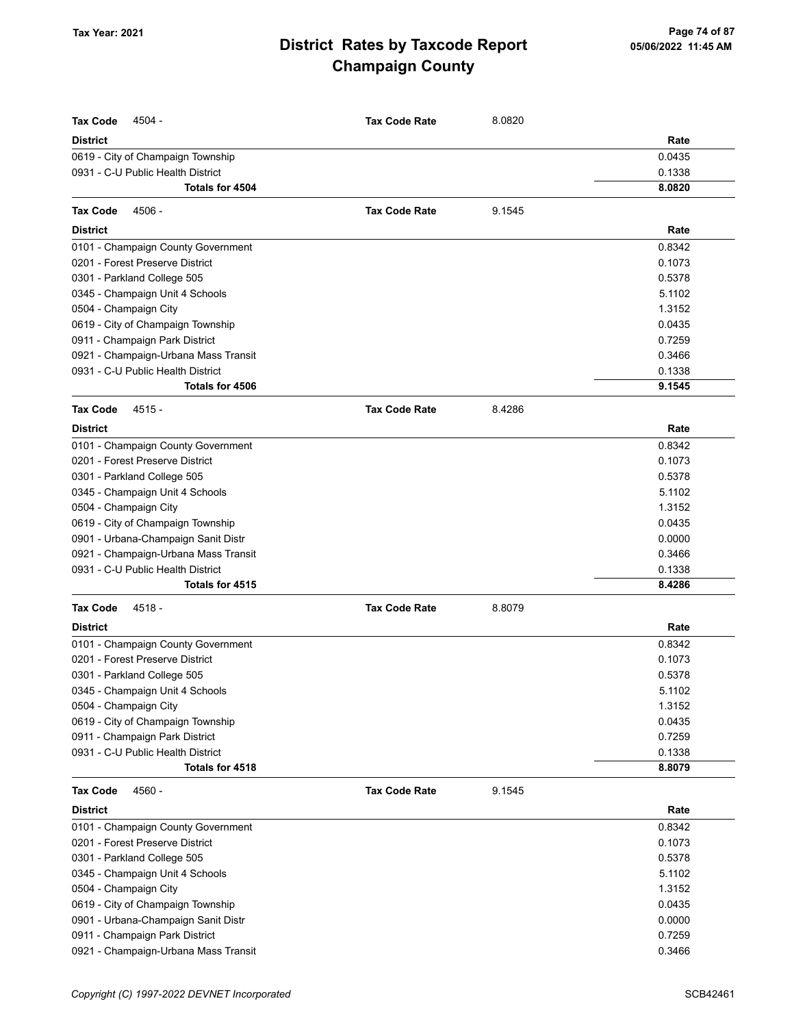# District Rates by Taxcode Report
# Champaign County

Tax Year: 2021

| Tax Code 4504 - | Tax Code Rate | 8.0820 |
|---|---|---|
| **District** | | **Rate** |
| 0619 - City of Champaign Township | | 0.0435 |
| 0931 - C-U Public Health District | | 0.1338 |
| **Totals for 4504** | | **8.0820** |

| Tax Code 4506 - | Tax Code Rate | 9.1545 |
|---|---|---|
| **District** | | **Rate** |
| 0101 - Champaign County Government | | 0.8342 |
| 0201 - Forest Preserve District | | 0.1073 |
| 0301 - Parkland College 505 | | 0.5378 |
| 0345 - Champaign Unit 4 Schools | | 5.1102 |
| 0504 - Champaign City | | 1.3152 |
| 0619 - City of Champaign Township | | 0.0435 |
| 0911 - Champaign Park District | | 0.7259 |
| 0921 - Champaign-Urbana Mass Transit | | 0.3466 |
| 0931 - C-U Public Health District | | 0.1338 |
| **Totals for 4506** | | **9.1545** |

| Tax Code 4515 - | Tax Code Rate | 8.4286 |
|---|---|---|
| **District** | | **Rate** |
| 0101 - Champaign County Government | | 0.8342 |
| 0201 - Forest Preserve District | | 0.1073 |
| 0301 - Parkland College 505 | | 0.5378 |
| 0345 - Champaign Unit 4 Schools | | 5.1102 |
| 0504 - Champaign City | | 1.3152 |
| 0619 - City of Champaign Township | | 0.0435 |
| 0901 - Urbana-Champaign Sanit Distr | | 0.0000 |
| 0921 - Champaign-Urbana Mass Transit | | 0.3466 |
| 0931 - C-U Public Health District | | 0.1338 |
| **Totals for 4515** | | **8.4286** |

| Tax Code 4518 - | Tax Code Rate | 8.8079 |
|---|---|---|
| **District** | | **Rate** |
| 0101 - Champaign County Government | | 0.8342 |
| 0201 - Forest Preserve District | | 0.1073 |
| 0301 - Parkland College 505 | | 0.5378 |
| 0345 - Champaign Unit 4 Schools | | 5.1102 |
| 0504 - Champaign City | | 1.3152 |
| 0619 - City of Champaign Township | | 0.0435 |
| 0911 - Champaign Park District | | 0.7259 |
| 0931 - C-U Public Health District | | 0.1338 |
| **Totals for 4518** | | **8.8079** |

| Tax Code 4560 - | Tax Code Rate | 9.1545 |
|---|---|---|
| **District** | | **Rate** |
| 0101 - Champaign County Government | | 0.8342 |
| 0201 - Forest Preserve District | | 0.1073 |
| 0301 - Parkland College 505 | | 0.5378 |
| 0345 - Champaign Unit 4 Schools | | 5.1102 |
| 0504 - Champaign City | | 1.3152 |
| 0619 - City of Champaign Township | | 0.0435 |
| 0901 - Urbana-Champaign Sanit Distr | | 0.0000 |
| 0911 - Champaign Park District | | 0.7259 |
| 0921 - Champaign-Urbana Mass Transit | | 0.3466 |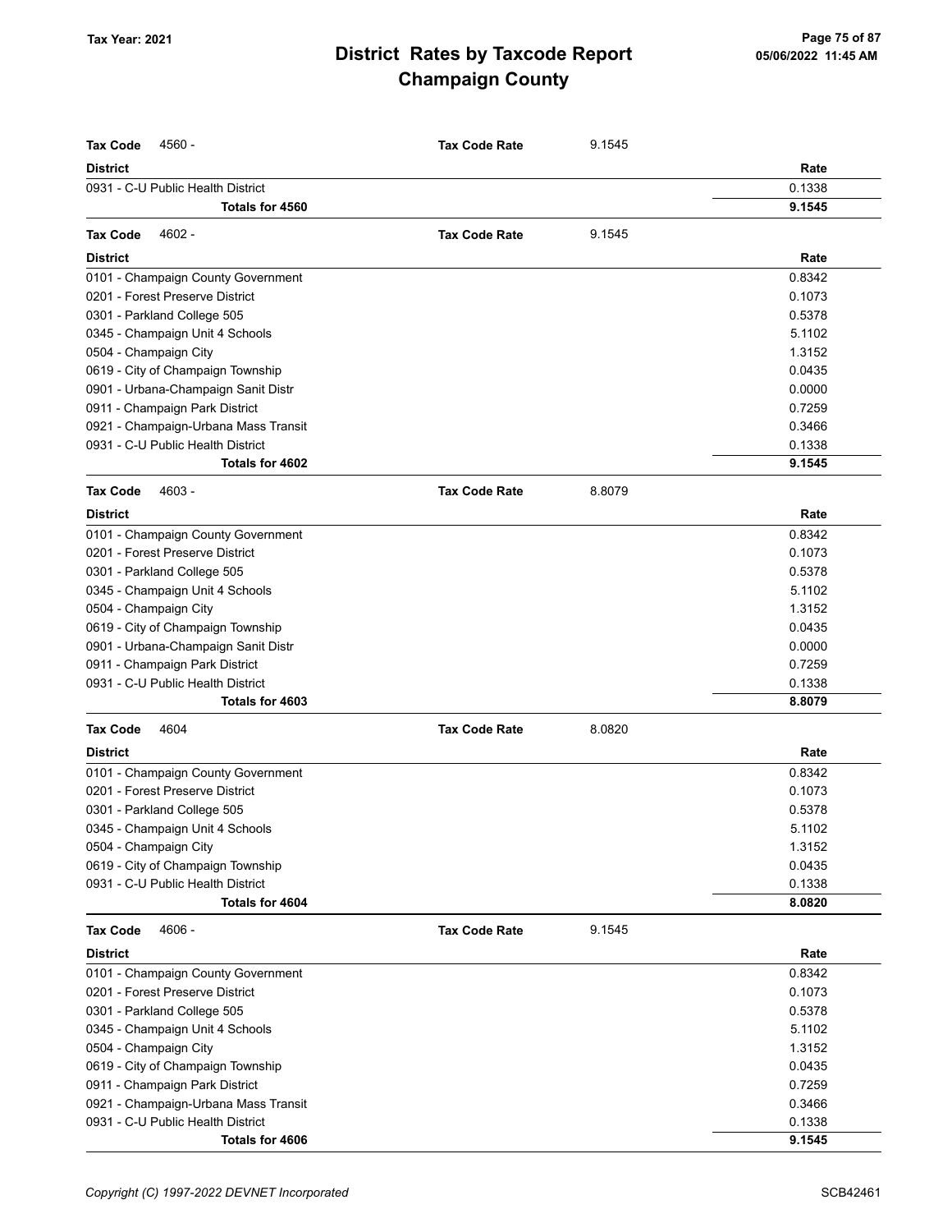# District Rates by Taxcode Report
# Champaign County

Tax Year: 2021

| Tax Code 4560 - | Tax Code Rate | 9.1545 |
|---|---|---|
| **District** | | **Rate** |
| 0931 - C-U Public Health District | | 0.1338 |
| **Totals for 4560** | | **9.1545** |

| Tax Code 4602 - | Tax Code Rate | 9.1545 |
|---|---|---|
| **District** | | **Rate** |
| 0101 - Champaign County Government | | 0.8342 |
| 0201 - Forest Preserve District | | 0.1073 |
| 0301 - Parkland College 505 | | 0.5378 |
| 0345 - Champaign Unit 4 Schools | | 5.1102 |
| 0504 - Champaign City | | 1.3152 |
| 0619 - City of Champaign Township | | 0.0435 |
| 0901 - Urbana-Champaign Sanit Distr | | 0.0000 |
| 0911 - Champaign Park District | | 0.7259 |
| 0921 - Champaign-Urbana Mass Transit | | 0.3466 |
| 0931 - C-U Public Health District | | 0.1338 |
| **Totals for 4602** | | **9.1545** |

| Tax Code 4603 - | Tax Code Rate | 8.8079 |
|---|---|---|
| **District** | | **Rate** |
| 0101 - Champaign County Government | | 0.8342 |
| 0201 - Forest Preserve District | | 0.1073 |
| 0301 - Parkland College 505 | | 0.5378 |
| 0345 - Champaign Unit 4 Schools | | 5.1102 |
| 0504 - Champaign City | | 1.3152 |
| 0619 - City of Champaign Township | | 0.0435 |
| 0901 - Urbana-Champaign Sanit Distr | | 0.0000 |
| 0911 - Champaign Park District | | 0.7259 |
| 0931 - C-U Public Health District | | 0.1338 |
| **Totals for 4603** | | **8.8079** |

| Tax Code 4604 | Tax Code Rate | 8.0820 |
|---|---|---|
| **District** | | **Rate** |
| 0101 - Champaign County Government | | 0.8342 |
| 0201 - Forest Preserve District | | 0.1073 |
| 0301 - Parkland College 505 | | 0.5378 |
| 0345 - Champaign Unit 4 Schools | | 5.1102 |
| 0504 - Champaign City | | 1.3152 |
| 0619 - City of Champaign Township | | 0.0435 |
| 0931 - C-U Public Health District | | 0.1338 |
| **Totals for 4604** | | **8.0820** |

| Tax Code 4606 - | Tax Code Rate | 9.1545 |
|---|---|---|
| **District** | | **Rate** |
| 0101 - Champaign County Government | | 0.8342 |
| 0201 - Forest Preserve District | | 0.1073 |
| 0301 - Parkland College 505 | | 0.5378 |
| 0345 - Champaign Unit 4 Schools | | 5.1102 |
| 0504 - Champaign City | | 1.3152 |
| 0619 - City of Champaign Township | | 0.0435 |
| 0911 - Champaign Park District | | 0.7259 |
| 0921 - Champaign-Urbana Mass Transit | | 0.3466 |
| 0931 - C-U Public Health District | | 0.1338 |
| **Totals for 4606** | | **9.1545** |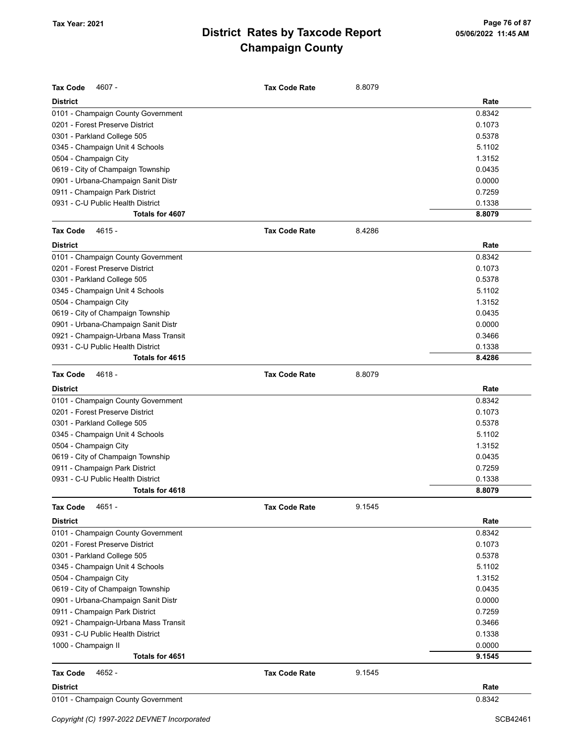**Tax Code** 4607 - **Tax Code Rate** 8.8079

| District | Rate |
|---|---|
| 0101 - Champaign County Government | 0.8342 |
| 0201 - Forest Preserve District | 0.1073 |
| 0301 - Parkland College 505 | 0.5378 |
| 0345 - Champaign Unit 4 Schools | 5.1102 |
| 0504 - Champaign City | 1.3152 |
| 0619 - City of Champaign Township | 0.0435 |
| 0901 - Urbana-Champaign Sanit Distr | 0.0000 |
| 0911 - Champaign Park District | 0.7259 |
| 0931 - C-U Public Health District | 0.1338 |
| **Totals for 4607** | **8.8079** |

**Tax Code** 4615 - **Tax Code Rate** 8.4286

| District | Rate |
|---|---|
| 0101 - Champaign County Government | 0.8342 |
| 0201 - Forest Preserve District | 0.1073 |
| 0301 - Parkland College 505 | 0.5378 |
| 0345 - Champaign Unit 4 Schools | 5.1102 |
| 0504 - Champaign City | 1.3152 |
| 0619 - City of Champaign Township | 0.0435 |
| 0901 - Urbana-Champaign Sanit Distr | 0.0000 |
| 0921 - Champaign-Urbana Mass Transit | 0.3466 |
| 0931 - C-U Public Health District | 0.1338 |
| **Totals for 4615** | **8.4286** |

**Tax Code** 4618 - **Tax Code Rate** 8.8079

| District | Rate |
|---|---|
| 0101 - Champaign County Government | 0.8342 |
| 0201 - Forest Preserve District | 0.1073 |
| 0301 - Parkland College 505 | 0.5378 |
| 0345 - Champaign Unit 4 Schools | 5.1102 |
| 0504 - Champaign City | 1.3152 |
| 0619 - City of Champaign Township | 0.0435 |
| 0911 - Champaign Park District | 0.7259 |
| 0931 - C-U Public Health District | 0.1338 |
| **Totals for 4618** | **8.8079** |

**Tax Code** 4651 - **Tax Code Rate** 9.1545

| District | Rate |
|---|---|
| 0101 - Champaign County Government | 0.8342 |
| 0201 - Forest Preserve District | 0.1073 |
| 0301 - Parkland College 505 | 0.5378 |
| 0345 - Champaign Unit 4 Schools | 5.1102 |
| 0504 - Champaign City | 1.3152 |
| 0619 - City of Champaign Township | 0.0435 |
| 0901 - Urbana-Champaign Sanit Distr | 0.0000 |
| 0911 - Champaign Park District | 0.7259 |
| 0921 - Champaign-Urbana Mass Transit | 0.3466 |
| 0931 - C-U Public Health District | 0.1338 |
| 1000 - Champaign II | 0.0000 |
| **Totals for 4651** | **9.1545** |

**Tax Code** 4652 - **Tax Code Rate** 9.1545

| District | Rate |
|---|---|
| 0101 - Champaign County Government | 0.8342 |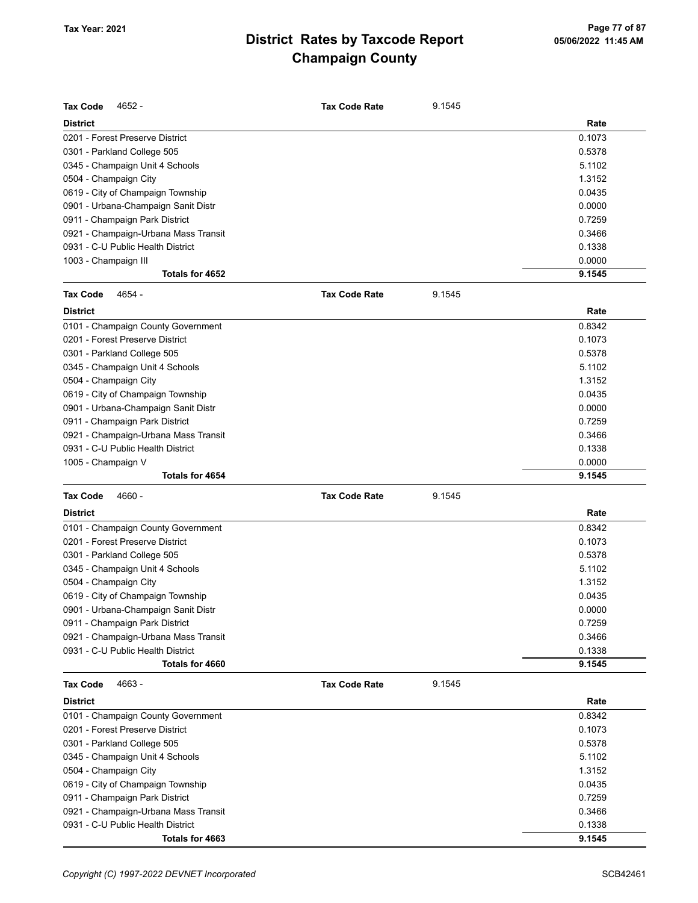# District Rates by Taxcode Report
# Champaign County

Tax Year: 2021

| Tax Code 4652 - | Tax Code Rate | 9.1545 |
|---|---|---|
| **District** | | **Rate** |
| 0201 - Forest Preserve District | | 0.1073 |
| 0301 - Parkland College 505 | | 0.5378 |
| 0345 - Champaign Unit 4 Schools | | 5.1102 |
| 0504 - Champaign City | | 1.3152 |
| 0619 - City of Champaign Township | | 0.0435 |
| 0901 - Urbana-Champaign Sanit Distr | | 0.0000 |
| 0911 - Champaign Park District | | 0.7259 |
| 0921 - Champaign-Urbana Mass Transit | | 0.3466 |
| 0931 - C-U Public Health District | | 0.1338 |
| 1003 - Champaign III | | 0.0000 |
| **Totals for 4652** | | **9.1545** |

| Tax Code 4654 - | Tax Code Rate | 9.1545 |
|---|---|---|
| **District** | | **Rate** |
| 0101 - Champaign County Government | | 0.8342 |
| 0201 - Forest Preserve District | | 0.1073 |
| 0301 - Parkland College 505 | | 0.5378 |
| 0345 - Champaign Unit 4 Schools | | 5.1102 |
| 0504 - Champaign City | | 1.3152 |
| 0619 - City of Champaign Township | | 0.0435 |
| 0901 - Urbana-Champaign Sanit Distr | | 0.0000 |
| 0911 - Champaign Park District | | 0.7259 |
| 0921 - Champaign-Urbana Mass Transit | | 0.3466 |
| 0931 - C-U Public Health District | | 0.1338 |
| 1005 - Champaign V | | 0.0000 |
| **Totals for 4654** | | **9.1545** |

| Tax Code 4660 - | Tax Code Rate | 9.1545 |
|---|---|---|
| **District** | | **Rate** |
| 0101 - Champaign County Government | | 0.8342 |
| 0201 - Forest Preserve District | | 0.1073 |
| 0301 - Parkland College 505 | | 0.5378 |
| 0345 - Champaign Unit 4 Schools | | 5.1102 |
| 0504 - Champaign City | | 1.3152 |
| 0619 - City of Champaign Township | | 0.0435 |
| 0901 - Urbana-Champaign Sanit Distr | | 0.0000 |
| 0911 - Champaign Park District | | 0.7259 |
| 0921 - Champaign-Urbana Mass Transit | | 0.3466 |
| 0931 - C-U Public Health District | | 0.1338 |
| **Totals for 4660** | | **9.1545** |

| Tax Code 4663 - | Tax Code Rate | 9.1545 |
|---|---|---|
| **District** | | **Rate** |
| 0101 - Champaign County Government | | 0.8342 |
| 0201 - Forest Preserve District | | 0.1073 |
| 0301 - Parkland College 505 | | 0.5378 |
| 0345 - Champaign Unit 4 Schools | | 5.1102 |
| 0504 - Champaign City | | 1.3152 |
| 0619 - City of Champaign Township | | 0.0435 |
| 0911 - Champaign Park District | | 0.7259 |
| 0921 - Champaign-Urbana Mass Transit | | 0.3466 |
| 0931 - C-U Public Health District | | 0.1338 |
| **Totals for 4663** | | **9.1545** |

Copyright (C) 1997-2022 DEVNET Incorporated SCB42461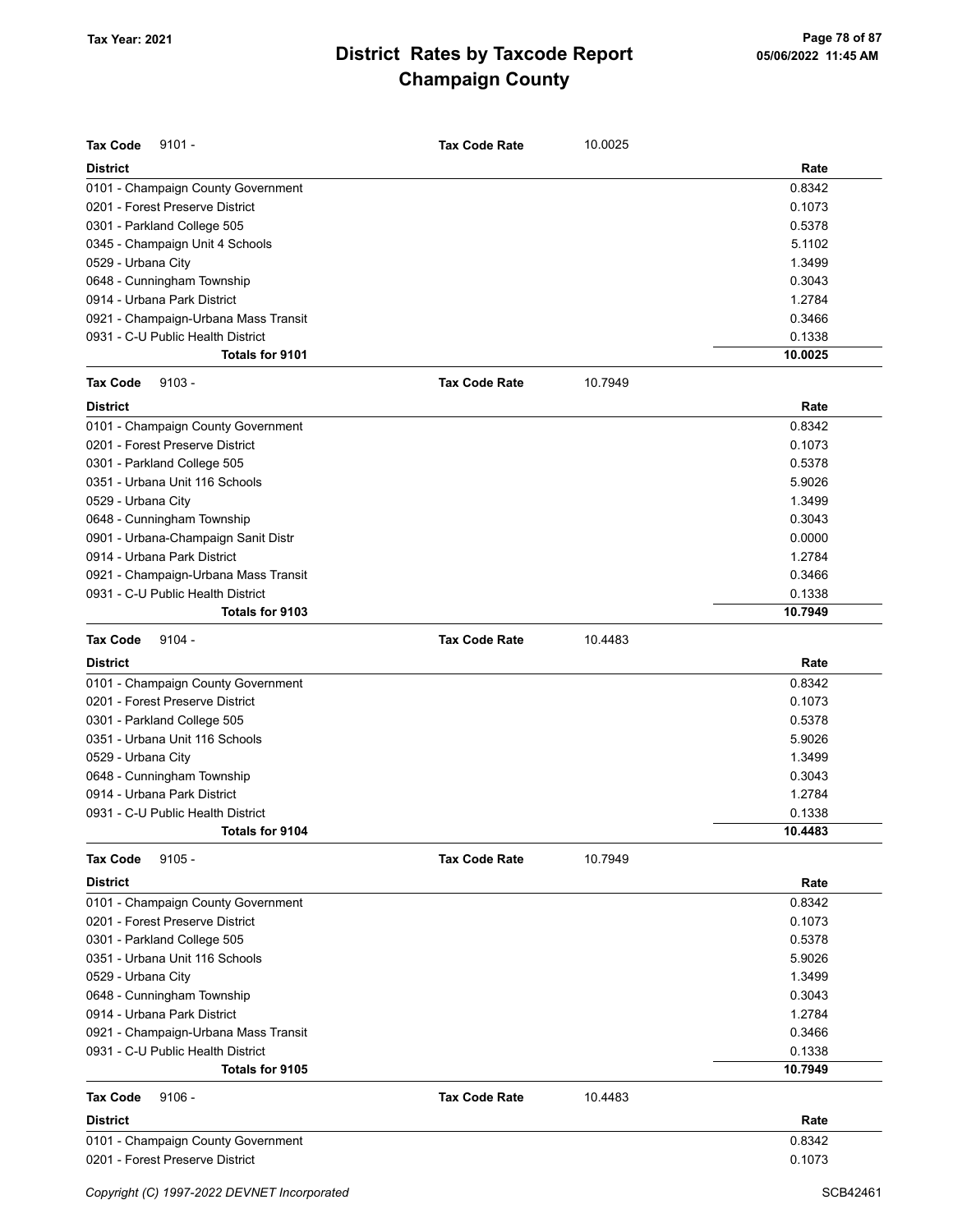# District Rates by Taxcode Report
# Champaign County

Tax Year: 2021

**Tax Code** 9101 - **Tax Code Rate** 10.0025

| District | Rate |
|---|---|
| 0101 - Champaign County Government | 0.8342 |
| 0201 - Forest Preserve District | 0.1073 |
| 0301 - Parkland College 505 | 0.5378 |
| 0345 - Champaign Unit 4 Schools | 5.1102 |
| 0529 - Urbana City | 1.3499 |
| 0648 - Cunningham Township | 0.3043 |
| 0914 - Urbana Park District | 1.2784 |
| 0921 - Champaign-Urbana Mass Transit | 0.3466 |
| 0931 - C-U Public Health District | 0.1338 |
| **Totals for 9101** | **10.0025** |

**Tax Code** 9103 - **Tax Code Rate** 10.7949

| District | Rate |
|---|---|
| 0101 - Champaign County Government | 0.8342 |
| 0201 - Forest Preserve District | 0.1073 |
| 0301 - Parkland College 505 | 0.5378 |
| 0351 - Urbana Unit 116 Schools | 5.9026 |
| 0529 - Urbana City | 1.3499 |
| 0648 - Cunningham Township | 0.3043 |
| 0901 - Urbana-Champaign Sanit Distr | 0.0000 |
| 0914 - Urbana Park District | 1.2784 |
| 0921 - Champaign-Urbana Mass Transit | 0.3466 |
| 0931 - C-U Public Health District | 0.1338 |
| **Totals for 9103** | **10.7949** |

**Tax Code** 9104 - **Tax Code Rate** 10.4483

| District | Rate |
|---|---|
| 0101 - Champaign County Government | 0.8342 |
| 0201 - Forest Preserve District | 0.1073 |
| 0301 - Parkland College 505 | 0.5378 |
| 0351 - Urbana Unit 116 Schools | 5.9026 |
| 0529 - Urbana City | 1.3499 |
| 0648 - Cunningham Township | 0.3043 |
| 0914 - Urbana Park District | 1.2784 |
| 0931 - C-U Public Health District | 0.1338 |
| **Totals for 9104** | **10.4483** |

**Tax Code** 9105 - **Tax Code Rate** 10.7949

| District | Rate |
|---|---|
| 0101 - Champaign County Government | 0.8342 |
| 0201 - Forest Preserve District | 0.1073 |
| 0301 - Parkland College 505 | 0.5378 |
| 0351 - Urbana Unit 116 Schools | 5.9026 |
| 0529 - Urbana City | 1.3499 |
| 0648 - Cunningham Township | 0.3043 |
| 0914 - Urbana Park District | 1.2784 |
| 0921 - Champaign-Urbana Mass Transit | 0.3466 |
| 0931 - C-U Public Health District | 0.1338 |
| **Totals for 9105** | **10.7949** |

**Tax Code** 9106 - **Tax Code Rate** 10.4483

| District | Rate |
|---|---|
| 0101 - Champaign County Government | 0.8342 |
| 0201 - Forest Preserve District | 0.1073 |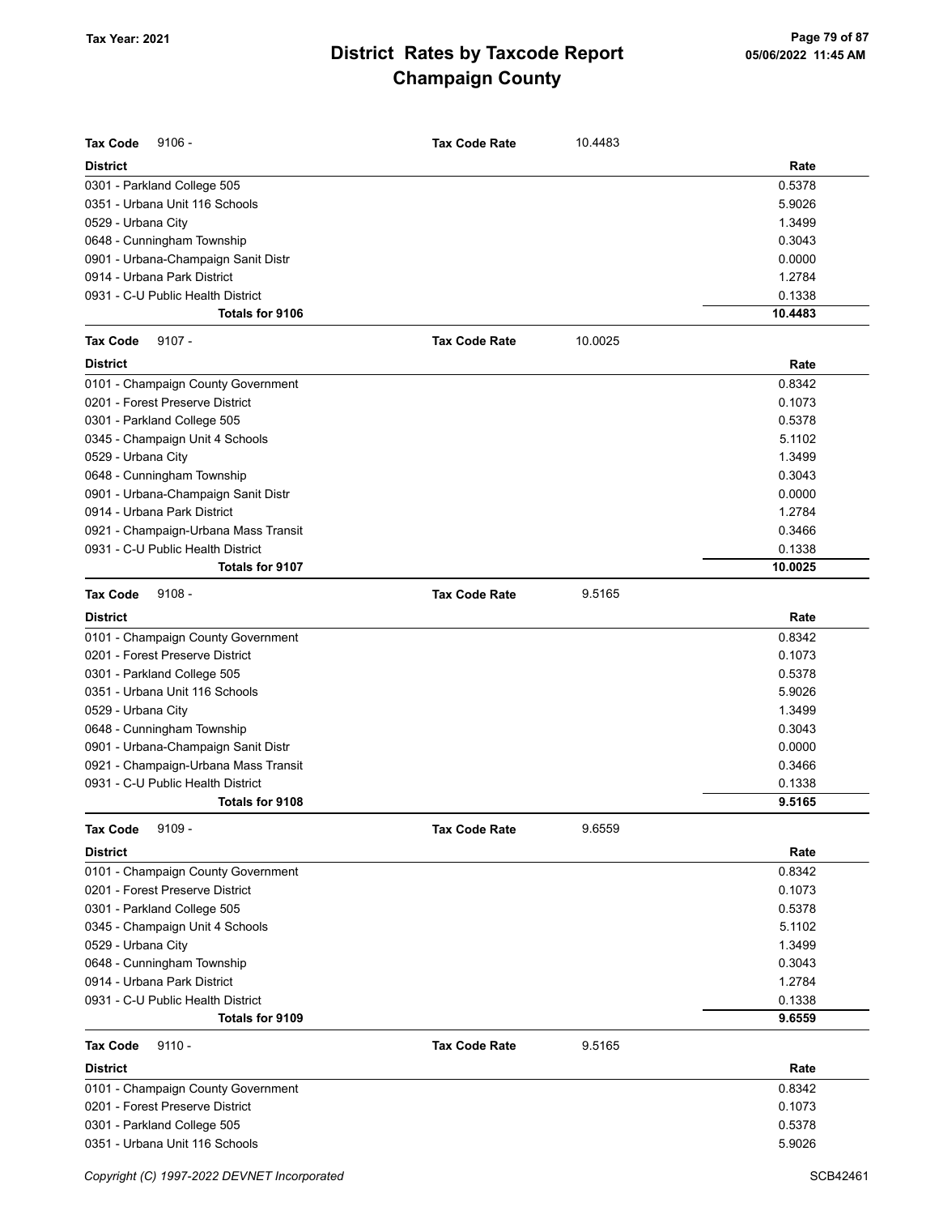# District Rates by Taxcode Report
# Champaign County

Tax Year: 2021

**Tax Code** 9106 - **Tax Code Rate** 10.4483

| District | Rate |
|---|---|
| 0301 - Parkland College 505 | 0.5378 |
| 0351 - Urbana Unit 116 Schools | 5.9026 |
| 0529 - Urbana City | 1.3499 |
| 0648 - Cunningham Township | 0.3043 |
| 0901 - Urbana-Champaign Sanit Distr | 0.0000 |
| 0914 - Urbana Park District | 1.2784 |
| 0931 - C-U Public Health District | 0.1338 |
| **Totals for 9106** | **10.4483** |

**Tax Code** 9107 - **Tax Code Rate** 10.0025

| District | Rate |
|---|---|
| 0101 - Champaign County Government | 0.8342 |
| 0201 - Forest Preserve District | 0.1073 |
| 0301 - Parkland College 505 | 0.5378 |
| 0345 - Champaign Unit 4 Schools | 5.1102 |
| 0529 - Urbana City | 1.3499 |
| 0648 - Cunningham Township | 0.3043 |
| 0901 - Urbana-Champaign Sanit Distr | 0.0000 |
| 0914 - Urbana Park District | 1.2784 |
| 0921 - Champaign-Urbana Mass Transit | 0.3466 |
| 0931 - C-U Public Health District | 0.1338 |
| **Totals for 9107** | **10.0025** |

**Tax Code** 9108 - **Tax Code Rate** 9.5165

| District | Rate |
|---|---|
| 0101 - Champaign County Government | 0.8342 |
| 0201 - Forest Preserve District | 0.1073 |
| 0301 - Parkland College 505 | 0.5378 |
| 0351 - Urbana Unit 116 Schools | 5.9026 |
| 0529 - Urbana City | 1.3499 |
| 0648 - Cunningham Township | 0.3043 |
| 0901 - Urbana-Champaign Sanit Distr | 0.0000 |
| 0921 - Champaign-Urbana Mass Transit | 0.3466 |
| 0931 - C-U Public Health District | 0.1338 |
| **Totals for 9108** | **9.5165** |

**Tax Code** 9109 - **Tax Code Rate** 9.6559

| District | Rate |
|---|---|
| 0101 - Champaign County Government | 0.8342 |
| 0201 - Forest Preserve District | 0.1073 |
| 0301 - Parkland College 505 | 0.5378 |
| 0345 - Champaign Unit 4 Schools | 5.1102 |
| 0529 - Urbana City | 1.3499 |
| 0648 - Cunningham Township | 0.3043 |
| 0914 - Urbana Park District | 1.2784 |
| 0931 - C-U Public Health District | 0.1338 |
| **Totals for 9109** | **9.6559** |

**Tax Code** 9110 - **Tax Code Rate** 9.5165

| District | Rate |
|---|---|
| 0101 - Champaign County Government | 0.8342 |
| 0201 - Forest Preserve District | 0.1073 |
| 0301 - Parkland College 505 | 0.5378 |
| 0351 - Urbana Unit 116 Schools | 5.9026 |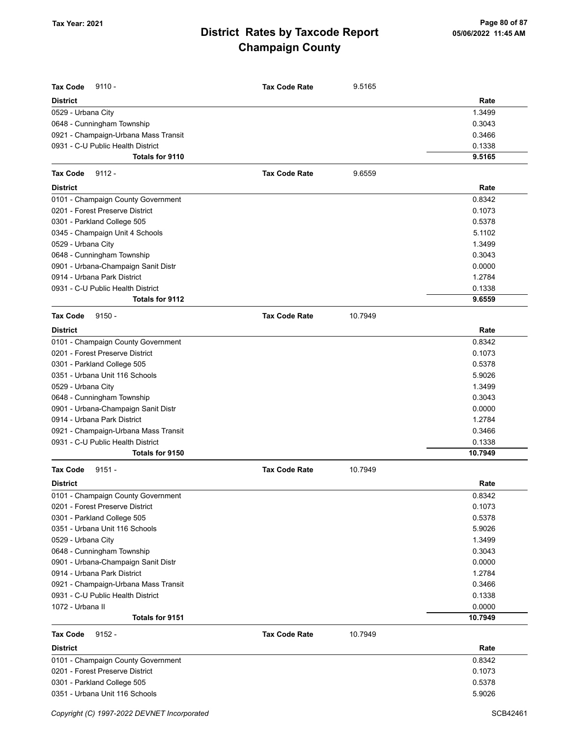# District Rates by Taxcode Report
## Champaign County

Tax Year: 2021

**Tax Code** 9110 - **Tax Code Rate** 9.5165

| District | Rate |
|---|---|
| 0529 - Urbana City | 1.3499 |
| 0648 - Cunningham Township | 0.3043 |
| 0921 - Champaign-Urbana Mass Transit | 0.3466 |
| 0931 - C-U Public Health District | 0.1338 |
| **Totals for 9110** | **9.5165** |

**Tax Code** 9112 - **Tax Code Rate** 9.6559

| District | Rate |
|---|---|
| 0101 - Champaign County Government | 0.8342 |
| 0201 - Forest Preserve District | 0.1073 |
| 0301 - Parkland College 505 | 0.5378 |
| 0345 - Champaign Unit 4 Schools | 5.1102 |
| 0529 - Urbana City | 1.3499 |
| 0648 - Cunningham Township | 0.3043 |
| 0901 - Urbana-Champaign Sanit Distr | 0.0000 |
| 0914 - Urbana Park District | 1.2784 |
| 0931 - C-U Public Health District | 0.1338 |
| **Totals for 9112** | **9.6559** |

**Tax Code** 9150 - **Tax Code Rate** 10.7949

| District | Rate |
|---|---|
| 0101 - Champaign County Government | 0.8342 |
| 0201 - Forest Preserve District | 0.1073 |
| 0301 - Parkland College 505 | 0.5378 |
| 0351 - Urbana Unit 116 Schools | 5.9026 |
| 0529 - Urbana City | 1.3499 |
| 0648 - Cunningham Township | 0.3043 |
| 0901 - Urbana-Champaign Sanit Distr | 0.0000 |
| 0914 - Urbana Park District | 1.2784 |
| 0921 - Champaign-Urbana Mass Transit | 0.3466 |
| 0931 - C-U Public Health District | 0.1338 |
| **Totals for 9150** | **10.7949** |

**Tax Code** 9151 - **Tax Code Rate** 10.7949

| District | Rate |
|---|---|
| 0101 - Champaign County Government | 0.8342 |
| 0201 - Forest Preserve District | 0.1073 |
| 0301 - Parkland College 505 | 0.5378 |
| 0351 - Urbana Unit 116 Schools | 5.9026 |
| 0529 - Urbana City | 1.3499 |
| 0648 - Cunningham Township | 0.3043 |
| 0901 - Urbana-Champaign Sanit Distr | 0.0000 |
| 0914 - Urbana Park District | 1.2784 |
| 0921 - Champaign-Urbana Mass Transit | 0.3466 |
| 0931 - C-U Public Health District | 0.1338 |
| 1072 - Urbana II | 0.0000 |
| **Totals for 9151** | **10.7949** |

**Tax Code** 9152 - **Tax Code Rate** 10.7949

| District | Rate |
|---|---|
| 0101 - Champaign County Government | 0.8342 |
| 0201 - Forest Preserve District | 0.1073 |
| 0301 - Parkland College 505 | 0.5378 |
| 0351 - Urbana Unit 116 Schools | 5.9026 |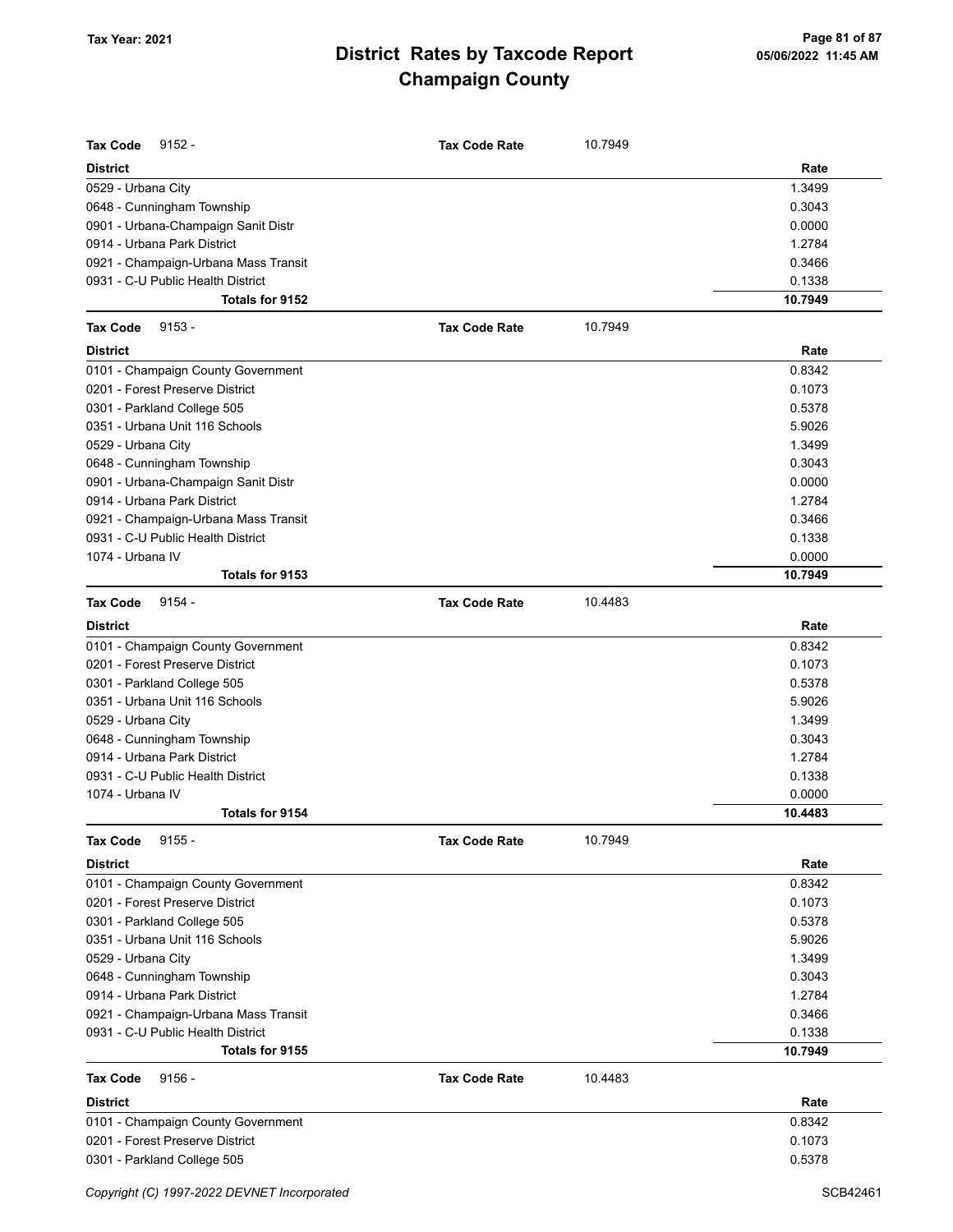| Tax Code 9152 - | Tax Code Rate | 10.7949 |
|---|---|---|
| **District** | | **Rate** |
| 0529 - Urbana City | | 1.3499 |
| 0648 - Cunningham Township | | 0.3043 |
| 0901 - Urbana-Champaign Sanit Distr | | 0.0000 |
| 0914 - Urbana Park District | | 1.2784 |
| 0921 - Champaign-Urbana Mass Transit | | 0.3466 |
| 0931 - C-U Public Health District | | 0.1338 |
| **Totals for 9152** | | **10.7949** |

| Tax Code 9153 - | Tax Code Rate | 10.7949 |
|---|---|---|
| **District** | | **Rate** |
| 0101 - Champaign County Government | | 0.8342 |
| 0201 - Forest Preserve District | | 0.1073 |
| 0301 - Parkland College 505 | | 0.5378 |
| 0351 - Urbana Unit 116 Schools | | 5.9026 |
| 0529 - Urbana City | | 1.3499 |
| 0648 - Cunningham Township | | 0.3043 |
| 0901 - Urbana-Champaign Sanit Distr | | 0.0000 |
| 0914 - Urbana Park District | | 1.2784 |
| 0921 - Champaign-Urbana Mass Transit | | 0.3466 |
| 0931 - C-U Public Health District | | 0.1338 |
| 1074 - Urbana IV | | 0.0000 |
| **Totals for 9153** | | **10.7949** |

| Tax Code 9154 - | Tax Code Rate | 10.4483 |
|---|---|---|
| **District** | | **Rate** |
| 0101 - Champaign County Government | | 0.8342 |
| 0201 - Forest Preserve District | | 0.1073 |
| 0301 - Parkland College 505 | | 0.5378 |
| 0351 - Urbana Unit 116 Schools | | 5.9026 |
| 0529 - Urbana City | | 1.3499 |
| 0648 - Cunningham Township | | 0.3043 |
| 0914 - Urbana Park District | | 1.2784 |
| 0931 - C-U Public Health District | | 0.1338 |
| 1074 - Urbana IV | | 0.0000 |
| **Totals for 9154** | | **10.4483** |

| Tax Code 9155 - | Tax Code Rate | 10.7949 |
|---|---|---|
| **District** | | **Rate** |
| 0101 - Champaign County Government | | 0.8342 |
| 0201 - Forest Preserve District | | 0.1073 |
| 0301 - Parkland College 505 | | 0.5378 |
| 0351 - Urbana Unit 116 Schools | | 5.9026 |
| 0529 - Urbana City | | 1.3499 |
| 0648 - Cunningham Township | | 0.3043 |
| 0914 - Urbana Park District | | 1.2784 |
| 0921 - Champaign-Urbana Mass Transit | | 0.3466 |
| 0931 - C-U Public Health District | | 0.1338 |
| **Totals for 9155** | | **10.7949** |

| Tax Code 9156 - | Tax Code Rate | 10.4483 |
|---|---|---|
| **District** | | **Rate** |
| 0101 - Champaign County Government | | 0.8342 |
| 0201 - Forest Preserve District | | 0.1073 |
| 0301 - Parkland College 505 | | 0.5378 |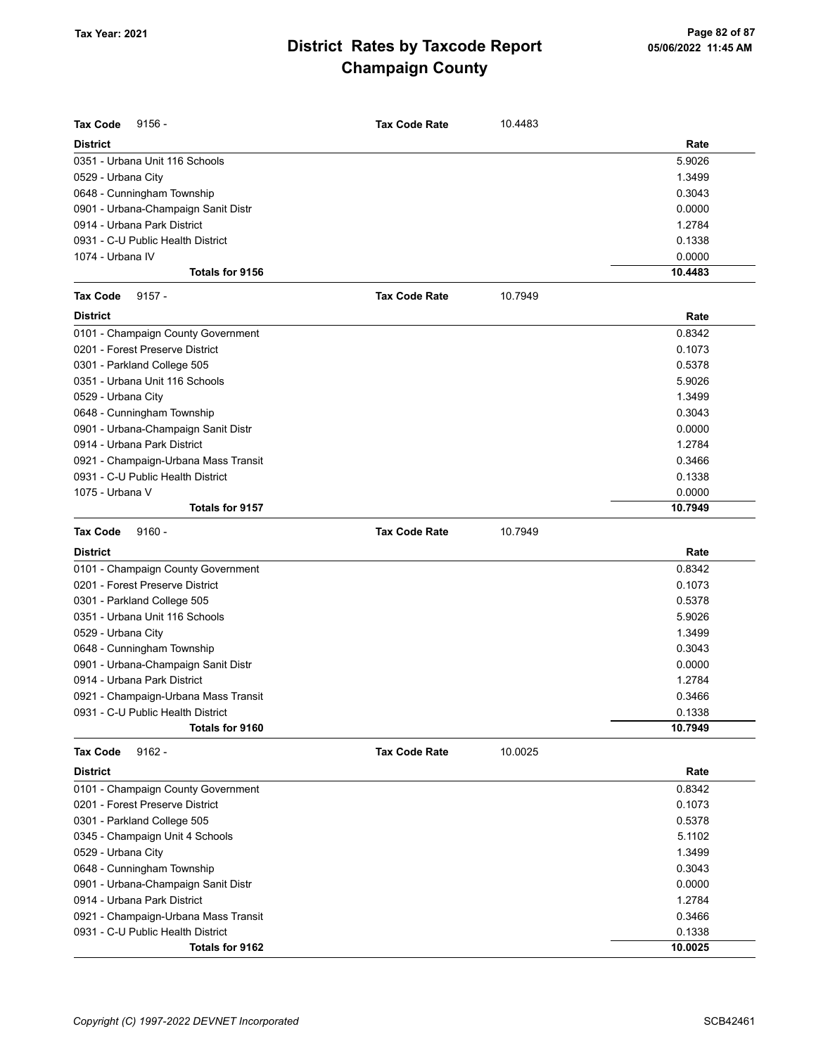# District Rates by Taxcode Report
# Champaign County

**Tax Year: 2021**

**Tax Code** 9156 - **Tax Code Rate** 10.4483

| District | Rate |
|---|---|
| 0351 - Urbana Unit 116 Schools | 5.9026 |
| 0529 - Urbana City | 1.3499 |
| 0648 - Cunningham Township | 0.3043 |
| 0901 - Urbana-Champaign Sanit Distr | 0.0000 |
| 0914 - Urbana Park District | 1.2784 |
| 0931 - C-U Public Health District | 0.1338 |
| 1074 - Urbana IV | 0.0000 |
| **Totals for 9156** | **10.4483** |

**Tax Code** 9157 - **Tax Code Rate** 10.7949

| District | Rate |
|---|---|
| 0101 - Champaign County Government | 0.8342 |
| 0201 - Forest Preserve District | 0.1073 |
| 0301 - Parkland College 505 | 0.5378 |
| 0351 - Urbana Unit 116 Schools | 5.9026 |
| 0529 - Urbana City | 1.3499 |
| 0648 - Cunningham Township | 0.3043 |
| 0901 - Urbana-Champaign Sanit Distr | 0.0000 |
| 0914 - Urbana Park District | 1.2784 |
| 0921 - Champaign-Urbana Mass Transit | 0.3466 |
| 0931 - C-U Public Health District | 0.1338 |
| 1075 - Urbana V | 0.0000 |
| **Totals for 9157** | **10.7949** |

**Tax Code** 9160 - **Tax Code Rate** 10.7949

| District | Rate |
|---|---|
| 0101 - Champaign County Government | 0.8342 |
| 0201 - Forest Preserve District | 0.1073 |
| 0301 - Parkland College 505 | 0.5378 |
| 0351 - Urbana Unit 116 Schools | 5.9026 |
| 0529 - Urbana City | 1.3499 |
| 0648 - Cunningham Township | 0.3043 |
| 0901 - Urbana-Champaign Sanit Distr | 0.0000 |
| 0914 - Urbana Park District | 1.2784 |
| 0921 - Champaign-Urbana Mass Transit | 0.3466 |
| 0931 - C-U Public Health District | 0.1338 |
| **Totals for 9160** | **10.7949** |

**Tax Code** 9162 - **Tax Code Rate** 10.0025

| District | Rate |
|---|---|
| 0101 - Champaign County Government | 0.8342 |
| 0201 - Forest Preserve District | 0.1073 |
| 0301 - Parkland College 505 | 0.5378 |
| 0345 - Champaign Unit 4 Schools | 5.1102 |
| 0529 - Urbana City | 1.3499 |
| 0648 - Cunningham Township | 0.3043 |
| 0901 - Urbana-Champaign Sanit Distr | 0.0000 |
| 0914 - Urbana Park District | 1.2784 |
| 0921 - Champaign-Urbana Mass Transit | 0.3466 |
| 0931 - C-U Public Health District | 0.1338 |
| **Totals for 9162** | **10.0025** |

*Copyright (C) 1997-2022 DEVNET Incorporated*

SCB42461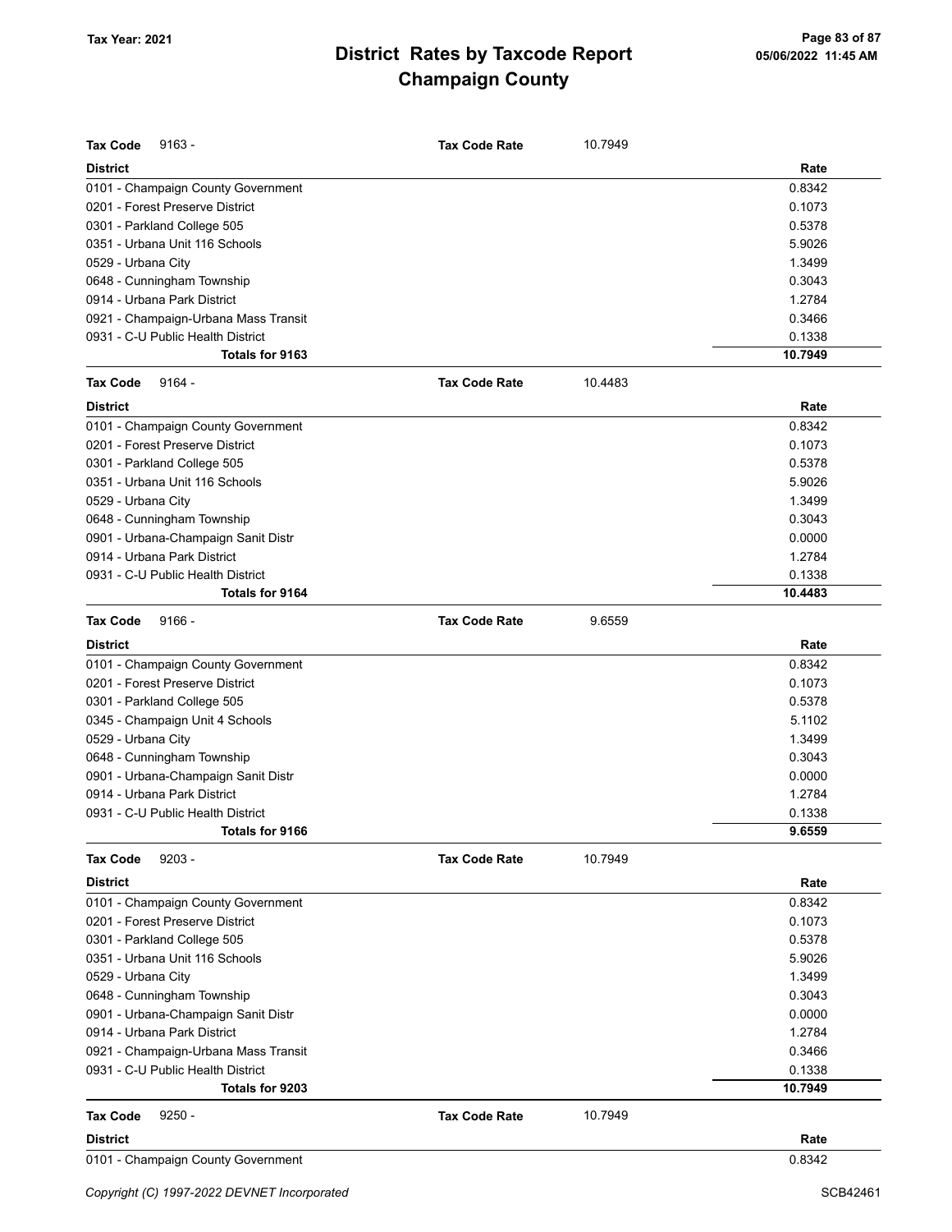# District Rates by Taxcode Report
# Champaign County

Tax Year: 2021

**Tax Code** 9163 - **Tax Code Rate** 10.7949

| District | Rate |
|---|---|
| 0101 - Champaign County Government | 0.8342 |
| 0201 - Forest Preserve District | 0.1073 |
| 0301 - Parkland College 505 | 0.5378 |
| 0351 - Urbana Unit 116 Schools | 5.9026 |
| 0529 - Urbana City | 1.3499 |
| 0648 - Cunningham Township | 0.3043 |
| 0914 - Urbana Park District | 1.2784 |
| 0921 - Champaign-Urbana Mass Transit | 0.3466 |
| 0931 - C-U Public Health District | 0.1338 |
| **Totals for 9163** | **10.7949** |

**Tax Code** 9164 - **Tax Code Rate** 10.4483

| District | Rate |
|---|---|
| 0101 - Champaign County Government | 0.8342 |
| 0201 - Forest Preserve District | 0.1073 |
| 0301 - Parkland College 505 | 0.5378 |
| 0351 - Urbana Unit 116 Schools | 5.9026 |
| 0529 - Urbana City | 1.3499 |
| 0648 - Cunningham Township | 0.3043 |
| 0901 - Urbana-Champaign Sanit Distr | 0.0000 |
| 0914 - Urbana Park District | 1.2784 |
| 0931 - C-U Public Health District | 0.1338 |
| **Totals for 9164** | **10.4483** |

**Tax Code** 9166 - **Tax Code Rate** 9.6559

| District | Rate |
|---|---|
| 0101 - Champaign County Government | 0.8342 |
| 0201 - Forest Preserve District | 0.1073 |
| 0301 - Parkland College 505 | 0.5378 |
| 0345 - Champaign Unit 4 Schools | 5.1102 |
| 0529 - Urbana City | 1.3499 |
| 0648 - Cunningham Township | 0.3043 |
| 0901 - Urbana-Champaign Sanit Distr | 0.0000 |
| 0914 - Urbana Park District | 1.2784 |
| 0931 - C-U Public Health District | 0.1338 |
| **Totals for 9166** | **9.6559** |

**Tax Code** 9203 - **Tax Code Rate** 10.7949

| District | Rate |
|---|---|
| 0101 - Champaign County Government | 0.8342 |
| 0201 - Forest Preserve District | 0.1073 |
| 0301 - Parkland College 505 | 0.5378 |
| 0351 - Urbana Unit 116 Schools | 5.9026 |
| 0529 - Urbana City | 1.3499 |
| 0648 - Cunningham Township | 0.3043 |
| 0901 - Urbana-Champaign Sanit Distr | 0.0000 |
| 0914 - Urbana Park District | 1.2784 |
| 0921 - Champaign-Urbana Mass Transit | 0.3466 |
| 0931 - C-U Public Health District | 0.1338 |
| **Totals for 9203** | **10.7949** |

**Tax Code** 9250 - **Tax Code Rate** 10.7949

| District | Rate |
|---|---|
| 0101 - Champaign County Government | 0.8342 |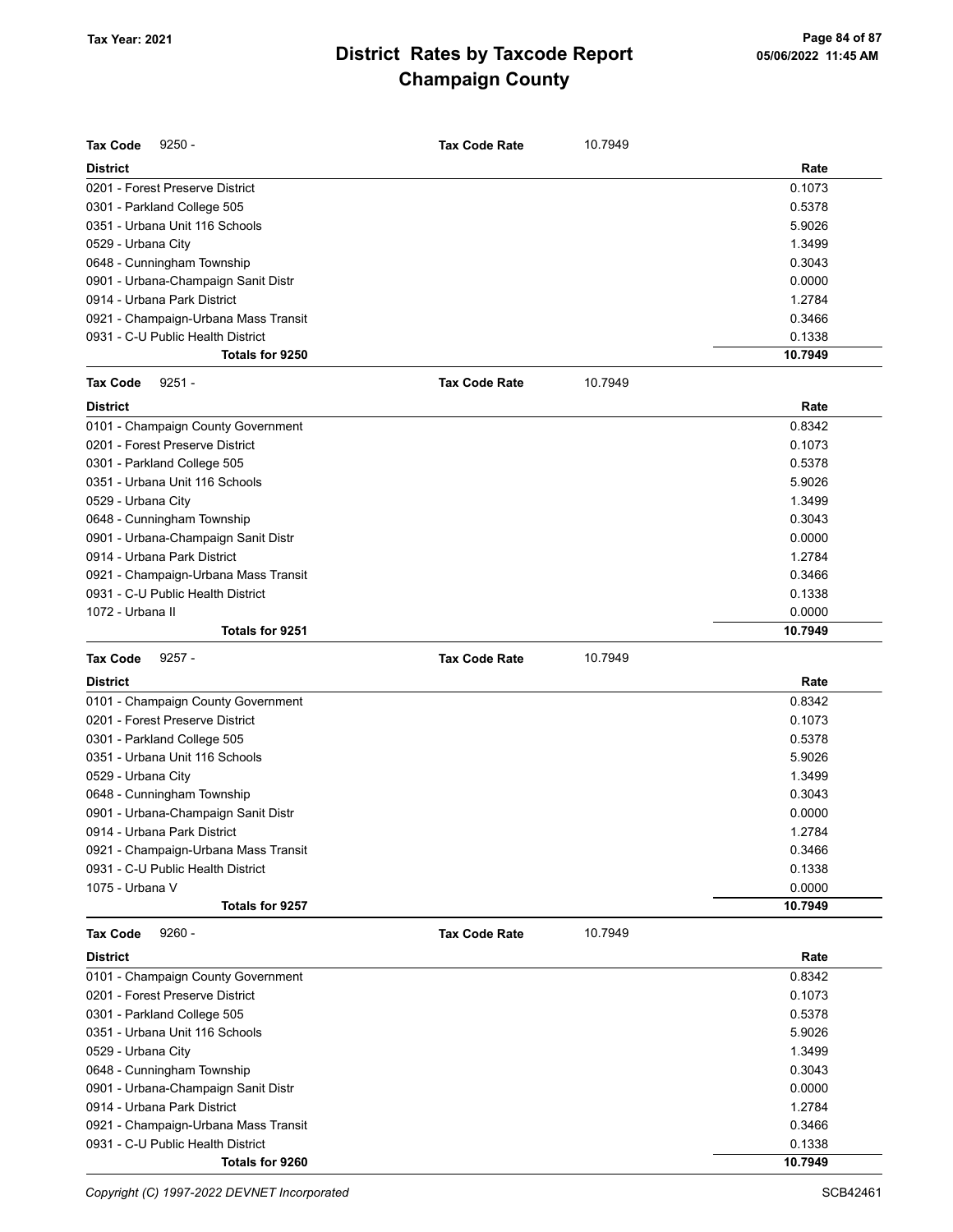# District Rates by Taxcode Report
## Champaign County

Tax Year: 2021

**Tax Code** 9250 - **Tax Code Rate** 10.7949

| District | Rate |
|---|---|
| 0201 - Forest Preserve District | 0.1073 |
| 0301 - Parkland College 505 | 0.5378 |
| 0351 - Urbana Unit 116 Schools | 5.9026 |
| 0529 - Urbana City | 1.3499 |
| 0648 - Cunningham Township | 0.3043 |
| 0901 - Urbana-Champaign Sanit Distr | 0.0000 |
| 0914 - Urbana Park District | 1.2784 |
| 0921 - Champaign-Urbana Mass Transit | 0.3466 |
| 0931 - C-U Public Health District | 0.1338 |
| **Totals for 9250** | **10.7949** |

**Tax Code** 9251 - **Tax Code Rate** 10.7949

| District | Rate |
|---|---|
| 0101 - Champaign County Government | 0.8342 |
| 0201 - Forest Preserve District | 0.1073 |
| 0301 - Parkland College 505 | 0.5378 |
| 0351 - Urbana Unit 116 Schools | 5.9026 |
| 0529 - Urbana City | 1.3499 |
| 0648 - Cunningham Township | 0.3043 |
| 0901 - Urbana-Champaign Sanit Distr | 0.0000 |
| 0914 - Urbana Park District | 1.2784 |
| 0921 - Champaign-Urbana Mass Transit | 0.3466 |
| 0931 - C-U Public Health District | 0.1338 |
| 1072 - Urbana II | 0.0000 |
| **Totals for 9251** | **10.7949** |

**Tax Code** 9257 - **Tax Code Rate** 10.7949

| District | Rate |
|---|---|
| 0101 - Champaign County Government | 0.8342 |
| 0201 - Forest Preserve District | 0.1073 |
| 0301 - Parkland College 505 | 0.5378 |
| 0351 - Urbana Unit 116 Schools | 5.9026 |
| 0529 - Urbana City | 1.3499 |
| 0648 - Cunningham Township | 0.3043 |
| 0901 - Urbana-Champaign Sanit Distr | 0.0000 |
| 0914 - Urbana Park District | 1.2784 |
| 0921 - Champaign-Urbana Mass Transit | 0.3466 |
| 0931 - C-U Public Health District | 0.1338 |
| 1075 - Urbana V | 0.0000 |
| **Totals for 9257** | **10.7949** |

**Tax Code** 9260 - **Tax Code Rate** 10.7949

| District | Rate |
|---|---|
| 0101 - Champaign County Government | 0.8342 |
| 0201 - Forest Preserve District | 0.1073 |
| 0301 - Parkland College 505 | 0.5378 |
| 0351 - Urbana Unit 116 Schools | 5.9026 |
| 0529 - Urbana City | 1.3499 |
| 0648 - Cunningham Township | 0.3043 |
| 0901 - Urbana-Champaign Sanit Distr | 0.0000 |
| 0914 - Urbana Park District | 1.2784 |
| 0921 - Champaign-Urbana Mass Transit | 0.3466 |
| 0931 - C-U Public Health District | 0.1338 |
| **Totals for 9260** | **10.7949** |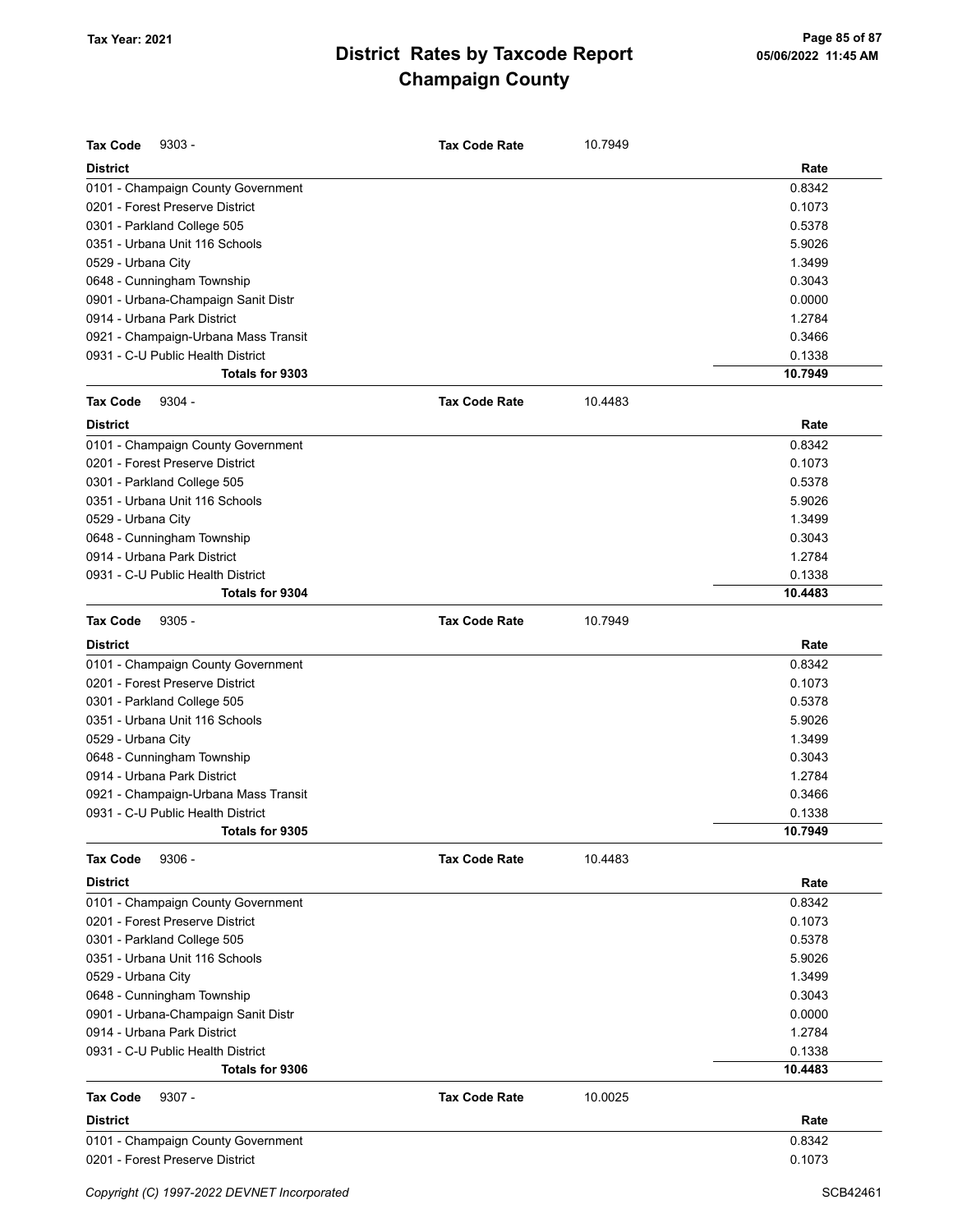**Tax Code** 9303 - **Tax Code Rate** 10.7949

| District | Rate |
|---|---|
| 0101 - Champaign County Government | 0.8342 |
| 0201 - Forest Preserve District | 0.1073 |
| 0301 - Parkland College 505 | 0.5378 |
| 0351 - Urbana Unit 116 Schools | 5.9026 |
| 0529 - Urbana City | 1.3499 |
| 0648 - Cunningham Township | 0.3043 |
| 0901 - Urbana-Champaign Sanit Distr | 0.0000 |
| 0914 - Urbana Park District | 1.2784 |
| 0921 - Champaign-Urbana Mass Transit | 0.3466 |
| 0931 - C-U Public Health District | 0.1338 |
| **Totals for 9303** | **10.7949** |

**Tax Code** 9304 - **Tax Code Rate** 10.4483

| District | Rate |
|---|---|
| 0101 - Champaign County Government | 0.8342 |
| 0201 - Forest Preserve District | 0.1073 |
| 0301 - Parkland College 505 | 0.5378 |
| 0351 - Urbana Unit 116 Schools | 5.9026 |
| 0529 - Urbana City | 1.3499 |
| 0648 - Cunningham Township | 0.3043 |
| 0914 - Urbana Park District | 1.2784 |
| 0931 - C-U Public Health District | 0.1338 |
| **Totals for 9304** | **10.4483** |

**Tax Code** 9305 - **Tax Code Rate** 10.7949

| District | Rate |
|---|---|
| 0101 - Champaign County Government | 0.8342 |
| 0201 - Forest Preserve District | 0.1073 |
| 0301 - Parkland College 505 | 0.5378 |
| 0351 - Urbana Unit 116 Schools | 5.9026 |
| 0529 - Urbana City | 1.3499 |
| 0648 - Cunningham Township | 0.3043 |
| 0914 - Urbana Park District | 1.2784 |
| 0921 - Champaign-Urbana Mass Transit | 0.3466 |
| 0931 - C-U Public Health District | 0.1338 |
| **Totals for 9305** | **10.7949** |

**Tax Code** 9306 - **Tax Code Rate** 10.4483

| District | Rate |
|---|---|
| 0101 - Champaign County Government | 0.8342 |
| 0201 - Forest Preserve District | 0.1073 |
| 0301 - Parkland College 505 | 0.5378 |
| 0351 - Urbana Unit 116 Schools | 5.9026 |
| 0529 - Urbana City | 1.3499 |
| 0648 - Cunningham Township | 0.3043 |
| 0901 - Urbana-Champaign Sanit Distr | 0.0000 |
| 0914 - Urbana Park District | 1.2784 |
| 0931 - C-U Public Health District | 0.1338 |
| **Totals for 9306** | **10.4483** |

**Tax Code** 9307 - **Tax Code Rate** 10.0025

| District | Rate |
|---|---|
| 0101 - Champaign County Government | 0.8342 |
| 0201 - Forest Preserve District | 0.1073 |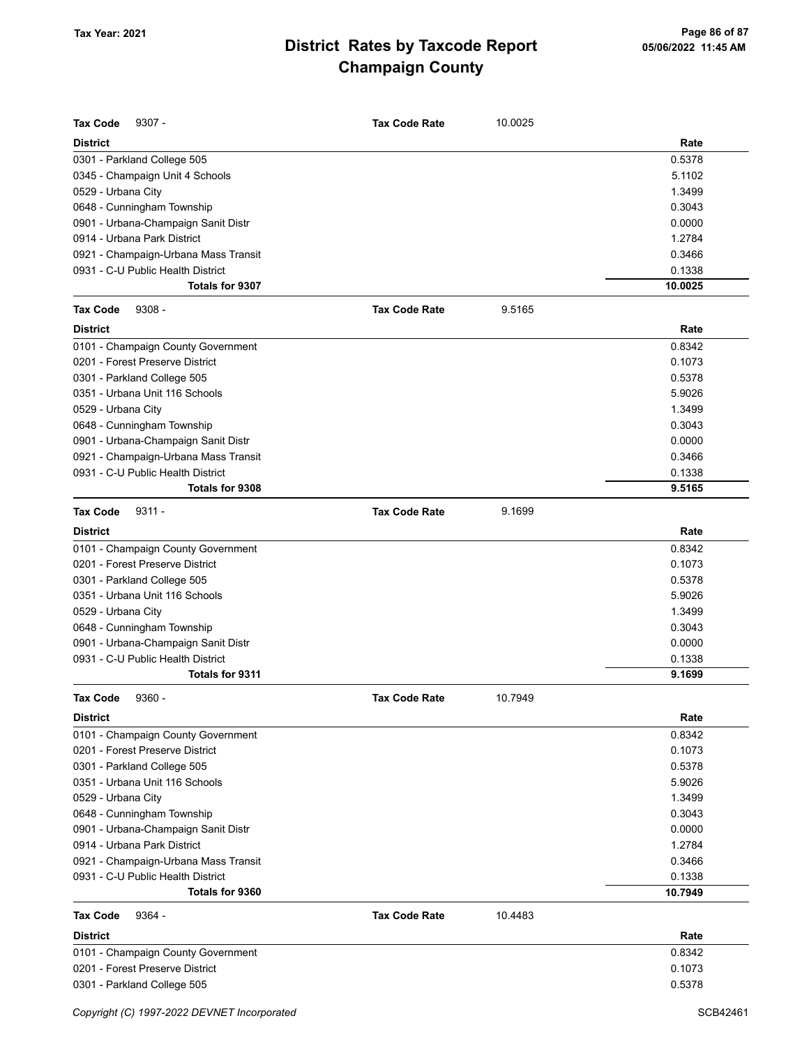| Tax Code | 9307 - | Tax Code Rate | 10.0025 |
|---|---|---|---|
| **District** | | | **Rate** |
| 0301 - Parkland College 505 | | | 0.5378 |
| 0345 - Champaign Unit 4 Schools | | | 5.1102 |
| 0529 - Urbana City | | | 1.3499 |
| 0648 - Cunningham Township | | | 0.3043 |
| 0901 - Urbana-Champaign Sanit Distr | | | 0.0000 |
| 0914 - Urbana Park District | | | 1.2784 |
| 0921 - Champaign-Urbana Mass Transit | | | 0.3466 |
| 0931 - C-U Public Health District | | | 0.1338 |
| **Totals for 9307** | | | **10.0025** |

| Tax Code | 9308 - | Tax Code Rate | 9.5165 |
|---|---|---|---|
| **District** | | | **Rate** |
| 0101 - Champaign County Government | | | 0.8342 |
| 0201 - Forest Preserve District | | | 0.1073 |
| 0301 - Parkland College 505 | | | 0.5378 |
| 0351 - Urbana Unit 116 Schools | | | 5.9026 |
| 0529 - Urbana City | | | 1.3499 |
| 0648 - Cunningham Township | | | 0.3043 |
| 0901 - Urbana-Champaign Sanit Distr | | | 0.0000 |
| 0921 - Champaign-Urbana Mass Transit | | | 0.3466 |
| 0931 - C-U Public Health District | | | 0.1338 |
| **Totals for 9308** | | | **9.5165** |

| Tax Code | 9311 - | Tax Code Rate | 9.1699 |
|---|---|---|---|
| **District** | | | **Rate** |
| 0101 - Champaign County Government | | | 0.8342 |
| 0201 - Forest Preserve District | | | 0.1073 |
| 0301 - Parkland College 505 | | | 0.5378 |
| 0351 - Urbana Unit 116 Schools | | | 5.9026 |
| 0529 - Urbana City | | | 1.3499 |
| 0648 - Cunningham Township | | | 0.3043 |
| 0901 - Urbana-Champaign Sanit Distr | | | 0.0000 |
| 0931 - C-U Public Health District | | | 0.1338 |
| **Totals for 9311** | | | **9.1699** |

| Tax Code | 9360 - | Tax Code Rate | 10.7949 |
|---|---|---|---|
| **District** | | | **Rate** |
| 0101 - Champaign County Government | | | 0.8342 |
| 0201 - Forest Preserve District | | | 0.1073 |
| 0301 - Parkland College 505 | | | 0.5378 |
| 0351 - Urbana Unit 116 Schools | | | 5.9026 |
| 0529 - Urbana City | | | 1.3499 |
| 0648 - Cunningham Township | | | 0.3043 |
| 0901 - Urbana-Champaign Sanit Distr | | | 0.0000 |
| 0914 - Urbana Park District | | | 1.2784 |
| 0921 - Champaign-Urbana Mass Transit | | | 0.3466 |
| 0931 - C-U Public Health District | | | 0.1338 |
| **Totals for 9360** | | | **10.7949** |

| Tax Code | 9364 - | Tax Code Rate | 10.4483 |
|---|---|---|---|
| **District** | | | **Rate** |
| 0101 - Champaign County Government | | | 0.8342 |
| 0201 - Forest Preserve District | | | 0.1073 |
| 0301 - Parkland College 505 | | | 0.5378 |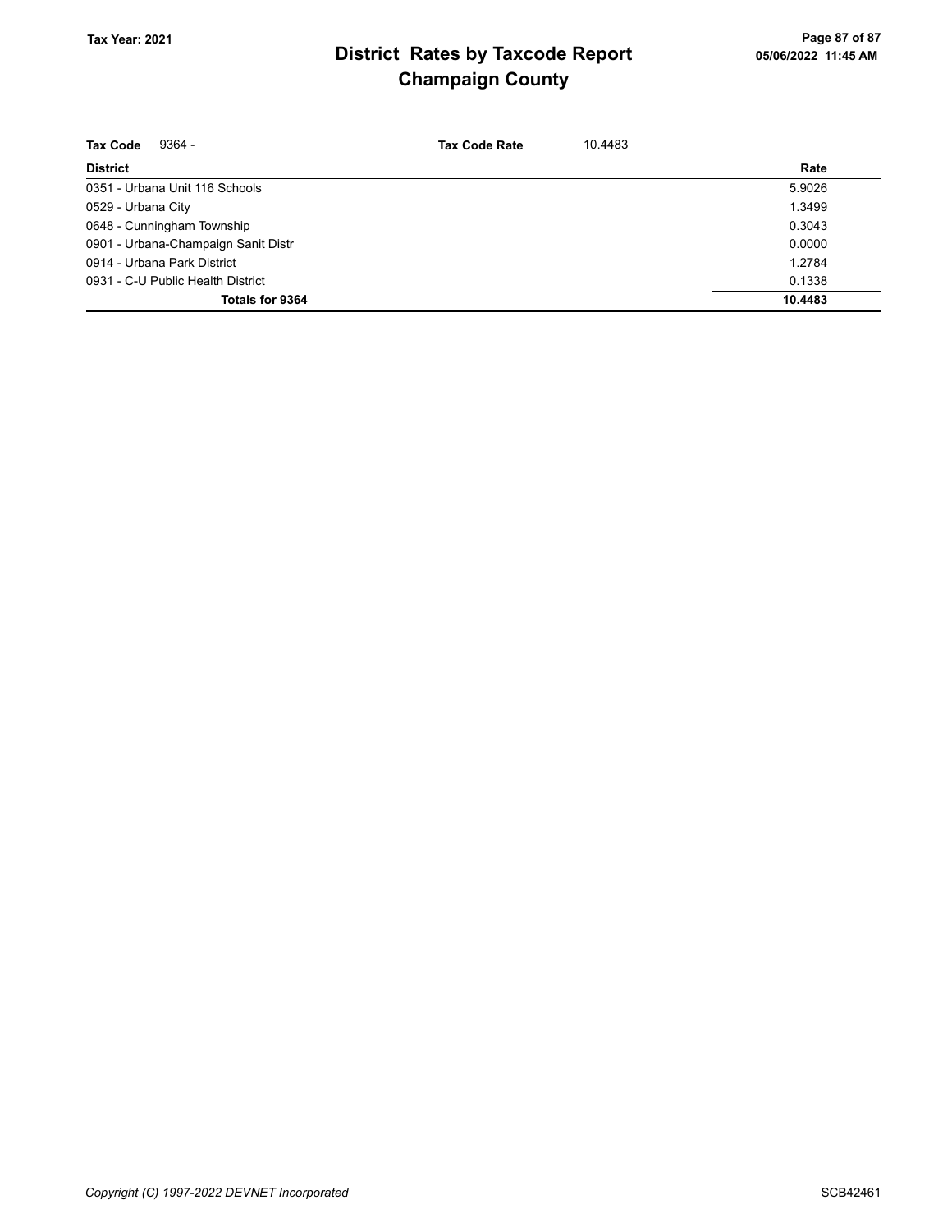# District Rates by Taxcode Report
## Champaign County

Tax Year: 2021

**Tax Code** 9364 - **Tax Code Rate** 10.4483

| District | Rate |
|---|---|
| 0351 - Urbana Unit 116 Schools | 5.9026 |
| 0529 - Urbana City | 1.3499 |
| 0648 - Cunningham Township | 0.3043 |
| 0901 - Urbana-Champaign Sanit Distr | 0.0000 |
| 0914 - Urbana Park District | 1.2784 |
| 0931 - C-U Public Health District | 0.1338 |
| **Totals for 9364** | **10.4483** |

*Copyright (C) 1997-2022 DEVNET Incorporated* SCB42461